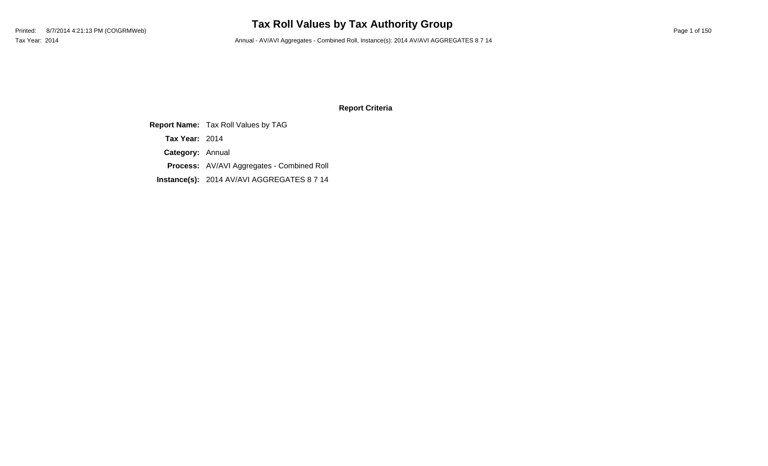# Tax Roll Values by Tax Authority Group

Printed: 8/7/2014 4:21:13 PM (CO\GRMWeb)

Tax Year: 2014

Annual - AV/AVI Aggregates - Combined Roll, Instance(s): 2014 AV/AVI AGGREGATES 8 7 14

## Report Criteria

**Report Name:** Tax Roll Values by TAG

**Tax Year:** 2014

**Category:** Annual

**Process:** AV/AVI Aggregates - Combined Roll

**Instance(s):** 2014 AV/AVI AGGREGATES 8 7 14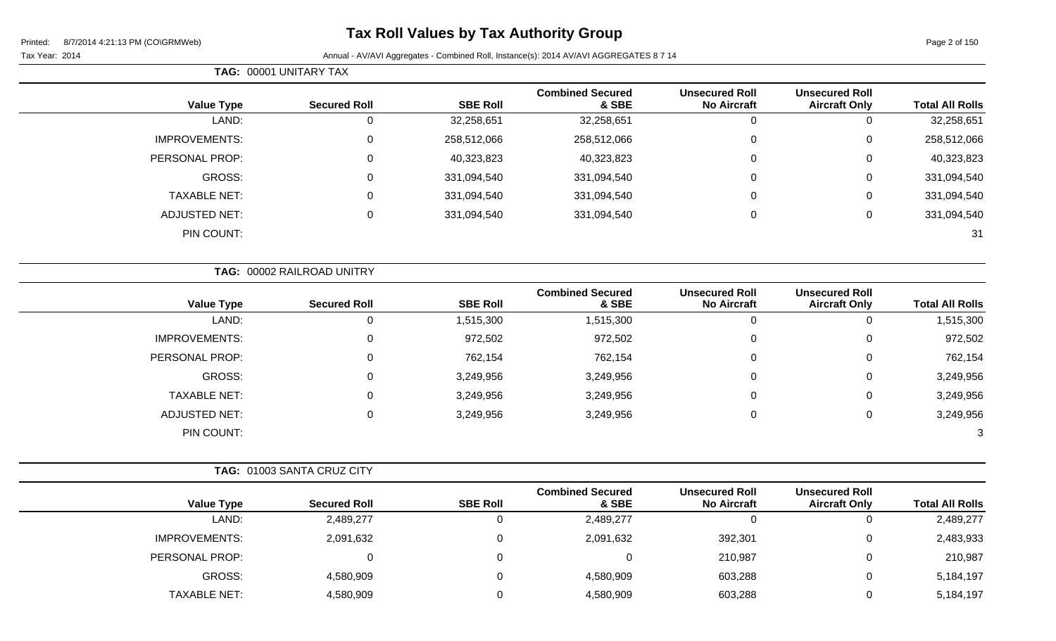# Tax Roll Values by Tax Authority Group

Printed: 8/7/2014 4:21:13 PM (CO\GRMWeb)

Tax Year: 2014

Annual - AV/AVI Aggregates - Combined Roll, Instance(s): 2014 AV/AVI AGGREGATES 8 7 14

**TAG: 00001 UNITARY TAX**

| Value Type | Secured Roll | SBE Roll | Combined Secured & SBE | Unsecured Roll No Aircraft | Unsecured Roll Aircraft Only | Total All Rolls |
|---|---|---|---|---|---|---|
| LAND: | 0 | 32,258,651 | 32,258,651 | 0 | 0 | 32,258,651 |
| IMPROVEMENTS: | 0 | 258,512,066 | 258,512,066 | 0 | 0 | 258,512,066 |
| PERSONAL PROP: | 0 | 40,323,823 | 40,323,823 | 0 | 0 | 40,323,823 |
| GROSS: | 0 | 331,094,540 | 331,094,540 | 0 | 0 | 331,094,540 |
| TAXABLE NET: | 0 | 331,094,540 | 331,094,540 | 0 | 0 | 331,094,540 |
| ADJUSTED NET: | 0 | 331,094,540 | 331,094,540 | 0 | 0 | 331,094,540 |
| PIN COUNT: | | | | | | 31 |

**TAG: 00002 RAILROAD UNITRY**

| Value Type | Secured Roll | SBE Roll | Combined Secured & SBE | Unsecured Roll No Aircraft | Unsecured Roll Aircraft Only | Total All Rolls |
|---|---|---|---|---|---|---|
| LAND: | 0 | 1,515,300 | 1,515,300 | 0 | 0 | 1,515,300 |
| IMPROVEMENTS: | 0 | 972,502 | 972,502 | 0 | 0 | 972,502 |
| PERSONAL PROP: | 0 | 762,154 | 762,154 | 0 | 0 | 762,154 |
| GROSS: | 0 | 3,249,956 | 3,249,956 | 0 | 0 | 3,249,956 |
| TAXABLE NET: | 0 | 3,249,956 | 3,249,956 | 0 | 0 | 3,249,956 |
| ADJUSTED NET: | 0 | 3,249,956 | 3,249,956 | 0 | 0 | 3,249,956 |
| PIN COUNT: | | | | | | 3 |

**TAG: 01003 SANTA CRUZ CITY**

| Value Type | Secured Roll | SBE Roll | Combined Secured & SBE | Unsecured Roll No Aircraft | Unsecured Roll Aircraft Only | Total All Rolls |
|---|---|---|---|---|---|---|
| LAND: | 2,489,277 | 0 | 2,489,277 | 0 | 0 | 2,489,277 |
| IMPROVEMENTS: | 2,091,632 | 0 | 2,091,632 | 392,301 | 0 | 2,483,933 |
| PERSONAL PROP: | 0 | 0 | 0 | 210,987 | 0 | 210,987 |
| GROSS: | 4,580,909 | 0 | 4,580,909 | 603,288 | 0 | 5,184,197 |
| TAXABLE NET: | 4,580,909 | 0 | 4,580,909 | 603,288 | 0 | 5,184,197 |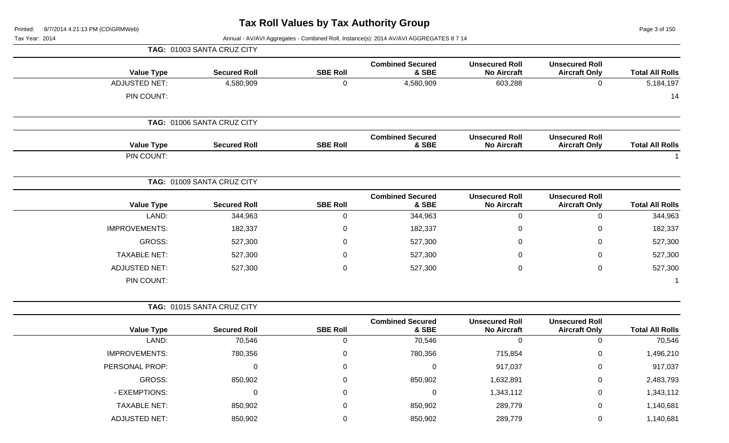# Tax Roll Values by Tax Authority Group

Tax Year: 2014

Annual - AV/AVI Aggregates - Combined Roll, Instance(s): 2014 AV/AVI AGGREGATES 8 7 14

**TAG: 01003 SANTA CRUZ CITY**

| Value Type | Secured Roll | SBE Roll | Combined Secured & SBE | Unsecured Roll No Aircraft | Unsecured Roll Aircraft Only | Total All Rolls |
|---|---|---|---|---|---|---|
| ADJUSTED NET: | 4,580,909 | 0 | 4,580,909 | 603,288 | 0 | 5,184,197 |
| PIN COUNT: | | | | | | 14 |

**TAG: 01006 SANTA CRUZ CITY**

| Value Type | Secured Roll | SBE Roll | Combined Secured & SBE | Unsecured Roll No Aircraft | Unsecured Roll Aircraft Only | Total All Rolls |
|---|---|---|---|---|---|---|
| PIN COUNT: | | | | | | 1 |

**TAG: 01009 SANTA CRUZ CITY**

| Value Type | Secured Roll | SBE Roll | Combined Secured & SBE | Unsecured Roll No Aircraft | Unsecured Roll Aircraft Only | Total All Rolls |
|---|---|---|---|---|---|---|
| LAND: | 344,963 | 0 | 344,963 | 0 | 0 | 344,963 |
| IMPROVEMENTS: | 182,337 | 0 | 182,337 | 0 | 0 | 182,337 |
| GROSS: | 527,300 | 0 | 527,300 | 0 | 0 | 527,300 |
| TAXABLE NET: | 527,300 | 0 | 527,300 | 0 | 0 | 527,300 |
| ADJUSTED NET: | 527,300 | 0 | 527,300 | 0 | 0 | 527,300 |
| PIN COUNT: | | | | | | 1 |

**TAG: 01015 SANTA CRUZ CITY**

| Value Type | Secured Roll | SBE Roll | Combined Secured & SBE | Unsecured Roll No Aircraft | Unsecured Roll Aircraft Only | Total All Rolls |
|---|---|---|---|---|---|---|
| LAND: | 70,546 | 0 | 70,546 | 0 | 0 | 70,546 |
| IMPROVEMENTS: | 780,356 | 0 | 780,356 | 715,854 | 0 | 1,496,210 |
| PERSONAL PROP: | 0 | 0 | 0 | 917,037 | 0 | 917,037 |
| GROSS: | 850,902 | 0 | 850,902 | 1,632,891 | 0 | 2,483,793 |
| - EXEMPTIONS: | 0 | 0 | 0 | 1,343,112 | 0 | 1,343,112 |
| TAXABLE NET: | 850,902 | 0 | 850,902 | 289,779 | 0 | 1,140,681 |
| ADJUSTED NET: | 850,902 | 0 | 850,902 | 289,779 | 0 | 1,140,681 |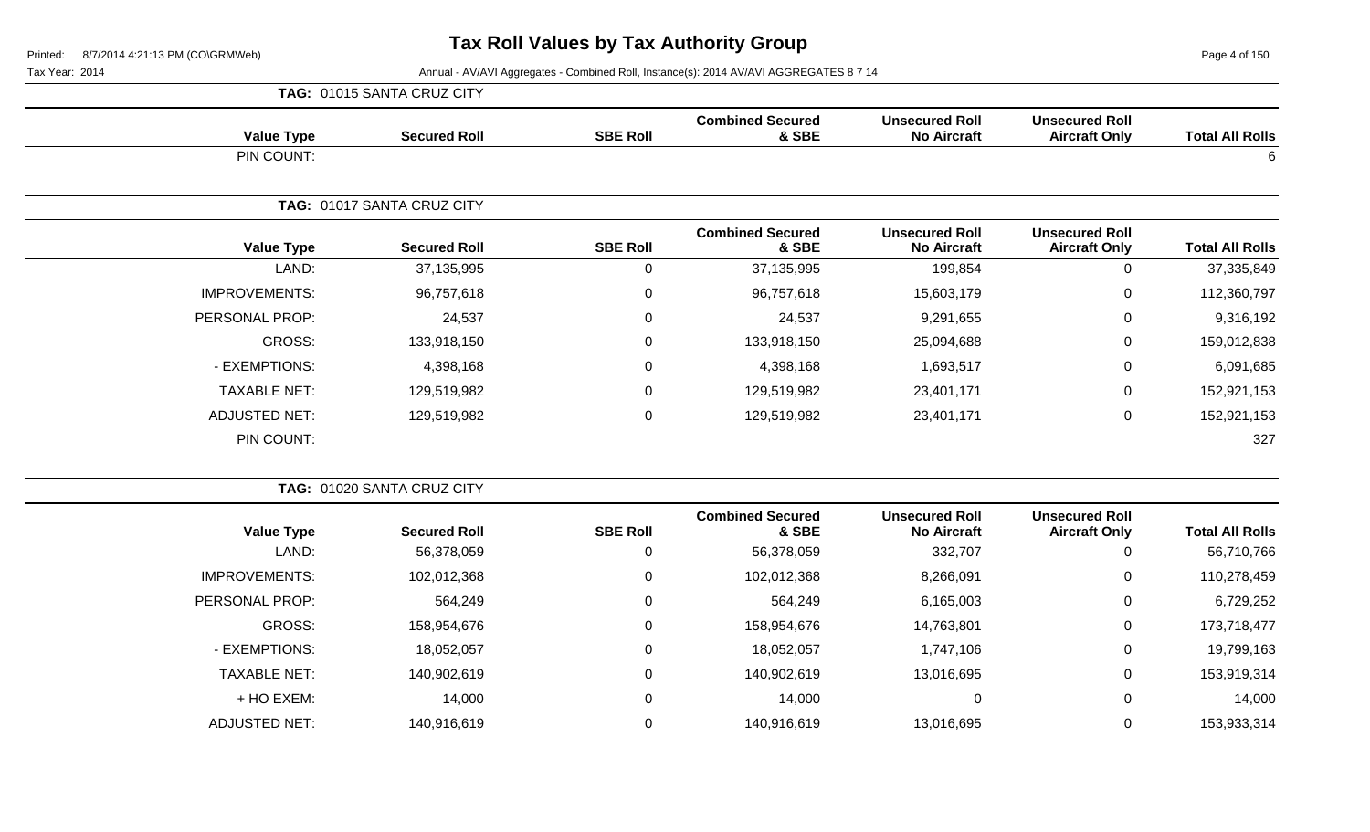# Tax Roll Values by Tax Authority Group

Printed: 8/7/2014 4:21:13 PM (CO\GRMWeb)

Tax Year: 2014

Annual - AV/AVI Aggregates - Combined Roll, Instance(s): 2014 AV/AVI AGGREGATES 8 7 14

**TAG: 01015 SANTA CRUZ CITY**

| Value Type | Secured Roll | SBE Roll | Combined Secured & SBE | Unsecured Roll No Aircraft | Unsecured Roll Aircraft Only | Total All Rolls |
|---|---|---|---|---|---|---|
| PIN COUNT: | | | | | | 6 |

**TAG: 01017 SANTA CRUZ CITY**

| Value Type | Secured Roll | SBE Roll | Combined Secured & SBE | Unsecured Roll No Aircraft | Unsecured Roll Aircraft Only | Total All Rolls |
|---|---|---|---|---|---|---|
| LAND: | 37,135,995 | 0 | 37,135,995 | 199,854 | 0 | 37,335,849 |
| IMPROVEMENTS: | 96,757,618 | 0 | 96,757,618 | 15,603,179 | 0 | 112,360,797 |
| PERSONAL PROP: | 24,537 | 0 | 24,537 | 9,291,655 | 0 | 9,316,192 |
| GROSS: | 133,918,150 | 0 | 133,918,150 | 25,094,688 | 0 | 159,012,838 |
| - EXEMPTIONS: | 4,398,168 | 0 | 4,398,168 | 1,693,517 | 0 | 6,091,685 |
| TAXABLE NET: | 129,519,982 | 0 | 129,519,982 | 23,401,171 | 0 | 152,921,153 |
| ADJUSTED NET: | 129,519,982 | 0 | 129,519,982 | 23,401,171 | 0 | 152,921,153 |
| PIN COUNT: | | | | | | 327 |

**TAG: 01020 SANTA CRUZ CITY**

| Value Type | Secured Roll | SBE Roll | Combined Secured & SBE | Unsecured Roll No Aircraft | Unsecured Roll Aircraft Only | Total All Rolls |
|---|---|---|---|---|---|---|
| LAND: | 56,378,059 | 0 | 56,378,059 | 332,707 | 0 | 56,710,766 |
| IMPROVEMENTS: | 102,012,368 | 0 | 102,012,368 | 8,266,091 | 0 | 110,278,459 |
| PERSONAL PROP: | 564,249 | 0 | 564,249 | 6,165,003 | 0 | 6,729,252 |
| GROSS: | 158,954,676 | 0 | 158,954,676 | 14,763,801 | 0 | 173,718,477 |
| - EXEMPTIONS: | 18,052,057 | 0 | 18,052,057 | 1,747,106 | 0 | 19,799,163 |
| TAXABLE NET: | 140,902,619 | 0 | 140,902,619 | 13,016,695 | 0 | 153,919,314 |
| + HO EXEM: | 14,000 | 0 | 14,000 | 0 | 0 | 14,000 |
| ADJUSTED NET: | 140,916,619 | 0 | 140,916,619 | 13,016,695 | 0 | 153,933,314 |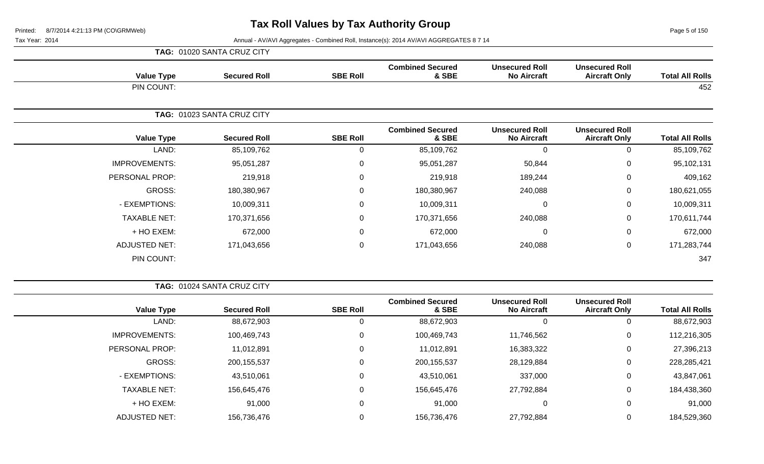# Tax Roll Values by Tax Authority Group

Printed: 8/7/2014 4:21:13 PM (CO\GRMWeb)

Tax Year: 2014

Annual - AV/AVI Aggregates - Combined Roll, Instance(s): 2014 AV/AVI AGGREGATES 8 7 14

**TAG: 01020 SANTA CRUZ CITY**

| Value Type | Secured Roll | SBE Roll | Combined Secured & SBE | Unsecured Roll No Aircraft | Unsecured Roll Aircraft Only | Total All Rolls |
|---|---|---|---|---|---|---|
| PIN COUNT: | | | | | | 452 |

**TAG: 01023 SANTA CRUZ CITY**

| Value Type | Secured Roll | SBE Roll | Combined Secured & SBE | Unsecured Roll No Aircraft | Unsecured Roll Aircraft Only | Total All Rolls |
|---|---|---|---|---|---|---|
| LAND: | 85,109,762 | 0 | 85,109,762 | 0 | 0 | 85,109,762 |
| IMPROVEMENTS: | 95,051,287 | 0 | 95,051,287 | 50,844 | 0 | 95,102,131 |
| PERSONAL PROP: | 219,918 | 0 | 219,918 | 189,244 | 0 | 409,162 |
| GROSS: | 180,380,967 | 0 | 180,380,967 | 240,088 | 0 | 180,621,055 |
| - EXEMPTIONS: | 10,009,311 | 0 | 10,009,311 | 0 | 0 | 10,009,311 |
| TAXABLE NET: | 170,371,656 | 0 | 170,371,656 | 240,088 | 0 | 170,611,744 |
| + HO EXEM: | 672,000 | 0 | 672,000 | 0 | 0 | 672,000 |
| ADJUSTED NET: | 171,043,656 | 0 | 171,043,656 | 240,088 | 0 | 171,283,744 |
| PIN COUNT: | | | | | | 347 |

**TAG: 01024 SANTA CRUZ CITY**

| Value Type | Secured Roll | SBE Roll | Combined Secured & SBE | Unsecured Roll No Aircraft | Unsecured Roll Aircraft Only | Total All Rolls |
|---|---|---|---|---|---|---|
| LAND: | 88,672,903 | 0 | 88,672,903 | 0 | 0 | 88,672,903 |
| IMPROVEMENTS: | 100,469,743 | 0 | 100,469,743 | 11,746,562 | 0 | 112,216,305 |
| PERSONAL PROP: | 11,012,891 | 0 | 11,012,891 | 16,383,322 | 0 | 27,396,213 |
| GROSS: | 200,155,537 | 0 | 200,155,537 | 28,129,884 | 0 | 228,285,421 |
| - EXEMPTIONS: | 43,510,061 | 0 | 43,510,061 | 337,000 | 0 | 43,847,061 |
| TAXABLE NET: | 156,645,476 | 0 | 156,645,476 | 27,792,884 | 0 | 184,438,360 |
| + HO EXEM: | 91,000 | 0 | 91,000 | 0 | 0 | 91,000 |
| ADJUSTED NET: | 156,736,476 | 0 | 156,736,476 | 27,792,884 | 0 | 184,529,360 |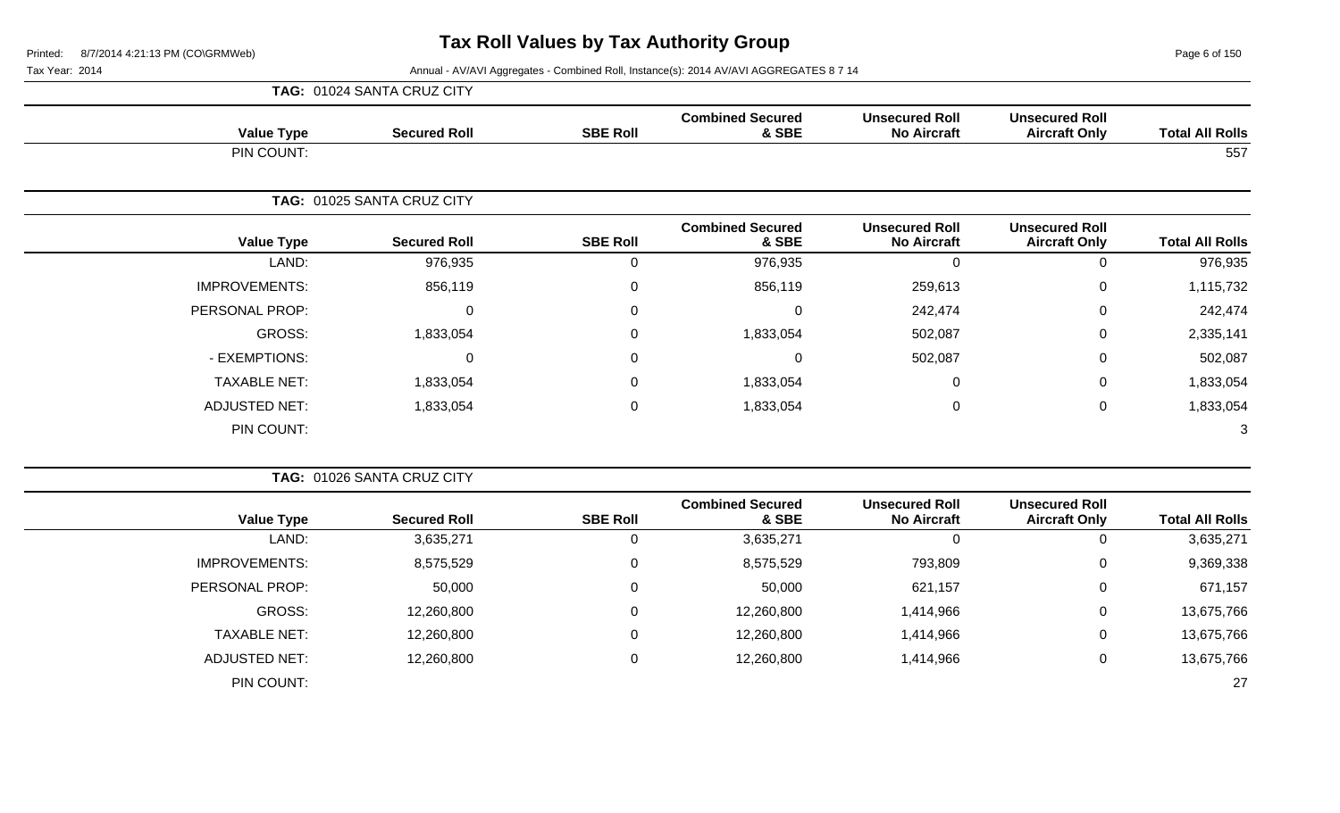# Tax Roll Values by Tax Authority Group

Printed: 8/7/2014 4:21:13 PM (CO\GRMWeb)

Tax Year: 2014

Annual - AV/AVI Aggregates - Combined Roll, Instance(s): 2014 AV/AVI AGGREGATES 8 7 14

**TAG: 01024 SANTA CRUZ CITY**

| Value Type | Secured Roll | SBE Roll | Combined Secured & SBE | Unsecured Roll No Aircraft | Unsecured Roll Aircraft Only | Total All Rolls |
|---|---|---|---|---|---|---|
| PIN COUNT: | | | | | | 557 |

**TAG: 01025 SANTA CRUZ CITY**

| Value Type | Secured Roll | SBE Roll | Combined Secured & SBE | Unsecured Roll No Aircraft | Unsecured Roll Aircraft Only | Total All Rolls |
|---|---|---|---|---|---|---|
| LAND: | 976,935 | 0 | 976,935 | 0 | 0 | 976,935 |
| IMPROVEMENTS: | 856,119 | 0 | 856,119 | 259,613 | 0 | 1,115,732 |
| PERSONAL PROP: | 0 | 0 | 0 | 242,474 | 0 | 242,474 |
| GROSS: | 1,833,054 | 0 | 1,833,054 | 502,087 | 0 | 2,335,141 |
| - EXEMPTIONS: | 0 | 0 | 0 | 502,087 | 0 | 502,087 |
| TAXABLE NET: | 1,833,054 | 0 | 1,833,054 | 0 | 0 | 1,833,054 |
| ADJUSTED NET: | 1,833,054 | 0 | 1,833,054 | 0 | 0 | 1,833,054 |
| PIN COUNT: | | | | | | 3 |

**TAG: 01026 SANTA CRUZ CITY**

| Value Type | Secured Roll | SBE Roll | Combined Secured & SBE | Unsecured Roll No Aircraft | Unsecured Roll Aircraft Only | Total All Rolls |
|---|---|---|---|---|---|---|
| LAND: | 3,635,271 | 0 | 3,635,271 | 0 | 0 | 3,635,271 |
| IMPROVEMENTS: | 8,575,529 | 0 | 8,575,529 | 793,809 | 0 | 9,369,338 |
| PERSONAL PROP: | 50,000 | 0 | 50,000 | 621,157 | 0 | 671,157 |
| GROSS: | 12,260,800 | 0 | 12,260,800 | 1,414,966 | 0 | 13,675,766 |
| TAXABLE NET: | 12,260,800 | 0 | 12,260,800 | 1,414,966 | 0 | 13,675,766 |
| ADJUSTED NET: | 12,260,800 | 0 | 12,260,800 | 1,414,966 | 0 | 13,675,766 |
| PIN COUNT: | | | | | | 27 |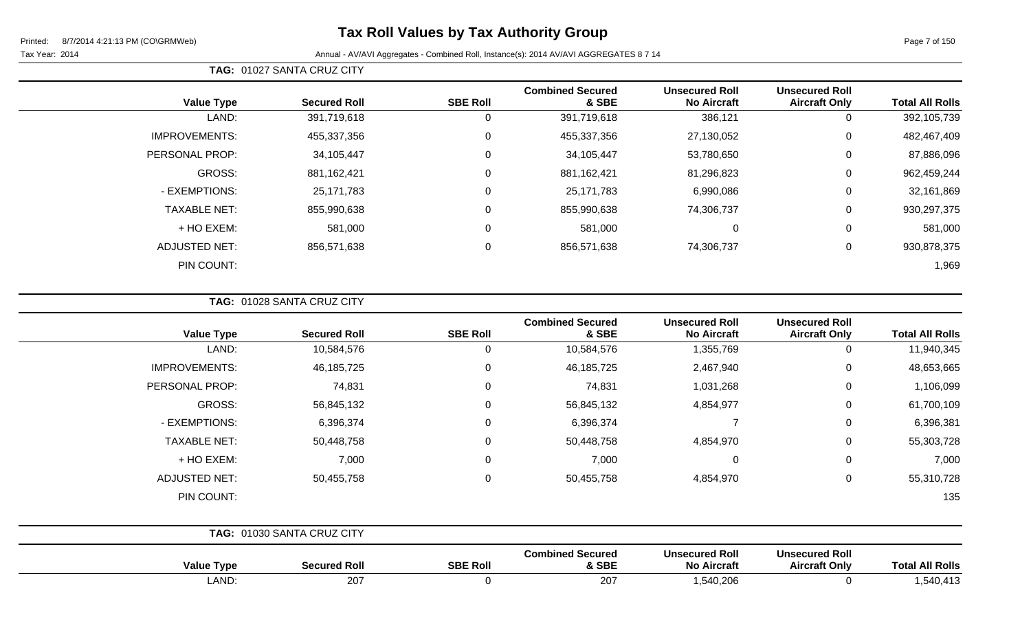# Tax Roll Values by Tax Authority Group

Printed: 8/7/2014 4:21:13 PM (CO\GRMWeb)

Tax Year: 2014

Annual - AV/AVI Aggregates - Combined Roll, Instance(s): 2014 AV/AVI AGGREGATES 8 7 14

**TAG: 01027 SANTA CRUZ CITY**

| Value Type | Secured Roll | SBE Roll | Combined Secured & SBE | Unsecured Roll No Aircraft | Unsecured Roll Aircraft Only | Total All Rolls |
|---|---|---|---|---|---|---|
| LAND: | 391,719,618 | 0 | 391,719,618 | 386,121 | 0 | 392,105,739 |
| IMPROVEMENTS: | 455,337,356 | 0 | 455,337,356 | 27,130,052 | 0 | 482,467,409 |
| PERSONAL PROP: | 34,105,447 | 0 | 34,105,447 | 53,780,650 | 0 | 87,886,096 |
| GROSS: | 881,162,421 | 0 | 881,162,421 | 81,296,823 | 0 | 962,459,244 |
| - EXEMPTIONS: | 25,171,783 | 0 | 25,171,783 | 6,990,086 | 0 | 32,161,869 |
| TAXABLE NET: | 855,990,638 | 0 | 855,990,638 | 74,306,737 | 0 | 930,297,375 |
| + HO EXEM: | 581,000 | 0 | 581,000 | 0 | 0 | 581,000 |
| ADJUSTED NET: | 856,571,638 | 0 | 856,571,638 | 74,306,737 | 0 | 930,878,375 |
| PIN COUNT: | | | | | | 1,969 |

**TAG: 01028 SANTA CRUZ CITY**

| Value Type | Secured Roll | SBE Roll | Combined Secured & SBE | Unsecured Roll No Aircraft | Unsecured Roll Aircraft Only | Total All Rolls |
|---|---|---|---|---|---|---|
| LAND: | 10,584,576 | 0 | 10,584,576 | 1,355,769 | 0 | 11,940,345 |
| IMPROVEMENTS: | 46,185,725 | 0 | 46,185,725 | 2,467,940 | 0 | 48,653,665 |
| PERSONAL PROP: | 74,831 | 0 | 74,831 | 1,031,268 | 0 | 1,106,099 |
| GROSS: | 56,845,132 | 0 | 56,845,132 | 4,854,977 | 0 | 61,700,109 |
| - EXEMPTIONS: | 6,396,374 | 0 | 6,396,374 | 7 | 0 | 6,396,381 |
| TAXABLE NET: | 50,448,758 | 0 | 50,448,758 | 4,854,970 | 0 | 55,303,728 |
| + HO EXEM: | 7,000 | 0 | 7,000 | 0 | 0 | 7,000 |
| ADJUSTED NET: | 50,455,758 | 0 | 50,455,758 | 4,854,970 | 0 | 55,310,728 |
| PIN COUNT: | | | | | | 135 |

**TAG: 01030 SANTA CRUZ CITY**

| Value Type | Secured Roll | SBE Roll | Combined Secured & SBE | Unsecured Roll No Aircraft | Unsecured Roll Aircraft Only | Total All Rolls |
|---|---|---|---|---|---|---|
| LAND: | 207 | 0 | 207 | 1,540,206 | 0 | 1,540,413 |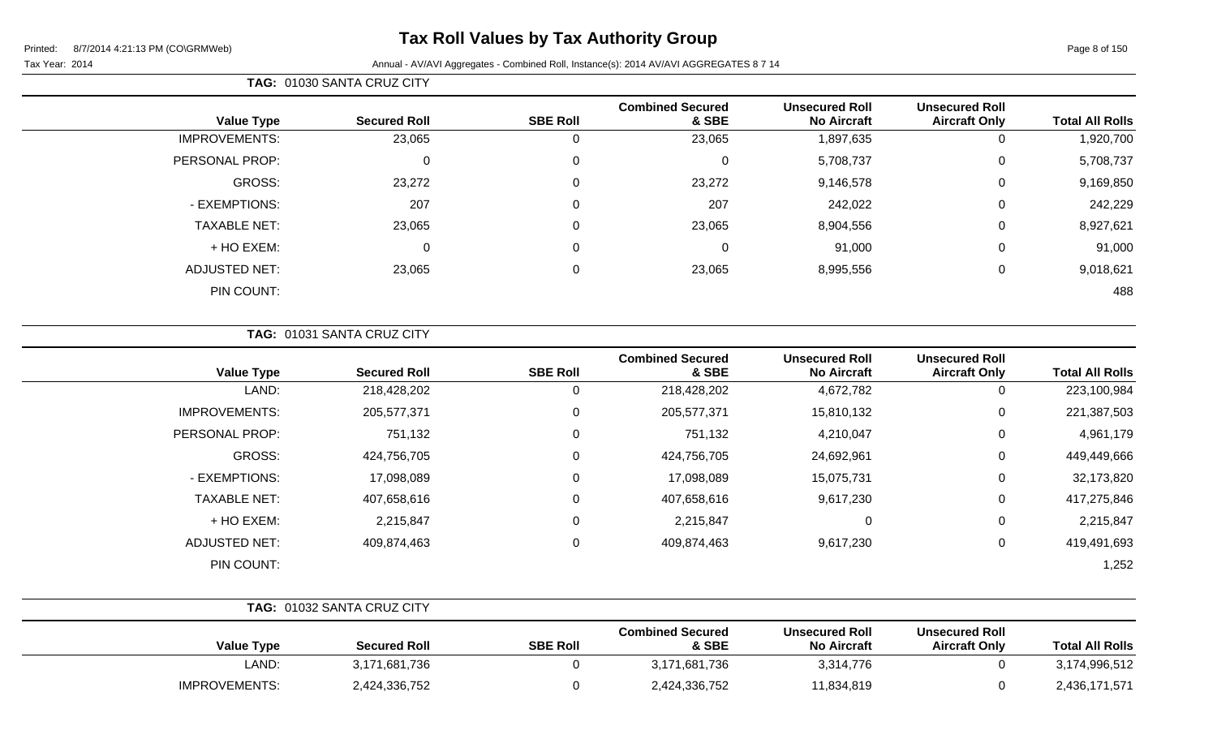# Tax Roll Values by Tax Authority Group

Printed: 8/7/2014 4:21:13 PM (CO\GRMWeb)

Tax Year: 2014 Annual - AV/AVI Aggregates - Combined Roll, Instance(s): 2014 AV/AVI AGGREGATES 8 7 14

**TAG: 01030 SANTA CRUZ CITY**

| Value Type | Secured Roll | SBE Roll | Combined Secured & SBE | Unsecured Roll No Aircraft | Unsecured Roll Aircraft Only | Total All Rolls |
|---|---|---|---|---|---|---|
| IMPROVEMENTS: | 23,065 | 0 | 23,065 | 1,897,635 | 0 | 1,920,700 |
| PERSONAL PROP: | 0 | 0 | 0 | 5,708,737 | 0 | 5,708,737 |
| GROSS: | 23,272 | 0 | 23,272 | 9,146,578 | 0 | 9,169,850 |
| - EXEMPTIONS: | 207 | 0 | 207 | 242,022 | 0 | 242,229 |
| TAXABLE NET: | 23,065 | 0 | 23,065 | 8,904,556 | 0 | 8,927,621 |
| + HO EXEM: | 0 | 0 | 0 | 91,000 | 0 | 91,000 |
| ADJUSTED NET: | 23,065 | 0 | 23,065 | 8,995,556 | 0 | 9,018,621 |
| PIN COUNT: | | | | | | 488 |

**TAG: 01031 SANTA CRUZ CITY**

| Value Type | Secured Roll | SBE Roll | Combined Secured & SBE | Unsecured Roll No Aircraft | Unsecured Roll Aircraft Only | Total All Rolls |
|---|---|---|---|---|---|---|
| LAND: | 218,428,202 | 0 | 218,428,202 | 4,672,782 | 0 | 223,100,984 |
| IMPROVEMENTS: | 205,577,371 | 0 | 205,577,371 | 15,810,132 | 0 | 221,387,503 |
| PERSONAL PROP: | 751,132 | 0 | 751,132 | 4,210,047 | 0 | 4,961,179 |
| GROSS: | 424,756,705 | 0 | 424,756,705 | 24,692,961 | 0 | 449,449,666 |
| - EXEMPTIONS: | 17,098,089 | 0 | 17,098,089 | 15,075,731 | 0 | 32,173,820 |
| TAXABLE NET: | 407,658,616 | 0 | 407,658,616 | 9,617,230 | 0 | 417,275,846 |
| + HO EXEM: | 2,215,847 | 0 | 2,215,847 | 0 | 0 | 2,215,847 |
| ADJUSTED NET: | 409,874,463 | 0 | 409,874,463 | 9,617,230 | 0 | 419,491,693 |
| PIN COUNT: | | | | | | 1,252 |

**TAG: 01032 SANTA CRUZ CITY**

| Value Type | Secured Roll | SBE Roll | Combined Secured & SBE | Unsecured Roll No Aircraft | Unsecured Roll Aircraft Only | Total All Rolls |
|---|---|---|---|---|---|---|
| LAND: | 3,171,681,736 | 0 | 3,171,681,736 | 3,314,776 | 0 | 3,174,996,512 |
| IMPROVEMENTS: | 2,424,336,752 | 0 | 2,424,336,752 | 11,834,819 | 0 | 2,436,171,571 |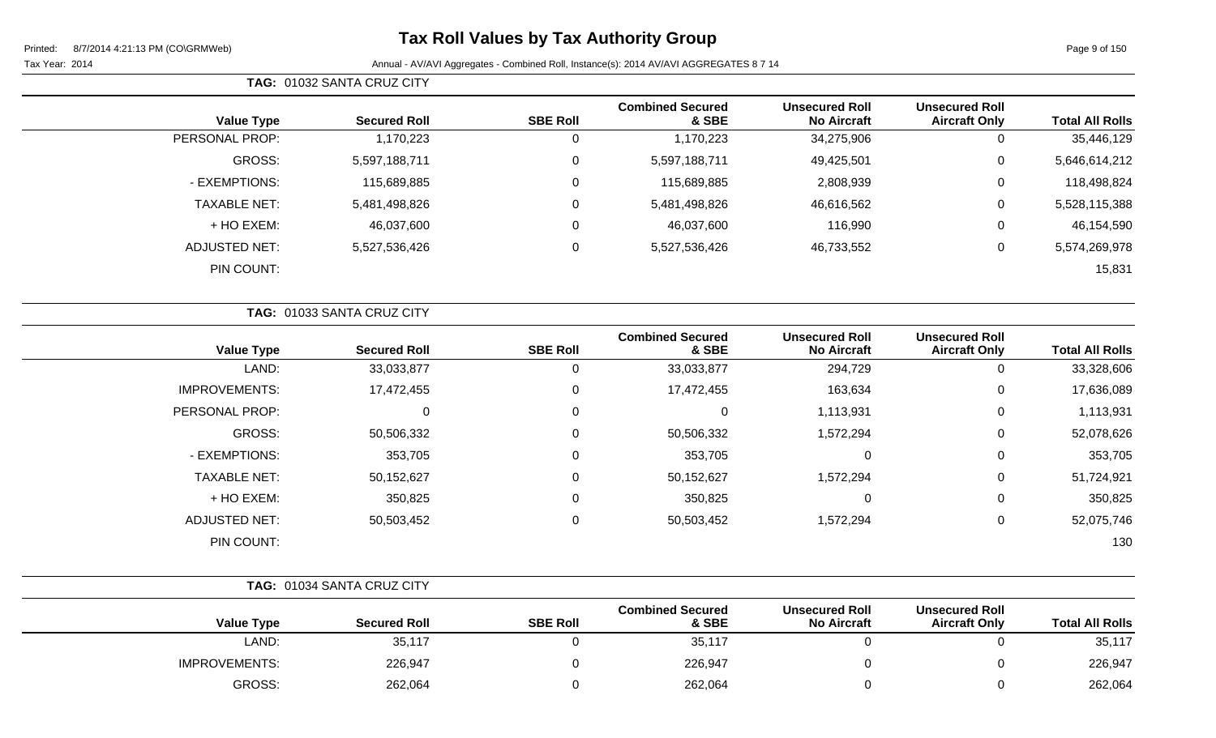# Tax Roll Values by Tax Authority Group

Printed: 8/7/2014 4:21:13 PM (CO\GRMWeb)

Tax Year: 2014

Annual - AV/AVI Aggregates - Combined Roll, Instance(s): 2014 AV/AVI AGGREGATES 8 7 14

**TAG: 01032 SANTA CRUZ CITY**

| Value Type | Secured Roll | SBE Roll | Combined Secured & SBE | Unsecured Roll No Aircraft | Unsecured Roll Aircraft Only | Total All Rolls |
|---|---|---|---|---|---|---|
| PERSONAL PROP: | 1,170,223 | 0 | 1,170,223 | 34,275,906 | 0 | 35,446,129 |
| GROSS: | 5,597,188,711 | 0 | 5,597,188,711 | 49,425,501 | 0 | 5,646,614,212 |
| - EXEMPTIONS: | 115,689,885 | 0 | 115,689,885 | 2,808,939 | 0 | 118,498,824 |
| TAXABLE NET: | 5,481,498,826 | 0 | 5,481,498,826 | 46,616,562 | 0 | 5,528,115,388 |
| + HO EXEM: | 46,037,600 | 0 | 46,037,600 | 116,990 | 0 | 46,154,590 |
| ADJUSTED NET: | 5,527,536,426 | 0 | 5,527,536,426 | 46,733,552 | 0 | 5,574,269,978 |
| PIN COUNT: | | | | | | 15,831 |

**TAG: 01033 SANTA CRUZ CITY**

| Value Type | Secured Roll | SBE Roll | Combined Secured & SBE | Unsecured Roll No Aircraft | Unsecured Roll Aircraft Only | Total All Rolls |
|---|---|---|---|---|---|---|
| LAND: | 33,033,877 | 0 | 33,033,877 | 294,729 | 0 | 33,328,606 |
| IMPROVEMENTS: | 17,472,455 | 0 | 17,472,455 | 163,634 | 0 | 17,636,089 |
| PERSONAL PROP: | 0 | 0 | 0 | 1,113,931 | 0 | 1,113,931 |
| GROSS: | 50,506,332 | 0 | 50,506,332 | 1,572,294 | 0 | 52,078,626 |
| - EXEMPTIONS: | 353,705 | 0 | 353,705 | 0 | 0 | 353,705 |
| TAXABLE NET: | 50,152,627 | 0 | 50,152,627 | 1,572,294 | 0 | 51,724,921 |
| + HO EXEM: | 350,825 | 0 | 350,825 | 0 | 0 | 350,825 |
| ADJUSTED NET: | 50,503,452 | 0 | 50,503,452 | 1,572,294 | 0 | 52,075,746 |
| PIN COUNT: | | | | | | 130 |

**TAG: 01034 SANTA CRUZ CITY**

| Value Type | Secured Roll | SBE Roll | Combined Secured & SBE | Unsecured Roll No Aircraft | Unsecured Roll Aircraft Only | Total All Rolls |
|---|---|---|---|---|---|---|
| LAND: | 35,117 | 0 | 35,117 | 0 | 0 | 35,117 |
| IMPROVEMENTS: | 226,947 | 0 | 226,947 | 0 | 0 | 226,947 |
| GROSS: | 262,064 | 0 | 262,064 | 0 | 0 | 262,064 |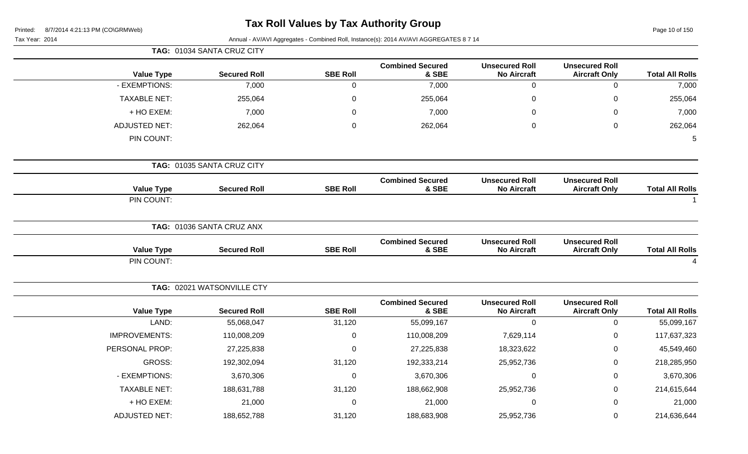# Tax Roll Values by Tax Authority Group

Printed: 8/7/2014 4:21:13 PM (CO\GRMWeb)

Tax Year: 2014

Annual - AV/AVI Aggregates - Combined Roll, Instance(s): 2014 AV/AVI AGGREGATES 8 7 14

## TAG: 01034 SANTA CRUZ CITY

| Value Type | Secured Roll | SBE Roll | Combined Secured & SBE | Unsecured Roll No Aircraft | Unsecured Roll Aircraft Only | Total All Rolls |
|---|---|---|---|---|---|---|
| - EXEMPTIONS: | 7,000 | 0 | 7,000 | 0 | 0 | 7,000 |
| TAXABLE NET: | 255,064 | 0 | 255,064 | 0 | 0 | 255,064 |
| + HO EXEM: | 7,000 | 0 | 7,000 | 0 | 0 | 7,000 |
| ADJUSTED NET: | 262,064 | 0 | 262,064 | 0 | 0 | 262,064 |
| PIN COUNT: | | | | | | 5 |

## TAG: 01035 SANTA CRUZ CITY

| Value Type | Secured Roll | SBE Roll | Combined Secured & SBE | Unsecured Roll No Aircraft | Unsecured Roll Aircraft Only | Total All Rolls |
|---|---|---|---|---|---|---|
| PIN COUNT: | | | | | | 1 |

## TAG: 01036 SANTA CRUZ ANX

| Value Type | Secured Roll | SBE Roll | Combined Secured & SBE | Unsecured Roll No Aircraft | Unsecured Roll Aircraft Only | Total All Rolls |
|---|---|---|---|---|---|---|
| PIN COUNT: | | | | | | 4 |

## TAG: 02021 WATSONVILLE CTY

| Value Type | Secured Roll | SBE Roll | Combined Secured & SBE | Unsecured Roll No Aircraft | Unsecured Roll Aircraft Only | Total All Rolls |
|---|---|---|---|---|---|---|
| LAND: | 55,068,047 | 31,120 | 55,099,167 | 0 | 0 | 55,099,167 |
| IMPROVEMENTS: | 110,008,209 | 0 | 110,008,209 | 7,629,114 | 0 | 117,637,323 |
| PERSONAL PROP: | 27,225,838 | 0 | 27,225,838 | 18,323,622 | 0 | 45,549,460 |
| GROSS: | 192,302,094 | 31,120 | 192,333,214 | 25,952,736 | 0 | 218,285,950 |
| - EXEMPTIONS: | 3,670,306 | 0 | 3,670,306 | 0 | 0 | 3,670,306 |
| TAXABLE NET: | 188,631,788 | 31,120 | 188,662,908 | 25,952,736 | 0 | 214,615,644 |
| + HO EXEM: | 21,000 | 0 | 21,000 | 0 | 0 | 21,000 |
| ADJUSTED NET: | 188,652,788 | 31,120 | 188,683,908 | 25,952,736 | 0 | 214,636,644 |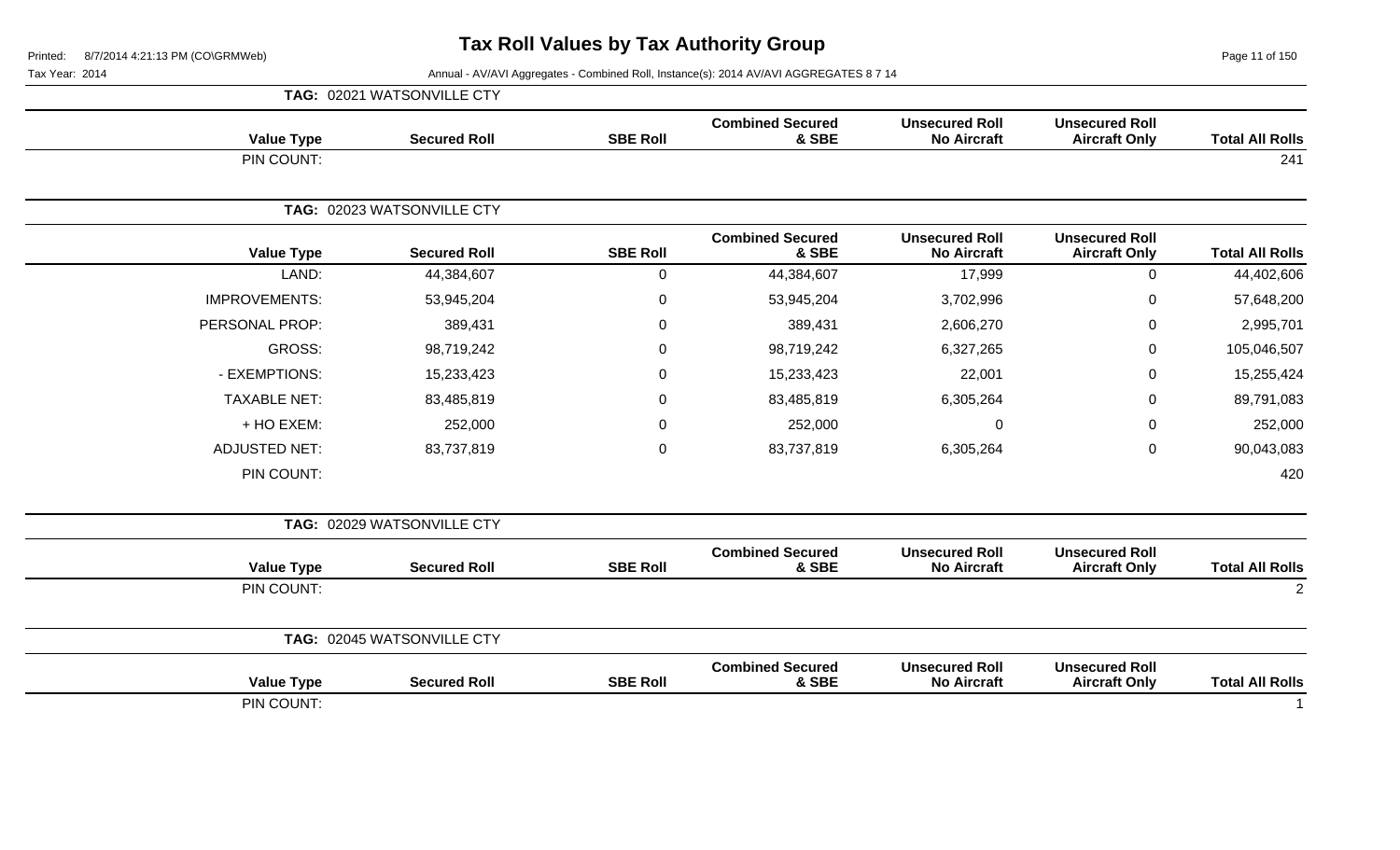# Tax Roll Values by Tax Authority Group

Printed: 8/7/2014 4:21:13 PM (CO\GRMWeb)

Tax Year: 2014

Annual - AV/AVI Aggregates - Combined Roll, Instance(s): 2014 AV/AVI AGGREGATES 8 7 14

**TAG: 02021 WATSONVILLE CTY**

| Value Type | Secured Roll | SBE Roll | Combined Secured & SBE | Unsecured Roll No Aircraft | Unsecured Roll Aircraft Only | Total All Rolls |
|---|---|---|---|---|---|---|
| PIN COUNT: | | | | | | 241 |

**TAG: 02023 WATSONVILLE CTY**

| Value Type | Secured Roll | SBE Roll | Combined Secured & SBE | Unsecured Roll No Aircraft | Unsecured Roll Aircraft Only | Total All Rolls |
|---|---|---|---|---|---|---|
| LAND: | 44,384,607 | 0 | 44,384,607 | 17,999 | 0 | 44,402,606 |
| IMPROVEMENTS: | 53,945,204 | 0 | 53,945,204 | 3,702,996 | 0 | 57,648,200 |
| PERSONAL PROP: | 389,431 | 0 | 389,431 | 2,606,270 | 0 | 2,995,701 |
| GROSS: | 98,719,242 | 0 | 98,719,242 | 6,327,265 | 0 | 105,046,507 |
| - EXEMPTIONS: | 15,233,423 | 0 | 15,233,423 | 22,001 | 0 | 15,255,424 |
| TAXABLE NET: | 83,485,819 | 0 | 83,485,819 | 6,305,264 | 0 | 89,791,083 |
| + HO EXEM: | 252,000 | 0 | 252,000 | 0 | 0 | 252,000 |
| ADJUSTED NET: | 83,737,819 | 0 | 83,737,819 | 6,305,264 | 0 | 90,043,083 |
| PIN COUNT: | | | | | | 420 |

**TAG: 02029 WATSONVILLE CTY**

| Value Type | Secured Roll | SBE Roll | Combined Secured & SBE | Unsecured Roll No Aircraft | Unsecured Roll Aircraft Only | Total All Rolls |
|---|---|---|---|---|---|---|
| PIN COUNT: | | | | | | 2 |

**TAG: 02045 WATSONVILLE CTY**

| Value Type | Secured Roll | SBE Roll | Combined Secured & SBE | Unsecured Roll No Aircraft | Unsecured Roll Aircraft Only | Total All Rolls |
|---|---|---|---|---|---|---|
| PIN COUNT: | | | | | | 1 |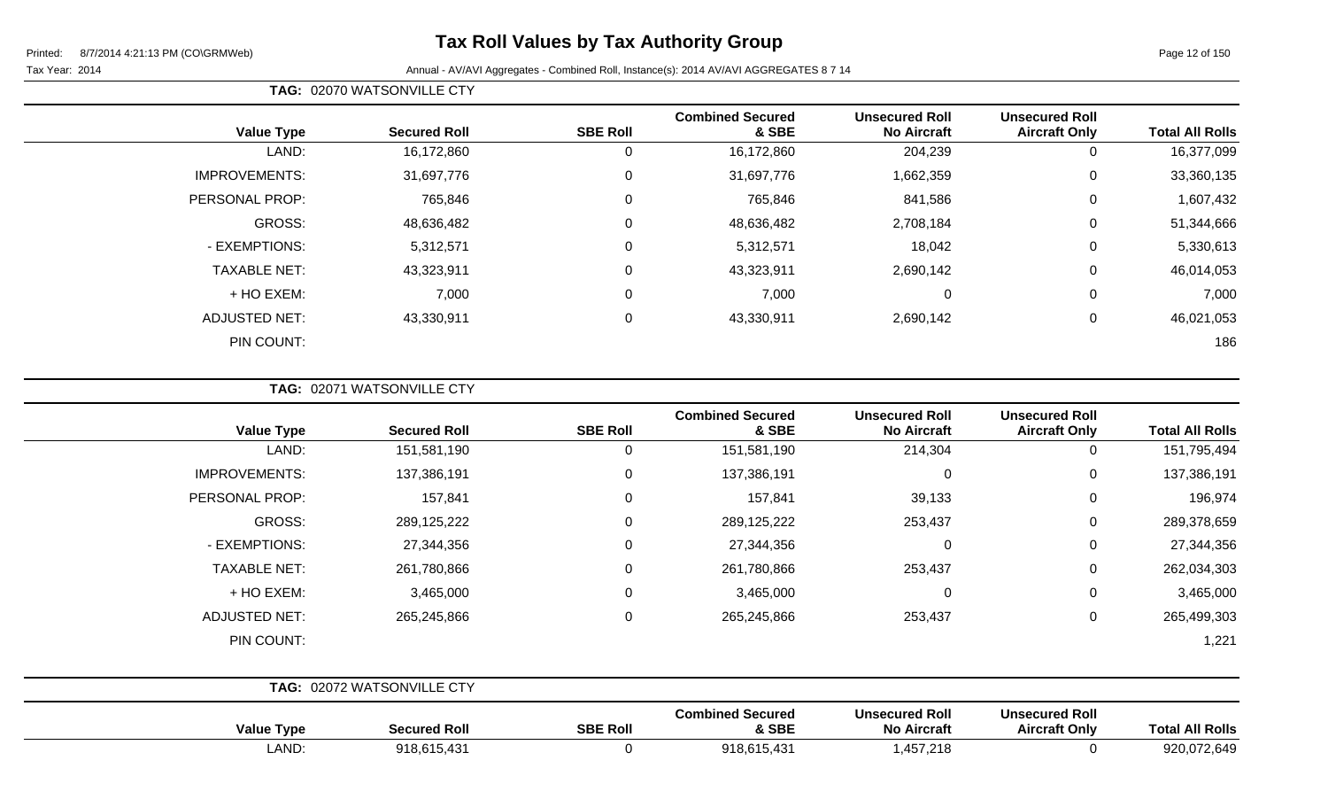# Tax Roll Values by Tax Authority Group

Tax Year: 2014

Annual - AV/AVI Aggregates - Combined Roll, Instance(s): 2014 AV/AVI AGGREGATES 8 7 14

**TAG: 02070 WATSONVILLE CTY**

| Value Type | Secured Roll | SBE Roll | Combined Secured & SBE | Unsecured Roll No Aircraft | Unsecured Roll Aircraft Only | Total All Rolls |
|---|---|---|---|---|---|---|
| LAND: | 16,172,860 | 0 | 16,172,860 | 204,239 | 0 | 16,377,099 |
| IMPROVEMENTS: | 31,697,776 | 0 | 31,697,776 | 1,662,359 | 0 | 33,360,135 |
| PERSONAL PROP: | 765,846 | 0 | 765,846 | 841,586 | 0 | 1,607,432 |
| GROSS: | 48,636,482 | 0 | 48,636,482 | 2,708,184 | 0 | 51,344,666 |
| - EXEMPTIONS: | 5,312,571 | 0 | 5,312,571 | 18,042 | 0 | 5,330,613 |
| TAXABLE NET: | 43,323,911 | 0 | 43,323,911 | 2,690,142 | 0 | 46,014,053 |
| + HO EXEM: | 7,000 | 0 | 7,000 | 0 | 0 | 7,000 |
| ADJUSTED NET: | 43,330,911 | 0 | 43,330,911 | 2,690,142 | 0 | 46,021,053 |
| PIN COUNT: | | | | | | 186 |

**TAG: 02071 WATSONVILLE CTY**

| Value Type | Secured Roll | SBE Roll | Combined Secured & SBE | Unsecured Roll No Aircraft | Unsecured Roll Aircraft Only | Total All Rolls |
|---|---|---|---|---|---|---|
| LAND: | 151,581,190 | 0 | 151,581,190 | 214,304 | 0 | 151,795,494 |
| IMPROVEMENTS: | 137,386,191 | 0 | 137,386,191 | 0 | 0 | 137,386,191 |
| PERSONAL PROP: | 157,841 | 0 | 157,841 | 39,133 | 0 | 196,974 |
| GROSS: | 289,125,222 | 0 | 289,125,222 | 253,437 | 0 | 289,378,659 |
| - EXEMPTIONS: | 27,344,356 | 0 | 27,344,356 | 0 | 0 | 27,344,356 |
| TAXABLE NET: | 261,780,866 | 0 | 261,780,866 | 253,437 | 0 | 262,034,303 |
| + HO EXEM: | 3,465,000 | 0 | 3,465,000 | 0 | 0 | 3,465,000 |
| ADJUSTED NET: | 265,245,866 | 0 | 265,245,866 | 253,437 | 0 | 265,499,303 |
| PIN COUNT: | | | | | | 1,221 |

**TAG: 02072 WATSONVILLE CTY**

| Value Type | Secured Roll | SBE Roll | Combined Secured & SBE | Unsecured Roll No Aircraft | Unsecured Roll Aircraft Only | Total All Rolls |
|---|---|---|---|---|---|---|
| LAND: | 918,615,431 | 0 | 918,615,431 | 1,457,218 | 0 | 920,072,649 |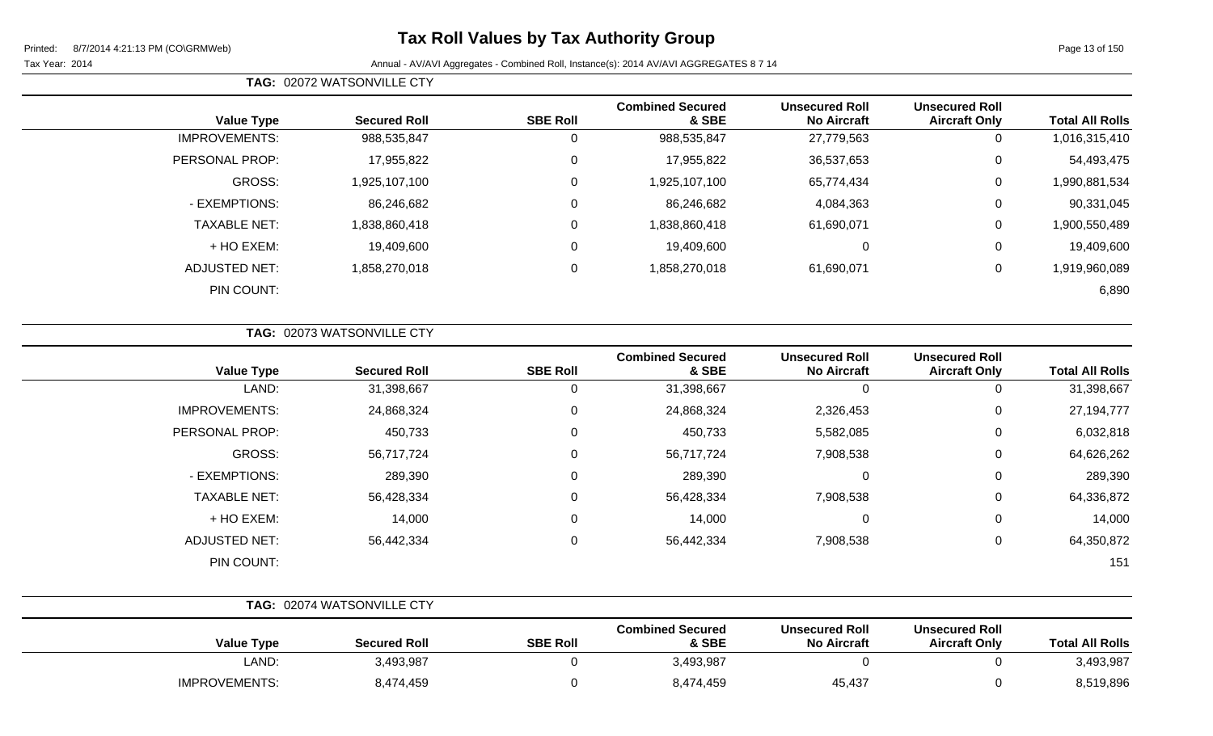**TAG: 02072 WATSONVILLE CTY**

| Value Type | Secured Roll | SBE Roll | Combined Secured & SBE | Unsecured Roll No Aircraft | Unsecured Roll Aircraft Only | Total All Rolls |
|---|---|---|---|---|---|---|
| IMPROVEMENTS: | 988,535,847 | 0 | 988,535,847 | 27,779,563 | 0 | 1,016,315,410 |
| PERSONAL PROP: | 17,955,822 | 0 | 17,955,822 | 36,537,653 | 0 | 54,493,475 |
| GROSS: | 1,925,107,100 | 0 | 1,925,107,100 | 65,774,434 | 0 | 1,990,881,534 |
| - EXEMPTIONS: | 86,246,682 | 0 | 86,246,682 | 4,084,363 | 0 | 90,331,045 |
| TAXABLE NET: | 1,838,860,418 | 0 | 1,838,860,418 | 61,690,071 | 0 | 1,900,550,489 |
| + HO EXEM: | 19,409,600 | 0 | 19,409,600 | 0 | 0 | 19,409,600 |
| ADJUSTED NET: | 1,858,270,018 | 0 | 1,858,270,018 | 61,690,071 | 0 | 1,919,960,089 |
| PIN COUNT: | | | | | | 6,890 |

**TAG: 02073 WATSONVILLE CTY**

| Value Type | Secured Roll | SBE Roll | Combined Secured & SBE | Unsecured Roll No Aircraft | Unsecured Roll Aircraft Only | Total All Rolls |
|---|---|---|---|---|---|---|
| LAND: | 31,398,667 | 0 | 31,398,667 | 0 | 0 | 31,398,667 |
| IMPROVEMENTS: | 24,868,324 | 0 | 24,868,324 | 2,326,453 | 0 | 27,194,777 |
| PERSONAL PROP: | 450,733 | 0 | 450,733 | 5,582,085 | 0 | 6,032,818 |
| GROSS: | 56,717,724 | 0 | 56,717,724 | 7,908,538 | 0 | 64,626,262 |
| - EXEMPTIONS: | 289,390 | 0 | 289,390 | 0 | 0 | 289,390 |
| TAXABLE NET: | 56,428,334 | 0 | 56,428,334 | 7,908,538 | 0 | 64,336,872 |
| + HO EXEM: | 14,000 | 0 | 14,000 | 0 | 0 | 14,000 |
| ADJUSTED NET: | 56,442,334 | 0 | 56,442,334 | 7,908,538 | 0 | 64,350,872 |
| PIN COUNT: | | | | | | 151 |

**TAG: 02074 WATSONVILLE CTY**

| Value Type | Secured Roll | SBE Roll | Combined Secured & SBE | Unsecured Roll No Aircraft | Unsecured Roll Aircraft Only | Total All Rolls |
|---|---|---|---|---|---|---|
| LAND: | 3,493,987 | 0 | 3,493,987 | 0 | 0 | 3,493,987 |
| IMPROVEMENTS: | 8,474,459 | 0 | 8,474,459 | 45,437 | 0 | 8,519,896 |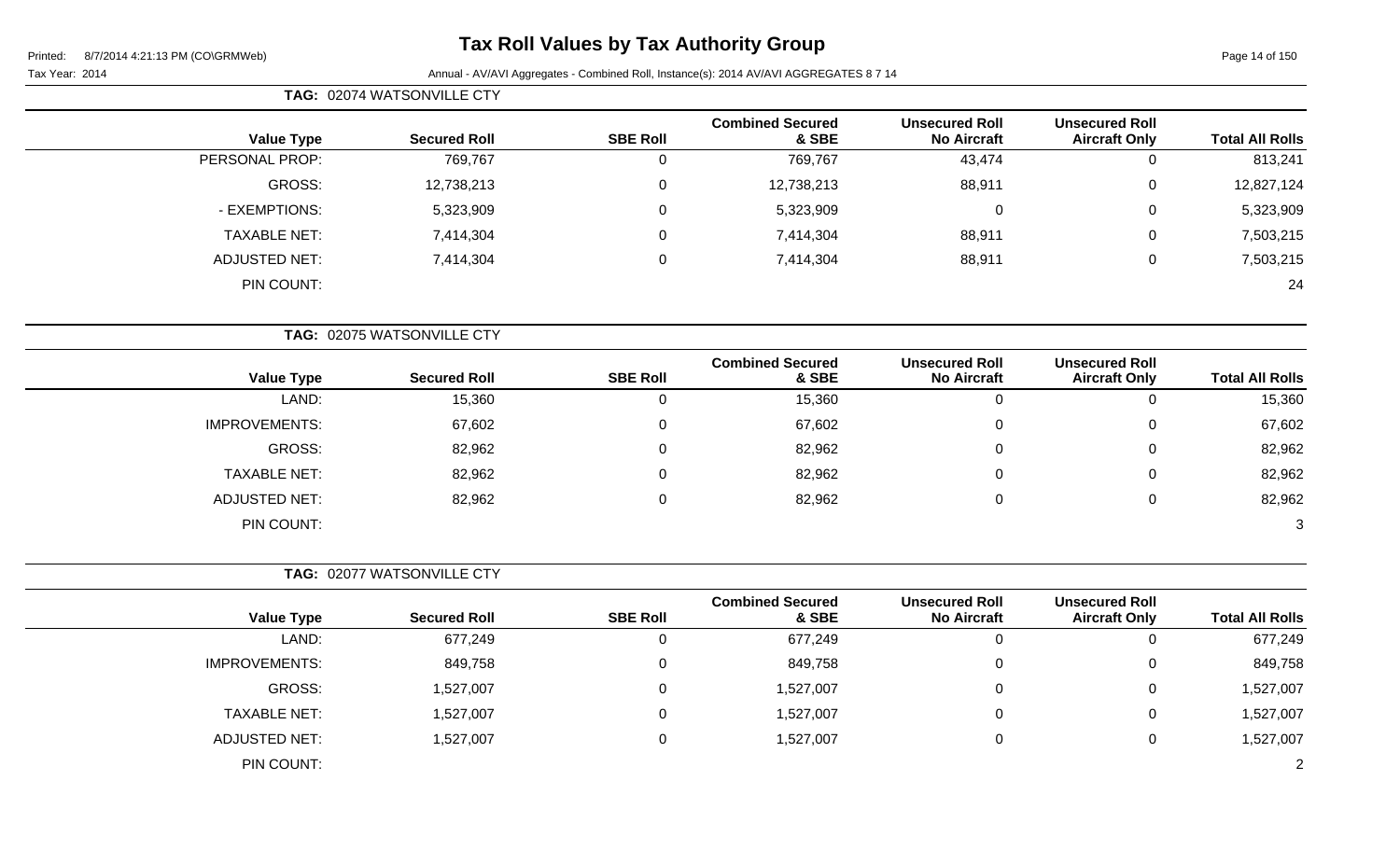# Tax Roll Values by Tax Authority Group

Printed: 8/7/2014 4:21:13 PM (CO\GRMWeb)

Tax Year: 2014

Annual - AV/AVI Aggregates - Combined Roll, Instance(s): 2014 AV/AVI AGGREGATES 8 7 14

**TAG: 02074 WATSONVILLE CTY**

| Value Type | Secured Roll | SBE Roll | Combined Secured & SBE | Unsecured Roll No Aircraft | Unsecured Roll Aircraft Only | Total All Rolls |
|---|---|---|---|---|---|---|
| PERSONAL PROP: | 769,767 | 0 | 769,767 | 43,474 | 0 | 813,241 |
| GROSS: | 12,738,213 | 0 | 12,738,213 | 88,911 | 0 | 12,827,124 |
| - EXEMPTIONS: | 5,323,909 | 0 | 5,323,909 | 0 | 0 | 5,323,909 |
| TAXABLE NET: | 7,414,304 | 0 | 7,414,304 | 88,911 | 0 | 7,503,215 |
| ADJUSTED NET: | 7,414,304 | 0 | 7,414,304 | 88,911 | 0 | 7,503,215 |
| PIN COUNT: | | | | | | 24 |

**TAG: 02075 WATSONVILLE CTY**

| Value Type | Secured Roll | SBE Roll | Combined Secured & SBE | Unsecured Roll No Aircraft | Unsecured Roll Aircraft Only | Total All Rolls |
|---|---|---|---|---|---|---|
| LAND: | 15,360 | 0 | 15,360 | 0 | 0 | 15,360 |
| IMPROVEMENTS: | 67,602 | 0 | 67,602 | 0 | 0 | 67,602 |
| GROSS: | 82,962 | 0 | 82,962 | 0 | 0 | 82,962 |
| TAXABLE NET: | 82,962 | 0 | 82,962 | 0 | 0 | 82,962 |
| ADJUSTED NET: | 82,962 | 0 | 82,962 | 0 | 0 | 82,962 |
| PIN COUNT: | | | | | | 3 |

**TAG: 02077 WATSONVILLE CTY**

| Value Type | Secured Roll | SBE Roll | Combined Secured & SBE | Unsecured Roll No Aircraft | Unsecured Roll Aircraft Only | Total All Rolls |
|---|---|---|---|---|---|---|
| LAND: | 677,249 | 0 | 677,249 | 0 | 0 | 677,249 |
| IMPROVEMENTS: | 849,758 | 0 | 849,758 | 0 | 0 | 849,758 |
| GROSS: | 1,527,007 | 0 | 1,527,007 | 0 | 0 | 1,527,007 |
| TAXABLE NET: | 1,527,007 | 0 | 1,527,007 | 0 | 0 | 1,527,007 |
| ADJUSTED NET: | 1,527,007 | 0 | 1,527,007 | 0 | 0 | 1,527,007 |
| PIN COUNT: | | | | | | 2 |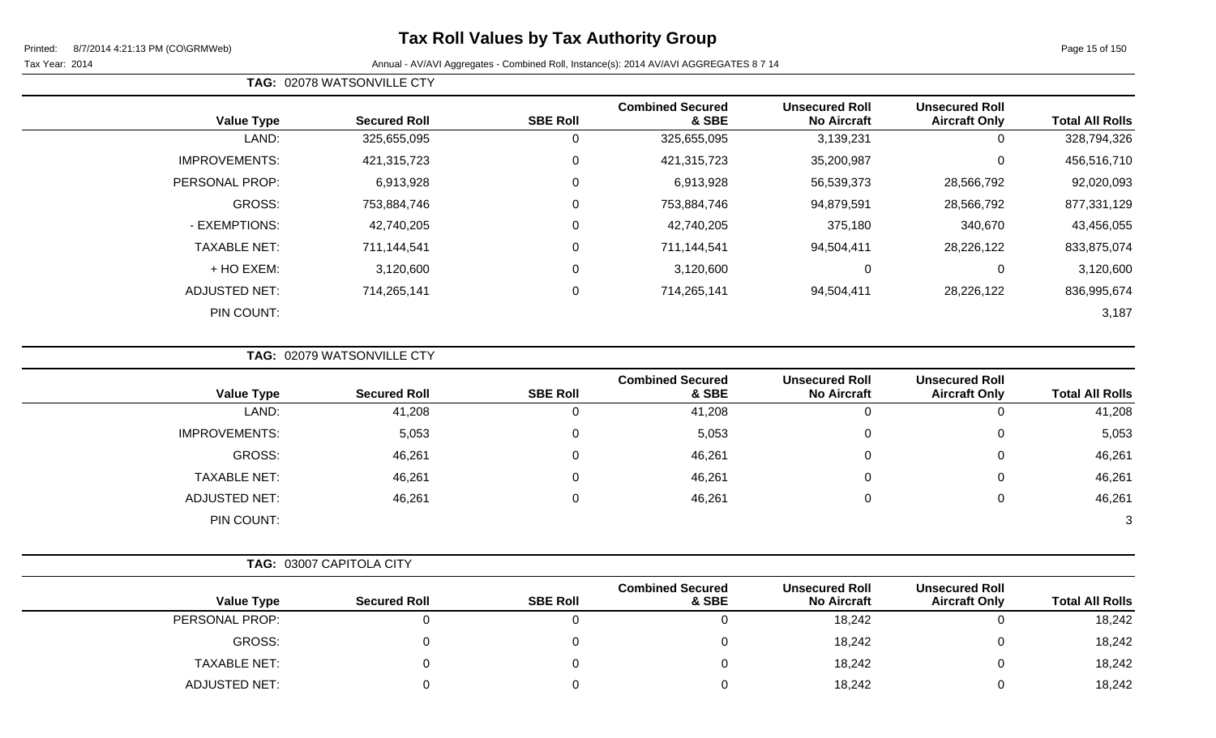# Tax Roll Values by Tax Authority Group

Printed: 8/7/2014 4:21:13 PM (CO\GRMWeb)

Tax Year: 2014

Annual - AV/AVI Aggregates - Combined Roll, Instance(s): 2014 AV/AVI AGGREGATES 8 7 14

**TAG: 02078 WATSONVILLE CTY**

| Value Type | Secured Roll | SBE Roll | Combined Secured & SBE | Unsecured Roll No Aircraft | Unsecured Roll Aircraft Only | Total All Rolls |
|---|---|---|---|---|---|---|
| LAND: | 325,655,095 | 0 | 325,655,095 | 3,139,231 | 0 | 328,794,326 |
| IMPROVEMENTS: | 421,315,723 | 0 | 421,315,723 | 35,200,987 | 0 | 456,516,710 |
| PERSONAL PROP: | 6,913,928 | 0 | 6,913,928 | 56,539,373 | 28,566,792 | 92,020,093 |
| GROSS: | 753,884,746 | 0 | 753,884,746 | 94,879,591 | 28,566,792 | 877,331,129 |
| - EXEMPTIONS: | 42,740,205 | 0 | 42,740,205 | 375,180 | 340,670 | 43,456,055 |
| TAXABLE NET: | 711,144,541 | 0 | 711,144,541 | 94,504,411 | 28,226,122 | 833,875,074 |
| + HO EXEM: | 3,120,600 | 0 | 3,120,600 | 0 | 0 | 3,120,600 |
| ADJUSTED NET: | 714,265,141 | 0 | 714,265,141 | 94,504,411 | 28,226,122 | 836,995,674 |
| PIN COUNT: | | | | | | 3,187 |

**TAG: 02079 WATSONVILLE CTY**

| Value Type | Secured Roll | SBE Roll | Combined Secured & SBE | Unsecured Roll No Aircraft | Unsecured Roll Aircraft Only | Total All Rolls |
|---|---|---|---|---|---|---|
| LAND: | 41,208 | 0 | 41,208 | 0 | 0 | 41,208 |
| IMPROVEMENTS: | 5,053 | 0 | 5,053 | 0 | 0 | 5,053 |
| GROSS: | 46,261 | 0 | 46,261 | 0 | 0 | 46,261 |
| TAXABLE NET: | 46,261 | 0 | 46,261 | 0 | 0 | 46,261 |
| ADJUSTED NET: | 46,261 | 0 | 46,261 | 0 | 0 | 46,261 |
| PIN COUNT: | | | | | | 3 |

**TAG: 03007 CAPITOLA CITY**

| Value Type | Secured Roll | SBE Roll | Combined Secured & SBE | Unsecured Roll No Aircraft | Unsecured Roll Aircraft Only | Total All Rolls |
|---|---|---|---|---|---|---|
| PERSONAL PROP: | 0 | 0 | 0 | 18,242 | 0 | 18,242 |
| GROSS: | 0 | 0 | 0 | 18,242 | 0 | 18,242 |
| TAXABLE NET: | 0 | 0 | 0 | 18,242 | 0 | 18,242 |
| ADJUSTED NET: | 0 | 0 | 0 | 18,242 | 0 | 18,242 |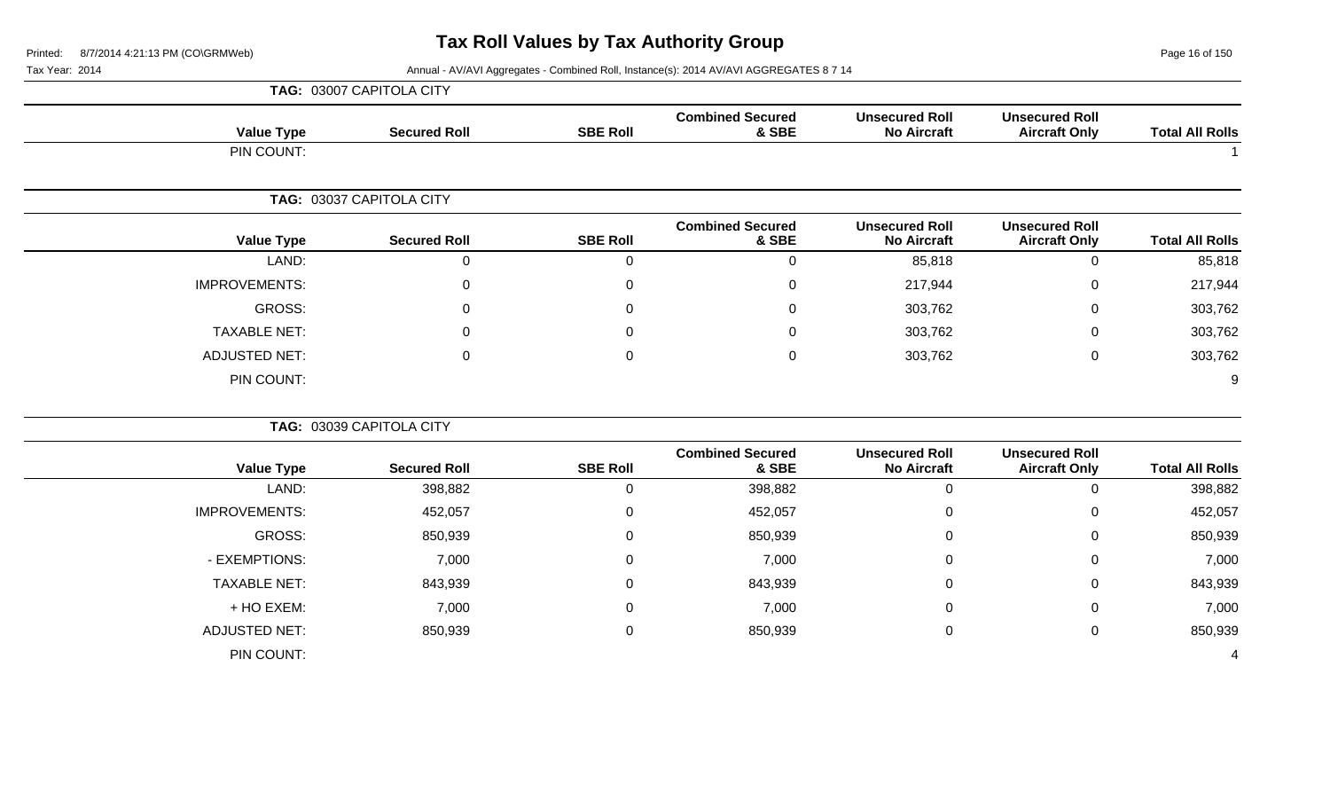# Tax Roll Values by Tax Authority Group

Printed: 8/7/2014 4:21:13 PM (CO\GRMWeb)

Tax Year: 2014

Annual - AV/AVI Aggregates - Combined Roll, Instance(s): 2014 AV/AVI AGGREGATES 8 7 14

**TAG: 03007 CAPITOLA CITY**

| Value Type | Secured Roll | SBE Roll | Combined Secured & SBE | Unsecured Roll No Aircraft | Unsecured Roll Aircraft Only | Total All Rolls |
|---|---|---|---|---|---|---|
| PIN COUNT: | | | | | | 1 |

**TAG: 03037 CAPITOLA CITY**

| Value Type | Secured Roll | SBE Roll | Combined Secured & SBE | Unsecured Roll No Aircraft | Unsecured Roll Aircraft Only | Total All Rolls |
|---|---|---|---|---|---|---|
| LAND: | 0 | 0 | 0 | 85,818 | 0 | 85,818 |
| IMPROVEMENTS: | 0 | 0 | 0 | 217,944 | 0 | 217,944 |
| GROSS: | 0 | 0 | 0 | 303,762 | 0 | 303,762 |
| TAXABLE NET: | 0 | 0 | 0 | 303,762 | 0 | 303,762 |
| ADJUSTED NET: | 0 | 0 | 0 | 303,762 | 0 | 303,762 |
| PIN COUNT: | | | | | | 9 |

**TAG: 03039 CAPITOLA CITY**

| Value Type | Secured Roll | SBE Roll | Combined Secured & SBE | Unsecured Roll No Aircraft | Unsecured Roll Aircraft Only | Total All Rolls |
|---|---|---|---|---|---|---|
| LAND: | 398,882 | 0 | 398,882 | 0 | 0 | 398,882 |
| IMPROVEMENTS: | 452,057 | 0 | 452,057 | 0 | 0 | 452,057 |
| GROSS: | 850,939 | 0 | 850,939 | 0 | 0 | 850,939 |
| - EXEMPTIONS: | 7,000 | 0 | 7,000 | 0 | 0 | 7,000 |
| TAXABLE NET: | 843,939 | 0 | 843,939 | 0 | 0 | 843,939 |
| + HO EXEM: | 7,000 | 0 | 7,000 | 0 | 0 | 7,000 |
| ADJUSTED NET: | 850,939 | 0 | 850,939 | 0 | 0 | 850,939 |
| PIN COUNT: | | | | | | 4 |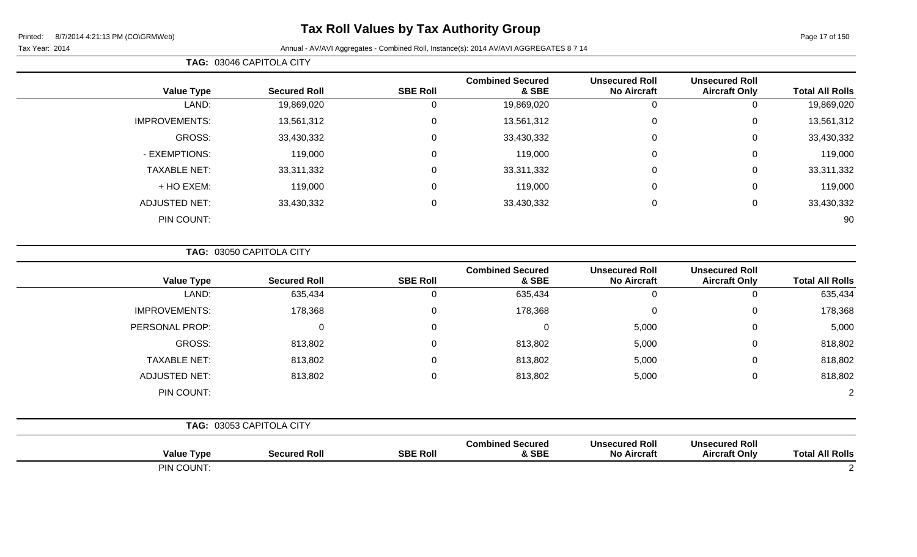# Tax Roll Values by Tax Authority Group

Tax Year: 2014

Annual - AV/AVI Aggregates - Combined Roll, Instance(s): 2014 AV/AVI AGGREGATES 8 7 14

**TAG: 03046 CAPITOLA CITY**

| Value Type | Secured Roll | SBE Roll | Combined Secured & SBE | Unsecured Roll No Aircraft | Unsecured Roll Aircraft Only | Total All Rolls |
|---|---|---|---|---|---|---|
| LAND: | 19,869,020 | 0 | 19,869,020 | 0 | 0 | 19,869,020 |
| IMPROVEMENTS: | 13,561,312 | 0 | 13,561,312 | 0 | 0 | 13,561,312 |
| GROSS: | 33,430,332 | 0 | 33,430,332 | 0 | 0 | 33,430,332 |
| - EXEMPTIONS: | 119,000 | 0 | 119,000 | 0 | 0 | 119,000 |
| TAXABLE NET: | 33,311,332 | 0 | 33,311,332 | 0 | 0 | 33,311,332 |
| + HO EXEM: | 119,000 | 0 | 119,000 | 0 | 0 | 119,000 |
| ADJUSTED NET: | 33,430,332 | 0 | 33,430,332 | 0 | 0 | 33,430,332 |
| PIN COUNT: | | | | | | 90 |

**TAG: 03050 CAPITOLA CITY**

| Value Type | Secured Roll | SBE Roll | Combined Secured & SBE | Unsecured Roll No Aircraft | Unsecured Roll Aircraft Only | Total All Rolls |
|---|---|---|---|---|---|---|
| LAND: | 635,434 | 0 | 635,434 | 0 | 0 | 635,434 |
| IMPROVEMENTS: | 178,368 | 0 | 178,368 | 0 | 0 | 178,368 |
| PERSONAL PROP: | 0 | 0 | 0 | 5,000 | 0 | 5,000 |
| GROSS: | 813,802 | 0 | 813,802 | 5,000 | 0 | 818,802 |
| TAXABLE NET: | 813,802 | 0 | 813,802 | 5,000 | 0 | 818,802 |
| ADJUSTED NET: | 813,802 | 0 | 813,802 | 5,000 | 0 | 818,802 |
| PIN COUNT: | | | | | | 2 |

**TAG: 03053 CAPITOLA CITY**

| Value Type | Secured Roll | SBE Roll | Combined Secured & SBE | Unsecured Roll No Aircraft | Unsecured Roll Aircraft Only | Total All Rolls |
|---|---|---|---|---|---|---|
| PIN COUNT: | | | | | | 2 |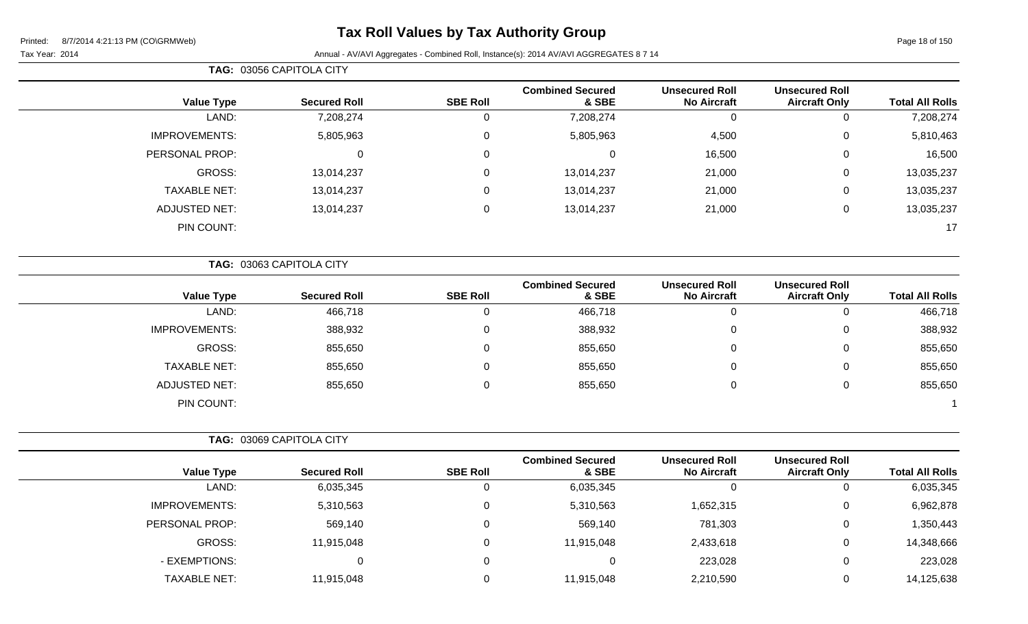# Tax Roll Values by Tax Authority Group

Printed: 8/7/2014 4:21:13 PM (CO\GRMWeb)

Tax Year: 2014

Annual - AV/AVI Aggregates - Combined Roll, Instance(s): 2014 AV/AVI AGGREGATES 8 7 14

**TAG:** 03056 CAPITOLA CITY

| Value Type | Secured Roll | SBE Roll | Combined Secured & SBE | Unsecured Roll No Aircraft | Unsecured Roll Aircraft Only | Total All Rolls |
|---|---|---|---|---|---|---|
| LAND: | 7,208,274 | 0 | 7,208,274 | 0 | 0 | 7,208,274 |
| IMPROVEMENTS: | 5,805,963 | 0 | 5,805,963 | 4,500 | 0 | 5,810,463 |
| PERSONAL PROP: | 0 | 0 | 0 | 16,500 | 0 | 16,500 |
| GROSS: | 13,014,237 | 0 | 13,014,237 | 21,000 | 0 | 13,035,237 |
| TAXABLE NET: | 13,014,237 | 0 | 13,014,237 | 21,000 | 0 | 13,035,237 |
| ADJUSTED NET: | 13,014,237 | 0 | 13,014,237 | 21,000 | 0 | 13,035,237 |
| PIN COUNT: | | | | | | 17 |

**TAG:** 03063 CAPITOLA CITY

| Value Type | Secured Roll | SBE Roll | Combined Secured & SBE | Unsecured Roll No Aircraft | Unsecured Roll Aircraft Only | Total All Rolls |
|---|---|---|---|---|---|---|
| LAND: | 466,718 | 0 | 466,718 | 0 | 0 | 466,718 |
| IMPROVEMENTS: | 388,932 | 0 | 388,932 | 0 | 0 | 388,932 |
| GROSS: | 855,650 | 0 | 855,650 | 0 | 0 | 855,650 |
| TAXABLE NET: | 855,650 | 0 | 855,650 | 0 | 0 | 855,650 |
| ADJUSTED NET: | 855,650 | 0 | 855,650 | 0 | 0 | 855,650 |
| PIN COUNT: | | | | | | 1 |

**TAG:** 03069 CAPITOLA CITY

| Value Type | Secured Roll | SBE Roll | Combined Secured & SBE | Unsecured Roll No Aircraft | Unsecured Roll Aircraft Only | Total All Rolls |
|---|---|---|---|---|---|---|
| LAND: | 6,035,345 | 0 | 6,035,345 | 0 | 0 | 6,035,345 |
| IMPROVEMENTS: | 5,310,563 | 0 | 5,310,563 | 1,652,315 | 0 | 6,962,878 |
| PERSONAL PROP: | 569,140 | 0 | 569,140 | 781,303 | 0 | 1,350,443 |
| GROSS: | 11,915,048 | 0 | 11,915,048 | 2,433,618 | 0 | 14,348,666 |
| - EXEMPTIONS: | 0 | 0 | 0 | 223,028 | 0 | 223,028 |
| TAXABLE NET: | 11,915,048 | 0 | 11,915,048 | 2,210,590 | 0 | 14,125,638 |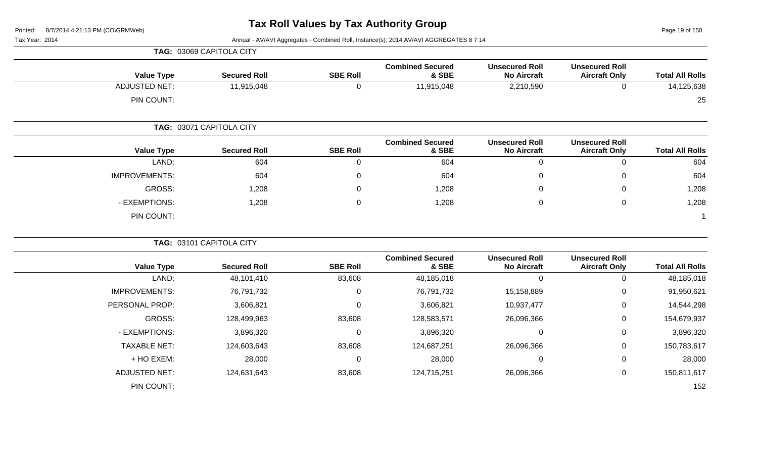# Tax Roll Values by Tax Authority Group

Tax Year: 2014

Annual - AV/AVI Aggregates - Combined Roll, Instance(s): 2014 AV/AVI AGGREGATES 8 7 14

**TAG: 03069 CAPITOLA CITY**

| Value Type | Secured Roll | SBE Roll | Combined Secured & SBE | Unsecured Roll No Aircraft | Unsecured Roll Aircraft Only | Total All Rolls |
|---|---|---|---|---|---|---|
| ADJUSTED NET: | 11,915,048 | 0 | 11,915,048 | 2,210,590 | 0 | 14,125,638 |
| PIN COUNT: | | | | | | 25 |

**TAG: 03071 CAPITOLA CITY**

| Value Type | Secured Roll | SBE Roll | Combined Secured & SBE | Unsecured Roll No Aircraft | Unsecured Roll Aircraft Only | Total All Rolls |
|---|---|---|---|---|---|---|
| LAND: | 604 | 0 | 604 | 0 | 0 | 604 |
| IMPROVEMENTS: | 604 | 0 | 604 | 0 | 0 | 604 |
| GROSS: | 1,208 | 0 | 1,208 | 0 | 0 | 1,208 |
| - EXEMPTIONS: | 1,208 | 0 | 1,208 | 0 | 0 | 1,208 |
| PIN COUNT: | | | | | | 1 |

**TAG: 03101 CAPITOLA CITY**

| Value Type | Secured Roll | SBE Roll | Combined Secured & SBE | Unsecured Roll No Aircraft | Unsecured Roll Aircraft Only | Total All Rolls |
|---|---|---|---|---|---|---|
| LAND: | 48,101,410 | 83,608 | 48,185,018 | 0 | 0 | 48,185,018 |
| IMPROVEMENTS: | 76,791,732 | 0 | 76,791,732 | 15,158,889 | 0 | 91,950,621 |
| PERSONAL PROP: | 3,606,821 | 0 | 3,606,821 | 10,937,477 | 0 | 14,544,298 |
| GROSS: | 128,499,963 | 83,608 | 128,583,571 | 26,096,366 | 0 | 154,679,937 |
| - EXEMPTIONS: | 3,896,320 | 0 | 3,896,320 | 0 | 0 | 3,896,320 |
| TAXABLE NET: | 124,603,643 | 83,608 | 124,687,251 | 26,096,366 | 0 | 150,783,617 |
| + HO EXEM: | 28,000 | 0 | 28,000 | 0 | 0 | 28,000 |
| ADJUSTED NET: | 124,631,643 | 83,608 | 124,715,251 | 26,096,366 | 0 | 150,811,617 |
| PIN COUNT: | | | | | | 152 |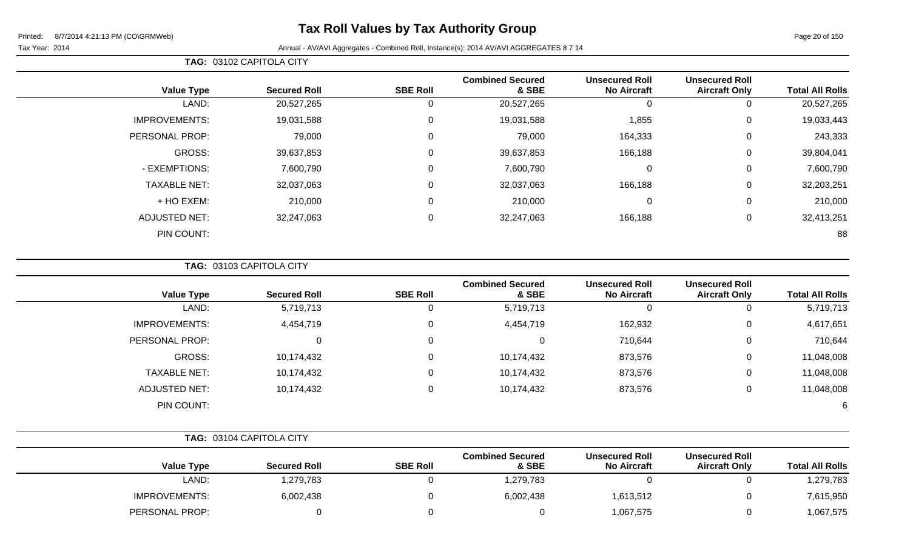# Tax Roll Values by Tax Authority Group

Printed: 8/7/2014 4:21:13 PM (CO\GRMWeb)

Tax Year: 2014

Annual - AV/AVI Aggregates - Combined Roll, Instance(s): 2014 AV/AVI AGGREGATES 8 7 14

**TAG: 03102 CAPITOLA CITY**

| Value Type | Secured Roll | SBE Roll | Combined Secured & SBE | Unsecured Roll No Aircraft | Unsecured Roll Aircraft Only | Total All Rolls |
|---|---|---|---|---|---|---|
| LAND: | 20,527,265 | 0 | 20,527,265 | 0 | 0 | 20,527,265 |
| IMPROVEMENTS: | 19,031,588 | 0 | 19,031,588 | 1,855 | 0 | 19,033,443 |
| PERSONAL PROP: | 79,000 | 0 | 79,000 | 164,333 | 0 | 243,333 |
| GROSS: | 39,637,853 | 0 | 39,637,853 | 166,188 | 0 | 39,804,041 |
| - EXEMPTIONS: | 7,600,790 | 0 | 7,600,790 | 0 | 0 | 7,600,790 |
| TAXABLE NET: | 32,037,063 | 0 | 32,037,063 | 166,188 | 0 | 32,203,251 |
| + HO EXEM: | 210,000 | 0 | 210,000 | 0 | 0 | 210,000 |
| ADJUSTED NET: | 32,247,063 | 0 | 32,247,063 | 166,188 | 0 | 32,413,251 |
| PIN COUNT: | | | | | | 88 |

**TAG: 03103 CAPITOLA CITY**

| Value Type | Secured Roll | SBE Roll | Combined Secured & SBE | Unsecured Roll No Aircraft | Unsecured Roll Aircraft Only | Total All Rolls |
|---|---|---|---|---|---|---|
| LAND: | 5,719,713 | 0 | 5,719,713 | 0 | 0 | 5,719,713 |
| IMPROVEMENTS: | 4,454,719 | 0 | 4,454,719 | 162,932 | 0 | 4,617,651 |
| PERSONAL PROP: | 0 | 0 | 0 | 710,644 | 0 | 710,644 |
| GROSS: | 10,174,432 | 0 | 10,174,432 | 873,576 | 0 | 11,048,008 |
| TAXABLE NET: | 10,174,432 | 0 | 10,174,432 | 873,576 | 0 | 11,048,008 |
| ADJUSTED NET: | 10,174,432 | 0 | 10,174,432 | 873,576 | 0 | 11,048,008 |
| PIN COUNT: | | | | | | 6 |

**TAG: 03104 CAPITOLA CITY**

| Value Type | Secured Roll | SBE Roll | Combined Secured & SBE | Unsecured Roll No Aircraft | Unsecured Roll Aircraft Only | Total All Rolls |
|---|---|---|---|---|---|---|
| LAND: | 1,279,783 | 0 | 1,279,783 | 0 | 0 | 1,279,783 |
| IMPROVEMENTS: | 6,002,438 | 0 | 6,002,438 | 1,613,512 | 0 | 7,615,950 |
| PERSONAL PROP: | 0 | 0 | 0 | 1,067,575 | 0 | 1,067,575 |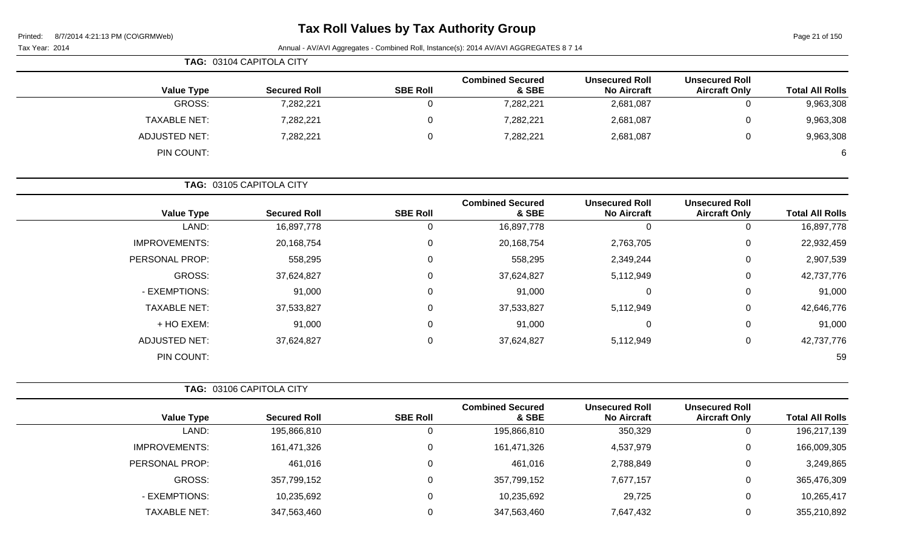# Tax Roll Values by Tax Authority Group

Printed: 8/7/2014 4:21:13 PM (CO\GRMWeb)

Tax Year: 2014

Annual - AV/AVI Aggregates - Combined Roll, Instance(s): 2014 AV/AVI AGGREGATES 8 7 14

**TAG: 03104 CAPITOLA CITY**

| Value Type | Secured Roll | SBE Roll | Combined Secured & SBE | Unsecured Roll No Aircraft | Unsecured Roll Aircraft Only | Total All Rolls |
|---|---|---|---|---|---|---|
| GROSS: | 7,282,221 | 0 | 7,282,221 | 2,681,087 | 0 | 9,963,308 |
| TAXABLE NET: | 7,282,221 | 0 | 7,282,221 | 2,681,087 | 0 | 9,963,308 |
| ADJUSTED NET: | 7,282,221 | 0 | 7,282,221 | 2,681,087 | 0 | 9,963,308 |
| PIN COUNT: | | | | | | 6 |

**TAG: 03105 CAPITOLA CITY**

| Value Type | Secured Roll | SBE Roll | Combined Secured & SBE | Unsecured Roll No Aircraft | Unsecured Roll Aircraft Only | Total All Rolls |
|---|---|---|---|---|---|---|
| LAND: | 16,897,778 | 0 | 16,897,778 | 0 | 0 | 16,897,778 |
| IMPROVEMENTS: | 20,168,754 | 0 | 20,168,754 | 2,763,705 | 0 | 22,932,459 |
| PERSONAL PROP: | 558,295 | 0 | 558,295 | 2,349,244 | 0 | 2,907,539 |
| GROSS: | 37,624,827 | 0 | 37,624,827 | 5,112,949 | 0 | 42,737,776 |
| - EXEMPTIONS: | 91,000 | 0 | 91,000 | 0 | 0 | 91,000 |
| TAXABLE NET: | 37,533,827 | 0 | 37,533,827 | 5,112,949 | 0 | 42,646,776 |
| + HO EXEM: | 91,000 | 0 | 91,000 | 0 | 0 | 91,000 |
| ADJUSTED NET: | 37,624,827 | 0 | 37,624,827 | 5,112,949 | 0 | 42,737,776 |
| PIN COUNT: | | | | | | 59 |

**TAG: 03106 CAPITOLA CITY**

| Value Type | Secured Roll | SBE Roll | Combined Secured & SBE | Unsecured Roll No Aircraft | Unsecured Roll Aircraft Only | Total All Rolls |
|---|---|---|---|---|---|---|
| LAND: | 195,866,810 | 0 | 195,866,810 | 350,329 | 0 | 196,217,139 |
| IMPROVEMENTS: | 161,471,326 | 0 | 161,471,326 | 4,537,979 | 0 | 166,009,305 |
| PERSONAL PROP: | 461,016 | 0 | 461,016 | 2,788,849 | 0 | 3,249,865 |
| GROSS: | 357,799,152 | 0 | 357,799,152 | 7,677,157 | 0 | 365,476,309 |
| - EXEMPTIONS: | 10,235,692 | 0 | 10,235,692 | 29,725 | 0 | 10,265,417 |
| TAXABLE NET: | 347,563,460 | 0 | 347,563,460 | 7,647,432 | 0 | 355,210,892 |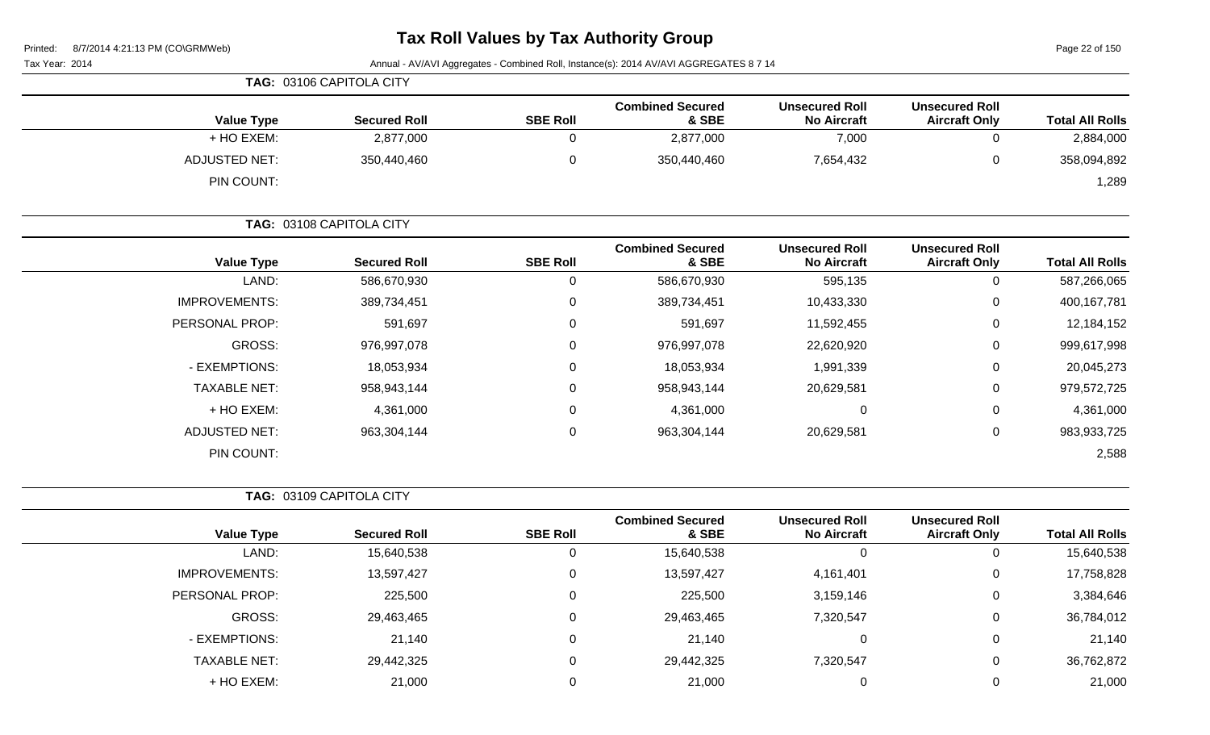**TAG: 03106 CAPITOLA CITY**

| Value Type | Secured Roll | SBE Roll | Combined Secured & SBE | Unsecured Roll No Aircraft | Unsecured Roll Aircraft Only | Total All Rolls |
|---|---|---|---|---|---|---|
| + HO EXEM: | 2,877,000 | 0 | 2,877,000 | 7,000 | 0 | 2,884,000 |
| ADJUSTED NET: | 350,440,460 | 0 | 350,440,460 | 7,654,432 | 0 | 358,094,892 |
| PIN COUNT: | | | | | | 1,289 |

**TAG: 03108 CAPITOLA CITY**

| Value Type | Secured Roll | SBE Roll | Combined Secured & SBE | Unsecured Roll No Aircraft | Unsecured Roll Aircraft Only | Total All Rolls |
|---|---|---|---|---|---|---|
| LAND: | 586,670,930 | 0 | 586,670,930 | 595,135 | 0 | 587,266,065 |
| IMPROVEMENTS: | 389,734,451 | 0 | 389,734,451 | 10,433,330 | 0 | 400,167,781 |
| PERSONAL PROP: | 591,697 | 0 | 591,697 | 11,592,455 | 0 | 12,184,152 |
| GROSS: | 976,997,078 | 0 | 976,997,078 | 22,620,920 | 0 | 999,617,998 |
| - EXEMPTIONS: | 18,053,934 | 0 | 18,053,934 | 1,991,339 | 0 | 20,045,273 |
| TAXABLE NET: | 958,943,144 | 0 | 958,943,144 | 20,629,581 | 0 | 979,572,725 |
| + HO EXEM: | 4,361,000 | 0 | 4,361,000 | 0 | 0 | 4,361,000 |
| ADJUSTED NET: | 963,304,144 | 0 | 963,304,144 | 20,629,581 | 0 | 983,933,725 |
| PIN COUNT: | | | | | | 2,588 |

**TAG: 03109 CAPITOLA CITY**

| Value Type | Secured Roll | SBE Roll | Combined Secured & SBE | Unsecured Roll No Aircraft | Unsecured Roll Aircraft Only | Total All Rolls |
|---|---|---|---|---|---|---|
| LAND: | 15,640,538 | 0 | 15,640,538 | 0 | 0 | 15,640,538 |
| IMPROVEMENTS: | 13,597,427 | 0 | 13,597,427 | 4,161,401 | 0 | 17,758,828 |
| PERSONAL PROP: | 225,500 | 0 | 225,500 | 3,159,146 | 0 | 3,384,646 |
| GROSS: | 29,463,465 | 0 | 29,463,465 | 7,320,547 | 0 | 36,784,012 |
| - EXEMPTIONS: | 21,140 | 0 | 21,140 | 0 | 0 | 21,140 |
| TAXABLE NET: | 29,442,325 | 0 | 29,442,325 | 7,320,547 | 0 | 36,762,872 |
| + HO EXEM: | 21,000 | 0 | 21,000 | 0 | 0 | 21,000 |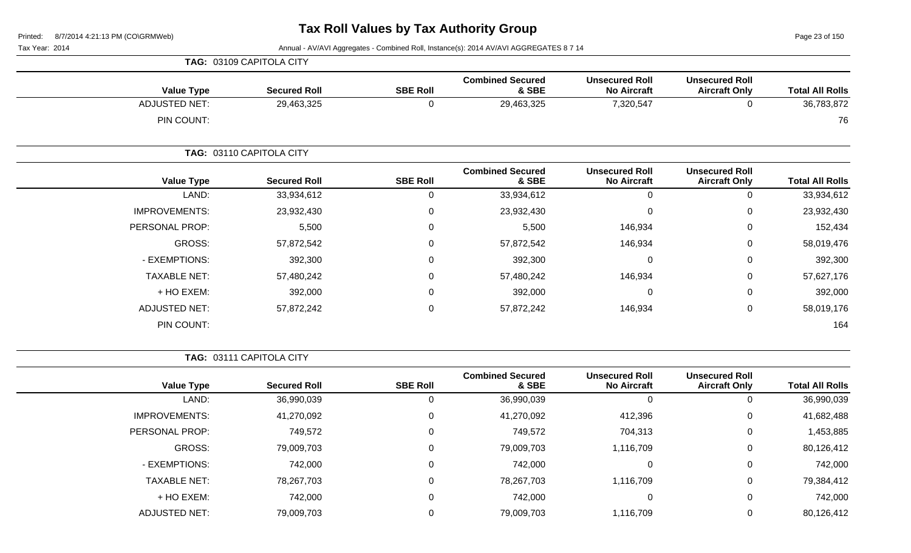# Tax Roll Values by Tax Authority Group

Printed: 8/7/2014 4:21:13 PM (CO\GRMWeb)

Tax Year: 2014

Annual - AV/AVI Aggregates - Combined Roll, Instance(s): 2014 AV/AVI AGGREGATES 8 7 14

**TAG: 03109 CAPITOLA CITY**

| Value Type | Secured Roll | SBE Roll | Combined Secured & SBE | Unsecured Roll No Aircraft | Unsecured Roll Aircraft Only | Total All Rolls |
|---|---|---|---|---|---|---|
| ADJUSTED NET: | 29,463,325 | 0 | 29,463,325 | 7,320,547 | 0 | 36,783,872 |
| PIN COUNT: | | | | | | 76 |

**TAG: 03110 CAPITOLA CITY**

| Value Type | Secured Roll | SBE Roll | Combined Secured & SBE | Unsecured Roll No Aircraft | Unsecured Roll Aircraft Only | Total All Rolls |
|---|---|---|---|---|---|---|
| LAND: | 33,934,612 | 0 | 33,934,612 | 0 | 0 | 33,934,612 |
| IMPROVEMENTS: | 23,932,430 | 0 | 23,932,430 | 0 | 0 | 23,932,430 |
| PERSONAL PROP: | 5,500 | 0 | 5,500 | 146,934 | 0 | 152,434 |
| GROSS: | 57,872,542 | 0 | 57,872,542 | 146,934 | 0 | 58,019,476 |
| - EXEMPTIONS: | 392,300 | 0 | 392,300 | 0 | 0 | 392,300 |
| TAXABLE NET: | 57,480,242 | 0 | 57,480,242 | 146,934 | 0 | 57,627,176 |
| + HO EXEM: | 392,000 | 0 | 392,000 | 0 | 0 | 392,000 |
| ADJUSTED NET: | 57,872,242 | 0 | 57,872,242 | 146,934 | 0 | 58,019,176 |
| PIN COUNT: | | | | | | 164 |

**TAG: 03111 CAPITOLA CITY**

| Value Type | Secured Roll | SBE Roll | Combined Secured & SBE | Unsecured Roll No Aircraft | Unsecured Roll Aircraft Only | Total All Rolls |
|---|---|---|---|---|---|---|
| LAND: | 36,990,039 | 0 | 36,990,039 | 0 | 0 | 36,990,039 |
| IMPROVEMENTS: | 41,270,092 | 0 | 41,270,092 | 412,396 | 0 | 41,682,488 |
| PERSONAL PROP: | 749,572 | 0 | 749,572 | 704,313 | 0 | 1,453,885 |
| GROSS: | 79,009,703 | 0 | 79,009,703 | 1,116,709 | 0 | 80,126,412 |
| - EXEMPTIONS: | 742,000 | 0 | 742,000 | 0 | 0 | 742,000 |
| TAXABLE NET: | 78,267,703 | 0 | 78,267,703 | 1,116,709 | 0 | 79,384,412 |
| + HO EXEM: | 742,000 | 0 | 742,000 | 0 | 0 | 742,000 |
| ADJUSTED NET: | 79,009,703 | 0 | 79,009,703 | 1,116,709 | 0 | 80,126,412 |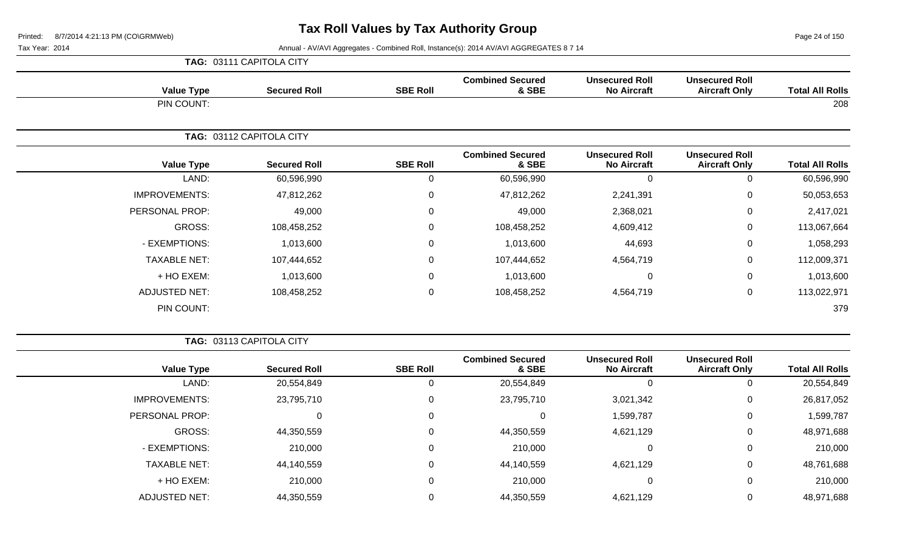# Tax Roll Values by Tax Authority Group

Tax Year: 2014

Annual - AV/AVI Aggregates - Combined Roll, Instance(s): 2014 AV/AVI AGGREGATES 8 7 14

**TAG: 03111 CAPITOLA CITY**

| Value Type | Secured Roll | SBE Roll | Combined Secured & SBE | Unsecured Roll No Aircraft | Unsecured Roll Aircraft Only | Total All Rolls |
|---|---|---|---|---|---|---|
| PIN COUNT: | | | | | | 208 |

**TAG: 03112 CAPITOLA CITY**

| Value Type | Secured Roll | SBE Roll | Combined Secured & SBE | Unsecured Roll No Aircraft | Unsecured Roll Aircraft Only | Total All Rolls |
|---|---|---|---|---|---|---|
| LAND: | 60,596,990 | 0 | 60,596,990 | 0 | 0 | 60,596,990 |
| IMPROVEMENTS: | 47,812,262 | 0 | 47,812,262 | 2,241,391 | 0 | 50,053,653 |
| PERSONAL PROP: | 49,000 | 0 | 49,000 | 2,368,021 | 0 | 2,417,021 |
| GROSS: | 108,458,252 | 0 | 108,458,252 | 4,609,412 | 0 | 113,067,664 |
| - EXEMPTIONS: | 1,013,600 | 0 | 1,013,600 | 44,693 | 0 | 1,058,293 |
| TAXABLE NET: | 107,444,652 | 0 | 107,444,652 | 4,564,719 | 0 | 112,009,371 |
| + HO EXEM: | 1,013,600 | 0 | 1,013,600 | 0 | 0 | 1,013,600 |
| ADJUSTED NET: | 108,458,252 | 0 | 108,458,252 | 4,564,719 | 0 | 113,022,971 |
| PIN COUNT: | | | | | | 379 |

**TAG: 03113 CAPITOLA CITY**

| Value Type | Secured Roll | SBE Roll | Combined Secured & SBE | Unsecured Roll No Aircraft | Unsecured Roll Aircraft Only | Total All Rolls |
|---|---|---|---|---|---|---|
| LAND: | 20,554,849 | 0 | 20,554,849 | 0 | 0 | 20,554,849 |
| IMPROVEMENTS: | 23,795,710 | 0 | 23,795,710 | 3,021,342 | 0 | 26,817,052 |
| PERSONAL PROP: | 0 | 0 | 0 | 1,599,787 | 0 | 1,599,787 |
| GROSS: | 44,350,559 | 0 | 44,350,559 | 4,621,129 | 0 | 48,971,688 |
| - EXEMPTIONS: | 210,000 | 0 | 210,000 | 0 | 0 | 210,000 |
| TAXABLE NET: | 44,140,559 | 0 | 44,140,559 | 4,621,129 | 0 | 48,761,688 |
| + HO EXEM: | 210,000 | 0 | 210,000 | 0 | 0 | 210,000 |
| ADJUSTED NET: | 44,350,559 | 0 | 44,350,559 | 4,621,129 | 0 | 48,971,688 |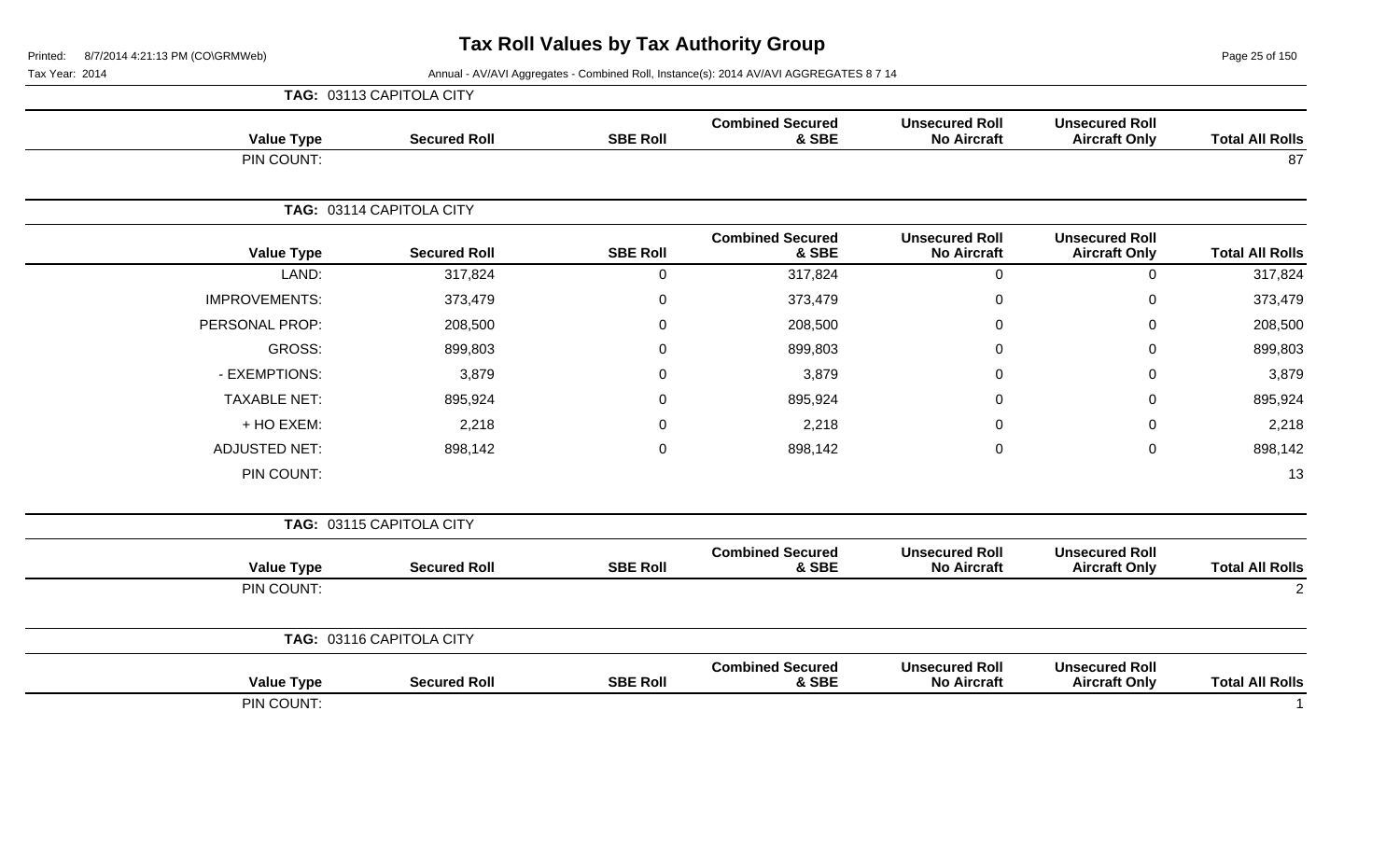# Tax Roll Values by Tax Authority Group

Tax Year: 2014

Annual - AV/AVI Aggregates - Combined Roll, Instance(s): 2014 AV/AVI AGGREGATES 8 7 14

## TAG: 03113 CAPITOLA CITY

| Value Type | Secured Roll | SBE Roll | Combined Secured & SBE | Unsecured Roll No Aircraft | Unsecured Roll Aircraft Only | Total All Rolls |
|---|---|---|---|---|---|---|
| PIN COUNT: | | | | | | 87 |

## TAG: 03114 CAPITOLA CITY

| Value Type | Secured Roll | SBE Roll | Combined Secured & SBE | Unsecured Roll No Aircraft | Unsecured Roll Aircraft Only | Total All Rolls |
|---|---|---|---|---|---|---|
| LAND: | 317,824 | 0 | 317,824 | 0 | 0 | 317,824 |
| IMPROVEMENTS: | 373,479 | 0 | 373,479 | 0 | 0 | 373,479 |
| PERSONAL PROP: | 208,500 | 0 | 208,500 | 0 | 0 | 208,500 |
| GROSS: | 899,803 | 0 | 899,803 | 0 | 0 | 899,803 |
| - EXEMPTIONS: | 3,879 | 0 | 3,879 | 0 | 0 | 3,879 |
| TAXABLE NET: | 895,924 | 0 | 895,924 | 0 | 0 | 895,924 |
| + HO EXEM: | 2,218 | 0 | 2,218 | 0 | 0 | 2,218 |
| ADJUSTED NET: | 898,142 | 0 | 898,142 | 0 | 0 | 898,142 |
| PIN COUNT: | | | | | | 13 |

## TAG: 03115 CAPITOLA CITY

| Value Type | Secured Roll | SBE Roll | Combined Secured & SBE | Unsecured Roll No Aircraft | Unsecured Roll Aircraft Only | Total All Rolls |
|---|---|---|---|---|---|---|
| PIN COUNT: | | | | | | 2 |

## TAG: 03116 CAPITOLA CITY

| Value Type | Secured Roll | SBE Roll | Combined Secured & SBE | Unsecured Roll No Aircraft | Unsecured Roll Aircraft Only | Total All Rolls |
|---|---|---|---|---|---|---|
| PIN COUNT: | | | | | | 1 |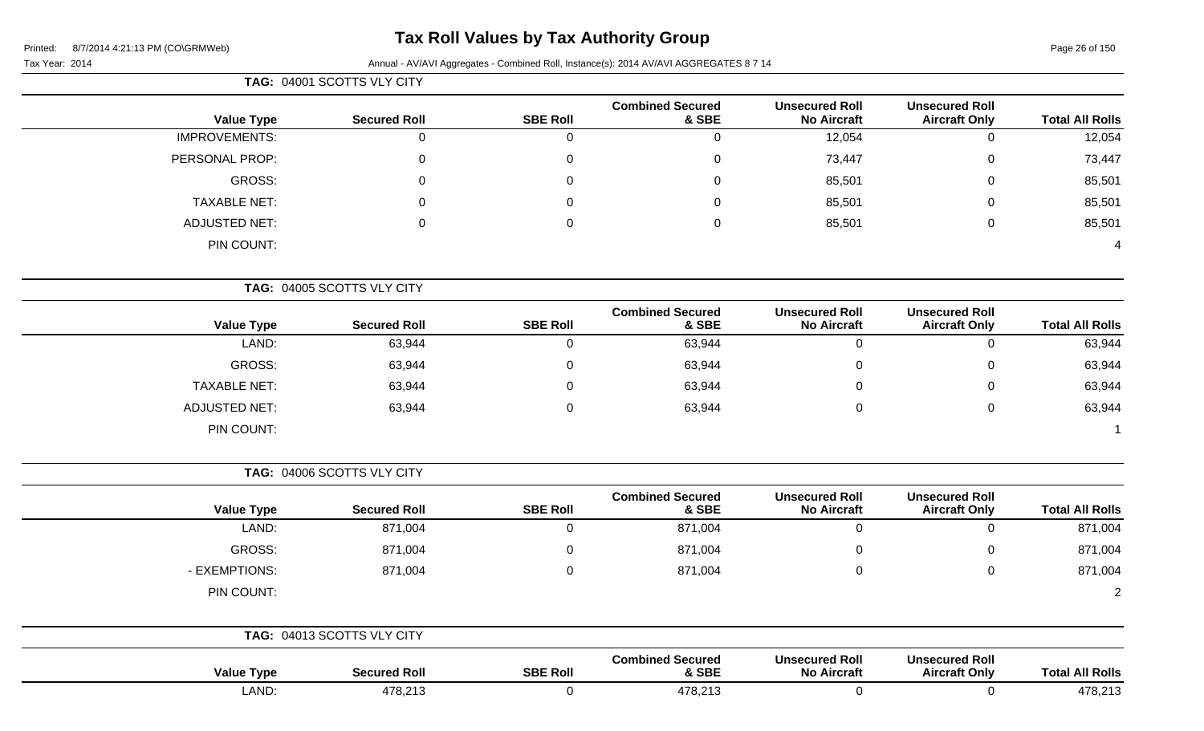# Tax Roll Values by Tax Authority Group

Printed: 8/7/2014 4:21:13 PM (CO\GRMWeb)

Tax Year: 2014

Annual - AV/AVI Aggregates - Combined Roll, Instance(s): 2014 AV/AVI AGGREGATES 8 7 14

**TAG: 04001 SCOTTS VLY CITY**

| Value Type | Secured Roll | SBE Roll | Combined Secured & SBE | Unsecured Roll No Aircraft | Unsecured Roll Aircraft Only | Total All Rolls |
|---|---|---|---|---|---|---|
| IMPROVEMENTS: | 0 | 0 | 0 | 12,054 | 0 | 12,054 |
| PERSONAL PROP: | 0 | 0 | 0 | 73,447 | 0 | 73,447 |
| GROSS: | 0 | 0 | 0 | 85,501 | 0 | 85,501 |
| TAXABLE NET: | 0 | 0 | 0 | 85,501 | 0 | 85,501 |
| ADJUSTED NET: | 0 | 0 | 0 | 85,501 | 0 | 85,501 |
| PIN COUNT: | | | | | | 4 |

**TAG: 04005 SCOTTS VLY CITY**

| Value Type | Secured Roll | SBE Roll | Combined Secured & SBE | Unsecured Roll No Aircraft | Unsecured Roll Aircraft Only | Total All Rolls |
|---|---|---|---|---|---|---|
| LAND: | 63,944 | 0 | 63,944 | 0 | 0 | 63,944 |
| GROSS: | 63,944 | 0 | 63,944 | 0 | 0 | 63,944 |
| TAXABLE NET: | 63,944 | 0 | 63,944 | 0 | 0 | 63,944 |
| ADJUSTED NET: | 63,944 | 0 | 63,944 | 0 | 0 | 63,944 |
| PIN COUNT: | | | | | | 1 |

**TAG: 04006 SCOTTS VLY CITY**

| Value Type | Secured Roll | SBE Roll | Combined Secured & SBE | Unsecured Roll No Aircraft | Unsecured Roll Aircraft Only | Total All Rolls |
|---|---|---|---|---|---|---|
| LAND: | 871,004 | 0 | 871,004 | 0 | 0 | 871,004 |
| GROSS: | 871,004 | 0 | 871,004 | 0 | 0 | 871,004 |
| - EXEMPTIONS: | 871,004 | 0 | 871,004 | 0 | 0 | 871,004 |
| PIN COUNT: | | | | | | 2 |

**TAG: 04013 SCOTTS VLY CITY**

| Value Type | Secured Roll | SBE Roll | Combined Secured & SBE | Unsecured Roll No Aircraft | Unsecured Roll Aircraft Only | Total All Rolls |
|---|---|---|---|---|---|---|
| LAND: | 478,213 | 0 | 478,213 | 0 | 0 | 478,213 |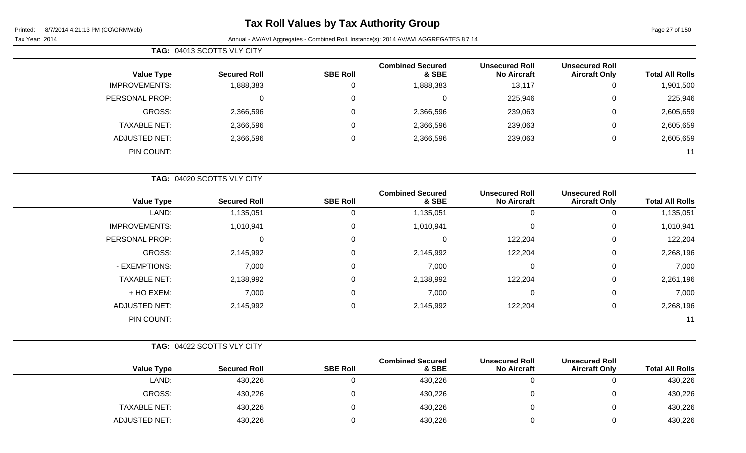# Tax Roll Values by Tax Authority Group

Printed: 8/7/2014 4:21:13 PM (CO\GRMWeb)

Tax Year: 2014

Annual - AV/AVI Aggregates - Combined Roll, Instance(s): 2014 AV/AVI AGGREGATES 8 7 14

**TAG: 04013 SCOTTS VLY CITY**

| Value Type | Secured Roll | SBE Roll | Combined Secured & SBE | Unsecured Roll No Aircraft | Unsecured Roll Aircraft Only | Total All Rolls |
|---|---|---|---|---|---|---|
| IMPROVEMENTS: | 1,888,383 | 0 | 1,888,383 | 13,117 | 0 | 1,901,500 |
| PERSONAL PROP: | 0 | 0 | 0 | 225,946 | 0 | 225,946 |
| GROSS: | 2,366,596 | 0 | 2,366,596 | 239,063 | 0 | 2,605,659 |
| TAXABLE NET: | 2,366,596 | 0 | 2,366,596 | 239,063 | 0 | 2,605,659 |
| ADJUSTED NET: | 2,366,596 | 0 | 2,366,596 | 239,063 | 0 | 2,605,659 |
| PIN COUNT: | | | | | | 11 |

**TAG: 04020 SCOTTS VLY CITY**

| Value Type | Secured Roll | SBE Roll | Combined Secured & SBE | Unsecured Roll No Aircraft | Unsecured Roll Aircraft Only | Total All Rolls |
|---|---|---|---|---|---|---|
| LAND: | 1,135,051 | 0 | 1,135,051 | 0 | 0 | 1,135,051 |
| IMPROVEMENTS: | 1,010,941 | 0 | 1,010,941 | 0 | 0 | 1,010,941 |
| PERSONAL PROP: | 0 | 0 | 0 | 122,204 | 0 | 122,204 |
| GROSS: | 2,145,992 | 0 | 2,145,992 | 122,204 | 0 | 2,268,196 |
| - EXEMPTIONS: | 7,000 | 0 | 7,000 | 0 | 0 | 7,000 |
| TAXABLE NET: | 2,138,992 | 0 | 2,138,992 | 122,204 | 0 | 2,261,196 |
| + HO EXEM: | 7,000 | 0 | 7,000 | 0 | 0 | 7,000 |
| ADJUSTED NET: | 2,145,992 | 0 | 2,145,992 | 122,204 | 0 | 2,268,196 |
| PIN COUNT: | | | | | | 11 |

**TAG: 04022 SCOTTS VLY CITY**

| Value Type | Secured Roll | SBE Roll | Combined Secured & SBE | Unsecured Roll No Aircraft | Unsecured Roll Aircraft Only | Total All Rolls |
|---|---|---|---|---|---|---|
| LAND: | 430,226 | 0 | 430,226 | 0 | 0 | 430,226 |
| GROSS: | 430,226 | 0 | 430,226 | 0 | 0 | 430,226 |
| TAXABLE NET: | 430,226 | 0 | 430,226 | 0 | 0 | 430,226 |
| ADJUSTED NET: | 430,226 | 0 | 430,226 | 0 | 0 | 430,226 |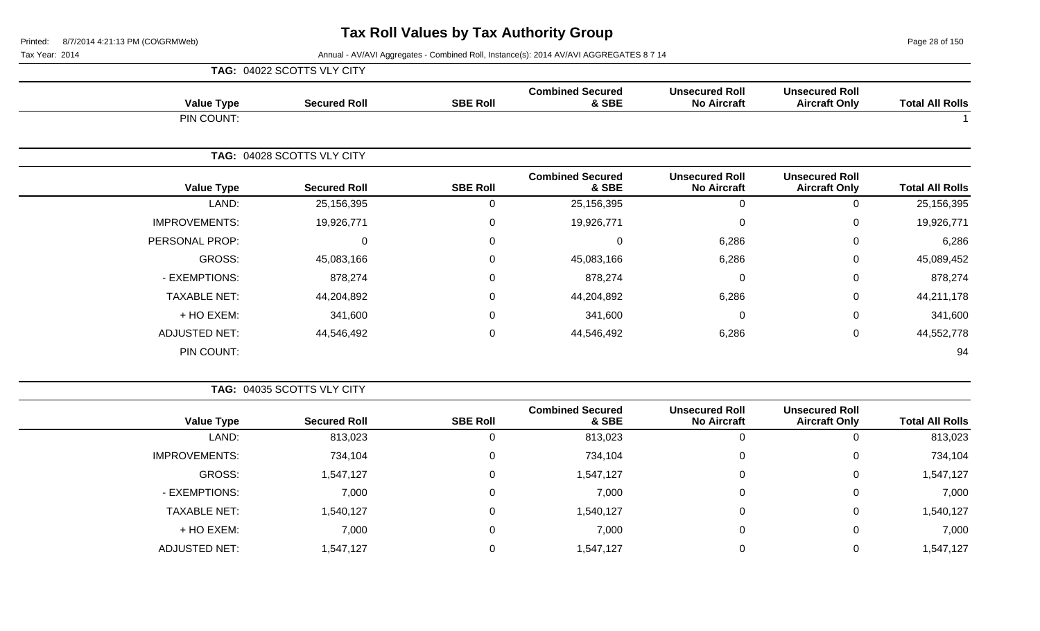# Tax Roll Values by Tax Authority Group

Printed: 8/7/2014 4:21:13 PM (CO\GRMWeb)

Tax Year: 2014 — Annual - AV/AVI Aggregates - Combined Roll, Instance(s): 2014 AV/AVI AGGREGATES 8 7 14

**TAG: 04022 SCOTTS VLY CITY**

| Value Type | Secured Roll | SBE Roll | Combined Secured & SBE | Unsecured Roll No Aircraft | Unsecured Roll Aircraft Only | Total All Rolls |
|---|---|---|---|---|---|---|
| PIN COUNT: | | | | | | 1 |

**TAG: 04028 SCOTTS VLY CITY**

| Value Type | Secured Roll | SBE Roll | Combined Secured & SBE | Unsecured Roll No Aircraft | Unsecured Roll Aircraft Only | Total All Rolls |
|---|---|---|---|---|---|---|
| LAND: | 25,156,395 | 0 | 25,156,395 | 0 | 0 | 25,156,395 |
| IMPROVEMENTS: | 19,926,771 | 0 | 19,926,771 | 0 | 0 | 19,926,771 |
| PERSONAL PROP: | 0 | 0 | 0 | 6,286 | 0 | 6,286 |
| GROSS: | 45,083,166 | 0 | 45,083,166 | 6,286 | 0 | 45,089,452 |
| - EXEMPTIONS: | 878,274 | 0 | 878,274 | 0 | 0 | 878,274 |
| TAXABLE NET: | 44,204,892 | 0 | 44,204,892 | 6,286 | 0 | 44,211,178 |
| + HO EXEM: | 341,600 | 0 | 341,600 | 0 | 0 | 341,600 |
| ADJUSTED NET: | 44,546,492 | 0 | 44,546,492 | 6,286 | 0 | 44,552,778 |
| PIN COUNT: | | | | | | 94 |

**TAG: 04035 SCOTTS VLY CITY**

| Value Type | Secured Roll | SBE Roll | Combined Secured & SBE | Unsecured Roll No Aircraft | Unsecured Roll Aircraft Only | Total All Rolls |
|---|---|---|---|---|---|---|
| LAND: | 813,023 | 0 | 813,023 | 0 | 0 | 813,023 |
| IMPROVEMENTS: | 734,104 | 0 | 734,104 | 0 | 0 | 734,104 |
| GROSS: | 1,547,127 | 0 | 1,547,127 | 0 | 0 | 1,547,127 |
| - EXEMPTIONS: | 7,000 | 0 | 7,000 | 0 | 0 | 7,000 |
| TAXABLE NET: | 1,540,127 | 0 | 1,540,127 | 0 | 0 | 1,540,127 |
| + HO EXEM: | 7,000 | 0 | 7,000 | 0 | 0 | 7,000 |
| ADJUSTED NET: | 1,547,127 | 0 | 1,547,127 | 0 | 0 | 1,547,127 |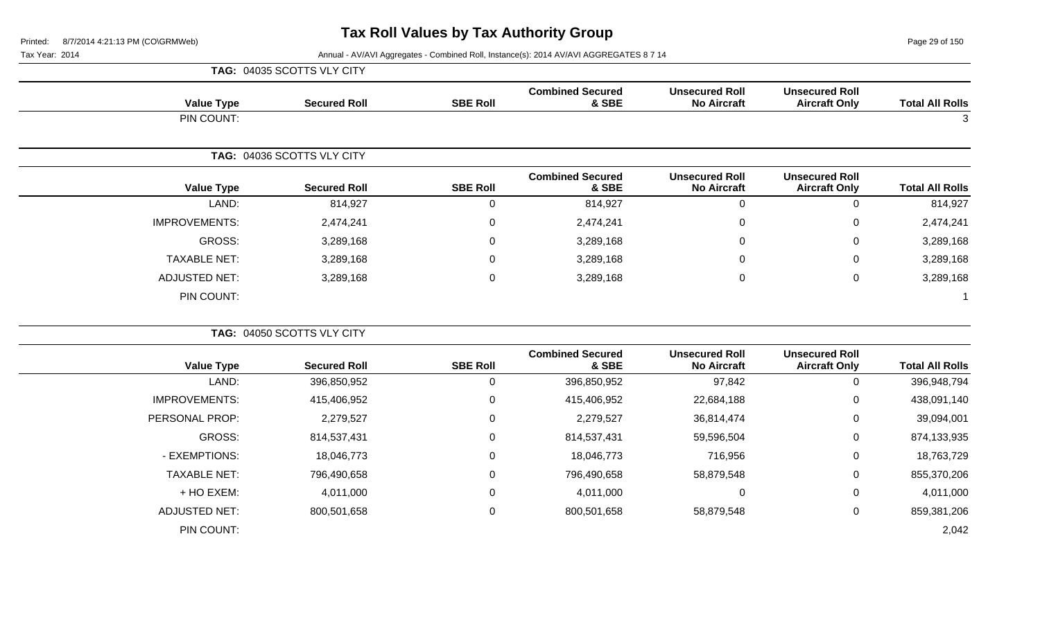# Tax Roll Values by Tax Authority Group

Printed: 8/7/2014 4:21:13 PM (CO\GRMWeb)

Tax Year: 2014

Annual - AV/AVI Aggregates - Combined Roll, Instance(s): 2014 AV/AVI AGGREGATES 8 7 14

**TAG: 04035 SCOTTS VLY CITY**

| Value Type | Secured Roll | SBE Roll | Combined Secured & SBE | Unsecured Roll No Aircraft | Unsecured Roll Aircraft Only | Total All Rolls |
|---|---|---|---|---|---|---|
| PIN COUNT: | | | | | | 3 |

**TAG: 04036 SCOTTS VLY CITY**

| Value Type | Secured Roll | SBE Roll | Combined Secured & SBE | Unsecured Roll No Aircraft | Unsecured Roll Aircraft Only | Total All Rolls |
|---|---|---|---|---|---|---|
| LAND: | 814,927 | 0 | 814,927 | 0 | 0 | 814,927 |
| IMPROVEMENTS: | 2,474,241 | 0 | 2,474,241 | 0 | 0 | 2,474,241 |
| GROSS: | 3,289,168 | 0 | 3,289,168 | 0 | 0 | 3,289,168 |
| TAXABLE NET: | 3,289,168 | 0 | 3,289,168 | 0 | 0 | 3,289,168 |
| ADJUSTED NET: | 3,289,168 | 0 | 3,289,168 | 0 | 0 | 3,289,168 |
| PIN COUNT: | | | | | | 1 |

**TAG: 04050 SCOTTS VLY CITY**

| Value Type | Secured Roll | SBE Roll | Combined Secured & SBE | Unsecured Roll No Aircraft | Unsecured Roll Aircraft Only | Total All Rolls |
|---|---|---|---|---|---|---|
| LAND: | 396,850,952 | 0 | 396,850,952 | 97,842 | 0 | 396,948,794 |
| IMPROVEMENTS: | 415,406,952 | 0 | 415,406,952 | 22,684,188 | 0 | 438,091,140 |
| PERSONAL PROP: | 2,279,527 | 0 | 2,279,527 | 36,814,474 | 0 | 39,094,001 |
| GROSS: | 814,537,431 | 0 | 814,537,431 | 59,596,504 | 0 | 874,133,935 |
| - EXEMPTIONS: | 18,046,773 | 0 | 18,046,773 | 716,956 | 0 | 18,763,729 |
| TAXABLE NET: | 796,490,658 | 0 | 796,490,658 | 58,879,548 | 0 | 855,370,206 |
| + HO EXEM: | 4,011,000 | 0 | 4,011,000 | 0 | 0 | 4,011,000 |
| ADJUSTED NET: | 800,501,658 | 0 | 800,501,658 | 58,879,548 | 0 | 859,381,206 |
| PIN COUNT: | | | | | | 2,042 |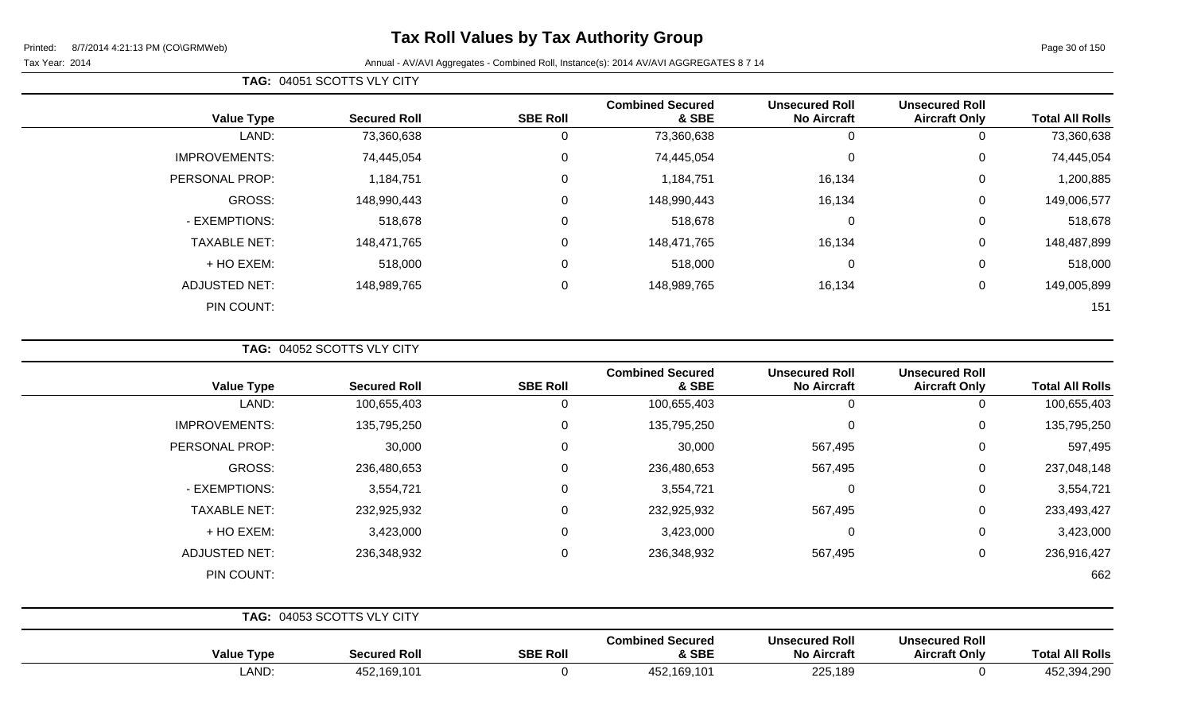# Tax Roll Values by Tax Authority Group

Printed: 8/7/2014 4:21:13 PM (CO\GRMWeb)

Tax Year: 2014

Annual - AV/AVI Aggregates - Combined Roll, Instance(s): 2014 AV/AVI AGGREGATES 8 7 14

**TAG: 04051 SCOTTS VLY CITY**

| Value Type | Secured Roll | SBE Roll | Combined Secured & SBE | Unsecured Roll No Aircraft | Unsecured Roll Aircraft Only | Total All Rolls |
|---|---|---|---|---|---|---|
| LAND: | 73,360,638 | 0 | 73,360,638 | 0 | 0 | 73,360,638 |
| IMPROVEMENTS: | 74,445,054 | 0 | 74,445,054 | 0 | 0 | 74,445,054 |
| PERSONAL PROP: | 1,184,751 | 0 | 1,184,751 | 16,134 | 0 | 1,200,885 |
| GROSS: | 148,990,443 | 0 | 148,990,443 | 16,134 | 0 | 149,006,577 |
| - EXEMPTIONS: | 518,678 | 0 | 518,678 | 0 | 0 | 518,678 |
| TAXABLE NET: | 148,471,765 | 0 | 148,471,765 | 16,134 | 0 | 148,487,899 |
| + HO EXEM: | 518,000 | 0 | 518,000 | 0 | 0 | 518,000 |
| ADJUSTED NET: | 148,989,765 | 0 | 148,989,765 | 16,134 | 0 | 149,005,899 |
| PIN COUNT: | | | | | | 151 |

**TAG: 04052 SCOTTS VLY CITY**

| Value Type | Secured Roll | SBE Roll | Combined Secured & SBE | Unsecured Roll No Aircraft | Unsecured Roll Aircraft Only | Total All Rolls |
|---|---|---|---|---|---|---|
| LAND: | 100,655,403 | 0 | 100,655,403 | 0 | 0 | 100,655,403 |
| IMPROVEMENTS: | 135,795,250 | 0 | 135,795,250 | 0 | 0 | 135,795,250 |
| PERSONAL PROP: | 30,000 | 0 | 30,000 | 567,495 | 0 | 597,495 |
| GROSS: | 236,480,653 | 0 | 236,480,653 | 567,495 | 0 | 237,048,148 |
| - EXEMPTIONS: | 3,554,721 | 0 | 3,554,721 | 0 | 0 | 3,554,721 |
| TAXABLE NET: | 232,925,932 | 0 | 232,925,932 | 567,495 | 0 | 233,493,427 |
| + HO EXEM: | 3,423,000 | 0 | 3,423,000 | 0 | 0 | 3,423,000 |
| ADJUSTED NET: | 236,348,932 | 0 | 236,348,932 | 567,495 | 0 | 236,916,427 |
| PIN COUNT: | | | | | | 662 |

**TAG: 04053 SCOTTS VLY CITY**

| Value Type | Secured Roll | SBE Roll | Combined Secured & SBE | Unsecured Roll No Aircraft | Unsecured Roll Aircraft Only | Total All Rolls |
|---|---|---|---|---|---|---|
| LAND: | 452,169,101 | 0 | 452,169,101 | 225,189 | 0 | 452,394,290 |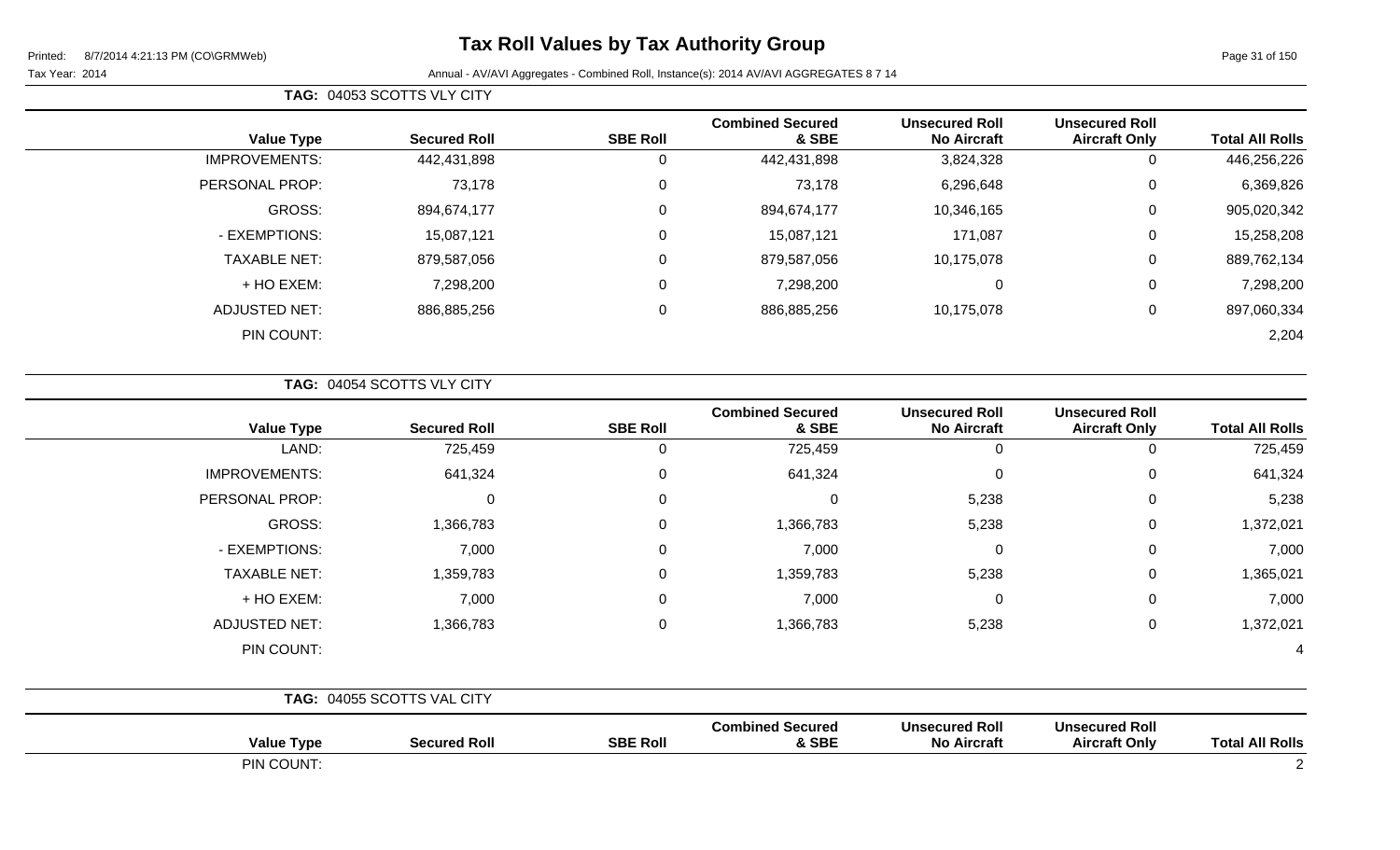# Tax Roll Values by Tax Authority Group

Printed: 8/7/2014 4:21:13 PM (CO\GRMWeb)

Tax Year: 2014

Annual - AV/AVI Aggregates - Combined Roll, Instance(s): 2014 AV/AVI AGGREGATES 8 7 14

**TAG: 04053 SCOTTS VLY CITY**

| Value Type | Secured Roll | SBE Roll | Combined Secured & SBE | Unsecured Roll No Aircraft | Unsecured Roll Aircraft Only | Total All Rolls |
|---|---|---|---|---|---|---|
| IMPROVEMENTS: | 442,431,898 | 0 | 442,431,898 | 3,824,328 | 0 | 446,256,226 |
| PERSONAL PROP: | 73,178 | 0 | 73,178 | 6,296,648 | 0 | 6,369,826 |
| GROSS: | 894,674,177 | 0 | 894,674,177 | 10,346,165 | 0 | 905,020,342 |
| - EXEMPTIONS: | 15,087,121 | 0 | 15,087,121 | 171,087 | 0 | 15,258,208 |
| TAXABLE NET: | 879,587,056 | 0 | 879,587,056 | 10,175,078 | 0 | 889,762,134 |
| + HO EXEM: | 7,298,200 | 0 | 7,298,200 | 0 | 0 | 7,298,200 |
| ADJUSTED NET: | 886,885,256 | 0 | 886,885,256 | 10,175,078 | 0 | 897,060,334 |
| PIN COUNT: | | | | | | 2,204 |

**TAG: 04054 SCOTTS VLY CITY**

| Value Type | Secured Roll | SBE Roll | Combined Secured & SBE | Unsecured Roll No Aircraft | Unsecured Roll Aircraft Only | Total All Rolls |
|---|---|---|---|---|---|---|
| LAND: | 725,459 | 0 | 725,459 | 0 | 0 | 725,459 |
| IMPROVEMENTS: | 641,324 | 0 | 641,324 | 0 | 0 | 641,324 |
| PERSONAL PROP: | 0 | 0 | 0 | 5,238 | 0 | 5,238 |
| GROSS: | 1,366,783 | 0 | 1,366,783 | 5,238 | 0 | 1,372,021 |
| - EXEMPTIONS: | 7,000 | 0 | 7,000 | 0 | 0 | 7,000 |
| TAXABLE NET: | 1,359,783 | 0 | 1,359,783 | 5,238 | 0 | 1,365,021 |
| + HO EXEM: | 7,000 | 0 | 7,000 | 0 | 0 | 7,000 |
| ADJUSTED NET: | 1,366,783 | 0 | 1,366,783 | 5,238 | 0 | 1,372,021 |
| PIN COUNT: | | | | | | 4 |

**TAG: 04055 SCOTTS VAL CITY**

| Value Type | Secured Roll | SBE Roll | Combined Secured & SBE | Unsecured Roll No Aircraft | Unsecured Roll Aircraft Only | Total All Rolls |
|---|---|---|---|---|---|---|
| PIN COUNT: | | | | | | 2 |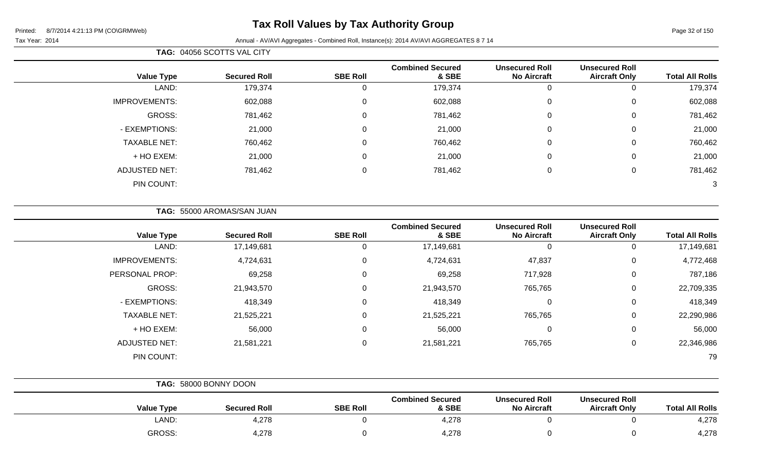# Tax Roll Values by Tax Authority Group

Printed: 8/7/2014 4:21:13 PM (CO\GRMWeb)

Tax Year: 2014

Annual - AV/AVI Aggregates - Combined Roll, Instance(s): 2014 AV/AVI AGGREGATES 8 7 14

**TAG: 04056 SCOTTS VAL CITY**

| Value Type | Secured Roll | SBE Roll | Combined Secured & SBE | Unsecured Roll No Aircraft | Unsecured Roll Aircraft Only | Total All Rolls |
|---|---|---|---|---|---|---|
| LAND: | 179,374 | 0 | 179,374 | 0 | 0 | 179,374 |
| IMPROVEMENTS: | 602,088 | 0 | 602,088 | 0 | 0 | 602,088 |
| GROSS: | 781,462 | 0 | 781,462 | 0 | 0 | 781,462 |
| - EXEMPTIONS: | 21,000 | 0 | 21,000 | 0 | 0 | 21,000 |
| TAXABLE NET: | 760,462 | 0 | 760,462 | 0 | 0 | 760,462 |
| + HO EXEM: | 21,000 | 0 | 21,000 | 0 | 0 | 21,000 |
| ADJUSTED NET: | 781,462 | 0 | 781,462 | 0 | 0 | 781,462 |
| PIN COUNT: | | | | | | 3 |

**TAG: 55000 AROMAS/SAN JUAN**

| Value Type | Secured Roll | SBE Roll | Combined Secured & SBE | Unsecured Roll No Aircraft | Unsecured Roll Aircraft Only | Total All Rolls |
|---|---|---|---|---|---|---|
| LAND: | 17,149,681 | 0 | 17,149,681 | 0 | 0 | 17,149,681 |
| IMPROVEMENTS: | 4,724,631 | 0 | 4,724,631 | 47,837 | 0 | 4,772,468 |
| PERSONAL PROP: | 69,258 | 0 | 69,258 | 717,928 | 0 | 787,186 |
| GROSS: | 21,943,570 | 0 | 21,943,570 | 765,765 | 0 | 22,709,335 |
| - EXEMPTIONS: | 418,349 | 0 | 418,349 | 0 | 0 | 418,349 |
| TAXABLE NET: | 21,525,221 | 0 | 21,525,221 | 765,765 | 0 | 22,290,986 |
| + HO EXEM: | 56,000 | 0 | 56,000 | 0 | 0 | 56,000 |
| ADJUSTED NET: | 21,581,221 | 0 | 21,581,221 | 765,765 | 0 | 22,346,986 |
| PIN COUNT: | | | | | | 79 |

**TAG: 58000 BONNY DOON**

| Value Type | Secured Roll | SBE Roll | Combined Secured & SBE | Unsecured Roll No Aircraft | Unsecured Roll Aircraft Only | Total All Rolls |
|---|---|---|---|---|---|---|
| LAND: | 4,278 | 0 | 4,278 | 0 | 0 | 4,278 |
| GROSS: | 4,278 | 0 | 4,278 | 0 | 0 | 4,278 |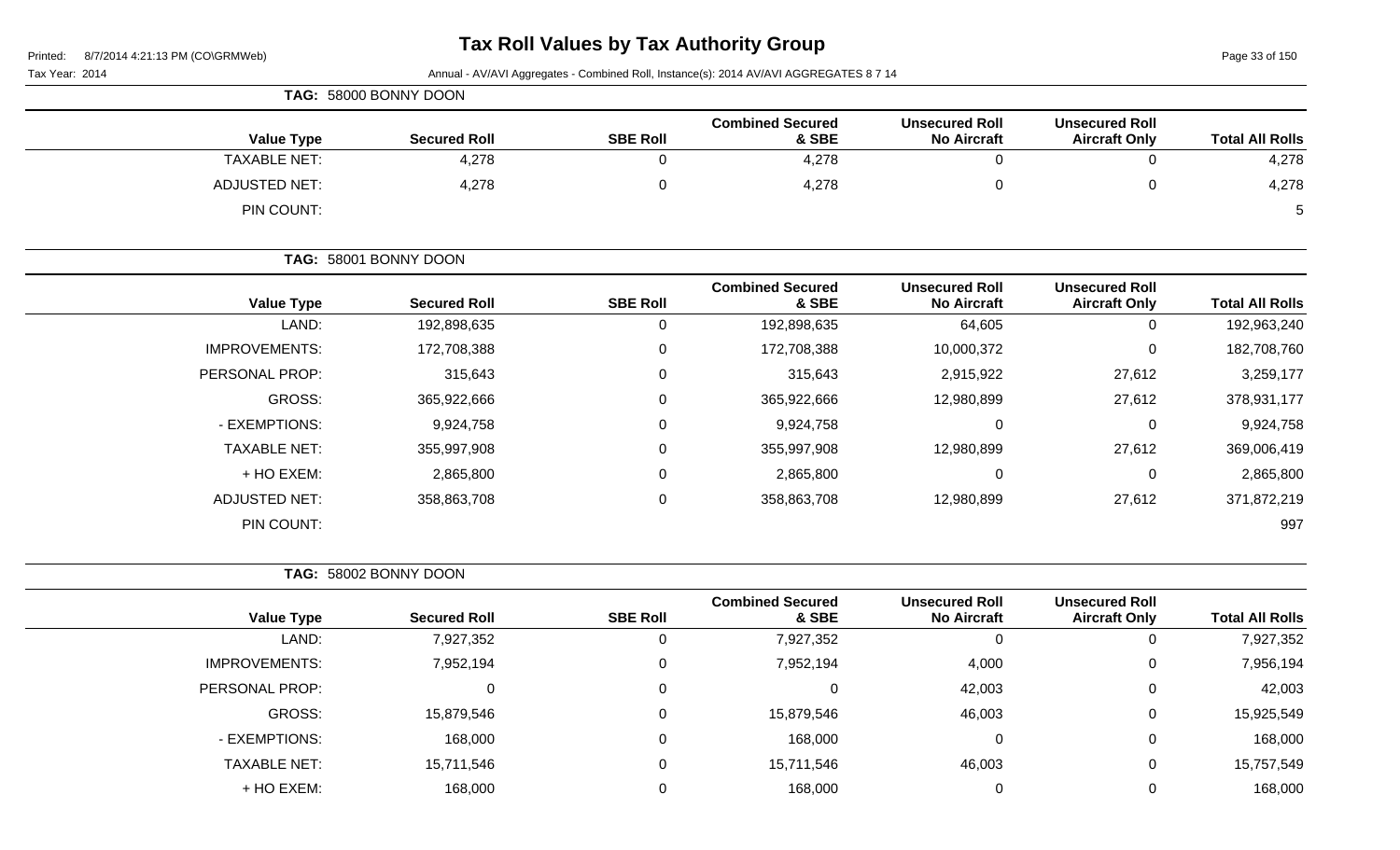# Tax Roll Values by Tax Authority Group

Printed: 8/7/2014 4:21:13 PM (CO\GRMWeb)

Tax Year: 2014

Annual - AV/AVI Aggregates - Combined Roll, Instance(s): 2014 AV/AVI AGGREGATES 8 7 14

**TAG: 58000 BONNY DOON**

| Value Type | Secured Roll | SBE Roll | Combined Secured & SBE | Unsecured Roll No Aircraft | Unsecured Roll Aircraft Only | Total All Rolls |
|---|---|---|---|---|---|---|
| TAXABLE NET: | 4,278 | 0 | 4,278 | 0 | 0 | 4,278 |
| ADJUSTED NET: | 4,278 | 0 | 4,278 | 0 | 0 | 4,278 |
| PIN COUNT: | | | | | | 5 |

**TAG: 58001 BONNY DOON**

| Value Type | Secured Roll | SBE Roll | Combined Secured & SBE | Unsecured Roll No Aircraft | Unsecured Roll Aircraft Only | Total All Rolls |
|---|---|---|---|---|---|---|
| LAND: | 192,898,635 | 0 | 192,898,635 | 64,605 | 0 | 192,963,240 |
| IMPROVEMENTS: | 172,708,388 | 0 | 172,708,388 | 10,000,372 | 0 | 182,708,760 |
| PERSONAL PROP: | 315,643 | 0 | 315,643 | 2,915,922 | 27,612 | 3,259,177 |
| GROSS: | 365,922,666 | 0 | 365,922,666 | 12,980,899 | 27,612 | 378,931,177 |
| - EXEMPTIONS: | 9,924,758 | 0 | 9,924,758 | 0 | 0 | 9,924,758 |
| TAXABLE NET: | 355,997,908 | 0 | 355,997,908 | 12,980,899 | 27,612 | 369,006,419 |
| + HO EXEM: | 2,865,800 | 0 | 2,865,800 | 0 | 0 | 2,865,800 |
| ADJUSTED NET: | 358,863,708 | 0 | 358,863,708 | 12,980,899 | 27,612 | 371,872,219 |
| PIN COUNT: | | | | | | 997 |

**TAG: 58002 BONNY DOON**

| Value Type | Secured Roll | SBE Roll | Combined Secured & SBE | Unsecured Roll No Aircraft | Unsecured Roll Aircraft Only | Total All Rolls |
|---|---|---|---|---|---|---|
| LAND: | 7,927,352 | 0 | 7,927,352 | 0 | 0 | 7,927,352 |
| IMPROVEMENTS: | 7,952,194 | 0 | 7,952,194 | 4,000 | 0 | 7,956,194 |
| PERSONAL PROP: | 0 | 0 | 0 | 42,003 | 0 | 42,003 |
| GROSS: | 15,879,546 | 0 | 15,879,546 | 46,003 | 0 | 15,925,549 |
| - EXEMPTIONS: | 168,000 | 0 | 168,000 | 0 | 0 | 168,000 |
| TAXABLE NET: | 15,711,546 | 0 | 15,711,546 | 46,003 | 0 | 15,757,549 |
| + HO EXEM: | 168,000 | 0 | 168,000 | 0 | 0 | 168,000 |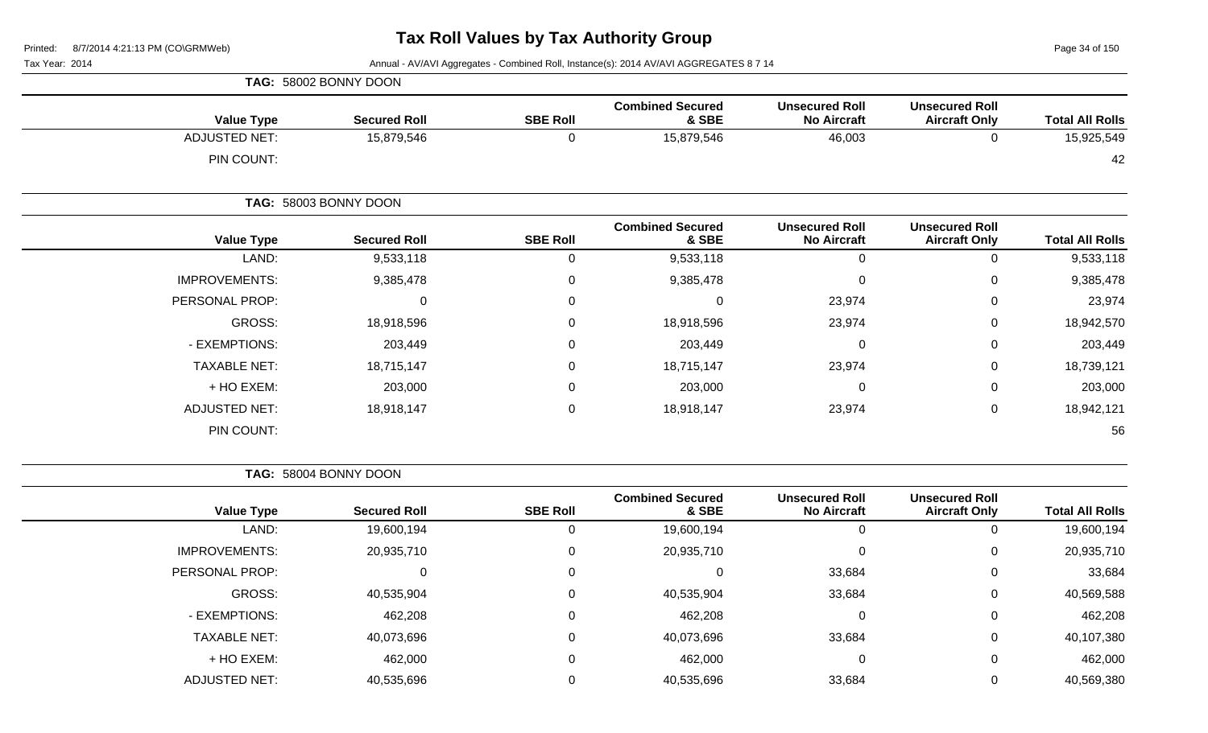# Tax Roll Values by Tax Authority Group

Printed: 8/7/2014 4:21:13 PM (CO\GRMWeb)

Tax Year: 2014

Annual - AV/AVI Aggregates - Combined Roll, Instance(s): 2014 AV/AVI AGGREGATES 8 7 14

**TAG: 58002 BONNY DOON**

| Value Type | Secured Roll | SBE Roll | Combined Secured & SBE | Unsecured Roll No Aircraft | Unsecured Roll Aircraft Only | Total All Rolls |
|---|---|---|---|---|---|---|
| ADJUSTED NET: | 15,879,546 | 0 | 15,879,546 | 46,003 | 0 | 15,925,549 |
| PIN COUNT: | | | | | | 42 |

**TAG: 58003 BONNY DOON**

| Value Type | Secured Roll | SBE Roll | Combined Secured & SBE | Unsecured Roll No Aircraft | Unsecured Roll Aircraft Only | Total All Rolls |
|---|---|---|---|---|---|---|
| LAND: | 9,533,118 | 0 | 9,533,118 | 0 | 0 | 9,533,118 |
| IMPROVEMENTS: | 9,385,478 | 0 | 9,385,478 | 0 | 0 | 9,385,478 |
| PERSONAL PROP: | 0 | 0 | 0 | 23,974 | 0 | 23,974 |
| GROSS: | 18,918,596 | 0 | 18,918,596 | 23,974 | 0 | 18,942,570 |
| - EXEMPTIONS: | 203,449 | 0 | 203,449 | 0 | 0 | 203,449 |
| TAXABLE NET: | 18,715,147 | 0 | 18,715,147 | 23,974 | 0 | 18,739,121 |
| + HO EXEM: | 203,000 | 0 | 203,000 | 0 | 0 | 203,000 |
| ADJUSTED NET: | 18,918,147 | 0 | 18,918,147 | 23,974 | 0 | 18,942,121 |
| PIN COUNT: | | | | | | 56 |

**TAG: 58004 BONNY DOON**

| Value Type | Secured Roll | SBE Roll | Combined Secured & SBE | Unsecured Roll No Aircraft | Unsecured Roll Aircraft Only | Total All Rolls |
|---|---|---|---|---|---|---|
| LAND: | 19,600,194 | 0 | 19,600,194 | 0 | 0 | 19,600,194 |
| IMPROVEMENTS: | 20,935,710 | 0 | 20,935,710 | 0 | 0 | 20,935,710 |
| PERSONAL PROP: | 0 | 0 | 0 | 33,684 | 0 | 33,684 |
| GROSS: | 40,535,904 | 0 | 40,535,904 | 33,684 | 0 | 40,569,588 |
| - EXEMPTIONS: | 462,208 | 0 | 462,208 | 0 | 0 | 462,208 |
| TAXABLE NET: | 40,073,696 | 0 | 40,073,696 | 33,684 | 0 | 40,107,380 |
| + HO EXEM: | 462,000 | 0 | 462,000 | 0 | 0 | 462,000 |
| ADJUSTED NET: | 40,535,696 | 0 | 40,535,696 | 33,684 | 0 | 40,569,380 |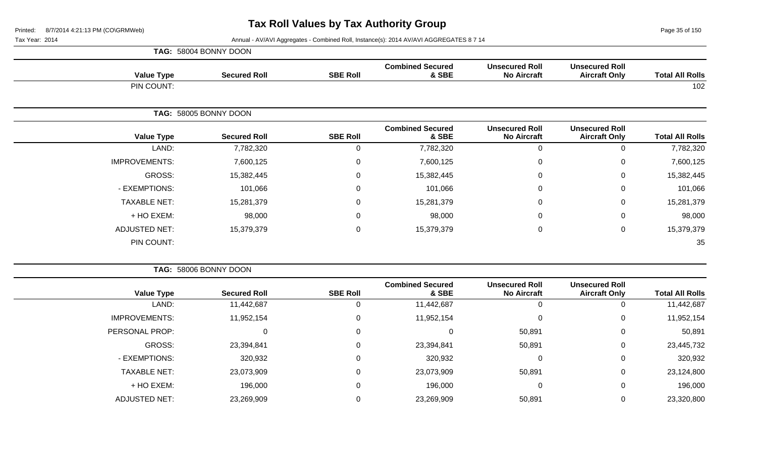# Tax Roll Values by Tax Authority Group

Printed: 8/7/2014 4:21:13 PM (CO\GRMWeb)

Tax Year: 2014 — Annual - AV/AVI Aggregates - Combined Roll, Instance(s): 2014 AV/AVI AGGREGATES 8 7 14

**TAG: 58004 BONNY DOON**

| Value Type | Secured Roll | SBE Roll | Combined Secured & SBE | Unsecured Roll No Aircraft | Unsecured Roll Aircraft Only | Total All Rolls |
|---|---|---|---|---|---|---|
| PIN COUNT: | | | | | | 102 |

**TAG: 58005 BONNY DOON**

| Value Type | Secured Roll | SBE Roll | Combined Secured & SBE | Unsecured Roll No Aircraft | Unsecured Roll Aircraft Only | Total All Rolls |
|---|---|---|---|---|---|---|
| LAND: | 7,782,320 | 0 | 7,782,320 | 0 | 0 | 7,782,320 |
| IMPROVEMENTS: | 7,600,125 | 0 | 7,600,125 | 0 | 0 | 7,600,125 |
| GROSS: | 15,382,445 | 0 | 15,382,445 | 0 | 0 | 15,382,445 |
| - EXEMPTIONS: | 101,066 | 0 | 101,066 | 0 | 0 | 101,066 |
| TAXABLE NET: | 15,281,379 | 0 | 15,281,379 | 0 | 0 | 15,281,379 |
| + HO EXEM: | 98,000 | 0 | 98,000 | 0 | 0 | 98,000 |
| ADJUSTED NET: | 15,379,379 | 0 | 15,379,379 | 0 | 0 | 15,379,379 |
| PIN COUNT: | | | | | | 35 |

**TAG: 58006 BONNY DOON**

| Value Type | Secured Roll | SBE Roll | Combined Secured & SBE | Unsecured Roll No Aircraft | Unsecured Roll Aircraft Only | Total All Rolls |
|---|---|---|---|---|---|---|
| LAND: | 11,442,687 | 0 | 11,442,687 | 0 | 0 | 11,442,687 |
| IMPROVEMENTS: | 11,952,154 | 0 | 11,952,154 | 0 | 0 | 11,952,154 |
| PERSONAL PROP: | 0 | 0 | 0 | 50,891 | 0 | 50,891 |
| GROSS: | 23,394,841 | 0 | 23,394,841 | 50,891 | 0 | 23,445,732 |
| - EXEMPTIONS: | 320,932 | 0 | 320,932 | 0 | 0 | 320,932 |
| TAXABLE NET: | 23,073,909 | 0 | 23,073,909 | 50,891 | 0 | 23,124,800 |
| + HO EXEM: | 196,000 | 0 | 196,000 | 0 | 0 | 196,000 |
| ADJUSTED NET: | 23,269,909 | 0 | 23,269,909 | 50,891 | 0 | 23,320,800 |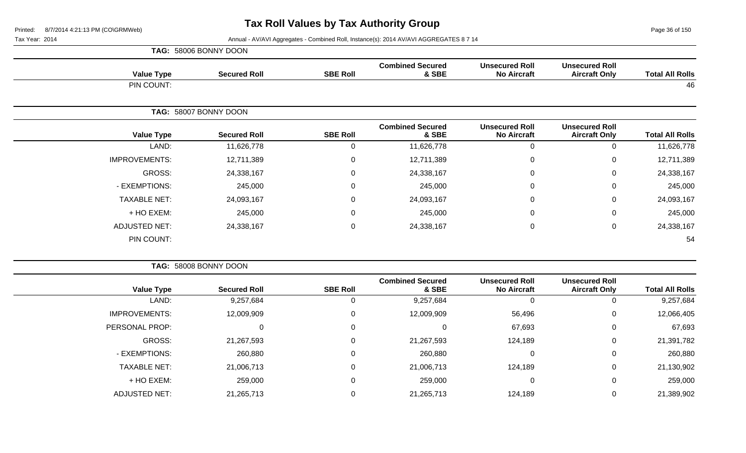# Tax Roll Values by Tax Authority Group

Tax Year: 2014

Annual - AV/AVI Aggregates - Combined Roll, Instance(s): 2014 AV/AVI AGGREGATES 8 7 14

**TAG: 58006 BONNY DOON**

| Value Type | Secured Roll | SBE Roll | Combined Secured & SBE | Unsecured Roll No Aircraft | Unsecured Roll Aircraft Only | Total All Rolls |
|---|---|---|---|---|---|---|
| PIN COUNT: | | | | | | 46 |

**TAG: 58007 BONNY DOON**

| Value Type | Secured Roll | SBE Roll | Combined Secured & SBE | Unsecured Roll No Aircraft | Unsecured Roll Aircraft Only | Total All Rolls |
|---|---|---|---|---|---|---|
| LAND: | 11,626,778 | 0 | 11,626,778 | 0 | 0 | 11,626,778 |
| IMPROVEMENTS: | 12,711,389 | 0 | 12,711,389 | 0 | 0 | 12,711,389 |
| GROSS: | 24,338,167 | 0 | 24,338,167 | 0 | 0 | 24,338,167 |
| - EXEMPTIONS: | 245,000 | 0 | 245,000 | 0 | 0 | 245,000 |
| TAXABLE NET: | 24,093,167 | 0 | 24,093,167 | 0 | 0 | 24,093,167 |
| + HO EXEM: | 245,000 | 0 | 245,000 | 0 | 0 | 245,000 |
| ADJUSTED NET: | 24,338,167 | 0 | 24,338,167 | 0 | 0 | 24,338,167 |
| PIN COUNT: | | | | | | 54 |

**TAG: 58008 BONNY DOON**

| Value Type | Secured Roll | SBE Roll | Combined Secured & SBE | Unsecured Roll No Aircraft | Unsecured Roll Aircraft Only | Total All Rolls |
|---|---|---|---|---|---|---|
| LAND: | 9,257,684 | 0 | 9,257,684 | 0 | 0 | 9,257,684 |
| IMPROVEMENTS: | 12,009,909 | 0 | 12,009,909 | 56,496 | 0 | 12,066,405 |
| PERSONAL PROP: | 0 | 0 | 0 | 67,693 | 0 | 67,693 |
| GROSS: | 21,267,593 | 0 | 21,267,593 | 124,189 | 0 | 21,391,782 |
| - EXEMPTIONS: | 260,880 | 0 | 260,880 | 0 | 0 | 260,880 |
| TAXABLE NET: | 21,006,713 | 0 | 21,006,713 | 124,189 | 0 | 21,130,902 |
| + HO EXEM: | 259,000 | 0 | 259,000 | 0 | 0 | 259,000 |
| ADJUSTED NET: | 21,265,713 | 0 | 21,265,713 | 124,189 | 0 | 21,389,902 |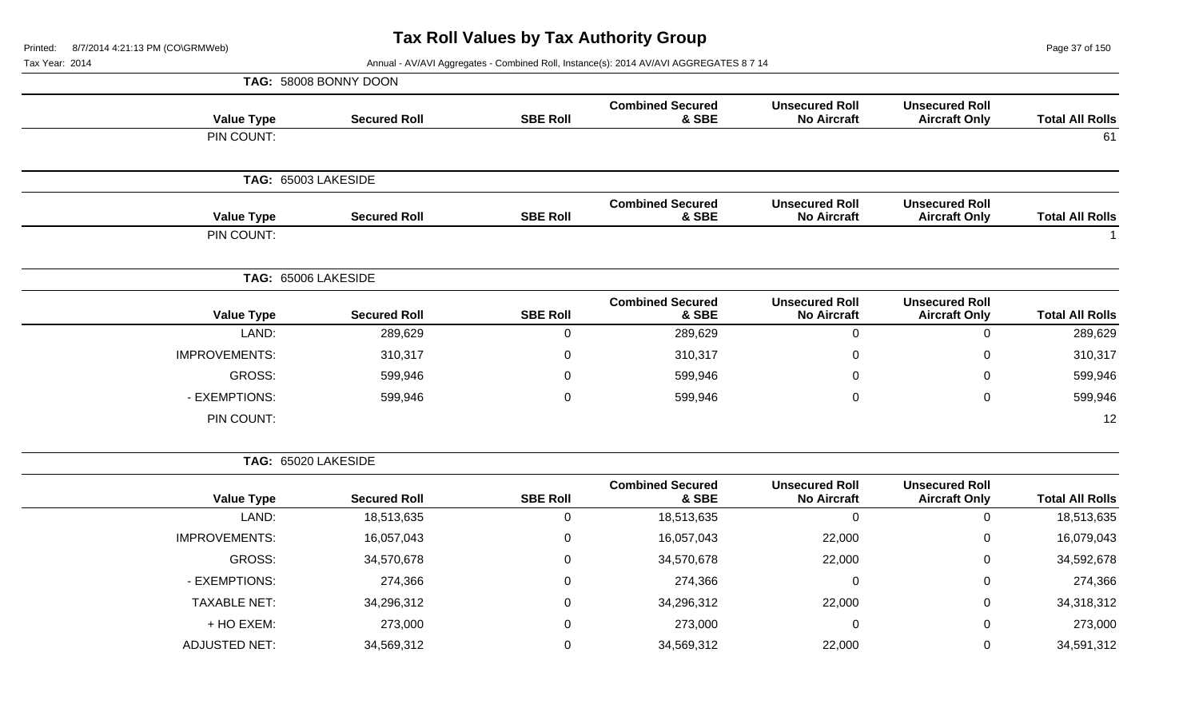# Tax Roll Values by Tax Authority Group

Printed: 8/7/2014 4:21:13 PM (CO\GRMWeb)

Tax Year: 2014

Annual - AV/AVI Aggregates - Combined Roll, Instance(s): 2014 AV/AVI AGGREGATES 8 7 14

**TAG: 58008 BONNY DOON**

| Value Type | Secured Roll | SBE Roll | Combined Secured & SBE | Unsecured Roll No Aircraft | Unsecured Roll Aircraft Only | Total All Rolls |
|---|---|---|---|---|---|---|
| PIN COUNT: | | | | | | 61 |

**TAG: 65003 LAKESIDE**

| Value Type | Secured Roll | SBE Roll | Combined Secured & SBE | Unsecured Roll No Aircraft | Unsecured Roll Aircraft Only | Total All Rolls |
|---|---|---|---|---|---|---|
| PIN COUNT: | | | | | | 1 |

**TAG: 65006 LAKESIDE**

| Value Type | Secured Roll | SBE Roll | Combined Secured & SBE | Unsecured Roll No Aircraft | Unsecured Roll Aircraft Only | Total All Rolls |
|---|---|---|---|---|---|---|
| LAND: | 289,629 | 0 | 289,629 | 0 | 0 | 289,629 |
| IMPROVEMENTS: | 310,317 | 0 | 310,317 | 0 | 0 | 310,317 |
| GROSS: | 599,946 | 0 | 599,946 | 0 | 0 | 599,946 |
| - EXEMPTIONS: | 599,946 | 0 | 599,946 | 0 | 0 | 599,946 |
| PIN COUNT: | | | | | | 12 |

**TAG: 65020 LAKESIDE**

| Value Type | Secured Roll | SBE Roll | Combined Secured & SBE | Unsecured Roll No Aircraft | Unsecured Roll Aircraft Only | Total All Rolls |
|---|---|---|---|---|---|---|
| LAND: | 18,513,635 | 0 | 18,513,635 | 0 | 0 | 18,513,635 |
| IMPROVEMENTS: | 16,057,043 | 0 | 16,057,043 | 22,000 | 0 | 16,079,043 |
| GROSS: | 34,570,678 | 0 | 34,570,678 | 22,000 | 0 | 34,592,678 |
| - EXEMPTIONS: | 274,366 | 0 | 274,366 | 0 | 0 | 274,366 |
| TAXABLE NET: | 34,296,312 | 0 | 34,296,312 | 22,000 | 0 | 34,318,312 |
| + HO EXEM: | 273,000 | 0 | 273,000 | 0 | 0 | 273,000 |
| ADJUSTED NET: | 34,569,312 | 0 | 34,569,312 | 22,000 | 0 | 34,591,312 |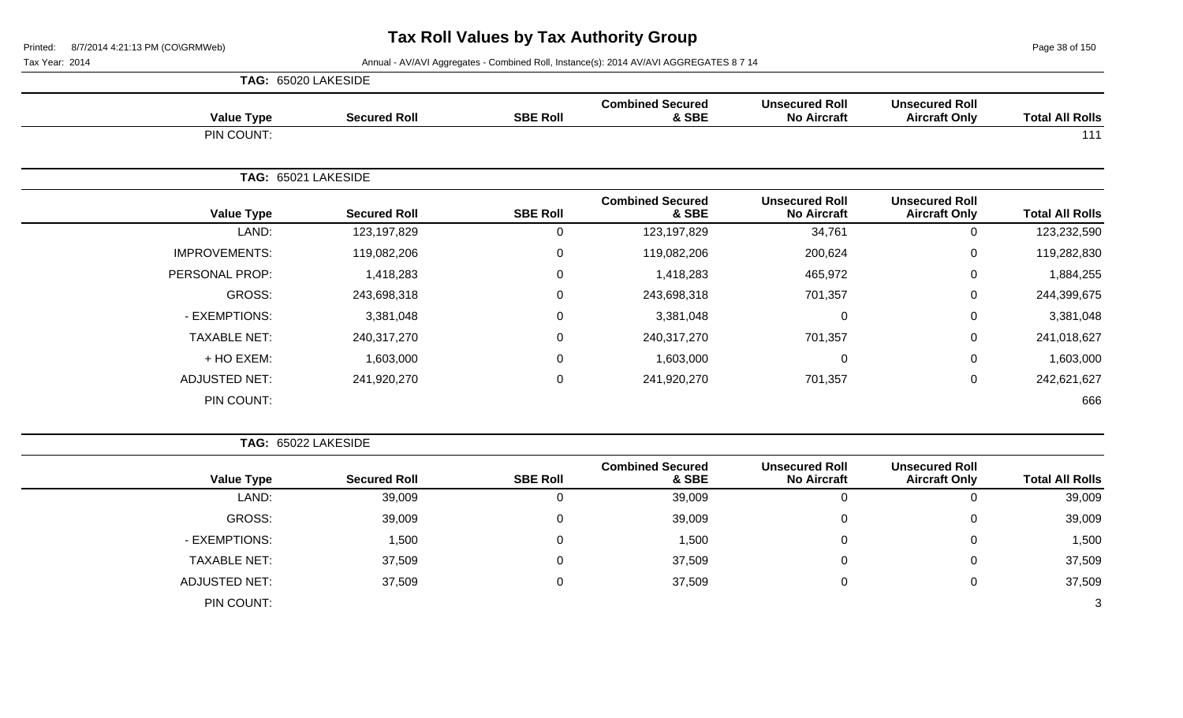# Tax Roll Values by Tax Authority Group

Tax Year: 2014

Annual - AV/AVI Aggregates - Combined Roll, Instance(s): 2014 AV/AVI AGGREGATES 8 7 14

**TAG: 65020 LAKESIDE**

| Value Type | Secured Roll | SBE Roll | Combined Secured & SBE | Unsecured Roll No Aircraft | Unsecured Roll Aircraft Only | Total All Rolls |
|---|---|---|---|---|---|---|
| PIN COUNT: | | | | | | 111 |

**TAG: 65021 LAKESIDE**

| Value Type | Secured Roll | SBE Roll | Combined Secured & SBE | Unsecured Roll No Aircraft | Unsecured Roll Aircraft Only | Total All Rolls |
|---|---|---|---|---|---|---|
| LAND: | 123,197,829 | 0 | 123,197,829 | 34,761 | 0 | 123,232,590 |
| IMPROVEMENTS: | 119,082,206 | 0 | 119,082,206 | 200,624 | 0 | 119,282,830 |
| PERSONAL PROP: | 1,418,283 | 0 | 1,418,283 | 465,972 | 0 | 1,884,255 |
| GROSS: | 243,698,318 | 0 | 243,698,318 | 701,357 | 0 | 244,399,675 |
| - EXEMPTIONS: | 3,381,048 | 0 | 3,381,048 | 0 | 0 | 3,381,048 |
| TAXABLE NET: | 240,317,270 | 0 | 240,317,270 | 701,357 | 0 | 241,018,627 |
| + HO EXEM: | 1,603,000 | 0 | 1,603,000 | 0 | 0 | 1,603,000 |
| ADJUSTED NET: | 241,920,270 | 0 | 241,920,270 | 701,357 | 0 | 242,621,627 |
| PIN COUNT: | | | | | | 666 |

**TAG: 65022 LAKESIDE**

| Value Type | Secured Roll | SBE Roll | Combined Secured & SBE | Unsecured Roll No Aircraft | Unsecured Roll Aircraft Only | Total All Rolls |
|---|---|---|---|---|---|---|
| LAND: | 39,009 | 0 | 39,009 | 0 | 0 | 39,009 |
| GROSS: | 39,009 | 0 | 39,009 | 0 | 0 | 39,009 |
| - EXEMPTIONS: | 1,500 | 0 | 1,500 | 0 | 0 | 1,500 |
| TAXABLE NET: | 37,509 | 0 | 37,509 | 0 | 0 | 37,509 |
| ADJUSTED NET: | 37,509 | 0 | 37,509 | 0 | 0 | 37,509 |
| PIN COUNT: | | | | | | 3 |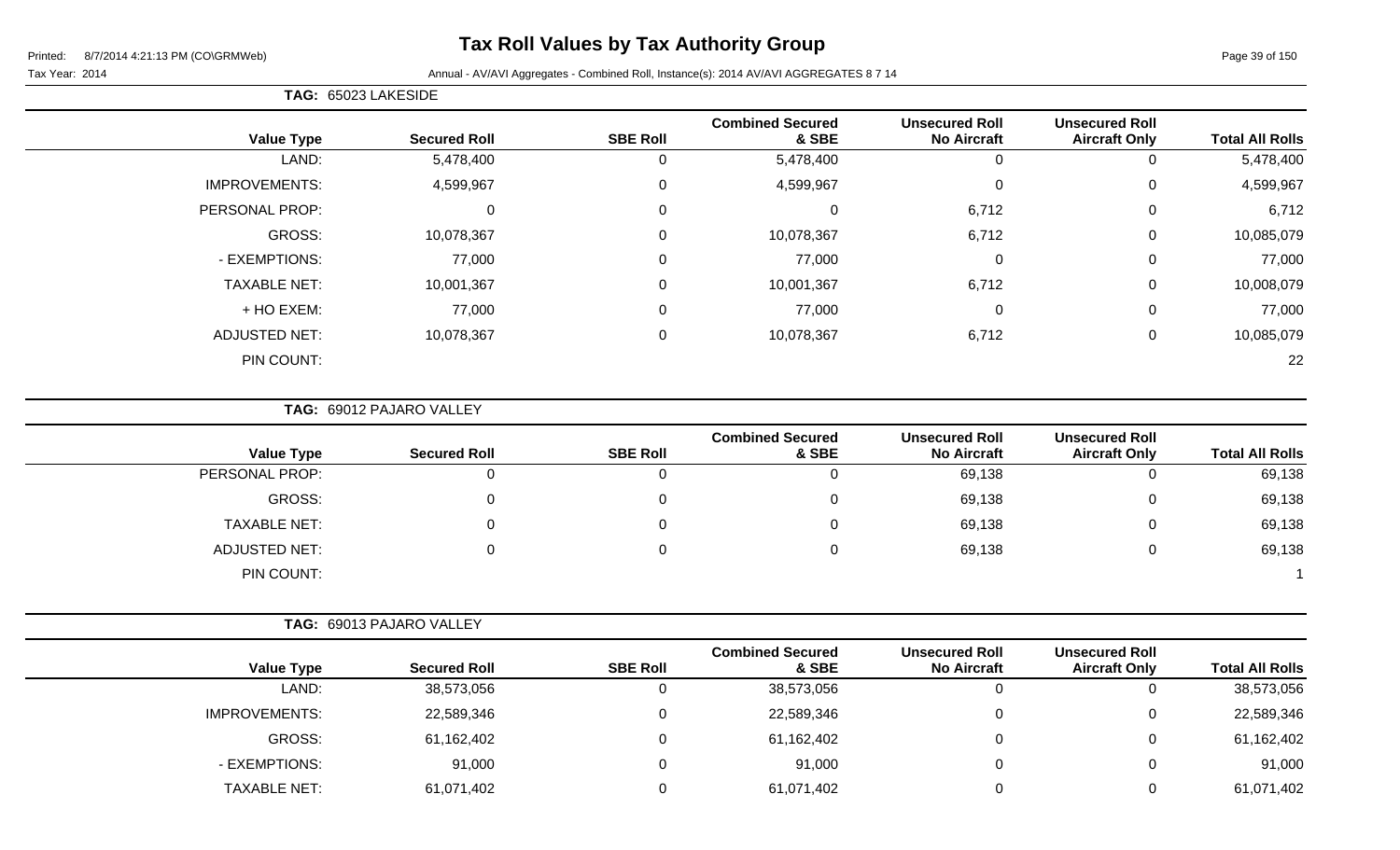# Tax Roll Values by Tax Authority Group

Printed: 8/7/2014 4:21:13 PM (CO\GRMWeb)

Tax Year: 2014

Annual - AV/AVI Aggregates - Combined Roll, Instance(s): 2014 AV/AVI AGGREGATES 8 7 14

**TAG: 65023 LAKESIDE**

| Value Type | Secured Roll | SBE Roll | Combined Secured & SBE | Unsecured Roll No Aircraft | Unsecured Roll Aircraft Only | Total All Rolls |
|---|---|---|---|---|---|---|
| LAND: | 5,478,400 | 0 | 5,478,400 | 0 | 0 | 5,478,400 |
| IMPROVEMENTS: | 4,599,967 | 0 | 4,599,967 | 0 | 0 | 4,599,967 |
| PERSONAL PROP: | 0 | 0 | 0 | 6,712 | 0 | 6,712 |
| GROSS: | 10,078,367 | 0 | 10,078,367 | 6,712 | 0 | 10,085,079 |
| - EXEMPTIONS: | 77,000 | 0 | 77,000 | 0 | 0 | 77,000 |
| TAXABLE NET: | 10,001,367 | 0 | 10,001,367 | 6,712 | 0 | 10,008,079 |
| + HO EXEM: | 77,000 | 0 | 77,000 | 0 | 0 | 77,000 |
| ADJUSTED NET: | 10,078,367 | 0 | 10,078,367 | 6,712 | 0 | 10,085,079 |
| PIN COUNT: | | | | | | 22 |

**TAG: 69012 PAJARO VALLEY**

| Value Type | Secured Roll | SBE Roll | Combined Secured & SBE | Unsecured Roll No Aircraft | Unsecured Roll Aircraft Only | Total All Rolls |
|---|---|---|---|---|---|---|
| PERSONAL PROP: | 0 | 0 | 0 | 69,138 | 0 | 69,138 |
| GROSS: | 0 | 0 | 0 | 69,138 | 0 | 69,138 |
| TAXABLE NET: | 0 | 0 | 0 | 69,138 | 0 | 69,138 |
| ADJUSTED NET: | 0 | 0 | 0 | 69,138 | 0 | 69,138 |
| PIN COUNT: | | | | | | 1 |

**TAG: 69013 PAJARO VALLEY**

| Value Type | Secured Roll | SBE Roll | Combined Secured & SBE | Unsecured Roll No Aircraft | Unsecured Roll Aircraft Only | Total All Rolls |
|---|---|---|---|---|---|---|
| LAND: | 38,573,056 | 0 | 38,573,056 | 0 | 0 | 38,573,056 |
| IMPROVEMENTS: | 22,589,346 | 0 | 22,589,346 | 0 | 0 | 22,589,346 |
| GROSS: | 61,162,402 | 0 | 61,162,402 | 0 | 0 | 61,162,402 |
| - EXEMPTIONS: | 91,000 | 0 | 91,000 | 0 | 0 | 91,000 |
| TAXABLE NET: | 61,071,402 | 0 | 61,071,402 | 0 | 0 | 61,071,402 |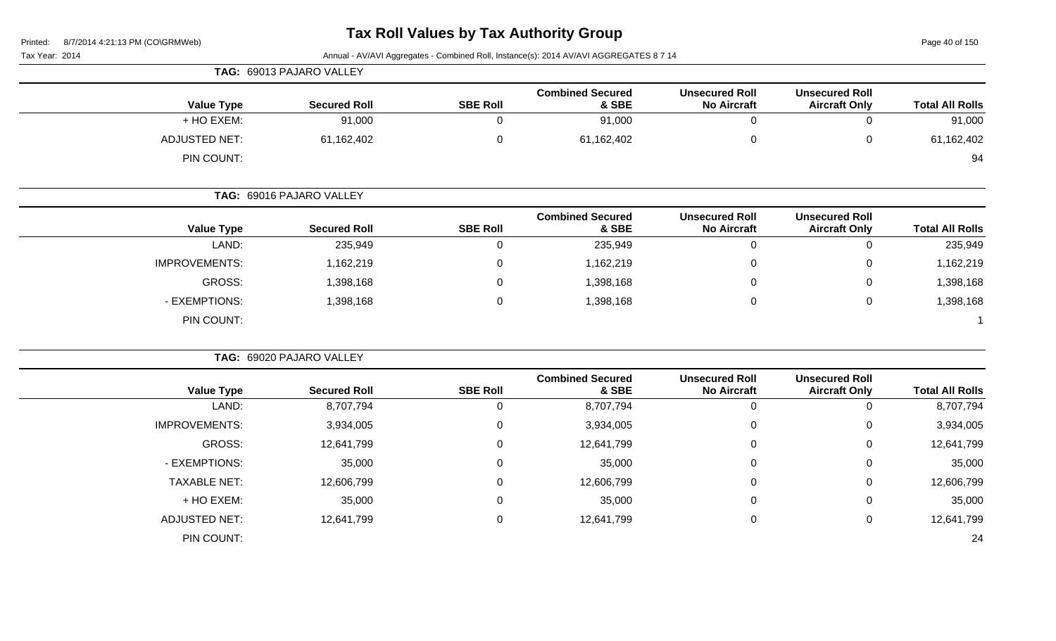# Tax Roll Values by Tax Authority Group

Tax Year: 2014

Annual - AV/AVI Aggregates - Combined Roll, Instance(s): 2014 AV/AVI AGGREGATES 8 7 14

**TAG: 69013 PAJARO VALLEY**

| Value Type | Secured Roll | SBE Roll | Combined Secured & SBE | Unsecured Roll No Aircraft | Unsecured Roll Aircraft Only | Total All Rolls |
|---|---|---|---|---|---|---|
| + HO EXEM: | 91,000 | 0 | 91,000 | 0 | 0 | 91,000 |
| ADJUSTED NET: | 61,162,402 | 0 | 61,162,402 | 0 | 0 | 61,162,402 |
| PIN COUNT: | | | | | | 94 |

**TAG: 69016 PAJARO VALLEY**

| Value Type | Secured Roll | SBE Roll | Combined Secured & SBE | Unsecured Roll No Aircraft | Unsecured Roll Aircraft Only | Total All Rolls |
|---|---|---|---|---|---|---|
| LAND: | 235,949 | 0 | 235,949 | 0 | 0 | 235,949 |
| IMPROVEMENTS: | 1,162,219 | 0 | 1,162,219 | 0 | 0 | 1,162,219 |
| GROSS: | 1,398,168 | 0 | 1,398,168 | 0 | 0 | 1,398,168 |
| - EXEMPTIONS: | 1,398,168 | 0 | 1,398,168 | 0 | 0 | 1,398,168 |
| PIN COUNT: | | | | | | 1 |

**TAG: 69020 PAJARO VALLEY**

| Value Type | Secured Roll | SBE Roll | Combined Secured & SBE | Unsecured Roll No Aircraft | Unsecured Roll Aircraft Only | Total All Rolls |
|---|---|---|---|---|---|---|
| LAND: | 8,707,794 | 0 | 8,707,794 | 0 | 0 | 8,707,794 |
| IMPROVEMENTS: | 3,934,005 | 0 | 3,934,005 | 0 | 0 | 3,934,005 |
| GROSS: | 12,641,799 | 0 | 12,641,799 | 0 | 0 | 12,641,799 |
| - EXEMPTIONS: | 35,000 | 0 | 35,000 | 0 | 0 | 35,000 |
| TAXABLE NET: | 12,606,799 | 0 | 12,606,799 | 0 | 0 | 12,606,799 |
| + HO EXEM: | 35,000 | 0 | 35,000 | 0 | 0 | 35,000 |
| ADJUSTED NET: | 12,641,799 | 0 | 12,641,799 | 0 | 0 | 12,641,799 |
| PIN COUNT: | | | | | | 24 |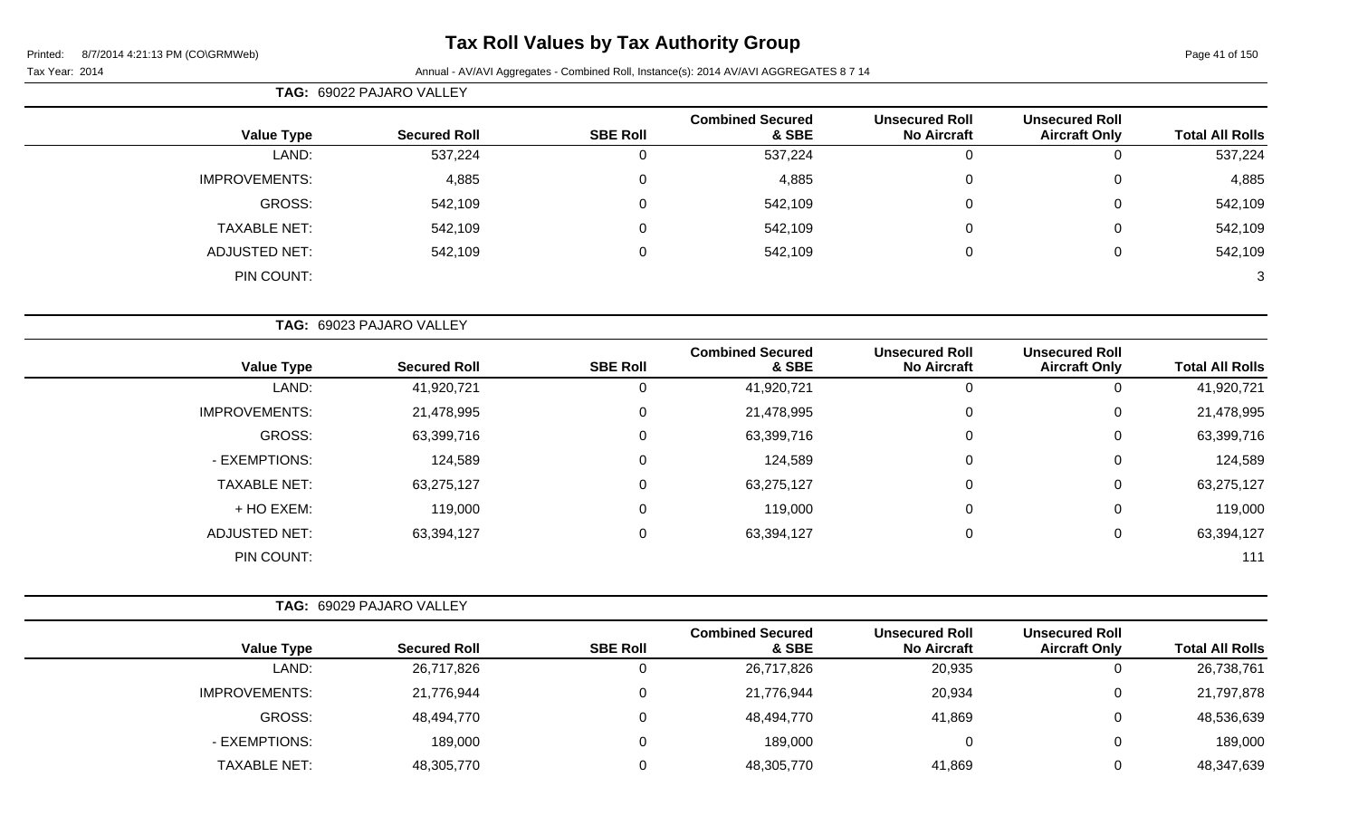# Tax Roll Values by Tax Authority Group

Printed: 8/7/2014 4:21:13 PM (CO\GRMWeb)

Tax Year: 2014

Annual - AV/AVI Aggregates - Combined Roll, Instance(s): 2014 AV/AVI AGGREGATES 8 7 14

**TAG: 69022 PAJARO VALLEY**

| Value Type | Secured Roll | SBE Roll | Combined Secured & SBE | Unsecured Roll No Aircraft | Unsecured Roll Aircraft Only | Total All Rolls |
|---|---|---|---|---|---|---|
| LAND: | 537,224 | 0 | 537,224 | 0 | 0 | 537,224 |
| IMPROVEMENTS: | 4,885 | 0 | 4,885 | 0 | 0 | 4,885 |
| GROSS: | 542,109 | 0 | 542,109 | 0 | 0 | 542,109 |
| TAXABLE NET: | 542,109 | 0 | 542,109 | 0 | 0 | 542,109 |
| ADJUSTED NET: | 542,109 | 0 | 542,109 | 0 | 0 | 542,109 |
| PIN COUNT: | | | | | | 3 |

**TAG: 69023 PAJARO VALLEY**

| Value Type | Secured Roll | SBE Roll | Combined Secured & SBE | Unsecured Roll No Aircraft | Unsecured Roll Aircraft Only | Total All Rolls |
|---|---|---|---|---|---|---|
| LAND: | 41,920,721 | 0 | 41,920,721 | 0 | 0 | 41,920,721 |
| IMPROVEMENTS: | 21,478,995 | 0 | 21,478,995 | 0 | 0 | 21,478,995 |
| GROSS: | 63,399,716 | 0 | 63,399,716 | 0 | 0 | 63,399,716 |
| - EXEMPTIONS: | 124,589 | 0 | 124,589 | 0 | 0 | 124,589 |
| TAXABLE NET: | 63,275,127 | 0 | 63,275,127 | 0 | 0 | 63,275,127 |
| + HO EXEM: | 119,000 | 0 | 119,000 | 0 | 0 | 119,000 |
| ADJUSTED NET: | 63,394,127 | 0 | 63,394,127 | 0 | 0 | 63,394,127 |
| PIN COUNT: | | | | | | 111 |

**TAG: 69029 PAJARO VALLEY**

| Value Type | Secured Roll | SBE Roll | Combined Secured & SBE | Unsecured Roll No Aircraft | Unsecured Roll Aircraft Only | Total All Rolls |
|---|---|---|---|---|---|---|
| LAND: | 26,717,826 | 0 | 26,717,826 | 20,935 | 0 | 26,738,761 |
| IMPROVEMENTS: | 21,776,944 | 0 | 21,776,944 | 20,934 | 0 | 21,797,878 |
| GROSS: | 48,494,770 | 0 | 48,494,770 | 41,869 | 0 | 48,536,639 |
| - EXEMPTIONS: | 189,000 | 0 | 189,000 | 0 | 0 | 189,000 |
| TAXABLE NET: | 48,305,770 | 0 | 48,305,770 | 41,869 | 0 | 48,347,639 |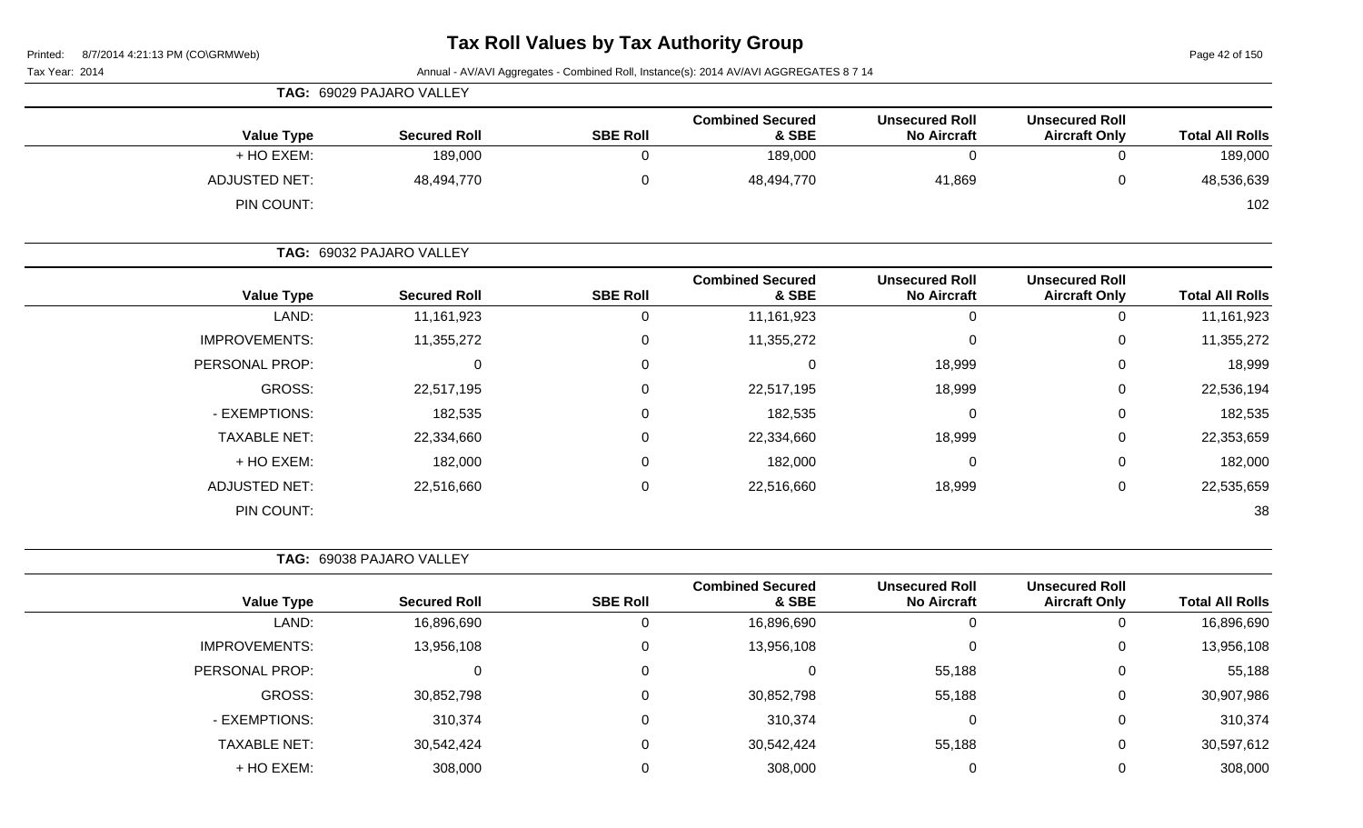# Tax Roll Values by Tax Authority Group

Printed: 8/7/2014 4:21:13 PM (CO\GRMWeb)

Tax Year: 2014

Annual - AV/AVI Aggregates - Combined Roll, Instance(s): 2014 AV/AVI AGGREGATES 8 7 14

**TAG: 69029 PAJARO VALLEY**

| Value Type | Secured Roll | SBE Roll | Combined Secured & SBE | Unsecured Roll No Aircraft | Unsecured Roll Aircraft Only | Total All Rolls |
|---|---|---|---|---|---|---|
| + HO EXEM: | 189,000 | 0 | 189,000 | 0 | 0 | 189,000 |
| ADJUSTED NET: | 48,494,770 | 0 | 48,494,770 | 41,869 | 0 | 48,536,639 |
| PIN COUNT: | | | | | | 102 |

**TAG: 69032 PAJARO VALLEY**

| Value Type | Secured Roll | SBE Roll | Combined Secured & SBE | Unsecured Roll No Aircraft | Unsecured Roll Aircraft Only | Total All Rolls |
|---|---|---|---|---|---|---|
| LAND: | 11,161,923 | 0 | 11,161,923 | 0 | 0 | 11,161,923 |
| IMPROVEMENTS: | 11,355,272 | 0 | 11,355,272 | 0 | 0 | 11,355,272 |
| PERSONAL PROP: | 0 | 0 | 0 | 18,999 | 0 | 18,999 |
| GROSS: | 22,517,195 | 0 | 22,517,195 | 18,999 | 0 | 22,536,194 |
| - EXEMPTIONS: | 182,535 | 0 | 182,535 | 0 | 0 | 182,535 |
| TAXABLE NET: | 22,334,660 | 0 | 22,334,660 | 18,999 | 0 | 22,353,659 |
| + HO EXEM: | 182,000 | 0 | 182,000 | 0 | 0 | 182,000 |
| ADJUSTED NET: | 22,516,660 | 0 | 22,516,660 | 18,999 | 0 | 22,535,659 |
| PIN COUNT: | | | | | | 38 |

**TAG: 69038 PAJARO VALLEY**

| Value Type | Secured Roll | SBE Roll | Combined Secured & SBE | Unsecured Roll No Aircraft | Unsecured Roll Aircraft Only | Total All Rolls |
|---|---|---|---|---|---|---|
| LAND: | 16,896,690 | 0 | 16,896,690 | 0 | 0 | 16,896,690 |
| IMPROVEMENTS: | 13,956,108 | 0 | 13,956,108 | 0 | 0 | 13,956,108 |
| PERSONAL PROP: | 0 | 0 | 0 | 55,188 | 0 | 55,188 |
| GROSS: | 30,852,798 | 0 | 30,852,798 | 55,188 | 0 | 30,907,986 |
| - EXEMPTIONS: | 310,374 | 0 | 310,374 | 0 | 0 | 310,374 |
| TAXABLE NET: | 30,542,424 | 0 | 30,542,424 | 55,188 | 0 | 30,597,612 |
| + HO EXEM: | 308,000 | 0 | 308,000 | 0 | 0 | 308,000 |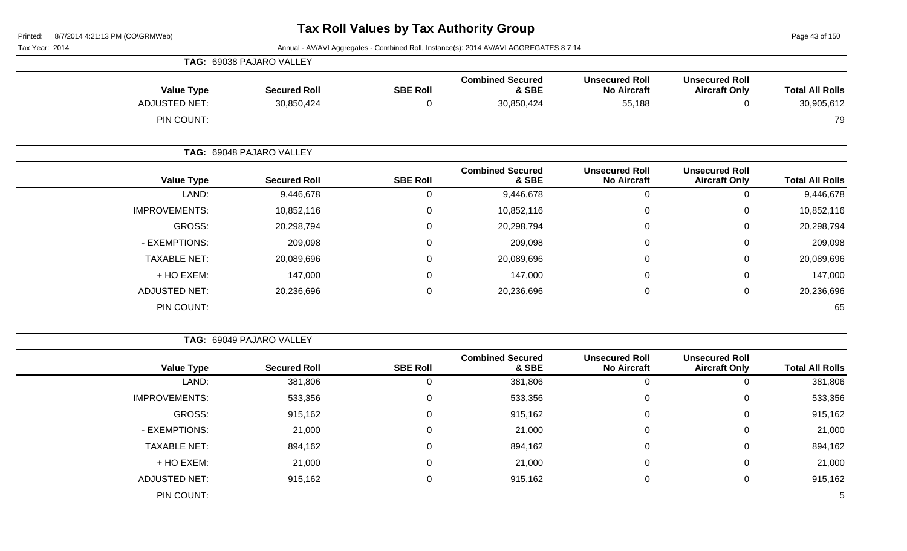# Tax Roll Values by Tax Authority Group

Printed: 8/7/2014 4:21:13 PM (CO\GRMWeb)

Tax Year: 2014

Annual - AV/AVI Aggregates - Combined Roll, Instance(s): 2014 AV/AVI AGGREGATES 8 7 14

**TAG: 69038 PAJARO VALLEY**

| Value Type | Secured Roll | SBE Roll | Combined Secured & SBE | Unsecured Roll No Aircraft | Unsecured Roll Aircraft Only | Total All Rolls |
|---|---|---|---|---|---|---|
| ADJUSTED NET: | 30,850,424 | 0 | 30,850,424 | 55,188 | 0 | 30,905,612 |
| PIN COUNT: | | | | | | 79 |

**TAG: 69048 PAJARO VALLEY**

| Value Type | Secured Roll | SBE Roll | Combined Secured & SBE | Unsecured Roll No Aircraft | Unsecured Roll Aircraft Only | Total All Rolls |
|---|---|---|---|---|---|---|
| LAND: | 9,446,678 | 0 | 9,446,678 | 0 | 0 | 9,446,678 |
| IMPROVEMENTS: | 10,852,116 | 0 | 10,852,116 | 0 | 0 | 10,852,116 |
| GROSS: | 20,298,794 | 0 | 20,298,794 | 0 | 0 | 20,298,794 |
| - EXEMPTIONS: | 209,098 | 0 | 209,098 | 0 | 0 | 209,098 |
| TAXABLE NET: | 20,089,696 | 0 | 20,089,696 | 0 | 0 | 20,089,696 |
| + HO EXEM: | 147,000 | 0 | 147,000 | 0 | 0 | 147,000 |
| ADJUSTED NET: | 20,236,696 | 0 | 20,236,696 | 0 | 0 | 20,236,696 |
| PIN COUNT: | | | | | | 65 |

**TAG: 69049 PAJARO VALLEY**

| Value Type | Secured Roll | SBE Roll | Combined Secured & SBE | Unsecured Roll No Aircraft | Unsecured Roll Aircraft Only | Total All Rolls |
|---|---|---|---|---|---|---|
| LAND: | 381,806 | 0 | 381,806 | 0 | 0 | 381,806 |
| IMPROVEMENTS: | 533,356 | 0 | 533,356 | 0 | 0 | 533,356 |
| GROSS: | 915,162 | 0 | 915,162 | 0 | 0 | 915,162 |
| - EXEMPTIONS: | 21,000 | 0 | 21,000 | 0 | 0 | 21,000 |
| TAXABLE NET: | 894,162 | 0 | 894,162 | 0 | 0 | 894,162 |
| + HO EXEM: | 21,000 | 0 | 21,000 | 0 | 0 | 21,000 |
| ADJUSTED NET: | 915,162 | 0 | 915,162 | 0 | 0 | 915,162 |
| PIN COUNT: | | | | | | 5 |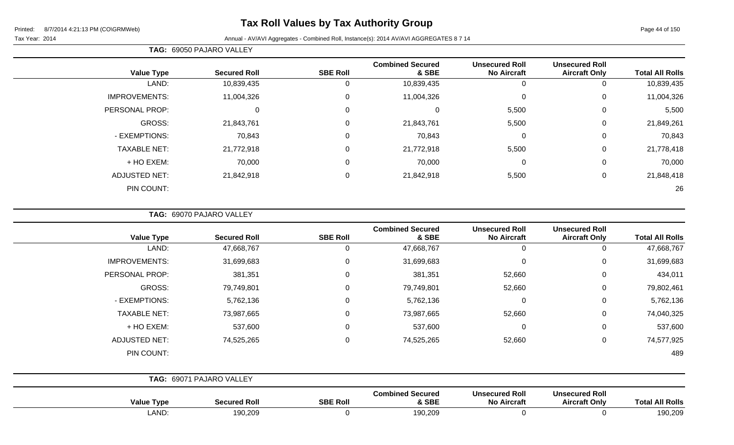# Tax Roll Values by Tax Authority Group

Printed: 8/7/2014 4:21:13 PM (CO\GRMWeb)

Tax Year: 2014 Annual - AV/AVI Aggregates - Combined Roll, Instance(s): 2014 AV/AVI AGGREGATES 8 7 14

**TAG: 69050 PAJARO VALLEY**

| Value Type | Secured Roll | SBE Roll | Combined Secured & SBE | Unsecured Roll No Aircraft | Unsecured Roll Aircraft Only | Total All Rolls |
|---|---|---|---|---|---|---|
| LAND: | 10,839,435 | 0 | 10,839,435 | 0 | 0 | 10,839,435 |
| IMPROVEMENTS: | 11,004,326 | 0 | 11,004,326 | 0 | 0 | 11,004,326 |
| PERSONAL PROP: | 0 | 0 | 0 | 5,500 | 0 | 5,500 |
| GROSS: | 21,843,761 | 0 | 21,843,761 | 5,500 | 0 | 21,849,261 |
| - EXEMPTIONS: | 70,843 | 0 | 70,843 | 0 | 0 | 70,843 |
| TAXABLE NET: | 21,772,918 | 0 | 21,772,918 | 5,500 | 0 | 21,778,418 |
| + HO EXEM: | 70,000 | 0 | 70,000 | 0 | 0 | 70,000 |
| ADJUSTED NET: | 21,842,918 | 0 | 21,842,918 | 5,500 | 0 | 21,848,418 |
| PIN COUNT: | | | | | | 26 |

**TAG: 69070 PAJARO VALLEY**

| Value Type | Secured Roll | SBE Roll | Combined Secured & SBE | Unsecured Roll No Aircraft | Unsecured Roll Aircraft Only | Total All Rolls |
|---|---|---|---|---|---|---|
| LAND: | 47,668,767 | 0 | 47,668,767 | 0 | 0 | 47,668,767 |
| IMPROVEMENTS: | 31,699,683 | 0 | 31,699,683 | 0 | 0 | 31,699,683 |
| PERSONAL PROP: | 381,351 | 0 | 381,351 | 52,660 | 0 | 434,011 |
| GROSS: | 79,749,801 | 0 | 79,749,801 | 52,660 | 0 | 79,802,461 |
| - EXEMPTIONS: | 5,762,136 | 0 | 5,762,136 | 0 | 0 | 5,762,136 |
| TAXABLE NET: | 73,987,665 | 0 | 73,987,665 | 52,660 | 0 | 74,040,325 |
| + HO EXEM: | 537,600 | 0 | 537,600 | 0 | 0 | 537,600 |
| ADJUSTED NET: | 74,525,265 | 0 | 74,525,265 | 52,660 | 0 | 74,577,925 |
| PIN COUNT: | | | | | | 489 |

**TAG: 69071 PAJARO VALLEY**

| Value Type | Secured Roll | SBE Roll | Combined Secured & SBE | Unsecured Roll No Aircraft | Unsecured Roll Aircraft Only | Total All Rolls |
|---|---|---|---|---|---|---|
| LAND: | 190,209 | 0 | 190,209 | 0 | 0 | 190,209 |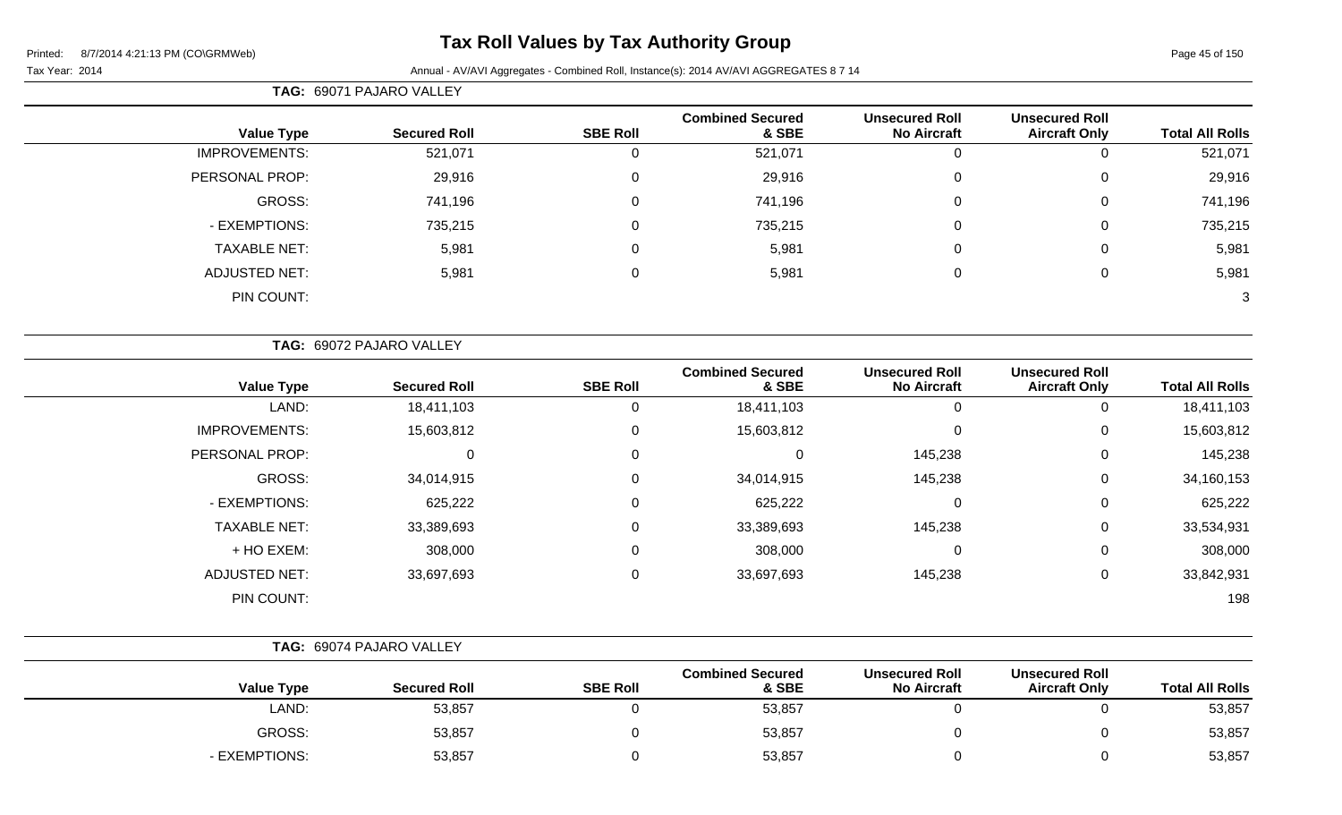# Tax Roll Values by Tax Authority Group

Printed: 8/7/2014 4:21:13 PM (CO\GRMWeb)

Tax Year: 2014

Annual - AV/AVI Aggregates - Combined Roll, Instance(s): 2014 AV/AVI AGGREGATES 8 7 14

**TAG: 69071 PAJARO VALLEY**

| Value Type | Secured Roll | SBE Roll | Combined Secured & SBE | Unsecured Roll No Aircraft | Unsecured Roll Aircraft Only | Total All Rolls |
|---|---|---|---|---|---|---|
| IMPROVEMENTS: | 521,071 | 0 | 521,071 | 0 | 0 | 521,071 |
| PERSONAL PROP: | 29,916 | 0 | 29,916 | 0 | 0 | 29,916 |
| GROSS: | 741,196 | 0 | 741,196 | 0 | 0 | 741,196 |
| - EXEMPTIONS: | 735,215 | 0 | 735,215 | 0 | 0 | 735,215 |
| TAXABLE NET: | 5,981 | 0 | 5,981 | 0 | 0 | 5,981 |
| ADJUSTED NET: | 5,981 | 0 | 5,981 | 0 | 0 | 5,981 |
| PIN COUNT: | | | | | | 3 |

**TAG: 69072 PAJARO VALLEY**

| Value Type | Secured Roll | SBE Roll | Combined Secured & SBE | Unsecured Roll No Aircraft | Unsecured Roll Aircraft Only | Total All Rolls |
|---|---|---|---|---|---|---|
| LAND: | 18,411,103 | 0 | 18,411,103 | 0 | 0 | 18,411,103 |
| IMPROVEMENTS: | 15,603,812 | 0 | 15,603,812 | 0 | 0 | 15,603,812 |
| PERSONAL PROP: | 0 | 0 | 0 | 145,238 | 0 | 145,238 |
| GROSS: | 34,014,915 | 0 | 34,014,915 | 145,238 | 0 | 34,160,153 |
| - EXEMPTIONS: | 625,222 | 0 | 625,222 | 0 | 0 | 625,222 |
| TAXABLE NET: | 33,389,693 | 0 | 33,389,693 | 145,238 | 0 | 33,534,931 |
| + HO EXEM: | 308,000 | 0 | 308,000 | 0 | 0 | 308,000 |
| ADJUSTED NET: | 33,697,693 | 0 | 33,697,693 | 145,238 | 0 | 33,842,931 |
| PIN COUNT: | | | | | | 198 |

**TAG: 69074 PAJARO VALLEY**

| Value Type | Secured Roll | SBE Roll | Combined Secured & SBE | Unsecured Roll No Aircraft | Unsecured Roll Aircraft Only | Total All Rolls |
|---|---|---|---|---|---|---|
| LAND: | 53,857 | 0 | 53,857 | 0 | 0 | 53,857 |
| GROSS: | 53,857 | 0 | 53,857 | 0 | 0 | 53,857 |
| - EXEMPTIONS: | 53,857 | 0 | 53,857 | 0 | 0 | 53,857 |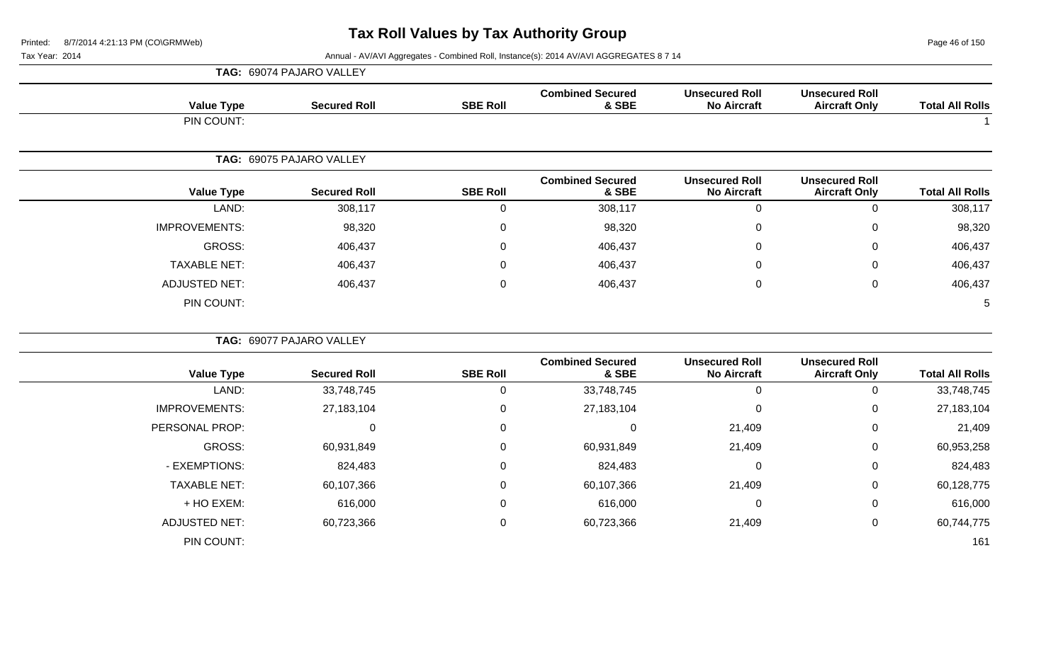# Tax Roll Values by Tax Authority Group

Tax Year: 2014

Annual - AV/AVI Aggregates - Combined Roll, Instance(s): 2014 AV/AVI AGGREGATES 8 7 14

**TAG: 69074 PAJARO VALLEY**

| Value Type | Secured Roll | SBE Roll | Combined Secured & SBE | Unsecured Roll No Aircraft | Unsecured Roll Aircraft Only | Total All Rolls |
|---|---|---|---|---|---|---|
| PIN COUNT: | | | | | | 1 |

**TAG: 69075 PAJARO VALLEY**

| Value Type | Secured Roll | SBE Roll | Combined Secured & SBE | Unsecured Roll No Aircraft | Unsecured Roll Aircraft Only | Total All Rolls |
|---|---|---|---|---|---|---|
| LAND: | 308,117 | 0 | 308,117 | 0 | 0 | 308,117 |
| IMPROVEMENTS: | 98,320 | 0 | 98,320 | 0 | 0 | 98,320 |
| GROSS: | 406,437 | 0 | 406,437 | 0 | 0 | 406,437 |
| TAXABLE NET: | 406,437 | 0 | 406,437 | 0 | 0 | 406,437 |
| ADJUSTED NET: | 406,437 | 0 | 406,437 | 0 | 0 | 406,437 |
| PIN COUNT: | | | | | | 5 |

**TAG: 69077 PAJARO VALLEY**

| Value Type | Secured Roll | SBE Roll | Combined Secured & SBE | Unsecured Roll No Aircraft | Unsecured Roll Aircraft Only | Total All Rolls |
|---|---|---|---|---|---|---|
| LAND: | 33,748,745 | 0 | 33,748,745 | 0 | 0 | 33,748,745 |
| IMPROVEMENTS: | 27,183,104 | 0 | 27,183,104 | 0 | 0 | 27,183,104 |
| PERSONAL PROP: | 0 | 0 | 0 | 21,409 | 0 | 21,409 |
| GROSS: | 60,931,849 | 0 | 60,931,849 | 21,409 | 0 | 60,953,258 |
| - EXEMPTIONS: | 824,483 | 0 | 824,483 | 0 | 0 | 824,483 |
| TAXABLE NET: | 60,107,366 | 0 | 60,107,366 | 21,409 | 0 | 60,128,775 |
| + HO EXEM: | 616,000 | 0 | 616,000 | 0 | 0 | 616,000 |
| ADJUSTED NET: | 60,723,366 | 0 | 60,723,366 | 21,409 | 0 | 60,744,775 |
| PIN COUNT: | | | | | | 161 |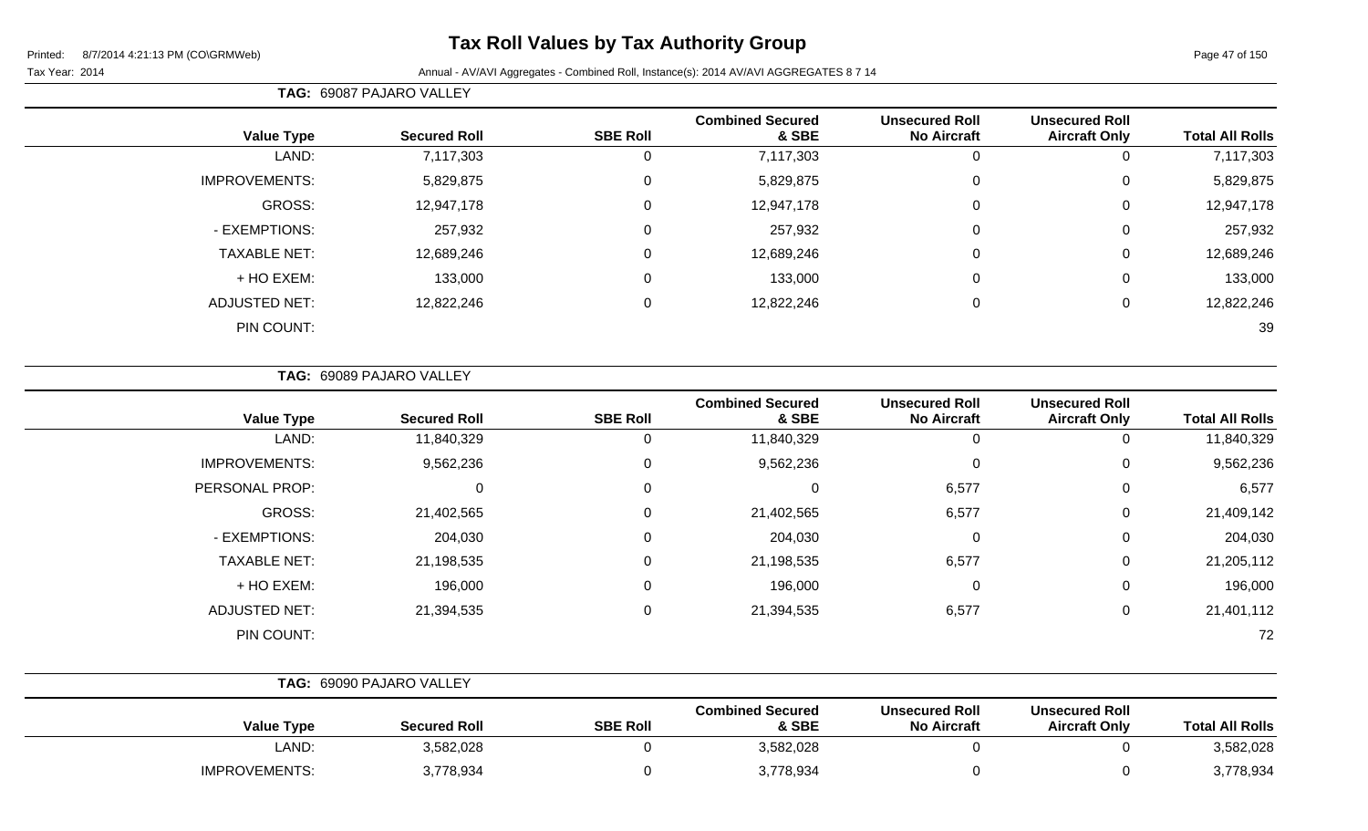# Tax Roll Values by Tax Authority Group

Printed: 8/7/2014 4:21:13 PM (CO\GRMWeb)

Tax Year: 2014 — Annual - AV/AVI Aggregates - Combined Roll, Instance(s): 2014 AV/AVI AGGREGATES 8 7 14

**TAG: 69087 PAJARO VALLEY**

| Value Type | Secured Roll | SBE Roll | Combined Secured & SBE | Unsecured Roll No Aircraft | Unsecured Roll Aircraft Only | Total All Rolls |
|---|---|---|---|---|---|---|
| LAND: | 7,117,303 | 0 | 7,117,303 | 0 | 0 | 7,117,303 |
| IMPROVEMENTS: | 5,829,875 | 0 | 5,829,875 | 0 | 0 | 5,829,875 |
| GROSS: | 12,947,178 | 0 | 12,947,178 | 0 | 0 | 12,947,178 |
| - EXEMPTIONS: | 257,932 | 0 | 257,932 | 0 | 0 | 257,932 |
| TAXABLE NET: | 12,689,246 | 0 | 12,689,246 | 0 | 0 | 12,689,246 |
| + HO EXEM: | 133,000 | 0 | 133,000 | 0 | 0 | 133,000 |
| ADJUSTED NET: | 12,822,246 | 0 | 12,822,246 | 0 | 0 | 12,822,246 |
| PIN COUNT: | | | | | | 39 |

**TAG: 69089 PAJARO VALLEY**

| Value Type | Secured Roll | SBE Roll | Combined Secured & SBE | Unsecured Roll No Aircraft | Unsecured Roll Aircraft Only | Total All Rolls |
|---|---|---|---|---|---|---|
| LAND: | 11,840,329 | 0 | 11,840,329 | 0 | 0 | 11,840,329 |
| IMPROVEMENTS: | 9,562,236 | 0 | 9,562,236 | 0 | 0 | 9,562,236 |
| PERSONAL PROP: | 0 | 0 | 0 | 6,577 | 0 | 6,577 |
| GROSS: | 21,402,565 | 0 | 21,402,565 | 6,577 | 0 | 21,409,142 |
| - EXEMPTIONS: | 204,030 | 0 | 204,030 | 0 | 0 | 204,030 |
| TAXABLE NET: | 21,198,535 | 0 | 21,198,535 | 6,577 | 0 | 21,205,112 |
| + HO EXEM: | 196,000 | 0 | 196,000 | 0 | 0 | 196,000 |
| ADJUSTED NET: | 21,394,535 | 0 | 21,394,535 | 6,577 | 0 | 21,401,112 |
| PIN COUNT: | | | | | | 72 |

**TAG: 69090 PAJARO VALLEY**

| Value Type | Secured Roll | SBE Roll | Combined Secured & SBE | Unsecured Roll No Aircraft | Unsecured Roll Aircraft Only | Total All Rolls |
|---|---|---|---|---|---|---|
| LAND: | 3,582,028 | 0 | 3,582,028 | 0 | 0 | 3,582,028 |
| IMPROVEMENTS: | 3,778,934 | 0 | 3,778,934 | 0 | 0 | 3,778,934 |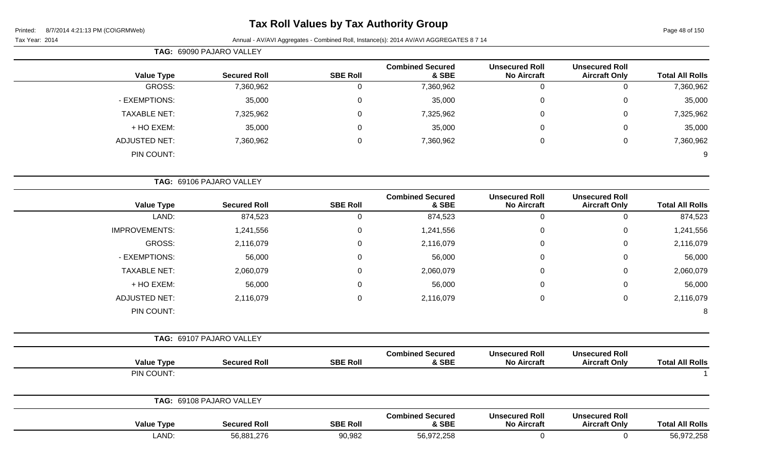# Tax Roll Values by Tax Authority Group

Tax Year: 2014

Annual - AV/AVI Aggregates - Combined Roll, Instance(s): 2014 AV/AVI AGGREGATES 8 7 14

**TAG: 69090 PAJARO VALLEY**

| Value Type | Secured Roll | SBE Roll | Combined Secured & SBE | Unsecured Roll No Aircraft | Unsecured Roll Aircraft Only | Total All Rolls |
|---|---|---|---|---|---|---|
| GROSS: | 7,360,962 | 0 | 7,360,962 | 0 | 0 | 7,360,962 |
| - EXEMPTIONS: | 35,000 | 0 | 35,000 | 0 | 0 | 35,000 |
| TAXABLE NET: | 7,325,962 | 0 | 7,325,962 | 0 | 0 | 7,325,962 |
| + HO EXEM: | 35,000 | 0 | 35,000 | 0 | 0 | 35,000 |
| ADJUSTED NET: | 7,360,962 | 0 | 7,360,962 | 0 | 0 | 7,360,962 |
| PIN COUNT: | | | | | | 9 |

**TAG: 69106 PAJARO VALLEY**

| Value Type | Secured Roll | SBE Roll | Combined Secured & SBE | Unsecured Roll No Aircraft | Unsecured Roll Aircraft Only | Total All Rolls |
|---|---|---|---|---|---|---|
| LAND: | 874,523 | 0 | 874,523 | 0 | 0 | 874,523 |
| IMPROVEMENTS: | 1,241,556 | 0 | 1,241,556 | 0 | 0 | 1,241,556 |
| GROSS: | 2,116,079 | 0 | 2,116,079 | 0 | 0 | 2,116,079 |
| - EXEMPTIONS: | 56,000 | 0 | 56,000 | 0 | 0 | 56,000 |
| TAXABLE NET: | 2,060,079 | 0 | 2,060,079 | 0 | 0 | 2,060,079 |
| + HO EXEM: | 56,000 | 0 | 56,000 | 0 | 0 | 56,000 |
| ADJUSTED NET: | 2,116,079 | 0 | 2,116,079 | 0 | 0 | 2,116,079 |
| PIN COUNT: | | | | | | 8 |

**TAG: 69107 PAJARO VALLEY**

| Value Type | Secured Roll | SBE Roll | Combined Secured & SBE | Unsecured Roll No Aircraft | Unsecured Roll Aircraft Only | Total All Rolls |
|---|---|---|---|---|---|---|
| PIN COUNT: | | | | | | 1 |

**TAG: 69108 PAJARO VALLEY**

| Value Type | Secured Roll | SBE Roll | Combined Secured & SBE | Unsecured Roll No Aircraft | Unsecured Roll Aircraft Only | Total All Rolls |
|---|---|---|---|---|---|---|
| LAND: | 56,881,276 | 90,982 | 56,972,258 | 0 | 0 | 56,972,258 |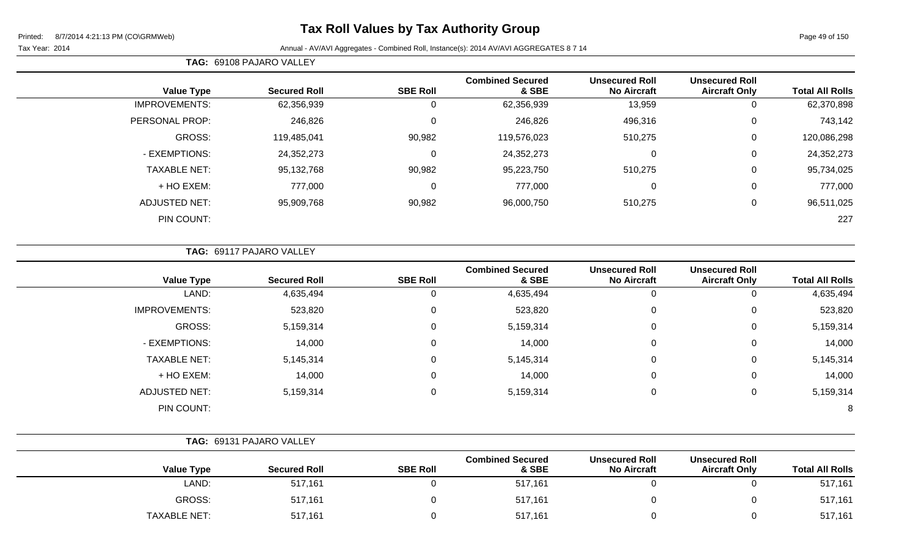# Tax Roll Values by Tax Authority Group

Printed: 8/7/2014 4:21:13 PM (CO\GRMWeb)

Tax Year: 2014 — Annual - AV/AVI Aggregates - Combined Roll, Instance(s): 2014 AV/AVI AGGREGATES 8 7 14

**TAG: 69108 PAJARO VALLEY**

| Value Type | Secured Roll | SBE Roll | Combined Secured & SBE | Unsecured Roll No Aircraft | Unsecured Roll Aircraft Only | Total All Rolls |
|---|---|---|---|---|---|---|
| IMPROVEMENTS: | 62,356,939 | 0 | 62,356,939 | 13,959 | 0 | 62,370,898 |
| PERSONAL PROP: | 246,826 | 0 | 246,826 | 496,316 | 0 | 743,142 |
| GROSS: | 119,485,041 | 90,982 | 119,576,023 | 510,275 | 0 | 120,086,298 |
| - EXEMPTIONS: | 24,352,273 | 0 | 24,352,273 | 0 | 0 | 24,352,273 |
| TAXABLE NET: | 95,132,768 | 90,982 | 95,223,750 | 510,275 | 0 | 95,734,025 |
| + HO EXEM: | 777,000 | 0 | 777,000 | 0 | 0 | 777,000 |
| ADJUSTED NET: | 95,909,768 | 90,982 | 96,000,750 | 510,275 | 0 | 96,511,025 |
| PIN COUNT: | | | | | | 227 |

**TAG: 69117 PAJARO VALLEY**

| Value Type | Secured Roll | SBE Roll | Combined Secured & SBE | Unsecured Roll No Aircraft | Unsecured Roll Aircraft Only | Total All Rolls |
|---|---|---|---|---|---|---|
| LAND: | 4,635,494 | 0 | 4,635,494 | 0 | 0 | 4,635,494 |
| IMPROVEMENTS: | 523,820 | 0 | 523,820 | 0 | 0 | 523,820 |
| GROSS: | 5,159,314 | 0 | 5,159,314 | 0 | 0 | 5,159,314 |
| - EXEMPTIONS: | 14,000 | 0 | 14,000 | 0 | 0 | 14,000 |
| TAXABLE NET: | 5,145,314 | 0 | 5,145,314 | 0 | 0 | 5,145,314 |
| + HO EXEM: | 14,000 | 0 | 14,000 | 0 | 0 | 14,000 |
| ADJUSTED NET: | 5,159,314 | 0 | 5,159,314 | 0 | 0 | 5,159,314 |
| PIN COUNT: | | | | | | 8 |

**TAG: 69131 PAJARO VALLEY**

| Value Type | Secured Roll | SBE Roll | Combined Secured & SBE | Unsecured Roll No Aircraft | Unsecured Roll Aircraft Only | Total All Rolls |
|---|---|---|---|---|---|---|
| LAND: | 517,161 | 0 | 517,161 | 0 | 0 | 517,161 |
| GROSS: | 517,161 | 0 | 517,161 | 0 | 0 | 517,161 |
| TAXABLE NET: | 517,161 | 0 | 517,161 | 0 | 0 | 517,161 |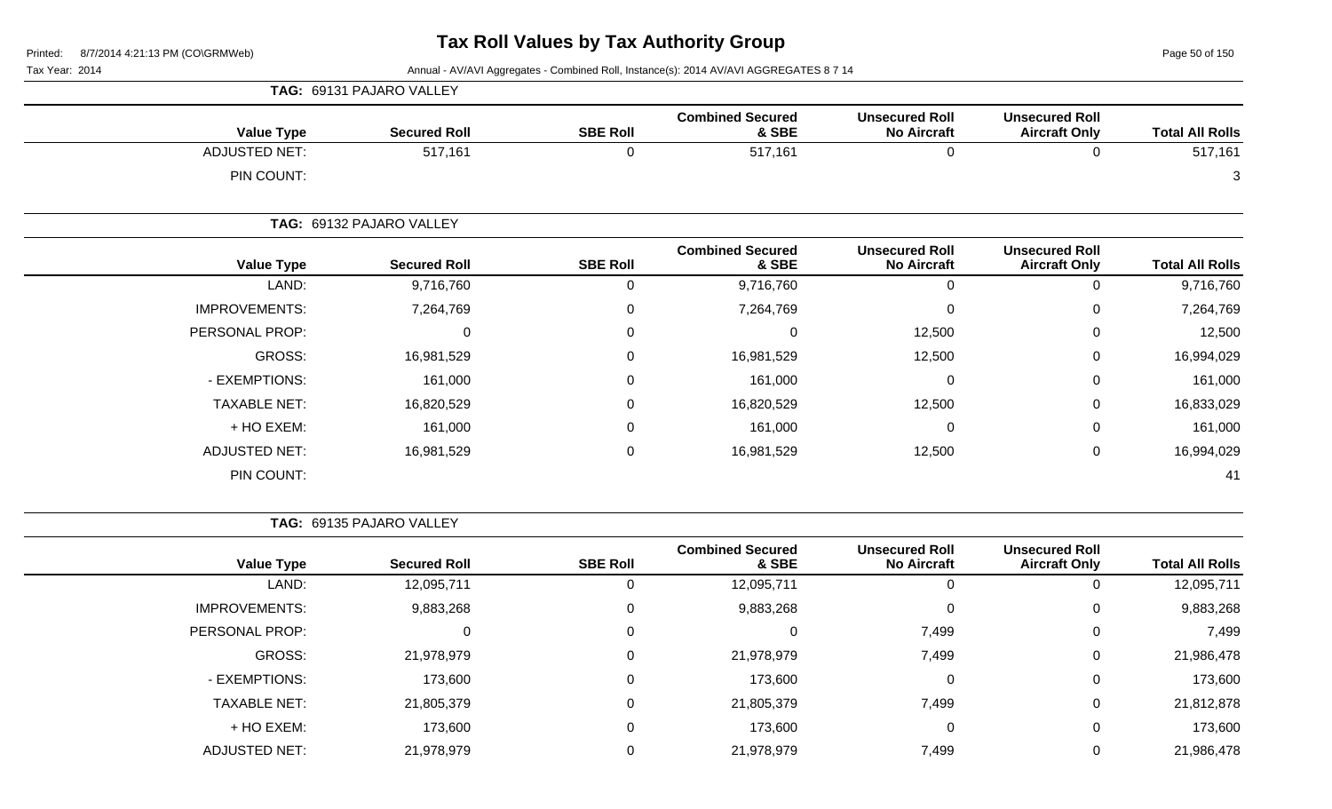# Tax Roll Values by Tax Authority Group

Printed: 8/7/2014 4:21:13 PM (CO\GRMWeb)

Tax Year: 2014

Annual - AV/AVI Aggregates - Combined Roll, Instance(s): 2014 AV/AVI AGGREGATES 8 7 14

**TAG: 69131 PAJARO VALLEY**

| Value Type | Secured Roll | SBE Roll | Combined Secured & SBE | Unsecured Roll No Aircraft | Unsecured Roll Aircraft Only | Total All Rolls |
|---|---|---|---|---|---|---|
| ADJUSTED NET: | 517,161 | 0 | 517,161 | 0 | 0 | 517,161 |
| PIN COUNT: | | | | | | 3 |

**TAG: 69132 PAJARO VALLEY**

| Value Type | Secured Roll | SBE Roll | Combined Secured & SBE | Unsecured Roll No Aircraft | Unsecured Roll Aircraft Only | Total All Rolls |
|---|---|---|---|---|---|---|
| LAND: | 9,716,760 | 0 | 9,716,760 | 0 | 0 | 9,716,760 |
| IMPROVEMENTS: | 7,264,769 | 0 | 7,264,769 | 0 | 0 | 7,264,769 |
| PERSONAL PROP: | 0 | 0 | 0 | 12,500 | 0 | 12,500 |
| GROSS: | 16,981,529 | 0 | 16,981,529 | 12,500 | 0 | 16,994,029 |
| - EXEMPTIONS: | 161,000 | 0 | 161,000 | 0 | 0 | 161,000 |
| TAXABLE NET: | 16,820,529 | 0 | 16,820,529 | 12,500 | 0 | 16,833,029 |
| + HO EXEM: | 161,000 | 0 | 161,000 | 0 | 0 | 161,000 |
| ADJUSTED NET: | 16,981,529 | 0 | 16,981,529 | 12,500 | 0 | 16,994,029 |
| PIN COUNT: | | | | | | 41 |

**TAG: 69135 PAJARO VALLEY**

| Value Type | Secured Roll | SBE Roll | Combined Secured & SBE | Unsecured Roll No Aircraft | Unsecured Roll Aircraft Only | Total All Rolls |
|---|---|---|---|---|---|---|
| LAND: | 12,095,711 | 0 | 12,095,711 | 0 | 0 | 12,095,711 |
| IMPROVEMENTS: | 9,883,268 | 0 | 9,883,268 | 0 | 0 | 9,883,268 |
| PERSONAL PROP: | 0 | 0 | 0 | 7,499 | 0 | 7,499 |
| GROSS: | 21,978,979 | 0 | 21,978,979 | 7,499 | 0 | 21,986,478 |
| - EXEMPTIONS: | 173,600 | 0 | 173,600 | 0 | 0 | 173,600 |
| TAXABLE NET: | 21,805,379 | 0 | 21,805,379 | 7,499 | 0 | 21,812,878 |
| + HO EXEM: | 173,600 | 0 | 173,600 | 0 | 0 | 173,600 |
| ADJUSTED NET: | 21,978,979 | 0 | 21,978,979 | 7,499 | 0 | 21,986,478 |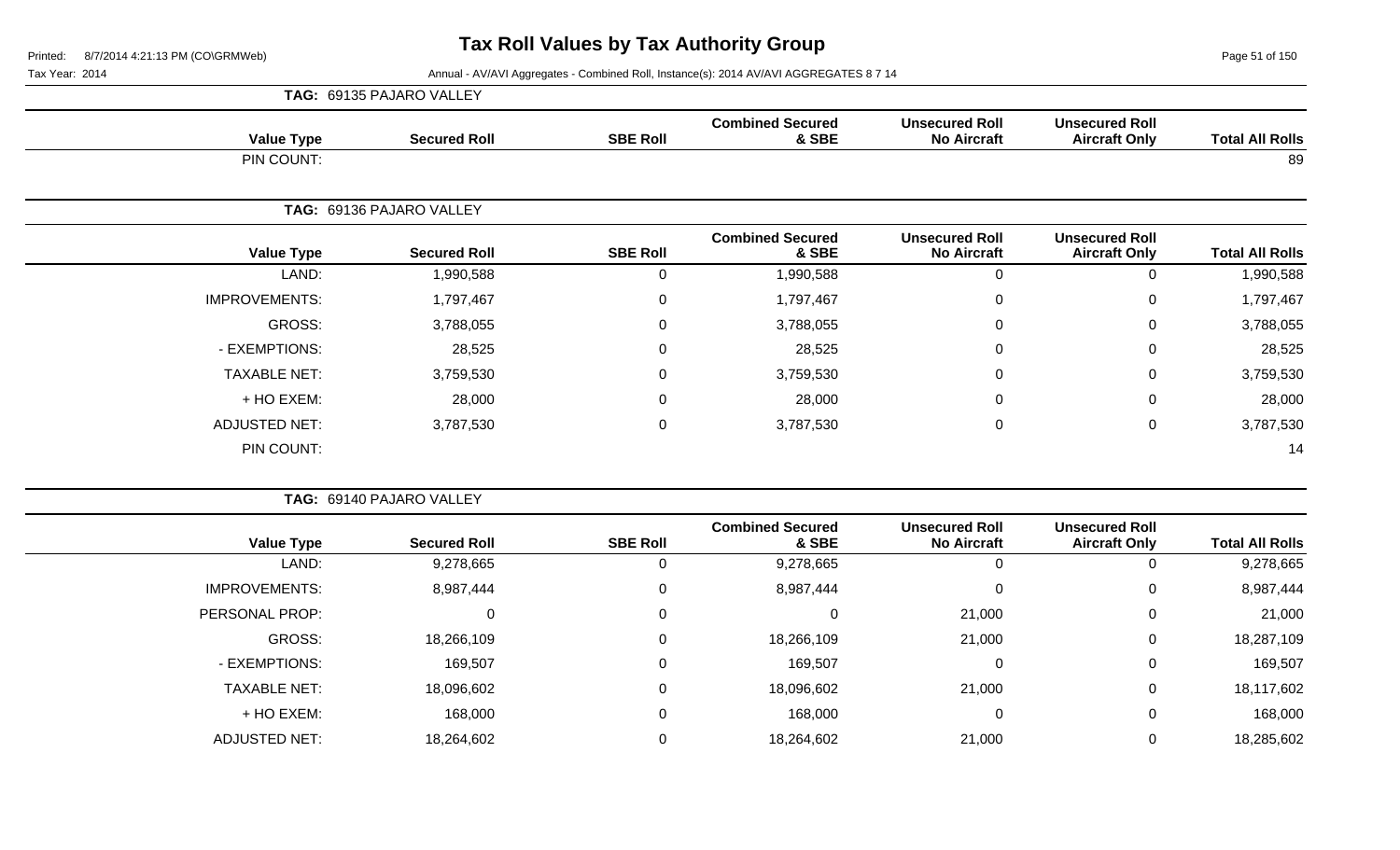# Tax Roll Values by Tax Authority Group

Tax Year: 2014

Annual - AV/AVI Aggregates - Combined Roll, Instance(s): 2014 AV/AVI AGGREGATES 8 7 14

**TAG: 69135 PAJARO VALLEY**

| Value Type | Secured Roll | SBE Roll | Combined Secured & SBE | Unsecured Roll No Aircraft | Unsecured Roll Aircraft Only | Total All Rolls |
|---|---|---|---|---|---|---|
| PIN COUNT: | | | | | | 89 |

**TAG: 69136 PAJARO VALLEY**

| Value Type | Secured Roll | SBE Roll | Combined Secured & SBE | Unsecured Roll No Aircraft | Unsecured Roll Aircraft Only | Total All Rolls |
|---|---|---|---|---|---|---|
| LAND: | 1,990,588 | 0 | 1,990,588 | 0 | 0 | 1,990,588 |
| IMPROVEMENTS: | 1,797,467 | 0 | 1,797,467 | 0 | 0 | 1,797,467 |
| GROSS: | 3,788,055 | 0 | 3,788,055 | 0 | 0 | 3,788,055 |
| - EXEMPTIONS: | 28,525 | 0 | 28,525 | 0 | 0 | 28,525 |
| TAXABLE NET: | 3,759,530 | 0 | 3,759,530 | 0 | 0 | 3,759,530 |
| + HO EXEM: | 28,000 | 0 | 28,000 | 0 | 0 | 28,000 |
| ADJUSTED NET: | 3,787,530 | 0 | 3,787,530 | 0 | 0 | 3,787,530 |
| PIN COUNT: | | | | | | 14 |

**TAG: 69140 PAJARO VALLEY**

| Value Type | Secured Roll | SBE Roll | Combined Secured & SBE | Unsecured Roll No Aircraft | Unsecured Roll Aircraft Only | Total All Rolls |
|---|---|---|---|---|---|---|
| LAND: | 9,278,665 | 0 | 9,278,665 | 0 | 0 | 9,278,665 |
| IMPROVEMENTS: | 8,987,444 | 0 | 8,987,444 | 0 | 0 | 8,987,444 |
| PERSONAL PROP: | 0 | 0 | 0 | 21,000 | 0 | 21,000 |
| GROSS: | 18,266,109 | 0 | 18,266,109 | 21,000 | 0 | 18,287,109 |
| - EXEMPTIONS: | 169,507 | 0 | 169,507 | 0 | 0 | 169,507 |
| TAXABLE NET: | 18,096,602 | 0 | 18,096,602 | 21,000 | 0 | 18,117,602 |
| + HO EXEM: | 168,000 | 0 | 168,000 | 0 | 0 | 168,000 |
| ADJUSTED NET: | 18,264,602 | 0 | 18,264,602 | 21,000 | 0 | 18,285,602 |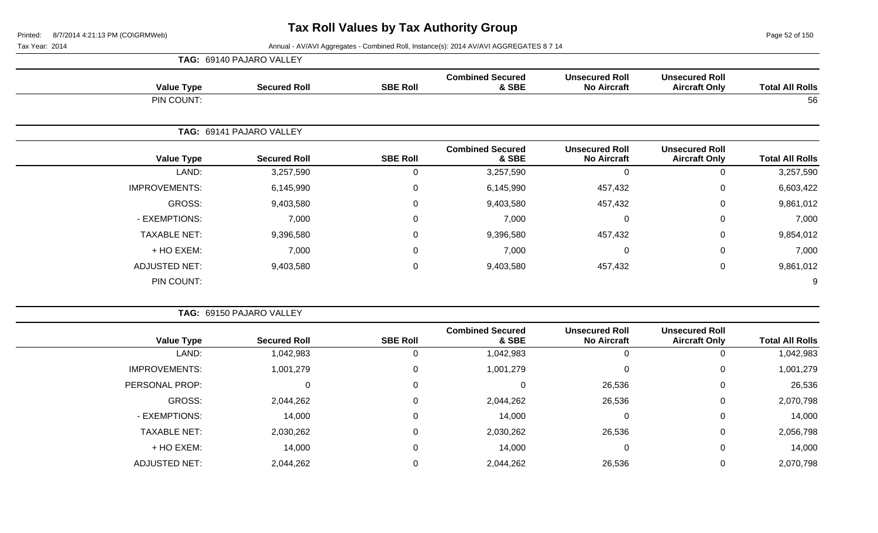# Tax Roll Values by Tax Authority Group

Printed: 8/7/2014 4:21:13 PM (CO\GRMWeb)

Tax Year: 2014

Annual - AV/AVI Aggregates - Combined Roll, Instance(s): 2014 AV/AVI AGGREGATES 8 7 14

**TAG: 69140 PAJARO VALLEY**

| Value Type | Secured Roll | SBE Roll | Combined Secured & SBE | Unsecured Roll No Aircraft | Unsecured Roll Aircraft Only | Total All Rolls |
|---|---|---|---|---|---|---|
| PIN COUNT: | | | | | | 56 |

**TAG: 69141 PAJARO VALLEY**

| Value Type | Secured Roll | SBE Roll | Combined Secured & SBE | Unsecured Roll No Aircraft | Unsecured Roll Aircraft Only | Total All Rolls |
|---|---|---|---|---|---|---|
| LAND: | 3,257,590 | 0 | 3,257,590 | 0 | 0 | 3,257,590 |
| IMPROVEMENTS: | 6,145,990 | 0 | 6,145,990 | 457,432 | 0 | 6,603,422 |
| GROSS: | 9,403,580 | 0 | 9,403,580 | 457,432 | 0 | 9,861,012 |
| - EXEMPTIONS: | 7,000 | 0 | 7,000 | 0 | 0 | 7,000 |
| TAXABLE NET: | 9,396,580 | 0 | 9,396,580 | 457,432 | 0 | 9,854,012 |
| + HO EXEM: | 7,000 | 0 | 7,000 | 0 | 0 | 7,000 |
| ADJUSTED NET: | 9,403,580 | 0 | 9,403,580 | 457,432 | 0 | 9,861,012 |
| PIN COUNT: | | | | | | 9 |

**TAG: 69150 PAJARO VALLEY**

| Value Type | Secured Roll | SBE Roll | Combined Secured & SBE | Unsecured Roll No Aircraft | Unsecured Roll Aircraft Only | Total All Rolls |
|---|---|---|---|---|---|---|
| LAND: | 1,042,983 | 0 | 1,042,983 | 0 | 0 | 1,042,983 |
| IMPROVEMENTS: | 1,001,279 | 0 | 1,001,279 | 0 | 0 | 1,001,279 |
| PERSONAL PROP: | 0 | 0 | 0 | 26,536 | 0 | 26,536 |
| GROSS: | 2,044,262 | 0 | 2,044,262 | 26,536 | 0 | 2,070,798 |
| - EXEMPTIONS: | 14,000 | 0 | 14,000 | 0 | 0 | 14,000 |
| TAXABLE NET: | 2,030,262 | 0 | 2,030,262 | 26,536 | 0 | 2,056,798 |
| + HO EXEM: | 14,000 | 0 | 14,000 | 0 | 0 | 14,000 |
| ADJUSTED NET: | 2,044,262 | 0 | 2,044,262 | 26,536 | 0 | 2,070,798 |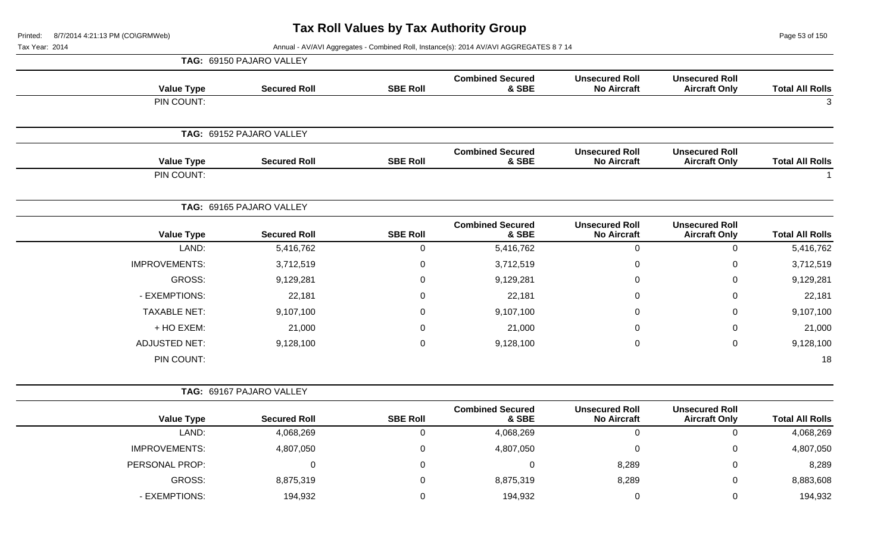# Tax Roll Values by Tax Authority Group

Printed: 8/7/2014 4:21:13 PM (CO\GRMWeb)

Tax Year: 2014

Annual - AV/AVI Aggregates - Combined Roll, Instance(s): 2014 AV/AVI AGGREGATES 8 7 14

**TAG: 69150 PAJARO VALLEY**

| Value Type | Secured Roll | SBE Roll | Combined Secured & SBE | Unsecured Roll No Aircraft | Unsecured Roll Aircraft Only | Total All Rolls |
|---|---|---|---|---|---|---|
| PIN COUNT: | | | | | | 3 |

**TAG: 69152 PAJARO VALLEY**

| Value Type | Secured Roll | SBE Roll | Combined Secured & SBE | Unsecured Roll No Aircraft | Unsecured Roll Aircraft Only | Total All Rolls |
|---|---|---|---|---|---|---|
| PIN COUNT: | | | | | | 1 |

**TAG: 69165 PAJARO VALLEY**

| Value Type | Secured Roll | SBE Roll | Combined Secured & SBE | Unsecured Roll No Aircraft | Unsecured Roll Aircraft Only | Total All Rolls |
|---|---|---|---|---|---|---|
| LAND: | 5,416,762 | 0 | 5,416,762 | 0 | 0 | 5,416,762 |
| IMPROVEMENTS: | 3,712,519 | 0 | 3,712,519 | 0 | 0 | 3,712,519 |
| GROSS: | 9,129,281 | 0 | 9,129,281 | 0 | 0 | 9,129,281 |
| - EXEMPTIONS: | 22,181 | 0 | 22,181 | 0 | 0 | 22,181 |
| TAXABLE NET: | 9,107,100 | 0 | 9,107,100 | 0 | 0 | 9,107,100 |
| + HO EXEM: | 21,000 | 0 | 21,000 | 0 | 0 | 21,000 |
| ADJUSTED NET: | 9,128,100 | 0 | 9,128,100 | 0 | 0 | 9,128,100 |
| PIN COUNT: | | | | | | 18 |

**TAG: 69167 PAJARO VALLEY**

| Value Type | Secured Roll | SBE Roll | Combined Secured & SBE | Unsecured Roll No Aircraft | Unsecured Roll Aircraft Only | Total All Rolls |
|---|---|---|---|---|---|---|
| LAND: | 4,068,269 | 0 | 4,068,269 | 0 | 0 | 4,068,269 |
| IMPROVEMENTS: | 4,807,050 | 0 | 4,807,050 | 0 | 0 | 4,807,050 |
| PERSONAL PROP: | 0 | 0 | 0 | 8,289 | 0 | 8,289 |
| GROSS: | 8,875,319 | 0 | 8,875,319 | 8,289 | 0 | 8,883,608 |
| - EXEMPTIONS: | 194,932 | 0 | 194,932 | 0 | 0 | 194,932 |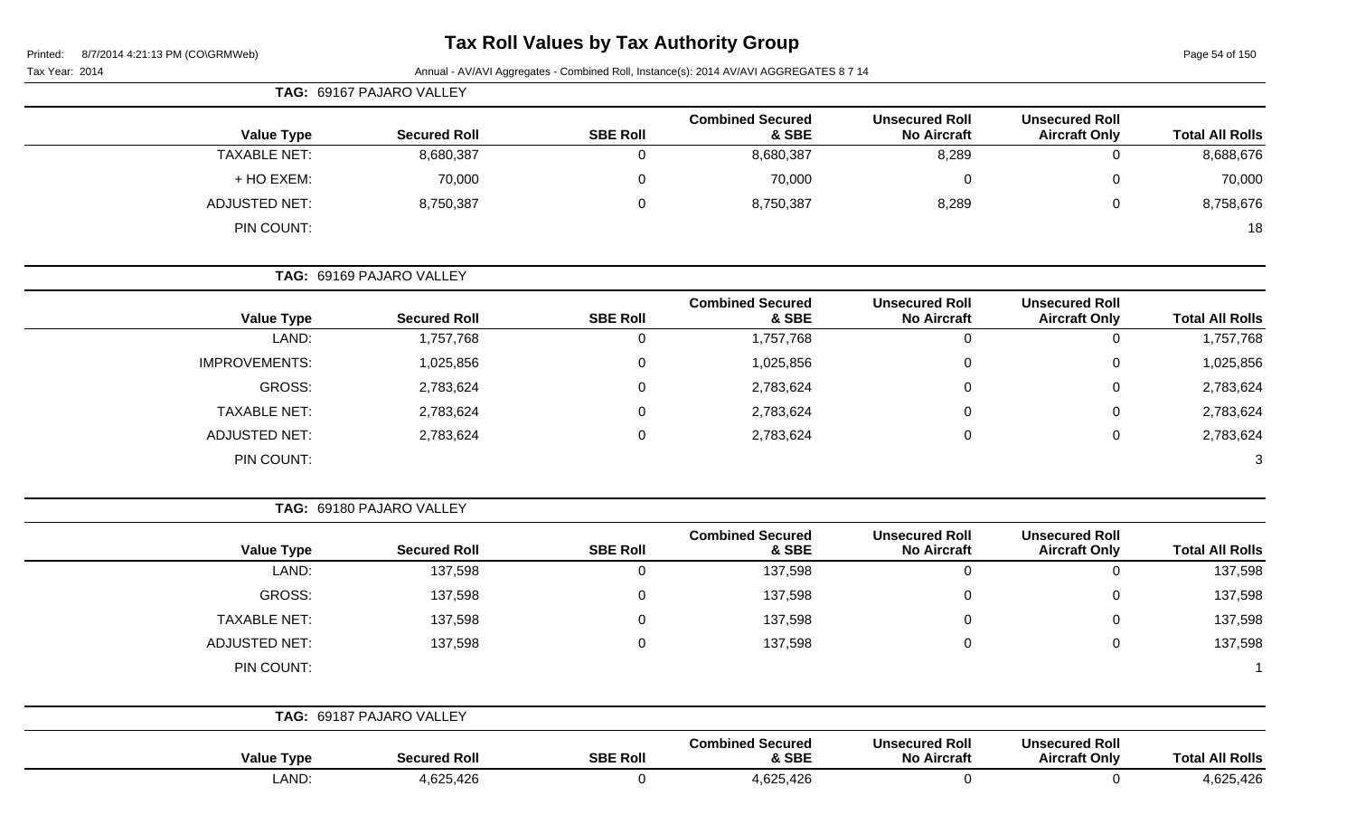# Tax Roll Values by Tax Authority Group

Printed: 8/7/2014 4:21:13 PM (CO\GRMWeb)

Tax Year: 2014

Annual - AV/AVI Aggregates - Combined Roll, Instance(s): 2014 AV/AVI AGGREGATES 8 7 14

**TAG: 69167 PAJARO VALLEY**

| Value Type | Secured Roll | SBE Roll | Combined Secured & SBE | Unsecured Roll No Aircraft | Unsecured Roll Aircraft Only | Total All Rolls |
|---|---|---|---|---|---|---|
| TAXABLE NET: | 8,680,387 | 0 | 8,680,387 | 8,289 | 0 | 8,688,676 |
| + HO EXEM: | 70,000 | 0 | 70,000 | 0 | 0 | 70,000 |
| ADJUSTED NET: | 8,750,387 | 0 | 8,750,387 | 8,289 | 0 | 8,758,676 |
| PIN COUNT: | | | | | | 18 |

**TAG: 69169 PAJARO VALLEY**

| Value Type | Secured Roll | SBE Roll | Combined Secured & SBE | Unsecured Roll No Aircraft | Unsecured Roll Aircraft Only | Total All Rolls |
|---|---|---|---|---|---|---|
| LAND: | 1,757,768 | 0 | 1,757,768 | 0 | 0 | 1,757,768 |
| IMPROVEMENTS: | 1,025,856 | 0 | 1,025,856 | 0 | 0 | 1,025,856 |
| GROSS: | 2,783,624 | 0 | 2,783,624 | 0 | 0 | 2,783,624 |
| TAXABLE NET: | 2,783,624 | 0 | 2,783,624 | 0 | 0 | 2,783,624 |
| ADJUSTED NET: | 2,783,624 | 0 | 2,783,624 | 0 | 0 | 2,783,624 |
| PIN COUNT: | | | | | | 3 |

**TAG: 69180 PAJARO VALLEY**

| Value Type | Secured Roll | SBE Roll | Combined Secured & SBE | Unsecured Roll No Aircraft | Unsecured Roll Aircraft Only | Total All Rolls |
|---|---|---|---|---|---|---|
| LAND: | 137,598 | 0 | 137,598 | 0 | 0 | 137,598 |
| GROSS: | 137,598 | 0 | 137,598 | 0 | 0 | 137,598 |
| TAXABLE NET: | 137,598 | 0 | 137,598 | 0 | 0 | 137,598 |
| ADJUSTED NET: | 137,598 | 0 | 137,598 | 0 | 0 | 137,598 |
| PIN COUNT: | | | | | | 1 |

**TAG: 69187 PAJARO VALLEY**

| Value Type | Secured Roll | SBE Roll | Combined Secured & SBE | Unsecured Roll No Aircraft | Unsecured Roll Aircraft Only | Total All Rolls |
|---|---|---|---|---|---|---|
| LAND: | 4,625,426 | 0 | 4,625,426 | 0 | 0 | 4,625,426 |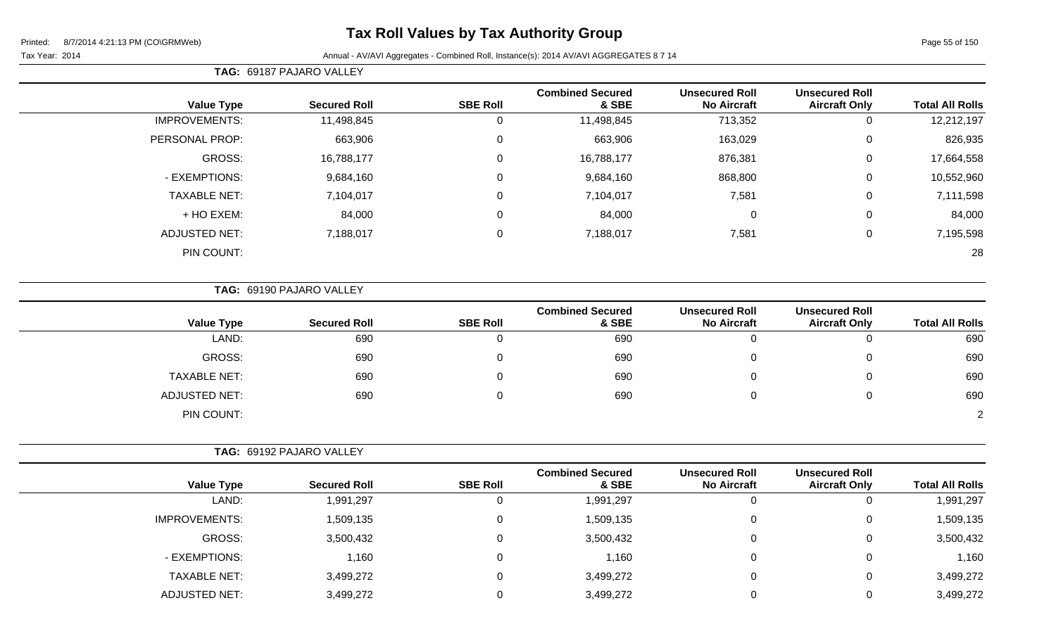# Tax Roll Values by Tax Authority Group

Tax Year: 2014

Annual - AV/AVI Aggregates - Combined Roll, Instance(s): 2014 AV/AVI AGGREGATES 8 7 14

**TAG: 69187 PAJARO VALLEY**

| Value Type | Secured Roll | SBE Roll | Combined Secured & SBE | Unsecured Roll No Aircraft | Unsecured Roll Aircraft Only | Total All Rolls |
|---|---|---|---|---|---|---|
| IMPROVEMENTS: | 11,498,845 | 0 | 11,498,845 | 713,352 | 0 | 12,212,197 |
| PERSONAL PROP: | 663,906 | 0 | 663,906 | 163,029 | 0 | 826,935 |
| GROSS: | 16,788,177 | 0 | 16,788,177 | 876,381 | 0 | 17,664,558 |
| - EXEMPTIONS: | 9,684,160 | 0 | 9,684,160 | 868,800 | 0 | 10,552,960 |
| TAXABLE NET: | 7,104,017 | 0 | 7,104,017 | 7,581 | 0 | 7,111,598 |
| + HO EXEM: | 84,000 | 0 | 84,000 | 0 | 0 | 84,000 |
| ADJUSTED NET: | 7,188,017 | 0 | 7,188,017 | 7,581 | 0 | 7,195,598 |
| PIN COUNT: | | | | | | 28 |

**TAG: 69190 PAJARO VALLEY**

| Value Type | Secured Roll | SBE Roll | Combined Secured & SBE | Unsecured Roll No Aircraft | Unsecured Roll Aircraft Only | Total All Rolls |
|---|---|---|---|---|---|---|
| LAND: | 690 | 0 | 690 | 0 | 0 | 690 |
| GROSS: | 690 | 0 | 690 | 0 | 0 | 690 |
| TAXABLE NET: | 690 | 0 | 690 | 0 | 0 | 690 |
| ADJUSTED NET: | 690 | 0 | 690 | 0 | 0 | 690 |
| PIN COUNT: | | | | | | 2 |

**TAG: 69192 PAJARO VALLEY**

| Value Type | Secured Roll | SBE Roll | Combined Secured & SBE | Unsecured Roll No Aircraft | Unsecured Roll Aircraft Only | Total All Rolls |
|---|---|---|---|---|---|---|
| LAND: | 1,991,297 | 0 | 1,991,297 | 0 | 0 | 1,991,297 |
| IMPROVEMENTS: | 1,509,135 | 0 | 1,509,135 | 0 | 0 | 1,509,135 |
| GROSS: | 3,500,432 | 0 | 3,500,432 | 0 | 0 | 3,500,432 |
| - EXEMPTIONS: | 1,160 | 0 | 1,160 | 0 | 0 | 1,160 |
| TAXABLE NET: | 3,499,272 | 0 | 3,499,272 | 0 | 0 | 3,499,272 |
| ADJUSTED NET: | 3,499,272 | 0 | 3,499,272 | 0 | 0 | 3,499,272 |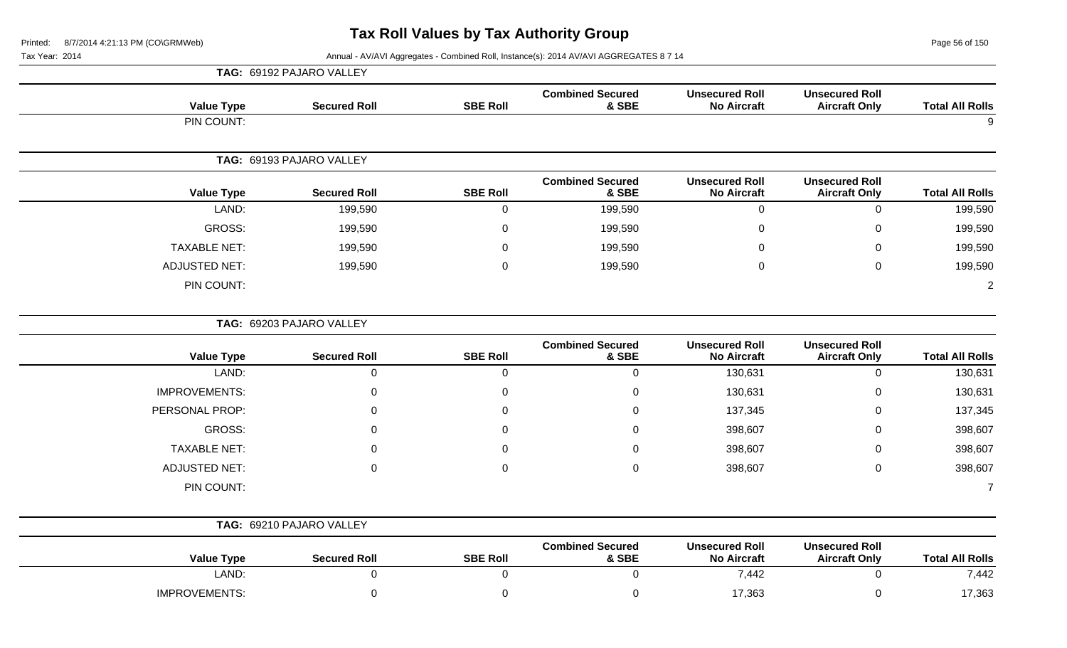# Tax Roll Values by Tax Authority Group

Printed: 8/7/2014 4:21:13 PM (CO\GRMWeb)

Tax Year: 2014

Annual - AV/AVI Aggregates - Combined Roll, Instance(s): 2014 AV/AVI AGGREGATES 8 7 14

**TAG: 69192 PAJARO VALLEY**

| Value Type | Secured Roll | SBE Roll | Combined Secured & SBE | Unsecured Roll No Aircraft | Unsecured Roll Aircraft Only | Total All Rolls |
|---|---|---|---|---|---|---|
| PIN COUNT: | | | | | | 9 |

**TAG: 69193 PAJARO VALLEY**

| Value Type | Secured Roll | SBE Roll | Combined Secured & SBE | Unsecured Roll No Aircraft | Unsecured Roll Aircraft Only | Total All Rolls |
|---|---|---|---|---|---|---|
| LAND: | 199,590 | 0 | 199,590 | 0 | 0 | 199,590 |
| GROSS: | 199,590 | 0 | 199,590 | 0 | 0 | 199,590 |
| TAXABLE NET: | 199,590 | 0 | 199,590 | 0 | 0 | 199,590 |
| ADJUSTED NET: | 199,590 | 0 | 199,590 | 0 | 0 | 199,590 |
| PIN COUNT: | | | | | | 2 |

**TAG: 69203 PAJARO VALLEY**

| Value Type | Secured Roll | SBE Roll | Combined Secured & SBE | Unsecured Roll No Aircraft | Unsecured Roll Aircraft Only | Total All Rolls |
|---|---|---|---|---|---|---|
| LAND: | 0 | 0 | 0 | 130,631 | 0 | 130,631 |
| IMPROVEMENTS: | 0 | 0 | 0 | 130,631 | 0 | 130,631 |
| PERSONAL PROP: | 0 | 0 | 0 | 137,345 | 0 | 137,345 |
| GROSS: | 0 | 0 | 0 | 398,607 | 0 | 398,607 |
| TAXABLE NET: | 0 | 0 | 0 | 398,607 | 0 | 398,607 |
| ADJUSTED NET: | 0 | 0 | 0 | 398,607 | 0 | 398,607 |
| PIN COUNT: | | | | | | 7 |

**TAG: 69210 PAJARO VALLEY**

| Value Type | Secured Roll | SBE Roll | Combined Secured & SBE | Unsecured Roll No Aircraft | Unsecured Roll Aircraft Only | Total All Rolls |
|---|---|---|---|---|---|---|
| LAND: | 0 | 0 | 0 | 7,442 | 0 | 7,442 |
| IMPROVEMENTS: | 0 | 0 | 0 | 17,363 | 0 | 17,363 |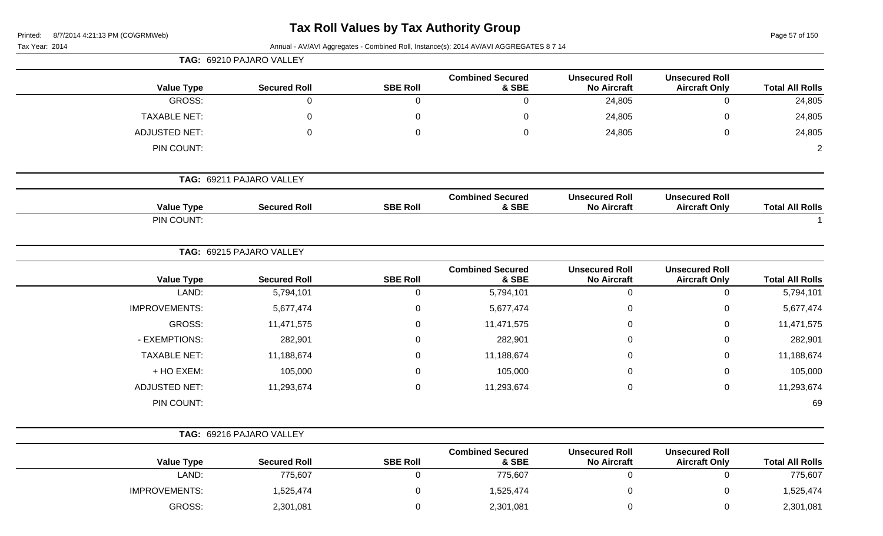# Tax Roll Values by Tax Authority Group

Printed: 8/7/2014 4:21:13 PM (CO\GRMWeb)

Tax Year: 2014

Annual - AV/AVI Aggregates - Combined Roll, Instance(s): 2014 AV/AVI AGGREGATES 8 7 14

**TAG: 69210 PAJARO VALLEY**

| Value Type | Secured Roll | SBE Roll | Combined Secured & SBE | Unsecured Roll No Aircraft | Unsecured Roll Aircraft Only | Total All Rolls |
|---|---|---|---|---|---|---|
| GROSS: | 0 | 0 | 0 | 24,805 | 0 | 24,805 |
| TAXABLE NET: | 0 | 0 | 0 | 24,805 | 0 | 24,805 |
| ADJUSTED NET: | 0 | 0 | 0 | 24,805 | 0 | 24,805 |
| PIN COUNT: | | | | | | 2 |

**TAG: 69211 PAJARO VALLEY**

| Value Type | Secured Roll | SBE Roll | Combined Secured & SBE | Unsecured Roll No Aircraft | Unsecured Roll Aircraft Only | Total All Rolls |
|---|---|---|---|---|---|---|
| PIN COUNT: | | | | | | 1 |

**TAG: 69215 PAJARO VALLEY**

| Value Type | Secured Roll | SBE Roll | Combined Secured & SBE | Unsecured Roll No Aircraft | Unsecured Roll Aircraft Only | Total All Rolls |
|---|---|---|---|---|---|---|
| LAND: | 5,794,101 | 0 | 5,794,101 | 0 | 0 | 5,794,101 |
| IMPROVEMENTS: | 5,677,474 | 0 | 5,677,474 | 0 | 0 | 5,677,474 |
| GROSS: | 11,471,575 | 0 | 11,471,575 | 0 | 0 | 11,471,575 |
| - EXEMPTIONS: | 282,901 | 0 | 282,901 | 0 | 0 | 282,901 |
| TAXABLE NET: | 11,188,674 | 0 | 11,188,674 | 0 | 0 | 11,188,674 |
| + HO EXEM: | 105,000 | 0 | 105,000 | 0 | 0 | 105,000 |
| ADJUSTED NET: | 11,293,674 | 0 | 11,293,674 | 0 | 0 | 11,293,674 |
| PIN COUNT: | | | | | | 69 |

**TAG: 69216 PAJARO VALLEY**

| Value Type | Secured Roll | SBE Roll | Combined Secured & SBE | Unsecured Roll No Aircraft | Unsecured Roll Aircraft Only | Total All Rolls |
|---|---|---|---|---|---|---|
| LAND: | 775,607 | 0 | 775,607 | 0 | 0 | 775,607 |
| IMPROVEMENTS: | 1,525,474 | 0 | 1,525,474 | 0 | 0 | 1,525,474 |
| GROSS: | 2,301,081 | 0 | 2,301,081 | 0 | 0 | 2,301,081 |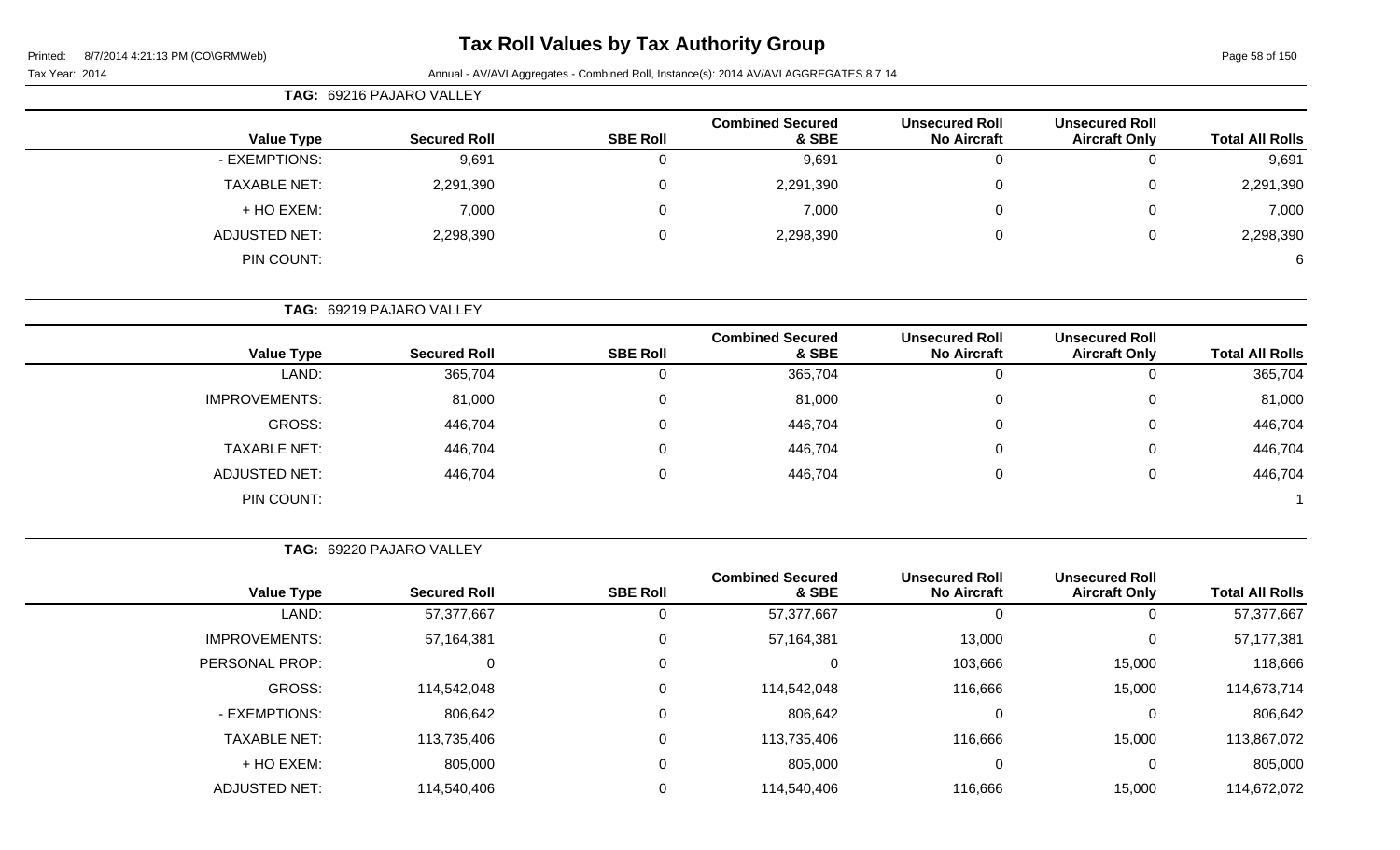# Tax Roll Values by Tax Authority Group

Printed: 8/7/2014 4:21:13 PM (CO\GRMWeb)

Tax Year: 2014

Annual - AV/AVI Aggregates - Combined Roll, Instance(s): 2014 AV/AVI AGGREGATES 8 7 14

**TAG: 69216 PAJARO VALLEY**

| Value Type | Secured Roll | SBE Roll | Combined Secured & SBE | Unsecured Roll No Aircraft | Unsecured Roll Aircraft Only | Total All Rolls |
|---|---|---|---|---|---|---|
| - EXEMPTIONS: | 9,691 | 0 | 9,691 | 0 | 0 | 9,691 |
| TAXABLE NET: | 2,291,390 | 0 | 2,291,390 | 0 | 0 | 2,291,390 |
| + HO EXEM: | 7,000 | 0 | 7,000 | 0 | 0 | 7,000 |
| ADJUSTED NET: | 2,298,390 | 0 | 2,298,390 | 0 | 0 | 2,298,390 |
| PIN COUNT: | | | | | | 6 |

**TAG: 69219 PAJARO VALLEY**

| Value Type | Secured Roll | SBE Roll | Combined Secured & SBE | Unsecured Roll No Aircraft | Unsecured Roll Aircraft Only | Total All Rolls |
|---|---|---|---|---|---|---|
| LAND: | 365,704 | 0 | 365,704 | 0 | 0 | 365,704 |
| IMPROVEMENTS: | 81,000 | 0 | 81,000 | 0 | 0 | 81,000 |
| GROSS: | 446,704 | 0 | 446,704 | 0 | 0 | 446,704 |
| TAXABLE NET: | 446,704 | 0 | 446,704 | 0 | 0 | 446,704 |
| ADJUSTED NET: | 446,704 | 0 | 446,704 | 0 | 0 | 446,704 |
| PIN COUNT: | | | | | | 1 |

**TAG: 69220 PAJARO VALLEY**

| Value Type | Secured Roll | SBE Roll | Combined Secured & SBE | Unsecured Roll No Aircraft | Unsecured Roll Aircraft Only | Total All Rolls |
|---|---|---|---|---|---|---|
| LAND: | 57,377,667 | 0 | 57,377,667 | 0 | 0 | 57,377,667 |
| IMPROVEMENTS: | 57,164,381 | 0 | 57,164,381 | 13,000 | 0 | 57,177,381 |
| PERSONAL PROP: | 0 | 0 | 0 | 103,666 | 15,000 | 118,666 |
| GROSS: | 114,542,048 | 0 | 114,542,048 | 116,666 | 15,000 | 114,673,714 |
| - EXEMPTIONS: | 806,642 | 0 | 806,642 | 0 | 0 | 806,642 |
| TAXABLE NET: | 113,735,406 | 0 | 113,735,406 | 116,666 | 15,000 | 113,867,072 |
| + HO EXEM: | 805,000 | 0 | 805,000 | 0 | 0 | 805,000 |
| ADJUSTED NET: | 114,540,406 | 0 | 114,540,406 | 116,666 | 15,000 | 114,672,072 |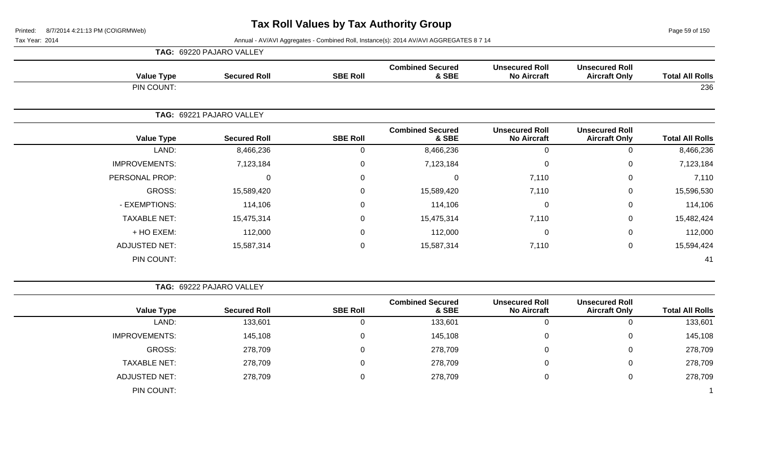# Tax Roll Values by Tax Authority Group

Tax Year: 2014

Annual - AV/AVI Aggregates - Combined Roll, Instance(s): 2014 AV/AVI AGGREGATES 8 7 14

**TAG: 69220 PAJARO VALLEY**

| Value Type | Secured Roll | SBE Roll | Combined Secured & SBE | Unsecured Roll No Aircraft | Unsecured Roll Aircraft Only | Total All Rolls |
|---|---|---|---|---|---|---|
| PIN COUNT: | | | | | | 236 |

**TAG: 69221 PAJARO VALLEY**

| Value Type | Secured Roll | SBE Roll | Combined Secured & SBE | Unsecured Roll No Aircraft | Unsecured Roll Aircraft Only | Total All Rolls |
|---|---|---|---|---|---|---|
| LAND: | 8,466,236 | 0 | 8,466,236 | 0 | 0 | 8,466,236 |
| IMPROVEMENTS: | 7,123,184 | 0 | 7,123,184 | 0 | 0 | 7,123,184 |
| PERSONAL PROP: | 0 | 0 | 0 | 7,110 | 0 | 7,110 |
| GROSS: | 15,589,420 | 0 | 15,589,420 | 7,110 | 0 | 15,596,530 |
| - EXEMPTIONS: | 114,106 | 0 | 114,106 | 0 | 0 | 114,106 |
| TAXABLE NET: | 15,475,314 | 0 | 15,475,314 | 7,110 | 0 | 15,482,424 |
| + HO EXEM: | 112,000 | 0 | 112,000 | 0 | 0 | 112,000 |
| ADJUSTED NET: | 15,587,314 | 0 | 15,587,314 | 7,110 | 0 | 15,594,424 |
| PIN COUNT: | | | | | | 41 |

**TAG: 69222 PAJARO VALLEY**

| Value Type | Secured Roll | SBE Roll | Combined Secured & SBE | Unsecured Roll No Aircraft | Unsecured Roll Aircraft Only | Total All Rolls |
|---|---|---|---|---|---|---|
| LAND: | 133,601 | 0 | 133,601 | 0 | 0 | 133,601 |
| IMPROVEMENTS: | 145,108 | 0 | 145,108 | 0 | 0 | 145,108 |
| GROSS: | 278,709 | 0 | 278,709 | 0 | 0 | 278,709 |
| TAXABLE NET: | 278,709 | 0 | 278,709 | 0 | 0 | 278,709 |
| ADJUSTED NET: | 278,709 | 0 | 278,709 | 0 | 0 | 278,709 |
| PIN COUNT: | | | | | | 1 |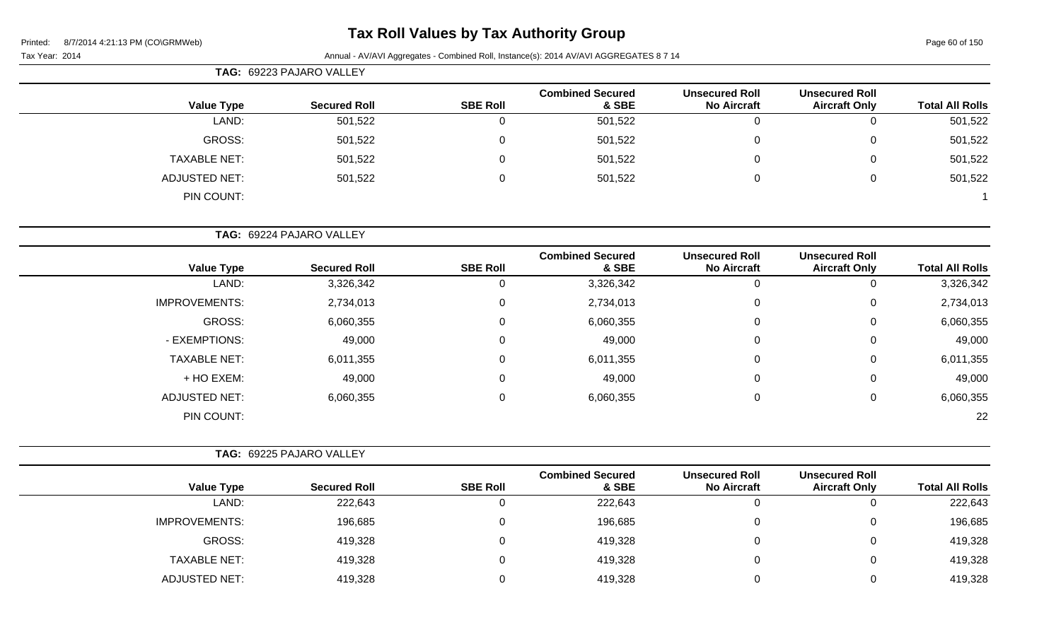# Tax Roll Values by Tax Authority Group

Tax Year: 2014

Annual - AV/AVI Aggregates - Combined Roll, Instance(s): 2014 AV/AVI AGGREGATES 8 7 14

**TAG: 69223 PAJARO VALLEY**

| Value Type | Secured Roll | SBE Roll | Combined Secured & SBE | Unsecured Roll No Aircraft | Unsecured Roll Aircraft Only | Total All Rolls |
|---|---|---|---|---|---|---|
| LAND: | 501,522 | 0 | 501,522 | 0 | 0 | 501,522 |
| GROSS: | 501,522 | 0 | 501,522 | 0 | 0 | 501,522 |
| TAXABLE NET: | 501,522 | 0 | 501,522 | 0 | 0 | 501,522 |
| ADJUSTED NET: | 501,522 | 0 | 501,522 | 0 | 0 | 501,522 |
| PIN COUNT: | | | | | | 1 |

**TAG: 69224 PAJARO VALLEY**

| Value Type | Secured Roll | SBE Roll | Combined Secured & SBE | Unsecured Roll No Aircraft | Unsecured Roll Aircraft Only | Total All Rolls |
|---|---|---|---|---|---|---|
| LAND: | 3,326,342 | 0 | 3,326,342 | 0 | 0 | 3,326,342 |
| IMPROVEMENTS: | 2,734,013 | 0 | 2,734,013 | 0 | 0 | 2,734,013 |
| GROSS: | 6,060,355 | 0 | 6,060,355 | 0 | 0 | 6,060,355 |
| - EXEMPTIONS: | 49,000 | 0 | 49,000 | 0 | 0 | 49,000 |
| TAXABLE NET: | 6,011,355 | 0 | 6,011,355 | 0 | 0 | 6,011,355 |
| + HO EXEM: | 49,000 | 0 | 49,000 | 0 | 0 | 49,000 |
| ADJUSTED NET: | 6,060,355 | 0 | 6,060,355 | 0 | 0 | 6,060,355 |
| PIN COUNT: | | | | | | 22 |

**TAG: 69225 PAJARO VALLEY**

| Value Type | Secured Roll | SBE Roll | Combined Secured & SBE | Unsecured Roll No Aircraft | Unsecured Roll Aircraft Only | Total All Rolls |
|---|---|---|---|---|---|---|
| LAND: | 222,643 | 0 | 222,643 | 0 | 0 | 222,643 |
| IMPROVEMENTS: | 196,685 | 0 | 196,685 | 0 | 0 | 196,685 |
| GROSS: | 419,328 | 0 | 419,328 | 0 | 0 | 419,328 |
| TAXABLE NET: | 419,328 | 0 | 419,328 | 0 | 0 | 419,328 |
| ADJUSTED NET: | 419,328 | 0 | 419,328 | 0 | 0 | 419,328 |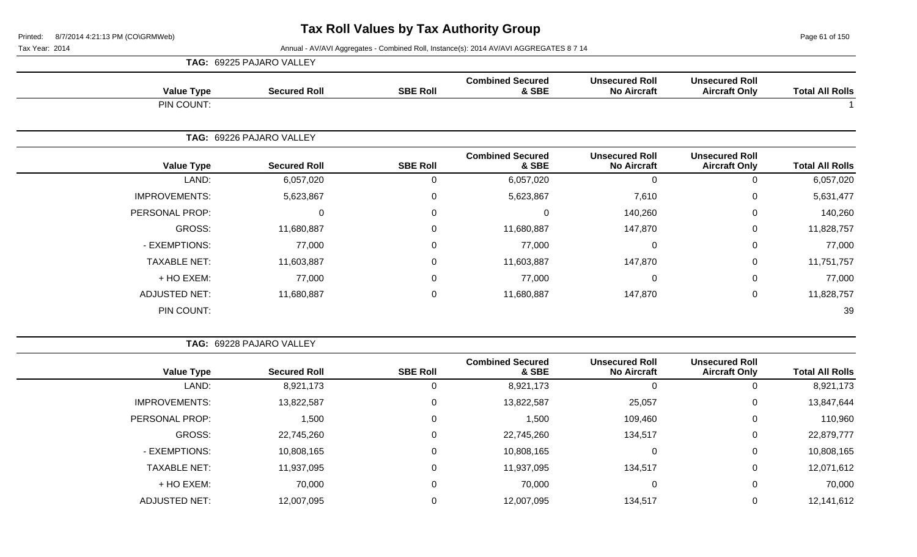# Tax Roll Values by Tax Authority Group

Tax Year: 2014

Annual - AV/AVI Aggregates - Combined Roll, Instance(s): 2014 AV/AVI AGGREGATES 8 7 14

**TAG: 69225 PAJARO VALLEY**

| Value Type | Secured Roll | SBE Roll | Combined Secured & SBE | Unsecured Roll No Aircraft | Unsecured Roll Aircraft Only | Total All Rolls |
|---|---|---|---|---|---|---|
| PIN COUNT: | | | | | | 1 |

**TAG: 69226 PAJARO VALLEY**

| Value Type | Secured Roll | SBE Roll | Combined Secured & SBE | Unsecured Roll No Aircraft | Unsecured Roll Aircraft Only | Total All Rolls |
|---|---|---|---|---|---|---|
| LAND: | 6,057,020 | 0 | 6,057,020 | 0 | 0 | 6,057,020 |
| IMPROVEMENTS: | 5,623,867 | 0 | 5,623,867 | 7,610 | 0 | 5,631,477 |
| PERSONAL PROP: | 0 | 0 | 0 | 140,260 | 0 | 140,260 |
| GROSS: | 11,680,887 | 0 | 11,680,887 | 147,870 | 0 | 11,828,757 |
| - EXEMPTIONS: | 77,000 | 0 | 77,000 | 0 | 0 | 77,000 |
| TAXABLE NET: | 11,603,887 | 0 | 11,603,887 | 147,870 | 0 | 11,751,757 |
| + HO EXEM: | 77,000 | 0 | 77,000 | 0 | 0 | 77,000 |
| ADJUSTED NET: | 11,680,887 | 0 | 11,680,887 | 147,870 | 0 | 11,828,757 |
| PIN COUNT: | | | | | | 39 |

**TAG: 69228 PAJARO VALLEY**

| Value Type | Secured Roll | SBE Roll | Combined Secured & SBE | Unsecured Roll No Aircraft | Unsecured Roll Aircraft Only | Total All Rolls |
|---|---|---|---|---|---|---|
| LAND: | 8,921,173 | 0 | 8,921,173 | 0 | 0 | 8,921,173 |
| IMPROVEMENTS: | 13,822,587 | 0 | 13,822,587 | 25,057 | 0 | 13,847,644 |
| PERSONAL PROP: | 1,500 | 0 | 1,500 | 109,460 | 0 | 110,960 |
| GROSS: | 22,745,260 | 0 | 22,745,260 | 134,517 | 0 | 22,879,777 |
| - EXEMPTIONS: | 10,808,165 | 0 | 10,808,165 | 0 | 0 | 10,808,165 |
| TAXABLE NET: | 11,937,095 | 0 | 11,937,095 | 134,517 | 0 | 12,071,612 |
| + HO EXEM: | 70,000 | 0 | 70,000 | 0 | 0 | 70,000 |
| ADJUSTED NET: | 12,007,095 | 0 | 12,007,095 | 134,517 | 0 | 12,141,612 |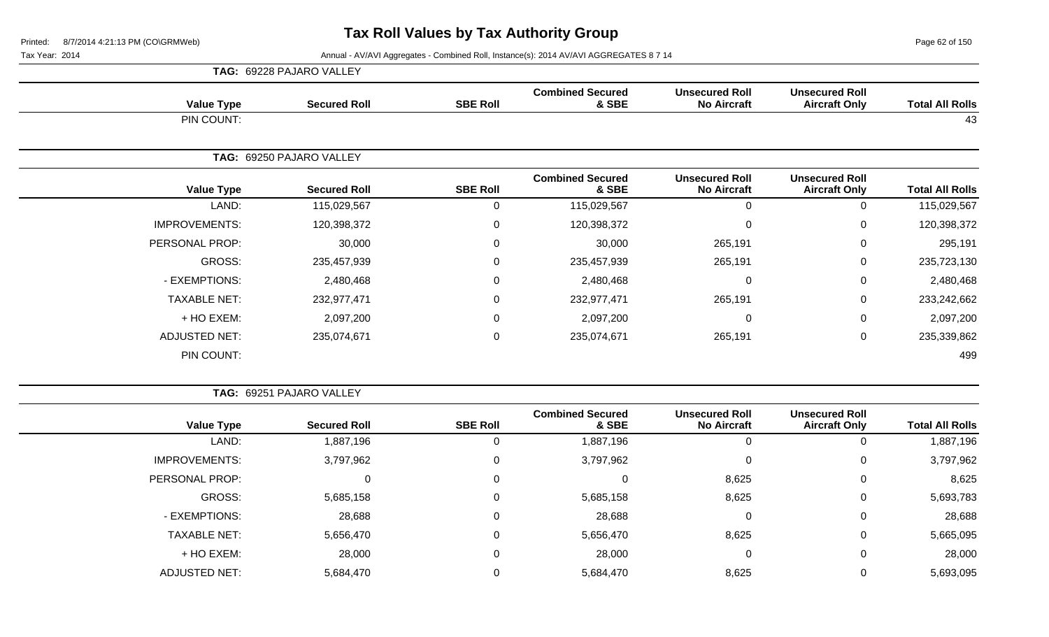# Tax Roll Values by Tax Authority Group

Printed: 8/7/2014 4:21:13 PM (CO\GRMWeb)

Tax Year: 2014

Annual - AV/AVI Aggregates - Combined Roll, Instance(s): 2014 AV/AVI AGGREGATES 8 7 14

**TAG: 69228 PAJARO VALLEY**

| Value Type | Secured Roll | SBE Roll | Combined Secured & SBE | Unsecured Roll No Aircraft | Unsecured Roll Aircraft Only | Total All Rolls |
|---|---|---|---|---|---|---|
| PIN COUNT: | | | | | | 43 |

**TAG: 69250 PAJARO VALLEY**

| Value Type | Secured Roll | SBE Roll | Combined Secured & SBE | Unsecured Roll No Aircraft | Unsecured Roll Aircraft Only | Total All Rolls |
|---|---|---|---|---|---|---|
| LAND: | 115,029,567 | 0 | 115,029,567 | 0 | 0 | 115,029,567 |
| IMPROVEMENTS: | 120,398,372 | 0 | 120,398,372 | 0 | 0 | 120,398,372 |
| PERSONAL PROP: | 30,000 | 0 | 30,000 | 265,191 | 0 | 295,191 |
| GROSS: | 235,457,939 | 0 | 235,457,939 | 265,191 | 0 | 235,723,130 |
| - EXEMPTIONS: | 2,480,468 | 0 | 2,480,468 | 0 | 0 | 2,480,468 |
| TAXABLE NET: | 232,977,471 | 0 | 232,977,471 | 265,191 | 0 | 233,242,662 |
| + HO EXEM: | 2,097,200 | 0 | 2,097,200 | 0 | 0 | 2,097,200 |
| ADJUSTED NET: | 235,074,671 | 0 | 235,074,671 | 265,191 | 0 | 235,339,862 |
| PIN COUNT: | | | | | | 499 |

**TAG: 69251 PAJARO VALLEY**

| Value Type | Secured Roll | SBE Roll | Combined Secured & SBE | Unsecured Roll No Aircraft | Unsecured Roll Aircraft Only | Total All Rolls |
|---|---|---|---|---|---|---|
| LAND: | 1,887,196 | 0 | 1,887,196 | 0 | 0 | 1,887,196 |
| IMPROVEMENTS: | 3,797,962 | 0 | 3,797,962 | 0 | 0 | 3,797,962 |
| PERSONAL PROP: | 0 | 0 | 0 | 8,625 | 0 | 8,625 |
| GROSS: | 5,685,158 | 0 | 5,685,158 | 8,625 | 0 | 5,693,783 |
| - EXEMPTIONS: | 28,688 | 0 | 28,688 | 0 | 0 | 28,688 |
| TAXABLE NET: | 5,656,470 | 0 | 5,656,470 | 8,625 | 0 | 5,665,095 |
| + HO EXEM: | 28,000 | 0 | 28,000 | 0 | 0 | 28,000 |
| ADJUSTED NET: | 5,684,470 | 0 | 5,684,470 | 8,625 | 0 | 5,693,095 |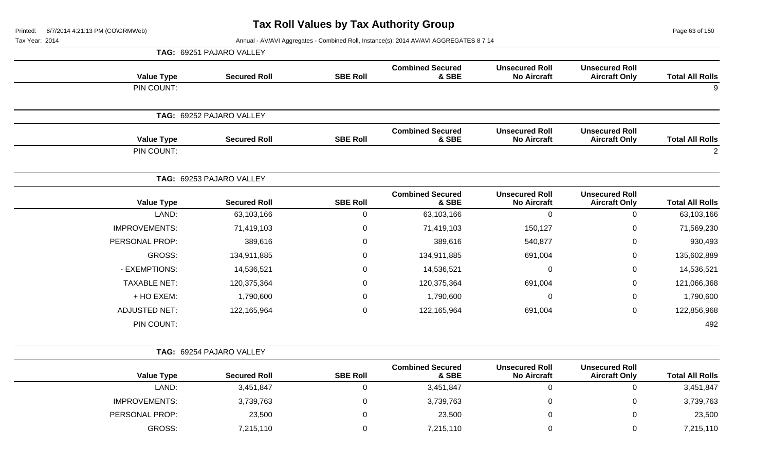# Tax Roll Values by Tax Authority Group

Printed: 8/7/2014 4:21:13 PM (CO\GRMWeb)

Tax Year: 2014

Annual - AV/AVI Aggregates - Combined Roll, Instance(s): 2014 AV/AVI AGGREGATES 8 7 14

**TAG: 69251 PAJARO VALLEY**

| Value Type | Secured Roll | SBE Roll | Combined Secured & SBE | Unsecured Roll No Aircraft | Unsecured Roll Aircraft Only | Total All Rolls |
|---|---|---|---|---|---|---|
| PIN COUNT: | | | | | | 9 |

**TAG: 69252 PAJARO VALLEY**

| Value Type | Secured Roll | SBE Roll | Combined Secured & SBE | Unsecured Roll No Aircraft | Unsecured Roll Aircraft Only | Total All Rolls |
|---|---|---|---|---|---|---|
| PIN COUNT: | | | | | | 2 |

**TAG: 69253 PAJARO VALLEY**

| Value Type | Secured Roll | SBE Roll | Combined Secured & SBE | Unsecured Roll No Aircraft | Unsecured Roll Aircraft Only | Total All Rolls |
|---|---|---|---|---|---|---|
| LAND: | 63,103,166 | 0 | 63,103,166 | 0 | 0 | 63,103,166 |
| IMPROVEMENTS: | 71,419,103 | 0 | 71,419,103 | 150,127 | 0 | 71,569,230 |
| PERSONAL PROP: | 389,616 | 0 | 389,616 | 540,877 | 0 | 930,493 |
| GROSS: | 134,911,885 | 0 | 134,911,885 | 691,004 | 0 | 135,602,889 |
| - EXEMPTIONS: | 14,536,521 | 0 | 14,536,521 | 0 | 0 | 14,536,521 |
| TAXABLE NET: | 120,375,364 | 0 | 120,375,364 | 691,004 | 0 | 121,066,368 |
| + HO EXEM: | 1,790,600 | 0 | 1,790,600 | 0 | 0 | 1,790,600 |
| ADJUSTED NET: | 122,165,964 | 0 | 122,165,964 | 691,004 | 0 | 122,856,968 |
| PIN COUNT: | | | | | | 492 |

**TAG: 69254 PAJARO VALLEY**

| Value Type | Secured Roll | SBE Roll | Combined Secured & SBE | Unsecured Roll No Aircraft | Unsecured Roll Aircraft Only | Total All Rolls |
|---|---|---|---|---|---|---|
| LAND: | 3,451,847 | 0 | 3,451,847 | 0 | 0 | 3,451,847 |
| IMPROVEMENTS: | 3,739,763 | 0 | 3,739,763 | 0 | 0 | 3,739,763 |
| PERSONAL PROP: | 23,500 | 0 | 23,500 | 0 | 0 | 23,500 |
| GROSS: | 7,215,110 | 0 | 7,215,110 | 0 | 0 | 7,215,110 |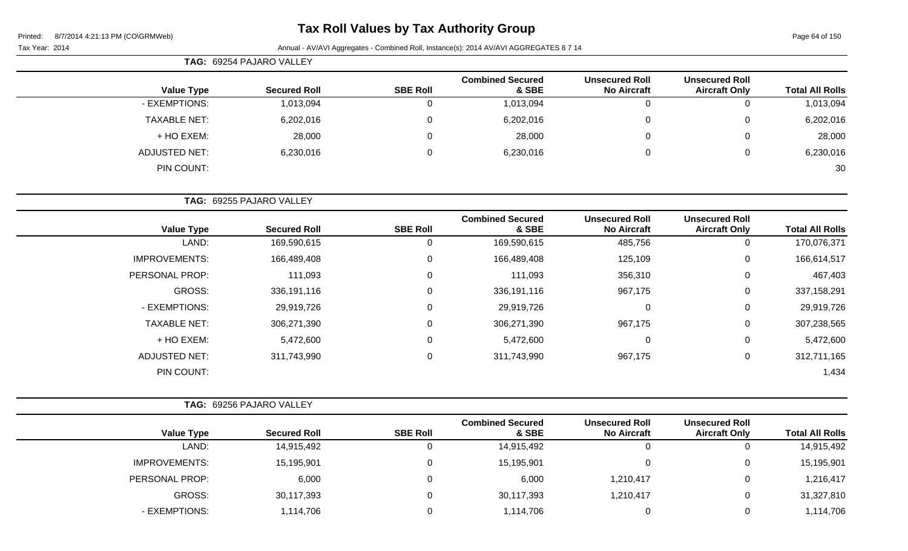# Tax Roll Values by Tax Authority Group

Tax Year: 2014

Annual - AV/AVI Aggregates - Combined Roll, Instance(s): 2014 AV/AVI AGGREGATES 8 7 14

**TAG: 69254 PAJARO VALLEY**

| Value Type | Secured Roll | SBE Roll | Combined Secured & SBE | Unsecured Roll No Aircraft | Unsecured Roll Aircraft Only | Total All Rolls |
|---|---|---|---|---|---|---|
| - EXEMPTIONS: | 1,013,094 | 0 | 1,013,094 | 0 | 0 | 1,013,094 |
| TAXABLE NET: | 6,202,016 | 0 | 6,202,016 | 0 | 0 | 6,202,016 |
| + HO EXEM: | 28,000 | 0 | 28,000 | 0 | 0 | 28,000 |
| ADJUSTED NET: | 6,230,016 | 0 | 6,230,016 | 0 | 0 | 6,230,016 |
| PIN COUNT: | | | | | | 30 |

**TAG: 69255 PAJARO VALLEY**

| Value Type | Secured Roll | SBE Roll | Combined Secured & SBE | Unsecured Roll No Aircraft | Unsecured Roll Aircraft Only | Total All Rolls |
|---|---|---|---|---|---|---|
| LAND: | 169,590,615 | 0 | 169,590,615 | 485,756 | 0 | 170,076,371 |
| IMPROVEMENTS: | 166,489,408 | 0 | 166,489,408 | 125,109 | 0 | 166,614,517 |
| PERSONAL PROP: | 111,093 | 0 | 111,093 | 356,310 | 0 | 467,403 |
| GROSS: | 336,191,116 | 0 | 336,191,116 | 967,175 | 0 | 337,158,291 |
| - EXEMPTIONS: | 29,919,726 | 0 | 29,919,726 | 0 | 0 | 29,919,726 |
| TAXABLE NET: | 306,271,390 | 0 | 306,271,390 | 967,175 | 0 | 307,238,565 |
| + HO EXEM: | 5,472,600 | 0 | 5,472,600 | 0 | 0 | 5,472,600 |
| ADJUSTED NET: | 311,743,990 | 0 | 311,743,990 | 967,175 | 0 | 312,711,165 |
| PIN COUNT: | | | | | | 1,434 |

**TAG: 69256 PAJARO VALLEY**

| Value Type | Secured Roll | SBE Roll | Combined Secured & SBE | Unsecured Roll No Aircraft | Unsecured Roll Aircraft Only | Total All Rolls |
|---|---|---|---|---|---|---|
| LAND: | 14,915,492 | 0 | 14,915,492 | 0 | 0 | 14,915,492 |
| IMPROVEMENTS: | 15,195,901 | 0 | 15,195,901 | 0 | 0 | 15,195,901 |
| PERSONAL PROP: | 6,000 | 0 | 6,000 | 1,210,417 | 0 | 1,216,417 |
| GROSS: | 30,117,393 | 0 | 30,117,393 | 1,210,417 | 0 | 31,327,810 |
| - EXEMPTIONS: | 1,114,706 | 0 | 1,114,706 | 0 | 0 | 1,114,706 |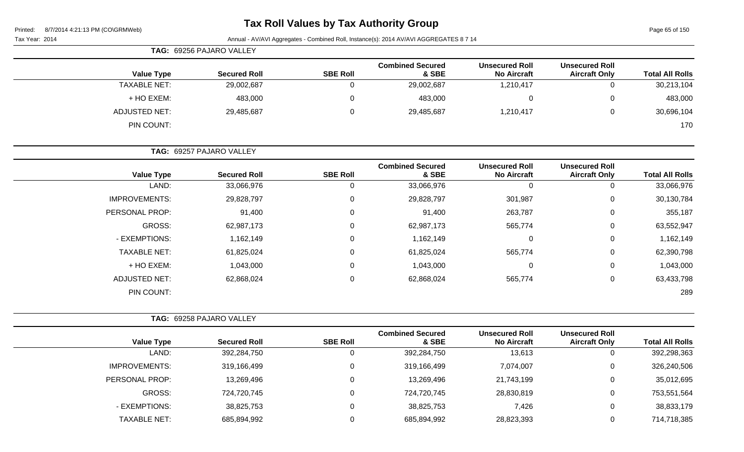# Tax Roll Values by Tax Authority Group

Printed: 8/7/2014 4:21:13 PM (CO\GRMWeb)

Tax Year: 2014 — Annual - AV/AVI Aggregates - Combined Roll, Instance(s): 2014 AV/AVI AGGREGATES 8 7 14

**TAG: 69256 PAJARO VALLEY**

| Value Type | Secured Roll | SBE Roll | Combined Secured & SBE | Unsecured Roll No Aircraft | Unsecured Roll Aircraft Only | Total All Rolls |
|---|---|---|---|---|---|---|
| TAXABLE NET: | 29,002,687 | 0 | 29,002,687 | 1,210,417 | 0 | 30,213,104 |
| + HO EXEM: | 483,000 | 0 | 483,000 | 0 | 0 | 483,000 |
| ADJUSTED NET: | 29,485,687 | 0 | 29,485,687 | 1,210,417 | 0 | 30,696,104 |
| PIN COUNT: | | | | | | 170 |

**TAG: 69257 PAJARO VALLEY**

| Value Type | Secured Roll | SBE Roll | Combined Secured & SBE | Unsecured Roll No Aircraft | Unsecured Roll Aircraft Only | Total All Rolls |
|---|---|---|---|---|---|---|
| LAND: | 33,066,976 | 0 | 33,066,976 | 0 | 0 | 33,066,976 |
| IMPROVEMENTS: | 29,828,797 | 0 | 29,828,797 | 301,987 | 0 | 30,130,784 |
| PERSONAL PROP: | 91,400 | 0 | 91,400 | 263,787 | 0 | 355,187 |
| GROSS: | 62,987,173 | 0 | 62,987,173 | 565,774 | 0 | 63,552,947 |
| - EXEMPTIONS: | 1,162,149 | 0 | 1,162,149 | 0 | 0 | 1,162,149 |
| TAXABLE NET: | 61,825,024 | 0 | 61,825,024 | 565,774 | 0 | 62,390,798 |
| + HO EXEM: | 1,043,000 | 0 | 1,043,000 | 0 | 0 | 1,043,000 |
| ADJUSTED NET: | 62,868,024 | 0 | 62,868,024 | 565,774 | 0 | 63,433,798 |
| PIN COUNT: | | | | | | 289 |

**TAG: 69258 PAJARO VALLEY**

| Value Type | Secured Roll | SBE Roll | Combined Secured & SBE | Unsecured Roll No Aircraft | Unsecured Roll Aircraft Only | Total All Rolls |
|---|---|---|---|---|---|---|
| LAND: | 392,284,750 | 0 | 392,284,750 | 13,613 | 0 | 392,298,363 |
| IMPROVEMENTS: | 319,166,499 | 0 | 319,166,499 | 7,074,007 | 0 | 326,240,506 |
| PERSONAL PROP: | 13,269,496 | 0 | 13,269,496 | 21,743,199 | 0 | 35,012,695 |
| GROSS: | 724,720,745 | 0 | 724,720,745 | 28,830,819 | 0 | 753,551,564 |
| - EXEMPTIONS: | 38,825,753 | 0 | 38,825,753 | 7,426 | 0 | 38,833,179 |
| TAXABLE NET: | 685,894,992 | 0 | 685,894,992 | 28,823,393 | 0 | 714,718,385 |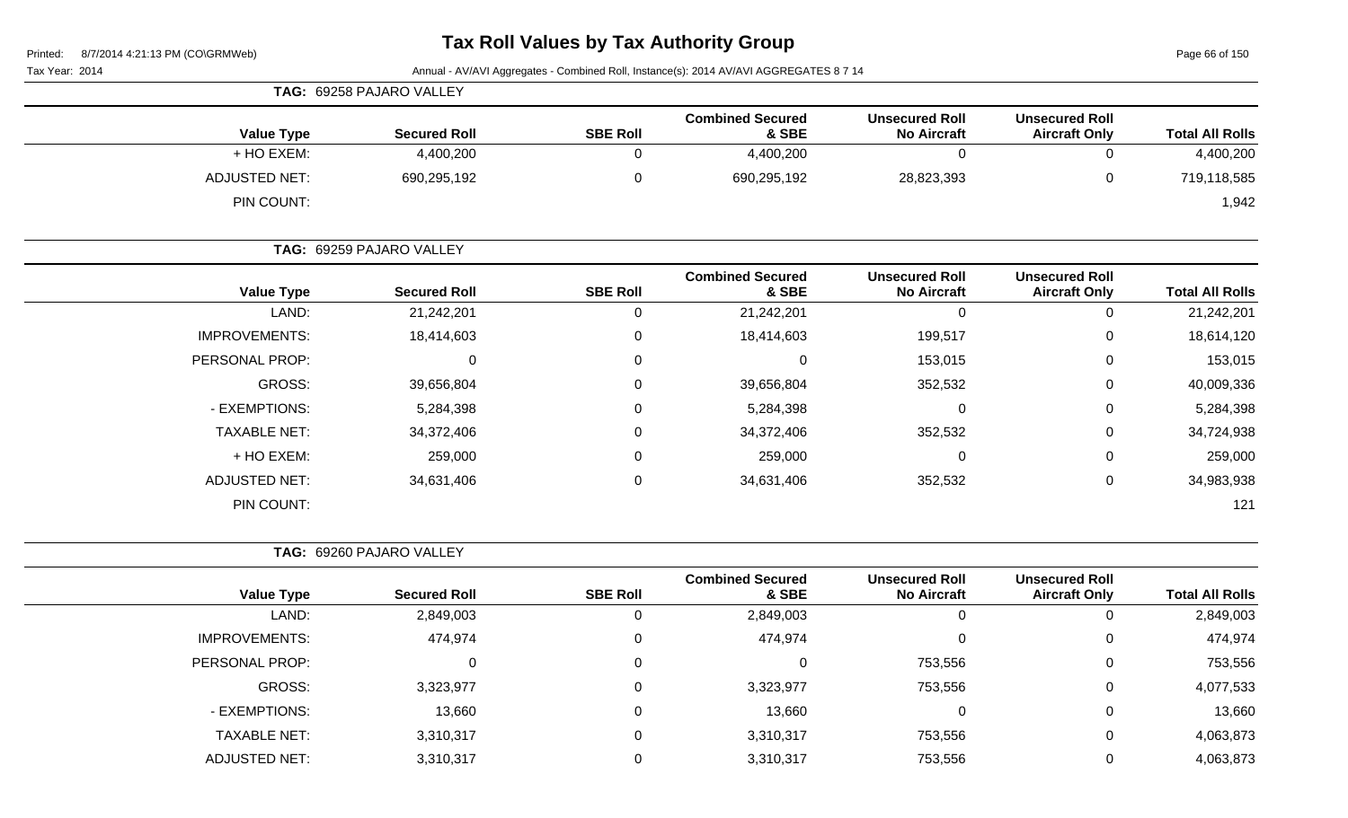# Tax Roll Values by Tax Authority Group

Tax Year: 2014

Annual - AV/AVI Aggregates - Combined Roll, Instance(s): 2014 AV/AVI AGGREGATES 8 7 14

**TAG: 69258 PAJARO VALLEY**

| Value Type | Secured Roll | SBE Roll | Combined Secured & SBE | Unsecured Roll No Aircraft | Unsecured Roll Aircraft Only | Total All Rolls |
|---|---|---|---|---|---|---|
| + HO EXEM: | 4,400,200 | 0 | 4,400,200 | 0 | 0 | 4,400,200 |
| ADJUSTED NET: | 690,295,192 | 0 | 690,295,192 | 28,823,393 | 0 | 719,118,585 |
| PIN COUNT: | | | | | | 1,942 |

**TAG: 69259 PAJARO VALLEY**

| Value Type | Secured Roll | SBE Roll | Combined Secured & SBE | Unsecured Roll No Aircraft | Unsecured Roll Aircraft Only | Total All Rolls |
|---|---|---|---|---|---|---|
| LAND: | 21,242,201 | 0 | 21,242,201 | 0 | 0 | 21,242,201 |
| IMPROVEMENTS: | 18,414,603 | 0 | 18,414,603 | 199,517 | 0 | 18,614,120 |
| PERSONAL PROP: | 0 | 0 | 0 | 153,015 | 0 | 153,015 |
| GROSS: | 39,656,804 | 0 | 39,656,804 | 352,532 | 0 | 40,009,336 |
| - EXEMPTIONS: | 5,284,398 | 0 | 5,284,398 | 0 | 0 | 5,284,398 |
| TAXABLE NET: | 34,372,406 | 0 | 34,372,406 | 352,532 | 0 | 34,724,938 |
| + HO EXEM: | 259,000 | 0 | 259,000 | 0 | 0 | 259,000 |
| ADJUSTED NET: | 34,631,406 | 0 | 34,631,406 | 352,532 | 0 | 34,983,938 |
| PIN COUNT: | | | | | | 121 |

**TAG: 69260 PAJARO VALLEY**

| Value Type | Secured Roll | SBE Roll | Combined Secured & SBE | Unsecured Roll No Aircraft | Unsecured Roll Aircraft Only | Total All Rolls |
|---|---|---|---|---|---|---|
| LAND: | 2,849,003 | 0 | 2,849,003 | 0 | 0 | 2,849,003 |
| IMPROVEMENTS: | 474,974 | 0 | 474,974 | 0 | 0 | 474,974 |
| PERSONAL PROP: | 0 | 0 | 0 | 753,556 | 0 | 753,556 |
| GROSS: | 3,323,977 | 0 | 3,323,977 | 753,556 | 0 | 4,077,533 |
| - EXEMPTIONS: | 13,660 | 0 | 13,660 | 0 | 0 | 13,660 |
| TAXABLE NET: | 3,310,317 | 0 | 3,310,317 | 753,556 | 0 | 4,063,873 |
| ADJUSTED NET: | 3,310,317 | 0 | 3,310,317 | 753,556 | 0 | 4,063,873 |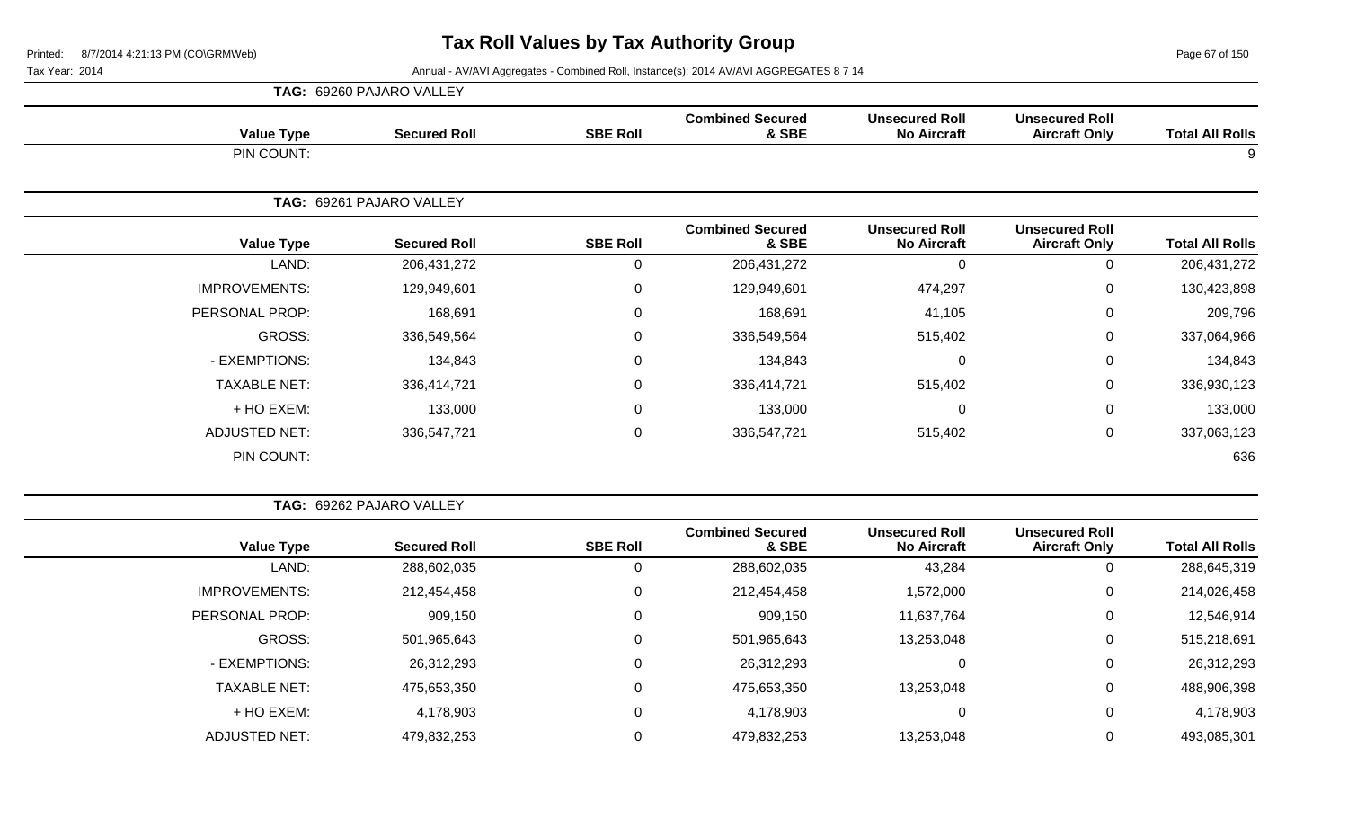# Tax Roll Values by Tax Authority Group

Printed: 8/7/2014 4:21:13 PM (CO\GRMWeb)

Tax Year: 2014

Annual - AV/AVI Aggregates - Combined Roll, Instance(s): 2014 AV/AVI AGGREGATES 8 7 14

**TAG: 69260 PAJARO VALLEY**

| Value Type | Secured Roll | SBE Roll | Combined Secured & SBE | Unsecured Roll No Aircraft | Unsecured Roll Aircraft Only | Total All Rolls |
|---|---|---|---|---|---|---|
| PIN COUNT: | | | | | | 9 |

**TAG: 69261 PAJARO VALLEY**

| Value Type | Secured Roll | SBE Roll | Combined Secured & SBE | Unsecured Roll No Aircraft | Unsecured Roll Aircraft Only | Total All Rolls |
|---|---|---|---|---|---|---|
| LAND: | 206,431,272 | 0 | 206,431,272 | 0 | 0 | 206,431,272 |
| IMPROVEMENTS: | 129,949,601 | 0 | 129,949,601 | 474,297 | 0 | 130,423,898 |
| PERSONAL PROP: | 168,691 | 0 | 168,691 | 41,105 | 0 | 209,796 |
| GROSS: | 336,549,564 | 0 | 336,549,564 | 515,402 | 0 | 337,064,966 |
| - EXEMPTIONS: | 134,843 | 0 | 134,843 | 0 | 0 | 134,843 |
| TAXABLE NET: | 336,414,721 | 0 | 336,414,721 | 515,402 | 0 | 336,930,123 |
| + HO EXEM: | 133,000 | 0 | 133,000 | 0 | 0 | 133,000 |
| ADJUSTED NET: | 336,547,721 | 0 | 336,547,721 | 515,402 | 0 | 337,063,123 |
| PIN COUNT: | | | | | | 636 |

**TAG: 69262 PAJARO VALLEY**

| Value Type | Secured Roll | SBE Roll | Combined Secured & SBE | Unsecured Roll No Aircraft | Unsecured Roll Aircraft Only | Total All Rolls |
|---|---|---|---|---|---|---|
| LAND: | 288,602,035 | 0 | 288,602,035 | 43,284 | 0 | 288,645,319 |
| IMPROVEMENTS: | 212,454,458 | 0 | 212,454,458 | 1,572,000 | 0 | 214,026,458 |
| PERSONAL PROP: | 909,150 | 0 | 909,150 | 11,637,764 | 0 | 12,546,914 |
| GROSS: | 501,965,643 | 0 | 501,965,643 | 13,253,048 | 0 | 515,218,691 |
| - EXEMPTIONS: | 26,312,293 | 0 | 26,312,293 | 0 | 0 | 26,312,293 |
| TAXABLE NET: | 475,653,350 | 0 | 475,653,350 | 13,253,048 | 0 | 488,906,398 |
| + HO EXEM: | 4,178,903 | 0 | 4,178,903 | 0 | 0 | 4,178,903 |
| ADJUSTED NET: | 479,832,253 | 0 | 479,832,253 | 13,253,048 | 0 | 493,085,301 |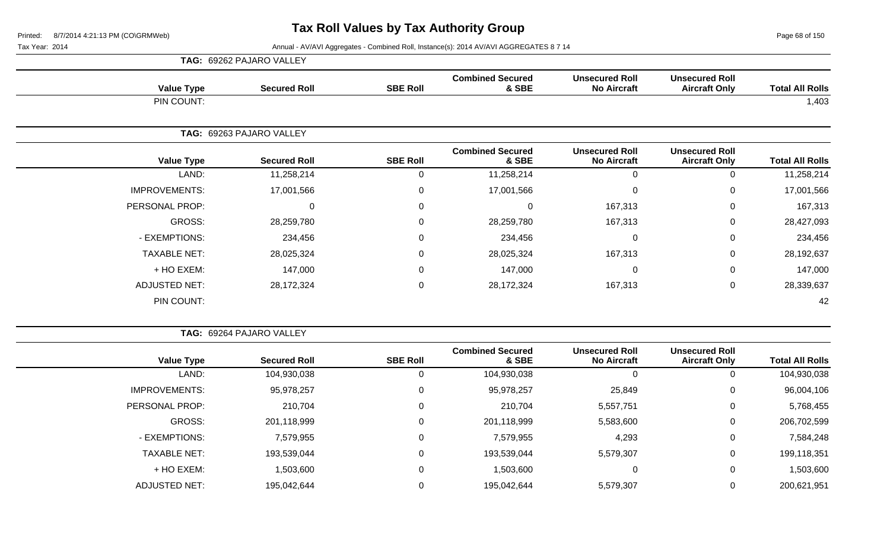# Tax Roll Values by Tax Authority Group

Printed: 8/7/2014 4:21:13 PM (CO\GRMWeb)

Tax Year: 2014

Annual - AV/AVI Aggregates - Combined Roll, Instance(s): 2014 AV/AVI AGGREGATES 8 7 14

**TAG: 69262 PAJARO VALLEY**

| Value Type | Secured Roll | SBE Roll | Combined Secured & SBE | Unsecured Roll No Aircraft | Unsecured Roll Aircraft Only | Total All Rolls |
|---|---|---|---|---|---|---|
| PIN COUNT: | | | | | | 1,403 |

**TAG: 69263 PAJARO VALLEY**

| Value Type | Secured Roll | SBE Roll | Combined Secured & SBE | Unsecured Roll No Aircraft | Unsecured Roll Aircraft Only | Total All Rolls |
|---|---|---|---|---|---|---|
| LAND: | 11,258,214 | 0 | 11,258,214 | 0 | 0 | 11,258,214 |
| IMPROVEMENTS: | 17,001,566 | 0 | 17,001,566 | 0 | 0 | 17,001,566 |
| PERSONAL PROP: | 0 | 0 | 0 | 167,313 | 0 | 167,313 |
| GROSS: | 28,259,780 | 0 | 28,259,780 | 167,313 | 0 | 28,427,093 |
| - EXEMPTIONS: | 234,456 | 0 | 234,456 | 0 | 0 | 234,456 |
| TAXABLE NET: | 28,025,324 | 0 | 28,025,324 | 167,313 | 0 | 28,192,637 |
| + HO EXEM: | 147,000 | 0 | 147,000 | 0 | 0 | 147,000 |
| ADJUSTED NET: | 28,172,324 | 0 | 28,172,324 | 167,313 | 0 | 28,339,637 |
| PIN COUNT: | | | | | | 42 |

**TAG: 69264 PAJARO VALLEY**

| Value Type | Secured Roll | SBE Roll | Combined Secured & SBE | Unsecured Roll No Aircraft | Unsecured Roll Aircraft Only | Total All Rolls |
|---|---|---|---|---|---|---|
| LAND: | 104,930,038 | 0 | 104,930,038 | 0 | 0 | 104,930,038 |
| IMPROVEMENTS: | 95,978,257 | 0 | 95,978,257 | 25,849 | 0 | 96,004,106 |
| PERSONAL PROP: | 210,704 | 0 | 210,704 | 5,557,751 | 0 | 5,768,455 |
| GROSS: | 201,118,999 | 0 | 201,118,999 | 5,583,600 | 0 | 206,702,599 |
| - EXEMPTIONS: | 7,579,955 | 0 | 7,579,955 | 4,293 | 0 | 7,584,248 |
| TAXABLE NET: | 193,539,044 | 0 | 193,539,044 | 5,579,307 | 0 | 199,118,351 |
| + HO EXEM: | 1,503,600 | 0 | 1,503,600 | 0 | 0 | 1,503,600 |
| ADJUSTED NET: | 195,042,644 | 0 | 195,042,644 | 5,579,307 | 0 | 200,621,951 |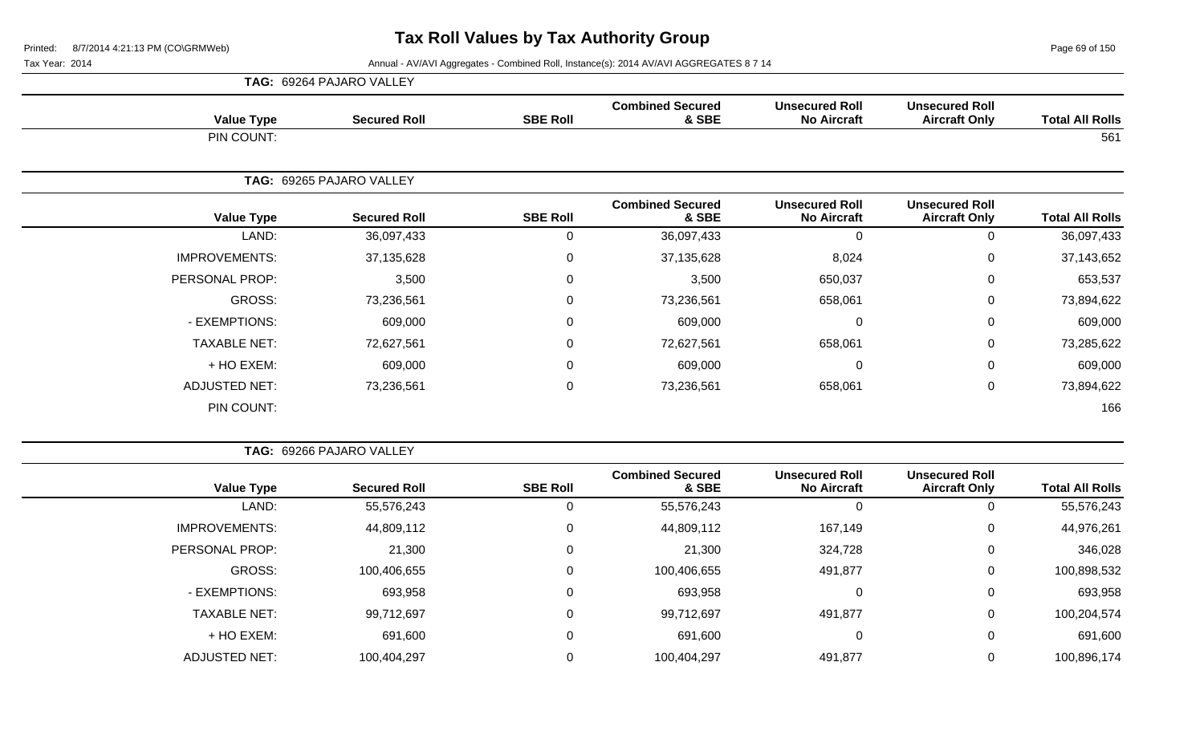# Tax Roll Values by Tax Authority Group

Tax Year: 2014

Annual - AV/AVI Aggregates - Combined Roll, Instance(s): 2014 AV/AVI AGGREGATES 8 7 14

**TAG: 69264 PAJARO VALLEY**

| Value Type | Secured Roll | SBE Roll | Combined Secured & SBE | Unsecured Roll No Aircraft | Unsecured Roll Aircraft Only | Total All Rolls |
|---|---|---|---|---|---|---|
| PIN COUNT: | | | | | | 561 |

**TAG: 69265 PAJARO VALLEY**

| Value Type | Secured Roll | SBE Roll | Combined Secured & SBE | Unsecured Roll No Aircraft | Unsecured Roll Aircraft Only | Total All Rolls |
|---|---|---|---|---|---|---|
| LAND: | 36,097,433 | 0 | 36,097,433 | 0 | 0 | 36,097,433 |
| IMPROVEMENTS: | 37,135,628 | 0 | 37,135,628 | 8,024 | 0 | 37,143,652 |
| PERSONAL PROP: | 3,500 | 0 | 3,500 | 650,037 | 0 | 653,537 |
| GROSS: | 73,236,561 | 0 | 73,236,561 | 658,061 | 0 | 73,894,622 |
| - EXEMPTIONS: | 609,000 | 0 | 609,000 | 0 | 0 | 609,000 |
| TAXABLE NET: | 72,627,561 | 0 | 72,627,561 | 658,061 | 0 | 73,285,622 |
| + HO EXEM: | 609,000 | 0 | 609,000 | 0 | 0 | 609,000 |
| ADJUSTED NET: | 73,236,561 | 0 | 73,236,561 | 658,061 | 0 | 73,894,622 |
| PIN COUNT: | | | | | | 166 |

**TAG: 69266 PAJARO VALLEY**

| Value Type | Secured Roll | SBE Roll | Combined Secured & SBE | Unsecured Roll No Aircraft | Unsecured Roll Aircraft Only | Total All Rolls |
|---|---|---|---|---|---|---|
| LAND: | 55,576,243 | 0 | 55,576,243 | 0 | 0 | 55,576,243 |
| IMPROVEMENTS: | 44,809,112 | 0 | 44,809,112 | 167,149 | 0 | 44,976,261 |
| PERSONAL PROP: | 21,300 | 0 | 21,300 | 324,728 | 0 | 346,028 |
| GROSS: | 100,406,655 | 0 | 100,406,655 | 491,877 | 0 | 100,898,532 |
| - EXEMPTIONS: | 693,958 | 0 | 693,958 | 0 | 0 | 693,958 |
| TAXABLE NET: | 99,712,697 | 0 | 99,712,697 | 491,877 | 0 | 100,204,574 |
| + HO EXEM: | 691,600 | 0 | 691,600 | 0 | 0 | 691,600 |
| ADJUSTED NET: | 100,404,297 | 0 | 100,404,297 | 491,877 | 0 | 100,896,174 |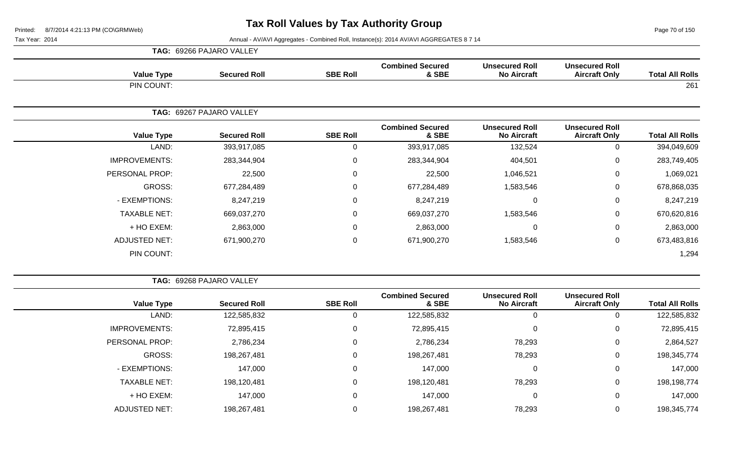# Tax Roll Values by Tax Authority Group

Printed: 8/7/2014 4:21:13 PM (CO\GRMWeb)

Tax Year: 2014

Annual - AV/AVI Aggregates - Combined Roll, Instance(s): 2014 AV/AVI AGGREGATES 8 7 14

**TAG: 69266 PAJARO VALLEY**

| Value Type | Secured Roll | SBE Roll | Combined Secured & SBE | Unsecured Roll No Aircraft | Unsecured Roll Aircraft Only | Total All Rolls |
|---|---|---|---|---|---|---|
| PIN COUNT: | | | | | | 261 |

**TAG: 69267 PAJARO VALLEY**

| Value Type | Secured Roll | SBE Roll | Combined Secured & SBE | Unsecured Roll No Aircraft | Unsecured Roll Aircraft Only | Total All Rolls |
|---|---|---|---|---|---|---|
| LAND: | 393,917,085 | 0 | 393,917,085 | 132,524 | 0 | 394,049,609 |
| IMPROVEMENTS: | 283,344,904 | 0 | 283,344,904 | 404,501 | 0 | 283,749,405 |
| PERSONAL PROP: | 22,500 | 0 | 22,500 | 1,046,521 | 0 | 1,069,021 |
| GROSS: | 677,284,489 | 0 | 677,284,489 | 1,583,546 | 0 | 678,868,035 |
| - EXEMPTIONS: | 8,247,219 | 0 | 8,247,219 | 0 | 0 | 8,247,219 |
| TAXABLE NET: | 669,037,270 | 0 | 669,037,270 | 1,583,546 | 0 | 670,620,816 |
| + HO EXEM: | 2,863,000 | 0 | 2,863,000 | 0 | 0 | 2,863,000 |
| ADJUSTED NET: | 671,900,270 | 0 | 671,900,270 | 1,583,546 | 0 | 673,483,816 |
| PIN COUNT: | | | | | | 1,294 |

**TAG: 69268 PAJARO VALLEY**

| Value Type | Secured Roll | SBE Roll | Combined Secured & SBE | Unsecured Roll No Aircraft | Unsecured Roll Aircraft Only | Total All Rolls |
|---|---|---|---|---|---|---|
| LAND: | 122,585,832 | 0 | 122,585,832 | 0 | 0 | 122,585,832 |
| IMPROVEMENTS: | 72,895,415 | 0 | 72,895,415 | 0 | 0 | 72,895,415 |
| PERSONAL PROP: | 2,786,234 | 0 | 2,786,234 | 78,293 | 0 | 2,864,527 |
| GROSS: | 198,267,481 | 0 | 198,267,481 | 78,293 | 0 | 198,345,774 |
| - EXEMPTIONS: | 147,000 | 0 | 147,000 | 0 | 0 | 147,000 |
| TAXABLE NET: | 198,120,481 | 0 | 198,120,481 | 78,293 | 0 | 198,198,774 |
| + HO EXEM: | 147,000 | 0 | 147,000 | 0 | 0 | 147,000 |
| ADJUSTED NET: | 198,267,481 | 0 | 198,267,481 | 78,293 | 0 | 198,345,774 |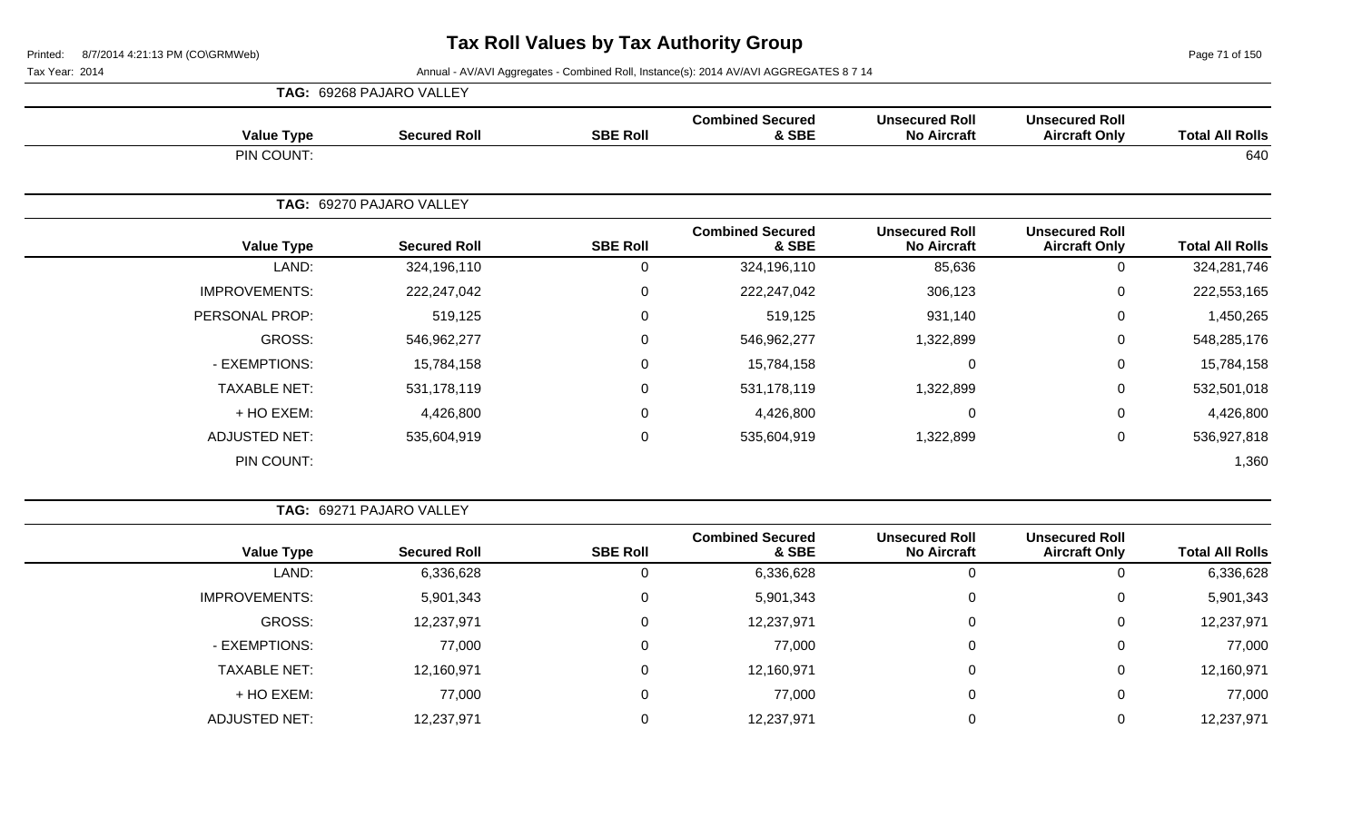# Tax Roll Values by Tax Authority Group

Printed: 8/7/2014 4:21:13 PM (CO\GRMWeb)

Tax Year: 2014

Annual - AV/AVI Aggregates - Combined Roll, Instance(s): 2014 AV/AVI AGGREGATES 8 7 14

**TAG: 69268 PAJARO VALLEY**

| Value Type | Secured Roll | SBE Roll | Combined Secured & SBE | Unsecured Roll No Aircraft | Unsecured Roll Aircraft Only | Total All Rolls |
|---|---|---|---|---|---|---|
| PIN COUNT: | | | | | | 640 |

**TAG: 69270 PAJARO VALLEY**

| Value Type | Secured Roll | SBE Roll | Combined Secured & SBE | Unsecured Roll No Aircraft | Unsecured Roll Aircraft Only | Total All Rolls |
|---|---|---|---|---|---|---|
| LAND: | 324,196,110 | 0 | 324,196,110 | 85,636 | 0 | 324,281,746 |
| IMPROVEMENTS: | 222,247,042 | 0 | 222,247,042 | 306,123 | 0 | 222,553,165 |
| PERSONAL PROP: | 519,125 | 0 | 519,125 | 931,140 | 0 | 1,450,265 |
| GROSS: | 546,962,277 | 0 | 546,962,277 | 1,322,899 | 0 | 548,285,176 |
| - EXEMPTIONS: | 15,784,158 | 0 | 15,784,158 | 0 | 0 | 15,784,158 |
| TAXABLE NET: | 531,178,119 | 0 | 531,178,119 | 1,322,899 | 0 | 532,501,018 |
| + HO EXEM: | 4,426,800 | 0 | 4,426,800 | 0 | 0 | 4,426,800 |
| ADJUSTED NET: | 535,604,919 | 0 | 535,604,919 | 1,322,899 | 0 | 536,927,818 |
| PIN COUNT: | | | | | | 1,360 |

**TAG: 69271 PAJARO VALLEY**

| Value Type | Secured Roll | SBE Roll | Combined Secured & SBE | Unsecured Roll No Aircraft | Unsecured Roll Aircraft Only | Total All Rolls |
|---|---|---|---|---|---|---|
| LAND: | 6,336,628 | 0 | 6,336,628 | 0 | 0 | 6,336,628 |
| IMPROVEMENTS: | 5,901,343 | 0 | 5,901,343 | 0 | 0 | 5,901,343 |
| GROSS: | 12,237,971 | 0 | 12,237,971 | 0 | 0 | 12,237,971 |
| - EXEMPTIONS: | 77,000 | 0 | 77,000 | 0 | 0 | 77,000 |
| TAXABLE NET: | 12,160,971 | 0 | 12,160,971 | 0 | 0 | 12,160,971 |
| + HO EXEM: | 77,000 | 0 | 77,000 | 0 | 0 | 77,000 |
| ADJUSTED NET: | 12,237,971 | 0 | 12,237,971 | 0 | 0 | 12,237,971 |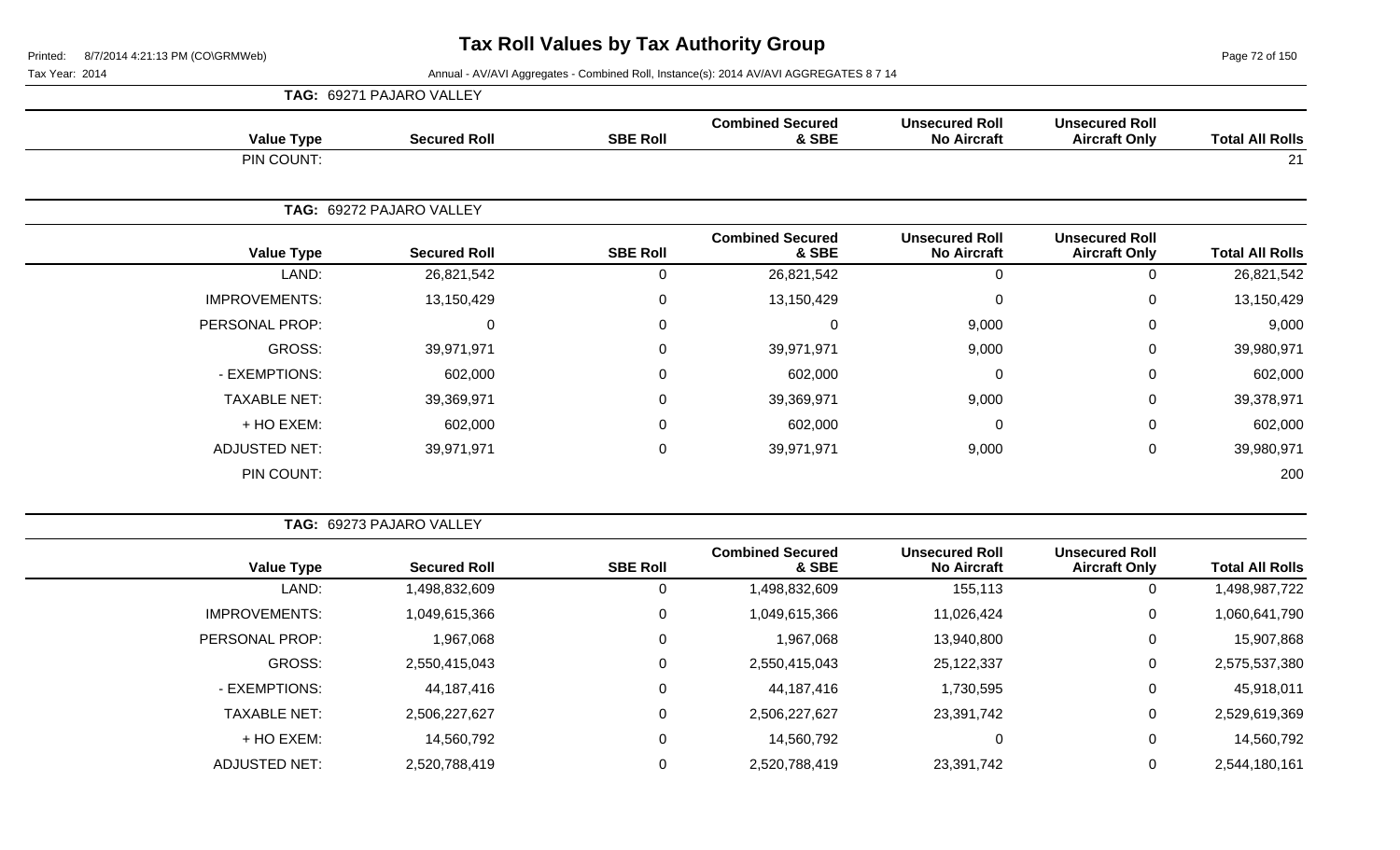# Tax Roll Values by Tax Authority Group

Printed: 8/7/2014 4:21:13 PM (CO\GRMWeb)

Tax Year: 2014

Annual - AV/AVI Aggregates - Combined Roll, Instance(s): 2014 AV/AVI AGGREGATES 8 7 14

**TAG: 69271 PAJARO VALLEY**

| Value Type | Secured Roll | SBE Roll | Combined Secured & SBE | Unsecured Roll No Aircraft | Unsecured Roll Aircraft Only | Total All Rolls |
|---|---|---|---|---|---|---|
| PIN COUNT: | | | | | | 21 |

**TAG: 69272 PAJARO VALLEY**

| Value Type | Secured Roll | SBE Roll | Combined Secured & SBE | Unsecured Roll No Aircraft | Unsecured Roll Aircraft Only | Total All Rolls |
|---|---|---|---|---|---|---|
| LAND: | 26,821,542 | 0 | 26,821,542 | 0 | 0 | 26,821,542 |
| IMPROVEMENTS: | 13,150,429 | 0 | 13,150,429 | 0 | 0 | 13,150,429 |
| PERSONAL PROP: | 0 | 0 | 0 | 9,000 | 0 | 9,000 |
| GROSS: | 39,971,971 | 0 | 39,971,971 | 9,000 | 0 | 39,980,971 |
| - EXEMPTIONS: | 602,000 | 0 | 602,000 | 0 | 0 | 602,000 |
| TAXABLE NET: | 39,369,971 | 0 | 39,369,971 | 9,000 | 0 | 39,378,971 |
| + HO EXEM: | 602,000 | 0 | 602,000 | 0 | 0 | 602,000 |
| ADJUSTED NET: | 39,971,971 | 0 | 39,971,971 | 9,000 | 0 | 39,980,971 |
| PIN COUNT: | | | | | | 200 |

**TAG: 69273 PAJARO VALLEY**

| Value Type | Secured Roll | SBE Roll | Combined Secured & SBE | Unsecured Roll No Aircraft | Unsecured Roll Aircraft Only | Total All Rolls |
|---|---|---|---|---|---|---|
| LAND: | 1,498,832,609 | 0 | 1,498,832,609 | 155,113 | 0 | 1,498,987,722 |
| IMPROVEMENTS: | 1,049,615,366 | 0 | 1,049,615,366 | 11,026,424 | 0 | 1,060,641,790 |
| PERSONAL PROP: | 1,967,068 | 0 | 1,967,068 | 13,940,800 | 0 | 15,907,868 |
| GROSS: | 2,550,415,043 | 0 | 2,550,415,043 | 25,122,337 | 0 | 2,575,537,380 |
| - EXEMPTIONS: | 44,187,416 | 0 | 44,187,416 | 1,730,595 | 0 | 45,918,011 |
| TAXABLE NET: | 2,506,227,627 | 0 | 2,506,227,627 | 23,391,742 | 0 | 2,529,619,369 |
| + HO EXEM: | 14,560,792 | 0 | 14,560,792 | 0 | 0 | 14,560,792 |
| ADJUSTED NET: | 2,520,788,419 | 0 | 2,520,788,419 | 23,391,742 | 0 | 2,544,180,161 |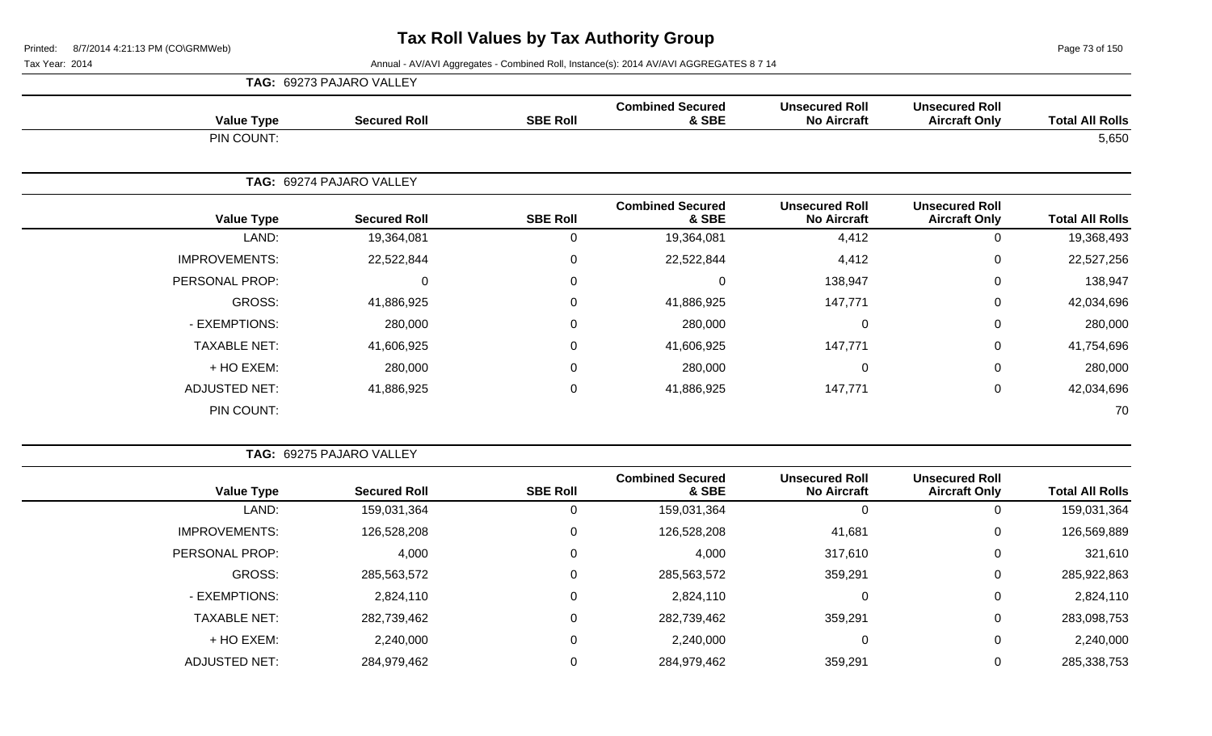# Tax Roll Values by Tax Authority Group

Printed: 8/7/2014 4:21:13 PM (CO\GRMWeb)

Tax Year: 2014

Annual - AV/AVI Aggregates - Combined Roll, Instance(s): 2014 AV/AVI AGGREGATES 8 7 14

**TAG: 69273 PAJARO VALLEY**

| Value Type | Secured Roll | SBE Roll | Combined Secured & SBE | Unsecured Roll No Aircraft | Unsecured Roll Aircraft Only | Total All Rolls |
|---|---|---|---|---|---|---|
| PIN COUNT: | | | | | | 5,650 |

**TAG: 69274 PAJARO VALLEY**

| Value Type | Secured Roll | SBE Roll | Combined Secured & SBE | Unsecured Roll No Aircraft | Unsecured Roll Aircraft Only | Total All Rolls |
|---|---|---|---|---|---|---|
| LAND: | 19,364,081 | 0 | 19,364,081 | 4,412 | 0 | 19,368,493 |
| IMPROVEMENTS: | 22,522,844 | 0 | 22,522,844 | 4,412 | 0 | 22,527,256 |
| PERSONAL PROP: | 0 | 0 | 0 | 138,947 | 0 | 138,947 |
| GROSS: | 41,886,925 | 0 | 41,886,925 | 147,771 | 0 | 42,034,696 |
| - EXEMPTIONS: | 280,000 | 0 | 280,000 | 0 | 0 | 280,000 |
| TAXABLE NET: | 41,606,925 | 0 | 41,606,925 | 147,771 | 0 | 41,754,696 |
| + HO EXEM: | 280,000 | 0 | 280,000 | 0 | 0 | 280,000 |
| ADJUSTED NET: | 41,886,925 | 0 | 41,886,925 | 147,771 | 0 | 42,034,696 |
| PIN COUNT: | | | | | | 70 |

**TAG: 69275 PAJARO VALLEY**

| Value Type | Secured Roll | SBE Roll | Combined Secured & SBE | Unsecured Roll No Aircraft | Unsecured Roll Aircraft Only | Total All Rolls |
|---|---|---|---|---|---|---|
| LAND: | 159,031,364 | 0 | 159,031,364 | 0 | 0 | 159,031,364 |
| IMPROVEMENTS: | 126,528,208 | 0 | 126,528,208 | 41,681 | 0 | 126,569,889 |
| PERSONAL PROP: | 4,000 | 0 | 4,000 | 317,610 | 0 | 321,610 |
| GROSS: | 285,563,572 | 0 | 285,563,572 | 359,291 | 0 | 285,922,863 |
| - EXEMPTIONS: | 2,824,110 | 0 | 2,824,110 | 0 | 0 | 2,824,110 |
| TAXABLE NET: | 282,739,462 | 0 | 282,739,462 | 359,291 | 0 | 283,098,753 |
| + HO EXEM: | 2,240,000 | 0 | 2,240,000 | 0 | 0 | 2,240,000 |
| ADJUSTED NET: | 284,979,462 | 0 | 284,979,462 | 359,291 | 0 | 285,338,753 |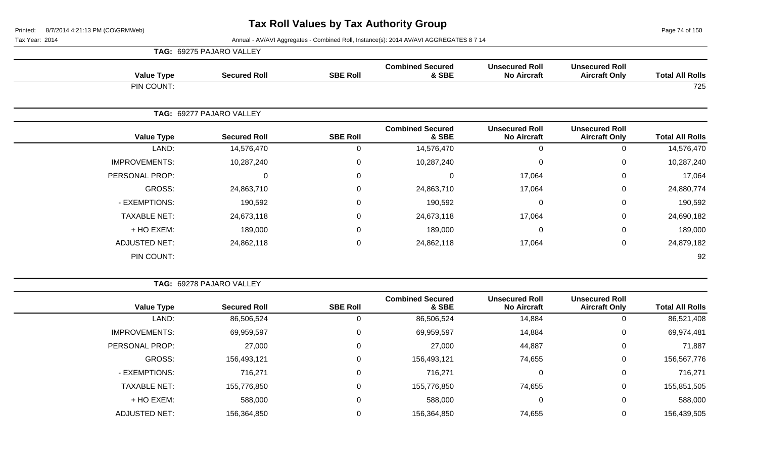# Tax Roll Values by Tax Authority Group

Printed: 8/7/2014 4:21:13 PM (CO\GRMWeb)

Tax Year: 2014

Annual - AV/AVI Aggregates - Combined Roll, Instance(s): 2014 AV/AVI AGGREGATES 8 7 14

**TAG: 69275 PAJARO VALLEY**

| Value Type | Secured Roll | SBE Roll | Combined Secured & SBE | Unsecured Roll No Aircraft | Unsecured Roll Aircraft Only | Total All Rolls |
|---|---|---|---|---|---|---|
| PIN COUNT: | | | | | | 725 |

**TAG: 69277 PAJARO VALLEY**

| Value Type | Secured Roll | SBE Roll | Combined Secured & SBE | Unsecured Roll No Aircraft | Unsecured Roll Aircraft Only | Total All Rolls |
|---|---|---|---|---|---|---|
| LAND: | 14,576,470 | 0 | 14,576,470 | 0 | 0 | 14,576,470 |
| IMPROVEMENTS: | 10,287,240 | 0 | 10,287,240 | 0 | 0 | 10,287,240 |
| PERSONAL PROP: | 0 | 0 | 0 | 17,064 | 0 | 17,064 |
| GROSS: | 24,863,710 | 0 | 24,863,710 | 17,064 | 0 | 24,880,774 |
| - EXEMPTIONS: | 190,592 | 0 | 190,592 | 0 | 0 | 190,592 |
| TAXABLE NET: | 24,673,118 | 0 | 24,673,118 | 17,064 | 0 | 24,690,182 |
| + HO EXEM: | 189,000 | 0 | 189,000 | 0 | 0 | 189,000 |
| ADJUSTED NET: | 24,862,118 | 0 | 24,862,118 | 17,064 | 0 | 24,879,182 |
| PIN COUNT: | | | | | | 92 |

**TAG: 69278 PAJARO VALLEY**

| Value Type | Secured Roll | SBE Roll | Combined Secured & SBE | Unsecured Roll No Aircraft | Unsecured Roll Aircraft Only | Total All Rolls |
|---|---|---|---|---|---|---|
| LAND: | 86,506,524 | 0 | 86,506,524 | 14,884 | 0 | 86,521,408 |
| IMPROVEMENTS: | 69,959,597 | 0 | 69,959,597 | 14,884 | 0 | 69,974,481 |
| PERSONAL PROP: | 27,000 | 0 | 27,000 | 44,887 | 0 | 71,887 |
| GROSS: | 156,493,121 | 0 | 156,493,121 | 74,655 | 0 | 156,567,776 |
| - EXEMPTIONS: | 716,271 | 0 | 716,271 | 0 | 0 | 716,271 |
| TAXABLE NET: | 155,776,850 | 0 | 155,776,850 | 74,655 | 0 | 155,851,505 |
| + HO EXEM: | 588,000 | 0 | 588,000 | 0 | 0 | 588,000 |
| ADJUSTED NET: | 156,364,850 | 0 | 156,364,850 | 74,655 | 0 | 156,439,505 |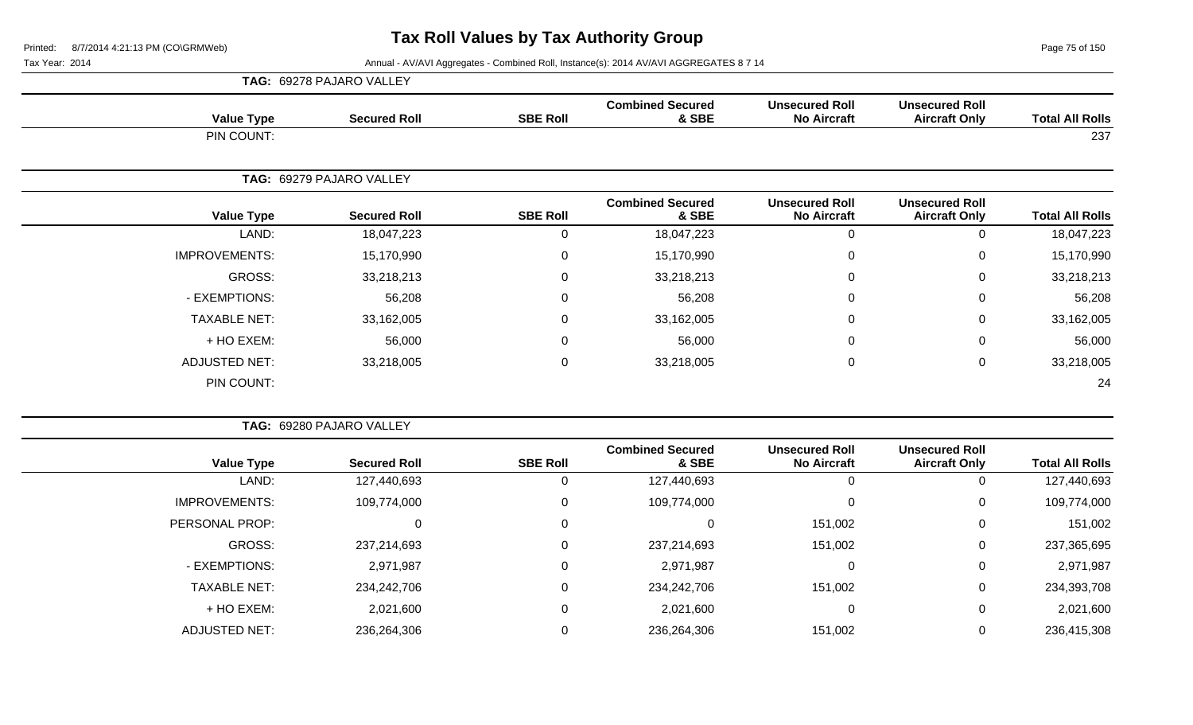# Tax Roll Values by Tax Authority Group

Tax Year: 2014

Annual - AV/AVI Aggregates - Combined Roll, Instance(s): 2014 AV/AVI AGGREGATES 8 7 14

**TAG: 69278 PAJARO VALLEY**

| Value Type | Secured Roll | SBE Roll | Combined Secured & SBE | Unsecured Roll No Aircraft | Unsecured Roll Aircraft Only | Total All Rolls |
|---|---|---|---|---|---|---|
| PIN COUNT: | | | | | | 237 |

**TAG: 69279 PAJARO VALLEY**

| Value Type | Secured Roll | SBE Roll | Combined Secured & SBE | Unsecured Roll No Aircraft | Unsecured Roll Aircraft Only | Total All Rolls |
|---|---|---|---|---|---|---|
| LAND: | 18,047,223 | 0 | 18,047,223 | 0 | 0 | 18,047,223 |
| IMPROVEMENTS: | 15,170,990 | 0 | 15,170,990 | 0 | 0 | 15,170,990 |
| GROSS: | 33,218,213 | 0 | 33,218,213 | 0 | 0 | 33,218,213 |
| - EXEMPTIONS: | 56,208 | 0 | 56,208 | 0 | 0 | 56,208 |
| TAXABLE NET: | 33,162,005 | 0 | 33,162,005 | 0 | 0 | 33,162,005 |
| + HO EXEM: | 56,000 | 0 | 56,000 | 0 | 0 | 56,000 |
| ADJUSTED NET: | 33,218,005 | 0 | 33,218,005 | 0 | 0 | 33,218,005 |
| PIN COUNT: | | | | | | 24 |

**TAG: 69280 PAJARO VALLEY**

| Value Type | Secured Roll | SBE Roll | Combined Secured & SBE | Unsecured Roll No Aircraft | Unsecured Roll Aircraft Only | Total All Rolls |
|---|---|---|---|---|---|---|
| LAND: | 127,440,693 | 0 | 127,440,693 | 0 | 0 | 127,440,693 |
| IMPROVEMENTS: | 109,774,000 | 0 | 109,774,000 | 0 | 0 | 109,774,000 |
| PERSONAL PROP: | 0 | 0 | 0 | 151,002 | 0 | 151,002 |
| GROSS: | 237,214,693 | 0 | 237,214,693 | 151,002 | 0 | 237,365,695 |
| - EXEMPTIONS: | 2,971,987 | 0 | 2,971,987 | 0 | 0 | 2,971,987 |
| TAXABLE NET: | 234,242,706 | 0 | 234,242,706 | 151,002 | 0 | 234,393,708 |
| + HO EXEM: | 2,021,600 | 0 | 2,021,600 | 0 | 0 | 2,021,600 |
| ADJUSTED NET: | 236,264,306 | 0 | 236,264,306 | 151,002 | 0 | 236,415,308 |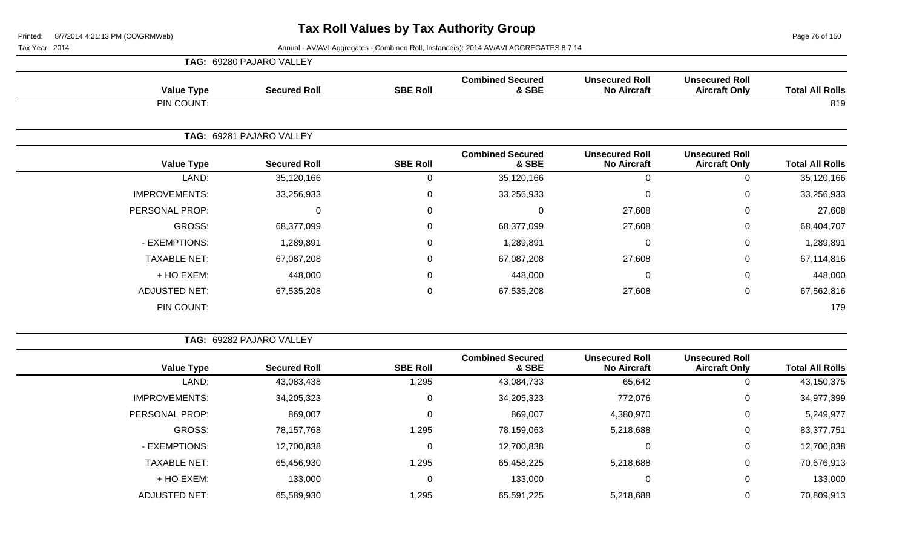# Tax Roll Values by Tax Authority Group

Tax Year: 2014

Annual - AV/AVI Aggregates - Combined Roll, Instance(s): 2014 AV/AVI AGGREGATES 8 7 14

**TAG: 69280 PAJARO VALLEY**

| Value Type | Secured Roll | SBE Roll | Combined Secured & SBE | Unsecured Roll No Aircraft | Unsecured Roll Aircraft Only | Total All Rolls |
|---|---|---|---|---|---|---|
| PIN COUNT: | | | | | | 819 |

**TAG: 69281 PAJARO VALLEY**

| Value Type | Secured Roll | SBE Roll | Combined Secured & SBE | Unsecured Roll No Aircraft | Unsecured Roll Aircraft Only | Total All Rolls |
|---|---|---|---|---|---|---|
| LAND: | 35,120,166 | 0 | 35,120,166 | 0 | 0 | 35,120,166 |
| IMPROVEMENTS: | 33,256,933 | 0 | 33,256,933 | 0 | 0 | 33,256,933 |
| PERSONAL PROP: | 0 | 0 | 0 | 27,608 | 0 | 27,608 |
| GROSS: | 68,377,099 | 0 | 68,377,099 | 27,608 | 0 | 68,404,707 |
| - EXEMPTIONS: | 1,289,891 | 0 | 1,289,891 | 0 | 0 | 1,289,891 |
| TAXABLE NET: | 67,087,208 | 0 | 67,087,208 | 27,608 | 0 | 67,114,816 |
| + HO EXEM: | 448,000 | 0 | 448,000 | 0 | 0 | 448,000 |
| ADJUSTED NET: | 67,535,208 | 0 | 67,535,208 | 27,608 | 0 | 67,562,816 |
| PIN COUNT: | | | | | | 179 |

**TAG: 69282 PAJARO VALLEY**

| Value Type | Secured Roll | SBE Roll | Combined Secured & SBE | Unsecured Roll No Aircraft | Unsecured Roll Aircraft Only | Total All Rolls |
|---|---|---|---|---|---|---|
| LAND: | 43,083,438 | 1,295 | 43,084,733 | 65,642 | 0 | 43,150,375 |
| IMPROVEMENTS: | 34,205,323 | 0 | 34,205,323 | 772,076 | 0 | 34,977,399 |
| PERSONAL PROP: | 869,007 | 0 | 869,007 | 4,380,970 | 0 | 5,249,977 |
| GROSS: | 78,157,768 | 1,295 | 78,159,063 | 5,218,688 | 0 | 83,377,751 |
| - EXEMPTIONS: | 12,700,838 | 0 | 12,700,838 | 0 | 0 | 12,700,838 |
| TAXABLE NET: | 65,456,930 | 1,295 | 65,458,225 | 5,218,688 | 0 | 70,676,913 |
| + HO EXEM: | 133,000 | 0 | 133,000 | 0 | 0 | 133,000 |
| ADJUSTED NET: | 65,589,930 | 1,295 | 65,591,225 | 5,218,688 | 0 | 70,809,913 |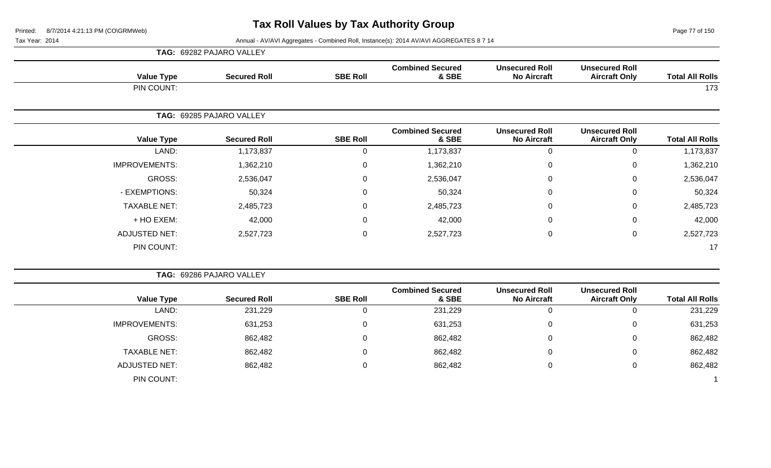# Tax Roll Values by Tax Authority Group

Tax Year: 2014

Annual - AV/AVI Aggregates - Combined Roll, Instance(s): 2014 AV/AVI AGGREGATES 8 7 14

**TAG: 69282 PAJARO VALLEY**

| Value Type | Secured Roll | SBE Roll | Combined Secured & SBE | Unsecured Roll No Aircraft | Unsecured Roll Aircraft Only | Total All Rolls |
|---|---|---|---|---|---|---|
| PIN COUNT: | | | | | | 173 |

**TAG: 69285 PAJARO VALLEY**

| Value Type | Secured Roll | SBE Roll | Combined Secured & SBE | Unsecured Roll No Aircraft | Unsecured Roll Aircraft Only | Total All Rolls |
|---|---|---|---|---|---|---|
| LAND: | 1,173,837 | 0 | 1,173,837 | 0 | 0 | 1,173,837 |
| IMPROVEMENTS: | 1,362,210 | 0 | 1,362,210 | 0 | 0 | 1,362,210 |
| GROSS: | 2,536,047 | 0 | 2,536,047 | 0 | 0 | 2,536,047 |
| - EXEMPTIONS: | 50,324 | 0 | 50,324 | 0 | 0 | 50,324 |
| TAXABLE NET: | 2,485,723 | 0 | 2,485,723 | 0 | 0 | 2,485,723 |
| + HO EXEM: | 42,000 | 0 | 42,000 | 0 | 0 | 42,000 |
| ADJUSTED NET: | 2,527,723 | 0 | 2,527,723 | 0 | 0 | 2,527,723 |
| PIN COUNT: | | | | | | 17 |

**TAG: 69286 PAJARO VALLEY**

| Value Type | Secured Roll | SBE Roll | Combined Secured & SBE | Unsecured Roll No Aircraft | Unsecured Roll Aircraft Only | Total All Rolls |
|---|---|---|---|---|---|---|
| LAND: | 231,229 | 0 | 231,229 | 0 | 0 | 231,229 |
| IMPROVEMENTS: | 631,253 | 0 | 631,253 | 0 | 0 | 631,253 |
| GROSS: | 862,482 | 0 | 862,482 | 0 | 0 | 862,482 |
| TAXABLE NET: | 862,482 | 0 | 862,482 | 0 | 0 | 862,482 |
| ADJUSTED NET: | 862,482 | 0 | 862,482 | 0 | 0 | 862,482 |
| PIN COUNT: | | | | | | 1 |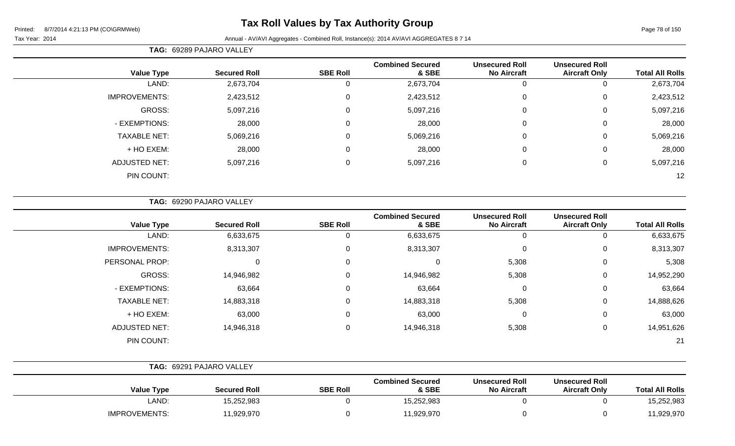# Tax Roll Values by Tax Authority Group

Printed: 8/7/2014 4:21:13 PM (CO\GRMWeb)

Tax Year: 2014

Annual - AV/AVI Aggregates - Combined Roll, Instance(s): 2014 AV/AVI AGGREGATES 8 7 14

**TAG: 69289 PAJARO VALLEY**

| Value Type | Secured Roll | SBE Roll | Combined Secured & SBE | Unsecured Roll No Aircraft | Unsecured Roll Aircraft Only | Total All Rolls |
|---|---|---|---|---|---|---|
| LAND: | 2,673,704 | 0 | 2,673,704 | 0 | 0 | 2,673,704 |
| IMPROVEMENTS: | 2,423,512 | 0 | 2,423,512 | 0 | 0 | 2,423,512 |
| GROSS: | 5,097,216 | 0 | 5,097,216 | 0 | 0 | 5,097,216 |
| - EXEMPTIONS: | 28,000 | 0 | 28,000 | 0 | 0 | 28,000 |
| TAXABLE NET: | 5,069,216 | 0 | 5,069,216 | 0 | 0 | 5,069,216 |
| + HO EXEM: | 28,000 | 0 | 28,000 | 0 | 0 | 28,000 |
| ADJUSTED NET: | 5,097,216 | 0 | 5,097,216 | 0 | 0 | 5,097,216 |
| PIN COUNT: | | | | | | 12 |

**TAG: 69290 PAJARO VALLEY**

| Value Type | Secured Roll | SBE Roll | Combined Secured & SBE | Unsecured Roll No Aircraft | Unsecured Roll Aircraft Only | Total All Rolls |
|---|---|---|---|---|---|---|
| LAND: | 6,633,675 | 0 | 6,633,675 | 0 | 0 | 6,633,675 |
| IMPROVEMENTS: | 8,313,307 | 0 | 8,313,307 | 0 | 0 | 8,313,307 |
| PERSONAL PROP: | 0 | 0 | 0 | 5,308 | 0 | 5,308 |
| GROSS: | 14,946,982 | 0 | 14,946,982 | 5,308 | 0 | 14,952,290 |
| - EXEMPTIONS: | 63,664 | 0 | 63,664 | 0 | 0 | 63,664 |
| TAXABLE NET: | 14,883,318 | 0 | 14,883,318 | 5,308 | 0 | 14,888,626 |
| + HO EXEM: | 63,000 | 0 | 63,000 | 0 | 0 | 63,000 |
| ADJUSTED NET: | 14,946,318 | 0 | 14,946,318 | 5,308 | 0 | 14,951,626 |
| PIN COUNT: | | | | | | 21 |

**TAG: 69291 PAJARO VALLEY**

| Value Type | Secured Roll | SBE Roll | Combined Secured & SBE | Unsecured Roll No Aircraft | Unsecured Roll Aircraft Only | Total All Rolls |
|---|---|---|---|---|---|---|
| LAND: | 15,252,983 | 0 | 15,252,983 | 0 | 0 | 15,252,983 |
| IMPROVEMENTS: | 11,929,970 | 0 | 11,929,970 | 0 | 0 | 11,929,970 |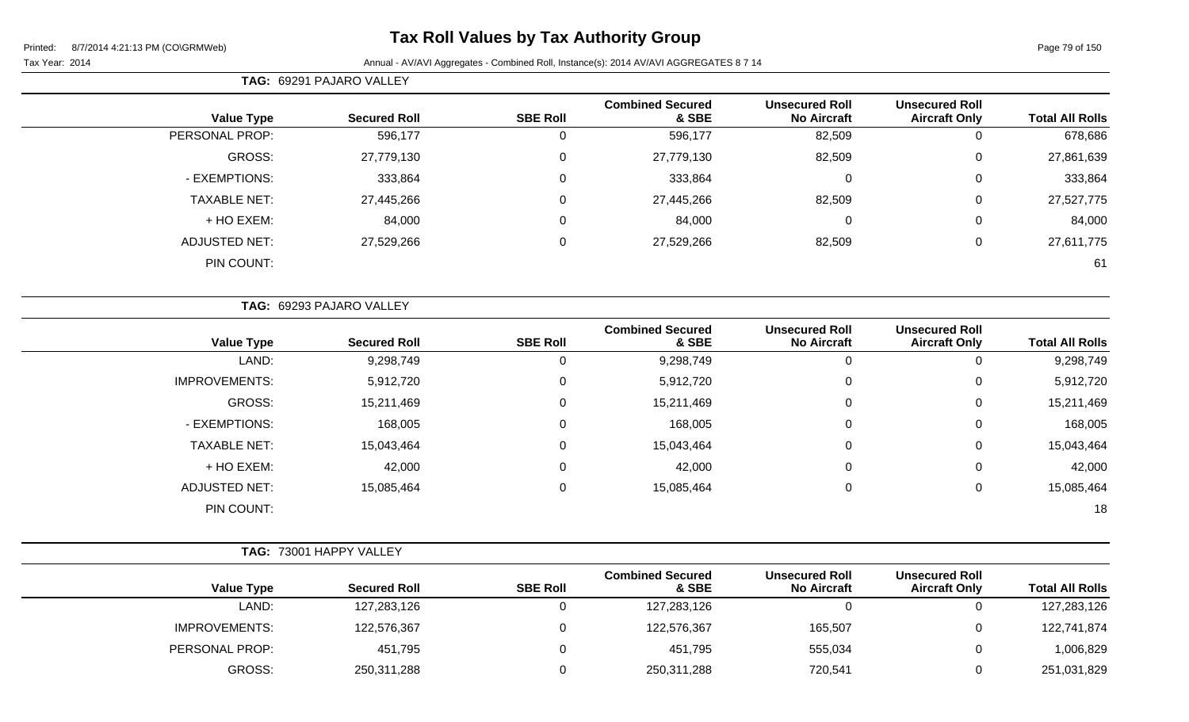# Tax Roll Values by Tax Authority Group

Printed: 8/7/2014 4:21:13 PM (CO\GRMWeb)

Tax Year: 2014

Annual - AV/AVI Aggregates - Combined Roll, Instance(s): 2014 AV/AVI AGGREGATES 8 7 14

**TAG: 69291 PAJARO VALLEY**

| Value Type | Secured Roll | SBE Roll | Combined Secured & SBE | Unsecured Roll No Aircraft | Unsecured Roll Aircraft Only | Total All Rolls |
|---|---|---|---|---|---|---|
| PERSONAL PROP: | 596,177 | 0 | 596,177 | 82,509 | 0 | 678,686 |
| GROSS: | 27,779,130 | 0 | 27,779,130 | 82,509 | 0 | 27,861,639 |
| - EXEMPTIONS: | 333,864 | 0 | 333,864 | 0 | 0 | 333,864 |
| TAXABLE NET: | 27,445,266 | 0 | 27,445,266 | 82,509 | 0 | 27,527,775 |
| + HO EXEM: | 84,000 | 0 | 84,000 | 0 | 0 | 84,000 |
| ADJUSTED NET: | 27,529,266 | 0 | 27,529,266 | 82,509 | 0 | 27,611,775 |
| PIN COUNT: | | | | | | 61 |

**TAG: 69293 PAJARO VALLEY**

| Value Type | Secured Roll | SBE Roll | Combined Secured & SBE | Unsecured Roll No Aircraft | Unsecured Roll Aircraft Only | Total All Rolls |
|---|---|---|---|---|---|---|
| LAND: | 9,298,749 | 0 | 9,298,749 | 0 | 0 | 9,298,749 |
| IMPROVEMENTS: | 5,912,720 | 0 | 5,912,720 | 0 | 0 | 5,912,720 |
| GROSS: | 15,211,469 | 0 | 15,211,469 | 0 | 0 | 15,211,469 |
| - EXEMPTIONS: | 168,005 | 0 | 168,005 | 0 | 0 | 168,005 |
| TAXABLE NET: | 15,043,464 | 0 | 15,043,464 | 0 | 0 | 15,043,464 |
| + HO EXEM: | 42,000 | 0 | 42,000 | 0 | 0 | 42,000 |
| ADJUSTED NET: | 15,085,464 | 0 | 15,085,464 | 0 | 0 | 15,085,464 |
| PIN COUNT: | | | | | | 18 |

**TAG: 73001 HAPPY VALLEY**

| Value Type | Secured Roll | SBE Roll | Combined Secured & SBE | Unsecured Roll No Aircraft | Unsecured Roll Aircraft Only | Total All Rolls |
|---|---|---|---|---|---|---|
| LAND: | 127,283,126 | 0 | 127,283,126 | 0 | 0 | 127,283,126 |
| IMPROVEMENTS: | 122,576,367 | 0 | 122,576,367 | 165,507 | 0 | 122,741,874 |
| PERSONAL PROP: | 451,795 | 0 | 451,795 | 555,034 | 0 | 1,006,829 |
| GROSS: | 250,311,288 | 0 | 250,311,288 | 720,541 | 0 | 251,031,829 |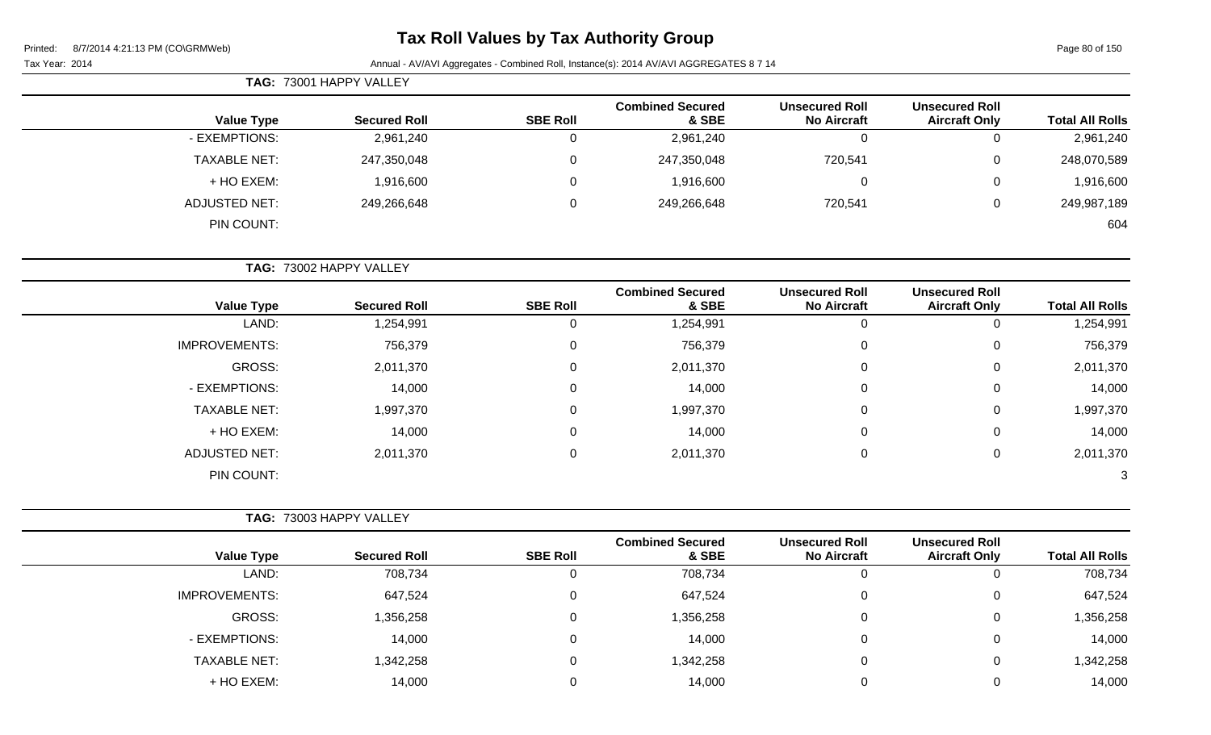# Tax Roll Values by Tax Authority Group

Printed: 8/7/2014 4:21:13 PM (CO\GRMWeb)

Tax Year: 2014

Annual - AV/AVI Aggregates - Combined Roll, Instance(s): 2014 AV/AVI AGGREGATES 8 7 14

**TAG:** 73001 HAPPY VALLEY

| Value Type | Secured Roll | SBE Roll | Combined Secured & SBE | Unsecured Roll No Aircraft | Unsecured Roll Aircraft Only | Total All Rolls |
|---|---|---|---|---|---|---|
| - EXEMPTIONS: | 2,961,240 | 0 | 2,961,240 | 0 | 0 | 2,961,240 |
| TAXABLE NET: | 247,350,048 | 0 | 247,350,048 | 720,541 | 0 | 248,070,589 |
| + HO EXEM: | 1,916,600 | 0 | 1,916,600 | 0 | 0 | 1,916,600 |
| ADJUSTED NET: | 249,266,648 | 0 | 249,266,648 | 720,541 | 0 | 249,987,189 |
| PIN COUNT: | | | | | | 604 |

**TAG:** 73002 HAPPY VALLEY

| Value Type | Secured Roll | SBE Roll | Combined Secured & SBE | Unsecured Roll No Aircraft | Unsecured Roll Aircraft Only | Total All Rolls |
|---|---|---|---|---|---|---|
| LAND: | 1,254,991 | 0 | 1,254,991 | 0 | 0 | 1,254,991 |
| IMPROVEMENTS: | 756,379 | 0 | 756,379 | 0 | 0 | 756,379 |
| GROSS: | 2,011,370 | 0 | 2,011,370 | 0 | 0 | 2,011,370 |
| - EXEMPTIONS: | 14,000 | 0 | 14,000 | 0 | 0 | 14,000 |
| TAXABLE NET: | 1,997,370 | 0 | 1,997,370 | 0 | 0 | 1,997,370 |
| + HO EXEM: | 14,000 | 0 | 14,000 | 0 | 0 | 14,000 |
| ADJUSTED NET: | 2,011,370 | 0 | 2,011,370 | 0 | 0 | 2,011,370 |
| PIN COUNT: | | | | | | 3 |

**TAG:** 73003 HAPPY VALLEY

| Value Type | Secured Roll | SBE Roll | Combined Secured & SBE | Unsecured Roll No Aircraft | Unsecured Roll Aircraft Only | Total All Rolls |
|---|---|---|---|---|---|---|
| LAND: | 708,734 | 0 | 708,734 | 0 | 0 | 708,734 |
| IMPROVEMENTS: | 647,524 | 0 | 647,524 | 0 | 0 | 647,524 |
| GROSS: | 1,356,258 | 0 | 1,356,258 | 0 | 0 | 1,356,258 |
| - EXEMPTIONS: | 14,000 | 0 | 14,000 | 0 | 0 | 14,000 |
| TAXABLE NET: | 1,342,258 | 0 | 1,342,258 | 0 | 0 | 1,342,258 |
| + HO EXEM: | 14,000 | 0 | 14,000 | 0 | 0 | 14,000 |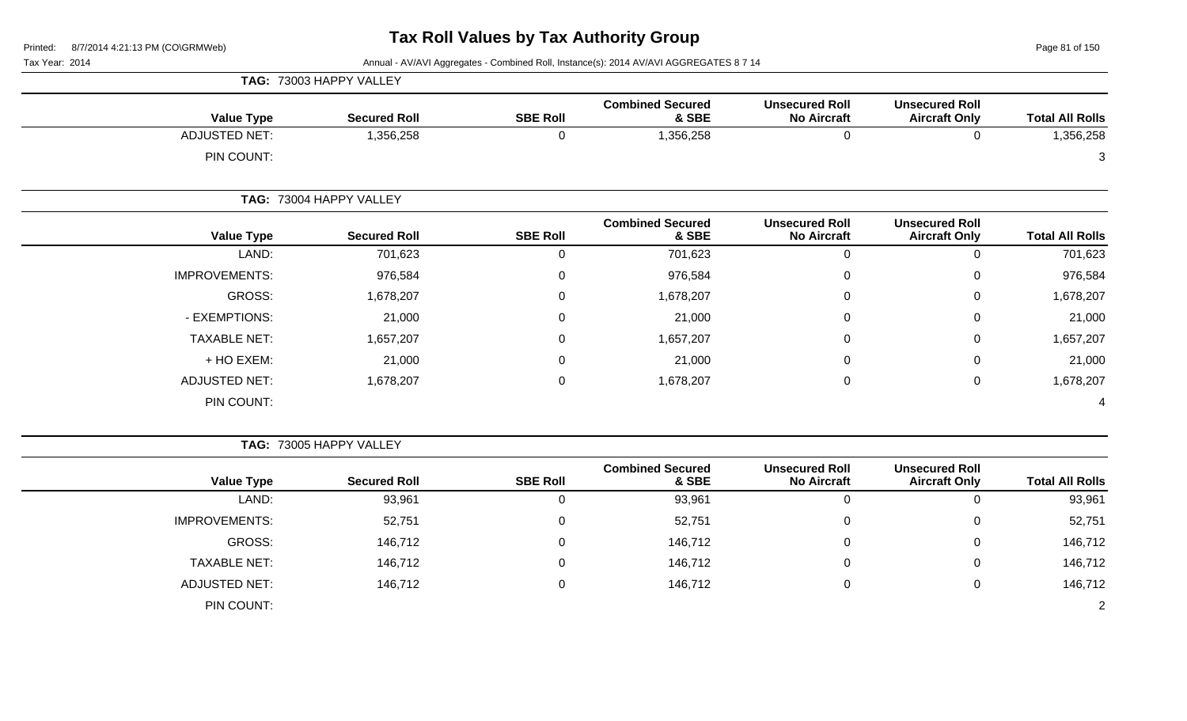# Tax Roll Values by Tax Authority Group

Printed: 8/7/2014 4:21:13 PM (CO\GRMWeb)

Tax Year: 2014

Annual - AV/AVI Aggregates - Combined Roll, Instance(s): 2014 AV/AVI AGGREGATES 8 7 14

**TAG: 73003 HAPPY VALLEY**

| Value Type | Secured Roll | SBE Roll | Combined Secured & SBE | Unsecured Roll No Aircraft | Unsecured Roll Aircraft Only | Total All Rolls |
|---|---|---|---|---|---|---|
| ADJUSTED NET: | 1,356,258 | 0 | 1,356,258 | 0 | 0 | 1,356,258 |
| PIN COUNT: | | | | | | 3 |

**TAG: 73004 HAPPY VALLEY**

| Value Type | Secured Roll | SBE Roll | Combined Secured & SBE | Unsecured Roll No Aircraft | Unsecured Roll Aircraft Only | Total All Rolls |
|---|---|---|---|---|---|---|
| LAND: | 701,623 | 0 | 701,623 | 0 | 0 | 701,623 |
| IMPROVEMENTS: | 976,584 | 0 | 976,584 | 0 | 0 | 976,584 |
| GROSS: | 1,678,207 | 0 | 1,678,207 | 0 | 0 | 1,678,207 |
| - EXEMPTIONS: | 21,000 | 0 | 21,000 | 0 | 0 | 21,000 |
| TAXABLE NET: | 1,657,207 | 0 | 1,657,207 | 0 | 0 | 1,657,207 |
| + HO EXEM: | 21,000 | 0 | 21,000 | 0 | 0 | 21,000 |
| ADJUSTED NET: | 1,678,207 | 0 | 1,678,207 | 0 | 0 | 1,678,207 |
| PIN COUNT: | | | | | | 4 |

**TAG: 73005 HAPPY VALLEY**

| Value Type | Secured Roll | SBE Roll | Combined Secured & SBE | Unsecured Roll No Aircraft | Unsecured Roll Aircraft Only | Total All Rolls |
|---|---|---|---|---|---|---|
| LAND: | 93,961 | 0 | 93,961 | 0 | 0 | 93,961 |
| IMPROVEMENTS: | 52,751 | 0 | 52,751 | 0 | 0 | 52,751 |
| GROSS: | 146,712 | 0 | 146,712 | 0 | 0 | 146,712 |
| TAXABLE NET: | 146,712 | 0 | 146,712 | 0 | 0 | 146,712 |
| ADJUSTED NET: | 146,712 | 0 | 146,712 | 0 | 0 | 146,712 |
| PIN COUNT: | | | | | | 2 |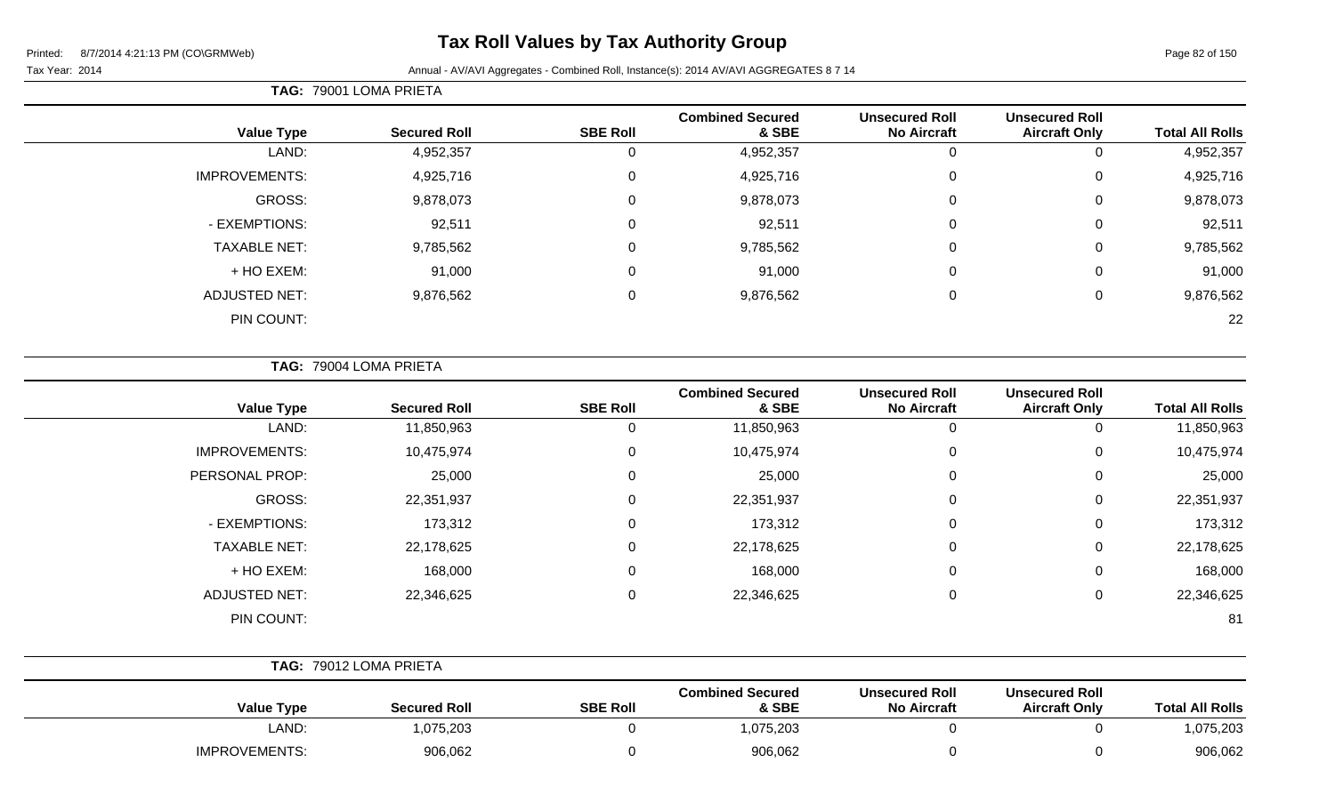# Tax Roll Values by Tax Authority Group

Printed: 8/7/2014 4:21:13 PM (CO\GRMWeb)

Tax Year: 2014 — Annual - AV/AVI Aggregates - Combined Roll, Instance(s): 2014 AV/AVI AGGREGATES 8 7 14

**TAG: 79001 LOMA PRIETA**

| Value Type | Secured Roll | SBE Roll | Combined Secured & SBE | Unsecured Roll No Aircraft | Unsecured Roll Aircraft Only | Total All Rolls |
|---|---|---|---|---|---|---|
| LAND: | 4,952,357 | 0 | 4,952,357 | 0 | 0 | 4,952,357 |
| IMPROVEMENTS: | 4,925,716 | 0 | 4,925,716 | 0 | 0 | 4,925,716 |
| GROSS: | 9,878,073 | 0 | 9,878,073 | 0 | 0 | 9,878,073 |
| - EXEMPTIONS: | 92,511 | 0 | 92,511 | 0 | 0 | 92,511 |
| TAXABLE NET: | 9,785,562 | 0 | 9,785,562 | 0 | 0 | 9,785,562 |
| + HO EXEM: | 91,000 | 0 | 91,000 | 0 | 0 | 91,000 |
| ADJUSTED NET: | 9,876,562 | 0 | 9,876,562 | 0 | 0 | 9,876,562 |
| PIN COUNT: | | | | | | 22 |

**TAG: 79004 LOMA PRIETA**

| Value Type | Secured Roll | SBE Roll | Combined Secured & SBE | Unsecured Roll No Aircraft | Unsecured Roll Aircraft Only | Total All Rolls |
|---|---|---|---|---|---|---|
| LAND: | 11,850,963 | 0 | 11,850,963 | 0 | 0 | 11,850,963 |
| IMPROVEMENTS: | 10,475,974 | 0 | 10,475,974 | 0 | 0 | 10,475,974 |
| PERSONAL PROP: | 25,000 | 0 | 25,000 | 0 | 0 | 25,000 |
| GROSS: | 22,351,937 | 0 | 22,351,937 | 0 | 0 | 22,351,937 |
| - EXEMPTIONS: | 173,312 | 0 | 173,312 | 0 | 0 | 173,312 |
| TAXABLE NET: | 22,178,625 | 0 | 22,178,625 | 0 | 0 | 22,178,625 |
| + HO EXEM: | 168,000 | 0 | 168,000 | 0 | 0 | 168,000 |
| ADJUSTED NET: | 22,346,625 | 0 | 22,346,625 | 0 | 0 | 22,346,625 |
| PIN COUNT: | | | | | | 81 |

**TAG: 79012 LOMA PRIETA**

| Value Type | Secured Roll | SBE Roll | Combined Secured & SBE | Unsecured Roll No Aircraft | Unsecured Roll Aircraft Only | Total All Rolls |
|---|---|---|---|---|---|---|
| LAND: | 1,075,203 | 0 | 1,075,203 | 0 | 0 | 1,075,203 |
| IMPROVEMENTS: | 906,062 | 0 | 906,062 | 0 | 0 | 906,062 |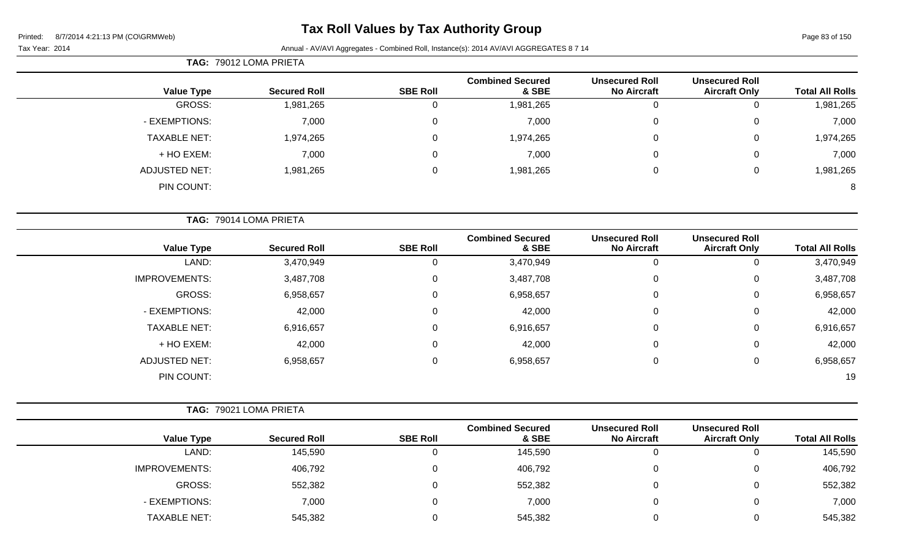# Tax Roll Values by Tax Authority Group

Tax Year: 2014

Annual - AV/AVI Aggregates - Combined Roll, Instance(s): 2014 AV/AVI AGGREGATES 8 7 14

**TAG: 79012 LOMA PRIETA**

| Value Type | Secured Roll | SBE Roll | Combined Secured & SBE | Unsecured Roll No Aircraft | Unsecured Roll Aircraft Only | Total All Rolls |
|---|---|---|---|---|---|---|
| GROSS: | 1,981,265 | 0 | 1,981,265 | 0 | 0 | 1,981,265 |
| - EXEMPTIONS: | 7,000 | 0 | 7,000 | 0 | 0 | 7,000 |
| TAXABLE NET: | 1,974,265 | 0 | 1,974,265 | 0 | 0 | 1,974,265 |
| + HO EXEM: | 7,000 | 0 | 7,000 | 0 | 0 | 7,000 |
| ADJUSTED NET: | 1,981,265 | 0 | 1,981,265 | 0 | 0 | 1,981,265 |
| PIN COUNT: | | | | | | 8 |

**TAG: 79014 LOMA PRIETA**

| Value Type | Secured Roll | SBE Roll | Combined Secured & SBE | Unsecured Roll No Aircraft | Unsecured Roll Aircraft Only | Total All Rolls |
|---|---|---|---|---|---|---|
| LAND: | 3,470,949 | 0 | 3,470,949 | 0 | 0 | 3,470,949 |
| IMPROVEMENTS: | 3,487,708 | 0 | 3,487,708 | 0 | 0 | 3,487,708 |
| GROSS: | 6,958,657 | 0 | 6,958,657 | 0 | 0 | 6,958,657 |
| - EXEMPTIONS: | 42,000 | 0 | 42,000 | 0 | 0 | 42,000 |
| TAXABLE NET: | 6,916,657 | 0 | 6,916,657 | 0 | 0 | 6,916,657 |
| + HO EXEM: | 42,000 | 0 | 42,000 | 0 | 0 | 42,000 |
| ADJUSTED NET: | 6,958,657 | 0 | 6,958,657 | 0 | 0 | 6,958,657 |
| PIN COUNT: | | | | | | 19 |

**TAG: 79021 LOMA PRIETA**

| Value Type | Secured Roll | SBE Roll | Combined Secured & SBE | Unsecured Roll No Aircraft | Unsecured Roll Aircraft Only | Total All Rolls |
|---|---|---|---|---|---|---|
| LAND: | 145,590 | 0 | 145,590 | 0 | 0 | 145,590 |
| IMPROVEMENTS: | 406,792 | 0 | 406,792 | 0 | 0 | 406,792 |
| GROSS: | 552,382 | 0 | 552,382 | 0 | 0 | 552,382 |
| - EXEMPTIONS: | 7,000 | 0 | 7,000 | 0 | 0 | 7,000 |
| TAXABLE NET: | 545,382 | 0 | 545,382 | 0 | 0 | 545,382 |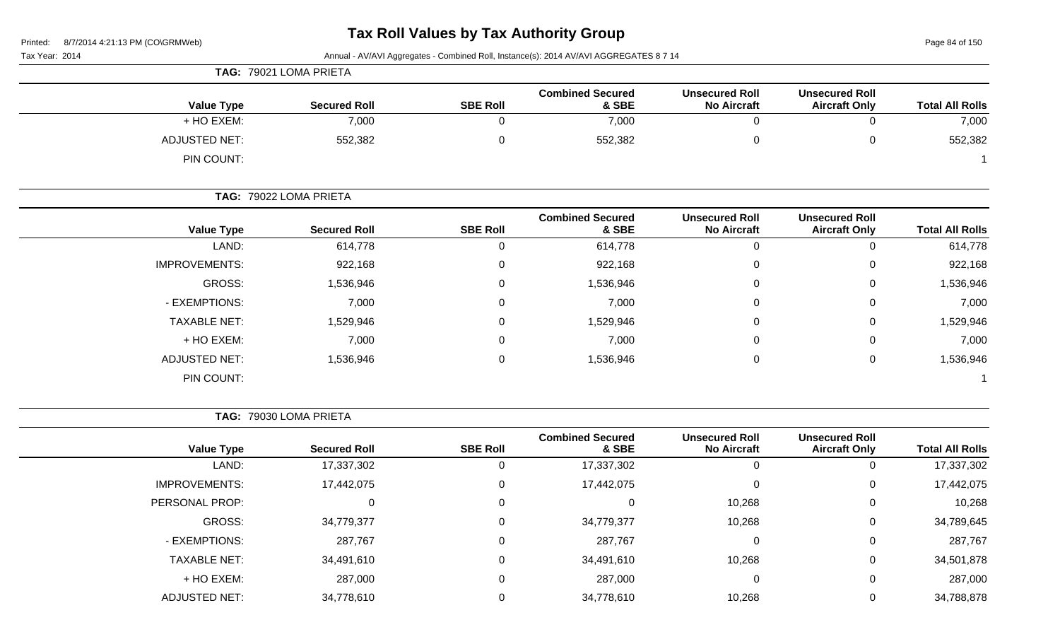# Tax Roll Values by Tax Authority Group

Printed: 8/7/2014 4:21:13 PM (CO\GRMWeb)

Tax Year: 2014

Annual - AV/AVI Aggregates - Combined Roll, Instance(s): 2014 AV/AVI AGGREGATES 8 7 14

**TAG: 79021 LOMA PRIETA**

| Value Type | Secured Roll | SBE Roll | Combined Secured & SBE | Unsecured Roll No Aircraft | Unsecured Roll Aircraft Only | Total All Rolls |
|---|---|---|---|---|---|---|
| + HO EXEM: | 7,000 | 0 | 7,000 | 0 | 0 | 7,000 |
| ADJUSTED NET: | 552,382 | 0 | 552,382 | 0 | 0 | 552,382 |
| PIN COUNT: | | | | | | 1 |

**TAG: 79022 LOMA PRIETA**

| Value Type | Secured Roll | SBE Roll | Combined Secured & SBE | Unsecured Roll No Aircraft | Unsecured Roll Aircraft Only | Total All Rolls |
|---|---|---|---|---|---|---|
| LAND: | 614,778 | 0 | 614,778 | 0 | 0 | 614,778 |
| IMPROVEMENTS: | 922,168 | 0 | 922,168 | 0 | 0 | 922,168 |
| GROSS: | 1,536,946 | 0 | 1,536,946 | 0 | 0 | 1,536,946 |
| - EXEMPTIONS: | 7,000 | 0 | 7,000 | 0 | 0 | 7,000 |
| TAXABLE NET: | 1,529,946 | 0 | 1,529,946 | 0 | 0 | 1,529,946 |
| + HO EXEM: | 7,000 | 0 | 7,000 | 0 | 0 | 7,000 |
| ADJUSTED NET: | 1,536,946 | 0 | 1,536,946 | 0 | 0 | 1,536,946 |
| PIN COUNT: | | | | | | 1 |

**TAG: 79030 LOMA PRIETA**

| Value Type | Secured Roll | SBE Roll | Combined Secured & SBE | Unsecured Roll No Aircraft | Unsecured Roll Aircraft Only | Total All Rolls |
|---|---|---|---|---|---|---|
| LAND: | 17,337,302 | 0 | 17,337,302 | 0 | 0 | 17,337,302 |
| IMPROVEMENTS: | 17,442,075 | 0 | 17,442,075 | 0 | 0 | 17,442,075 |
| PERSONAL PROP: | 0 | 0 | 0 | 10,268 | 0 | 10,268 |
| GROSS: | 34,779,377 | 0 | 34,779,377 | 10,268 | 0 | 34,789,645 |
| - EXEMPTIONS: | 287,767 | 0 | 287,767 | 0 | 0 | 287,767 |
| TAXABLE NET: | 34,491,610 | 0 | 34,491,610 | 10,268 | 0 | 34,501,878 |
| + HO EXEM: | 287,000 | 0 | 287,000 | 0 | 0 | 287,000 |
| ADJUSTED NET: | 34,778,610 | 0 | 34,778,610 | 10,268 | 0 | 34,788,878 |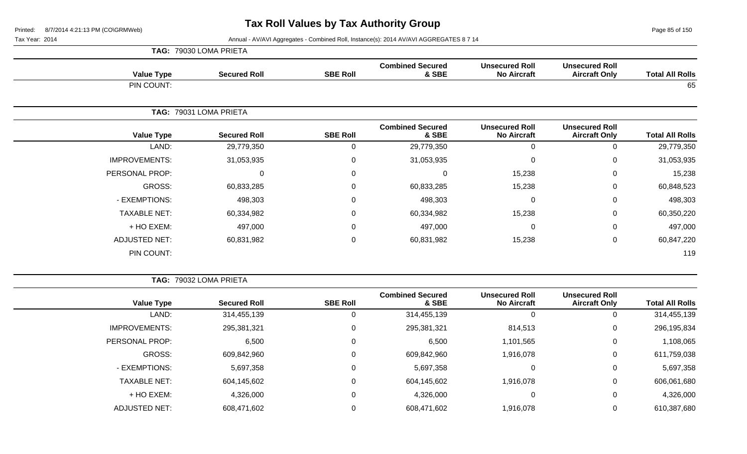# Tax Roll Values by Tax Authority Group

Tax Year: 2014

Annual - AV/AVI Aggregates - Combined Roll, Instance(s): 2014 AV/AVI AGGREGATES 8 7 14

**TAG: 79030 LOMA PRIETA**

| Value Type | Secured Roll | SBE Roll | Combined Secured & SBE | Unsecured Roll No Aircraft | Unsecured Roll Aircraft Only | Total All Rolls |
|---|---|---|---|---|---|---|
| PIN COUNT: | | | | | | 65 |

**TAG: 79031 LOMA PRIETA**

| Value Type | Secured Roll | SBE Roll | Combined Secured & SBE | Unsecured Roll No Aircraft | Unsecured Roll Aircraft Only | Total All Rolls |
|---|---|---|---|---|---|---|
| LAND: | 29,779,350 | 0 | 29,779,350 | 0 | 0 | 29,779,350 |
| IMPROVEMENTS: | 31,053,935 | 0 | 31,053,935 | 0 | 0 | 31,053,935 |
| PERSONAL PROP: | 0 | 0 | 0 | 15,238 | 0 | 15,238 |
| GROSS: | 60,833,285 | 0 | 60,833,285 | 15,238 | 0 | 60,848,523 |
| - EXEMPTIONS: | 498,303 | 0 | 498,303 | 0 | 0 | 498,303 |
| TAXABLE NET: | 60,334,982 | 0 | 60,334,982 | 15,238 | 0 | 60,350,220 |
| + HO EXEM: | 497,000 | 0 | 497,000 | 0 | 0 | 497,000 |
| ADJUSTED NET: | 60,831,982 | 0 | 60,831,982 | 15,238 | 0 | 60,847,220 |
| PIN COUNT: | | | | | | 119 |

**TAG: 79032 LOMA PRIETA**

| Value Type | Secured Roll | SBE Roll | Combined Secured & SBE | Unsecured Roll No Aircraft | Unsecured Roll Aircraft Only | Total All Rolls |
|---|---|---|---|---|---|---|
| LAND: | 314,455,139 | 0 | 314,455,139 | 0 | 0 | 314,455,139 |
| IMPROVEMENTS: | 295,381,321 | 0 | 295,381,321 | 814,513 | 0 | 296,195,834 |
| PERSONAL PROP: | 6,500 | 0 | 6,500 | 1,101,565 | 0 | 1,108,065 |
| GROSS: | 609,842,960 | 0 | 609,842,960 | 1,916,078 | 0 | 611,759,038 |
| - EXEMPTIONS: | 5,697,358 | 0 | 5,697,358 | 0 | 0 | 5,697,358 |
| TAXABLE NET: | 604,145,602 | 0 | 604,145,602 | 1,916,078 | 0 | 606,061,680 |
| + HO EXEM: | 4,326,000 | 0 | 4,326,000 | 0 | 0 | 4,326,000 |
| ADJUSTED NET: | 608,471,602 | 0 | 608,471,602 | 1,916,078 | 0 | 610,387,680 |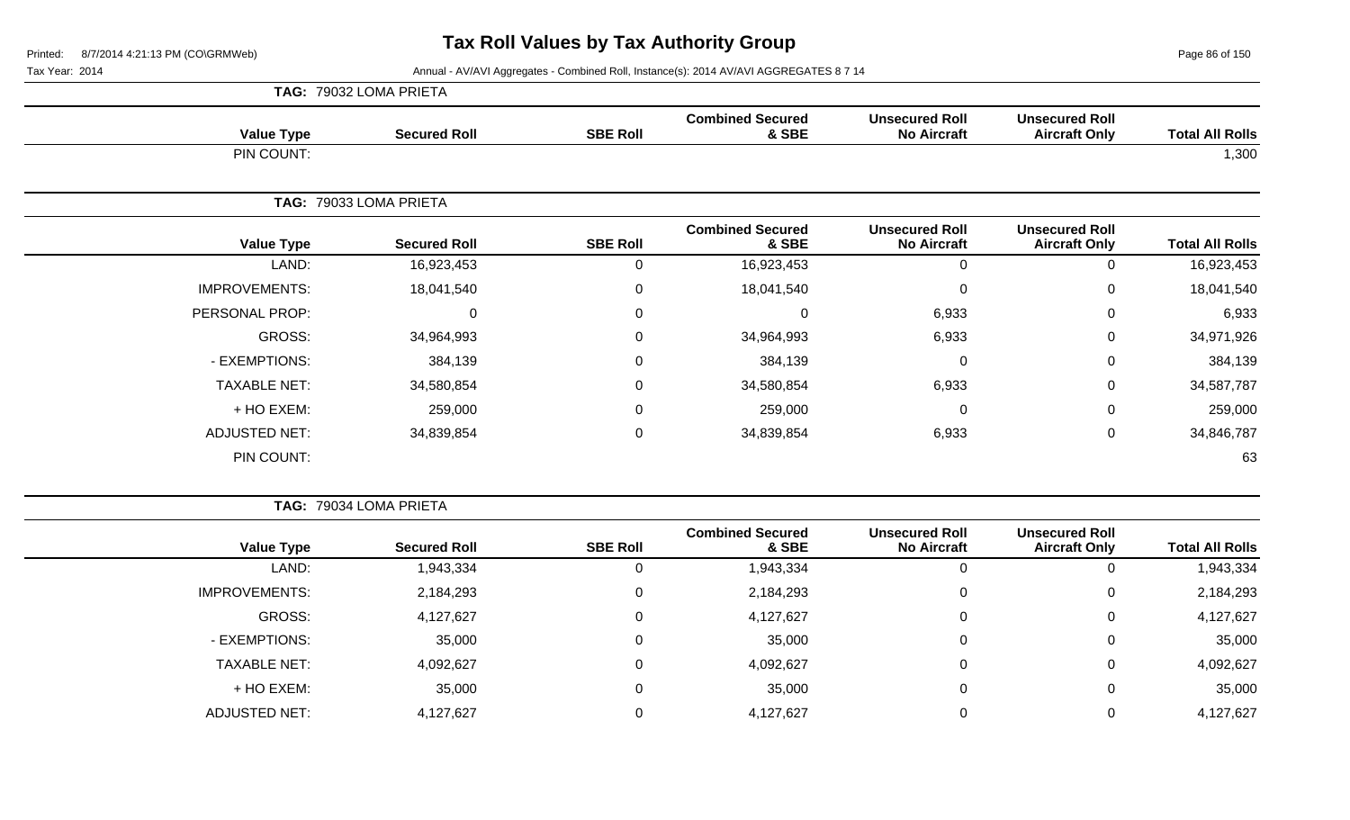# Tax Roll Values by Tax Authority Group

Printed: 8/7/2014 4:21:13 PM (CO\GRMWeb)

Tax Year: 2014

Annual - AV/AVI Aggregates - Combined Roll, Instance(s): 2014 AV/AVI AGGREGATES 8 7 14

**TAG: 79032 LOMA PRIETA**

| Value Type | Secured Roll | SBE Roll | Combined Secured & SBE | Unsecured Roll No Aircraft | Unsecured Roll Aircraft Only | Total All Rolls |
|---|---|---|---|---|---|---|
| PIN COUNT: | | | | | | 1,300 |

**TAG: 79033 LOMA PRIETA**

| Value Type | Secured Roll | SBE Roll | Combined Secured & SBE | Unsecured Roll No Aircraft | Unsecured Roll Aircraft Only | Total All Rolls |
|---|---|---|---|---|---|---|
| LAND: | 16,923,453 | 0 | 16,923,453 | 0 | 0 | 16,923,453 |
| IMPROVEMENTS: | 18,041,540 | 0 | 18,041,540 | 0 | 0 | 18,041,540 |
| PERSONAL PROP: | 0 | 0 | 0 | 6,933 | 0 | 6,933 |
| GROSS: | 34,964,993 | 0 | 34,964,993 | 6,933 | 0 | 34,971,926 |
| - EXEMPTIONS: | 384,139 | 0 | 384,139 | 0 | 0 | 384,139 |
| TAXABLE NET: | 34,580,854 | 0 | 34,580,854 | 6,933 | 0 | 34,587,787 |
| + HO EXEM: | 259,000 | 0 | 259,000 | 0 | 0 | 259,000 |
| ADJUSTED NET: | 34,839,854 | 0 | 34,839,854 | 6,933 | 0 | 34,846,787 |
| PIN COUNT: | | | | | | 63 |

**TAG: 79034 LOMA PRIETA**

| Value Type | Secured Roll | SBE Roll | Combined Secured & SBE | Unsecured Roll No Aircraft | Unsecured Roll Aircraft Only | Total All Rolls |
|---|---|---|---|---|---|---|
| LAND: | 1,943,334 | 0 | 1,943,334 | 0 | 0 | 1,943,334 |
| IMPROVEMENTS: | 2,184,293 | 0 | 2,184,293 | 0 | 0 | 2,184,293 |
| GROSS: | 4,127,627 | 0 | 4,127,627 | 0 | 0 | 4,127,627 |
| - EXEMPTIONS: | 35,000 | 0 | 35,000 | 0 | 0 | 35,000 |
| TAXABLE NET: | 4,092,627 | 0 | 4,092,627 | 0 | 0 | 4,092,627 |
| + HO EXEM: | 35,000 | 0 | 35,000 | 0 | 0 | 35,000 |
| ADJUSTED NET: | 4,127,627 | 0 | 4,127,627 | 0 | 0 | 4,127,627 |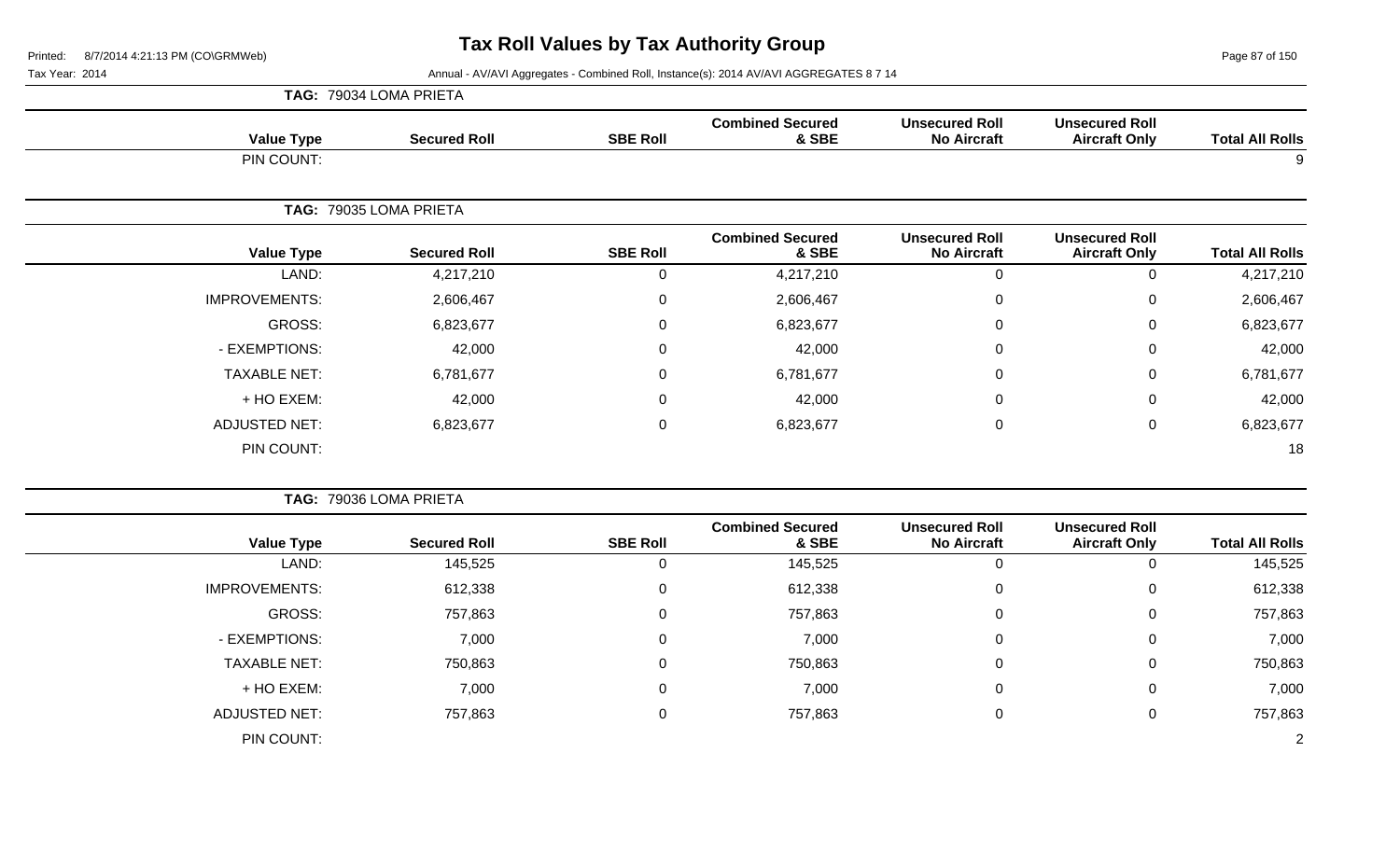# Tax Roll Values by Tax Authority Group

Printed: 8/7/2014 4:21:13 PM (CO\GRMWeb)

Tax Year: 2014

Annual - AV/AVI Aggregates - Combined Roll, Instance(s): 2014 AV/AVI AGGREGATES 8 7 14

**TAG: 79034 LOMA PRIETA**

| Value Type | Secured Roll | SBE Roll | Combined Secured & SBE | Unsecured Roll No Aircraft | Unsecured Roll Aircraft Only | Total All Rolls |
|---|---|---|---|---|---|---|
| PIN COUNT: | | | | | | 9 |

**TAG: 79035 LOMA PRIETA**

| Value Type | Secured Roll | SBE Roll | Combined Secured & SBE | Unsecured Roll No Aircraft | Unsecured Roll Aircraft Only | Total All Rolls |
|---|---|---|---|---|---|---|
| LAND: | 4,217,210 | 0 | 4,217,210 | 0 | 0 | 4,217,210 |
| IMPROVEMENTS: | 2,606,467 | 0 | 2,606,467 | 0 | 0 | 2,606,467 |
| GROSS: | 6,823,677 | 0 | 6,823,677 | 0 | 0 | 6,823,677 |
| - EXEMPTIONS: | 42,000 | 0 | 42,000 | 0 | 0 | 42,000 |
| TAXABLE NET: | 6,781,677 | 0 | 6,781,677 | 0 | 0 | 6,781,677 |
| + HO EXEM: | 42,000 | 0 | 42,000 | 0 | 0 | 42,000 |
| ADJUSTED NET: | 6,823,677 | 0 | 6,823,677 | 0 | 0 | 6,823,677 |
| PIN COUNT: | | | | | | 18 |

**TAG: 79036 LOMA PRIETA**

| Value Type | Secured Roll | SBE Roll | Combined Secured & SBE | Unsecured Roll No Aircraft | Unsecured Roll Aircraft Only | Total All Rolls |
|---|---|---|---|---|---|---|
| LAND: | 145,525 | 0 | 145,525 | 0 | 0 | 145,525 |
| IMPROVEMENTS: | 612,338 | 0 | 612,338 | 0 | 0 | 612,338 |
| GROSS: | 757,863 | 0 | 757,863 | 0 | 0 | 757,863 |
| - EXEMPTIONS: | 7,000 | 0 | 7,000 | 0 | 0 | 7,000 |
| TAXABLE NET: | 750,863 | 0 | 750,863 | 0 | 0 | 750,863 |
| + HO EXEM: | 7,000 | 0 | 7,000 | 0 | 0 | 7,000 |
| ADJUSTED NET: | 757,863 | 0 | 757,863 | 0 | 0 | 757,863 |
| PIN COUNT: | | | | | | 2 |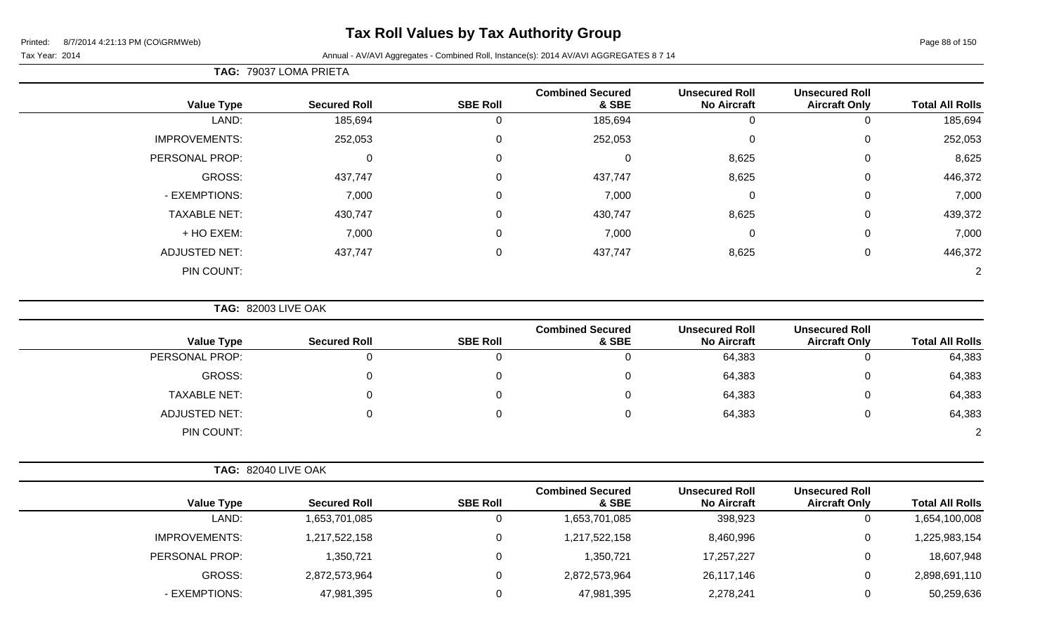# Tax Roll Values by Tax Authority Group

Printed: 8/7/2014 4:21:13 PM (CO\GRMWeb)

Tax Year: 2014

Annual - AV/AVI Aggregates - Combined Roll, Instance(s): 2014 AV/AVI AGGREGATES 8 7 14

**TAG: 79037 LOMA PRIETA**

| Value Type | Secured Roll | SBE Roll | Combined Secured & SBE | Unsecured Roll No Aircraft | Unsecured Roll Aircraft Only | Total All Rolls |
|---|---|---|---|---|---|---|
| LAND: | 185,694 | 0 | 185,694 | 0 | 0 | 185,694 |
| IMPROVEMENTS: | 252,053 | 0 | 252,053 | 0 | 0 | 252,053 |
| PERSONAL PROP: | 0 | 0 | 0 | 8,625 | 0 | 8,625 |
| GROSS: | 437,747 | 0 | 437,747 | 8,625 | 0 | 446,372 |
| - EXEMPTIONS: | 7,000 | 0 | 7,000 | 0 | 0 | 7,000 |
| TAXABLE NET: | 430,747 | 0 | 430,747 | 8,625 | 0 | 439,372 |
| + HO EXEM: | 7,000 | 0 | 7,000 | 0 | 0 | 7,000 |
| ADJUSTED NET: | 437,747 | 0 | 437,747 | 8,625 | 0 | 446,372 |
| PIN COUNT: | | | | | | 2 |

**TAG: 82003 LIVE OAK**

| Value Type | Secured Roll | SBE Roll | Combined Secured & SBE | Unsecured Roll No Aircraft | Unsecured Roll Aircraft Only | Total All Rolls |
|---|---|---|---|---|---|---|
| PERSONAL PROP: | 0 | 0 | 0 | 64,383 | 0 | 64,383 |
| GROSS: | 0 | 0 | 0 | 64,383 | 0 | 64,383 |
| TAXABLE NET: | 0 | 0 | 0 | 64,383 | 0 | 64,383 |
| ADJUSTED NET: | 0 | 0 | 0 | 64,383 | 0 | 64,383 |
| PIN COUNT: | | | | | | 2 |

**TAG: 82040 LIVE OAK**

| Value Type | Secured Roll | SBE Roll | Combined Secured & SBE | Unsecured Roll No Aircraft | Unsecured Roll Aircraft Only | Total All Rolls |
|---|---|---|---|---|---|---|
| LAND: | 1,653,701,085 | 0 | 1,653,701,085 | 398,923 | 0 | 1,654,100,008 |
| IMPROVEMENTS: | 1,217,522,158 | 0 | 1,217,522,158 | 8,460,996 | 0 | 1,225,983,154 |
| PERSONAL PROP: | 1,350,721 | 0 | 1,350,721 | 17,257,227 | 0 | 18,607,948 |
| GROSS: | 2,872,573,964 | 0 | 2,872,573,964 | 26,117,146 | 0 | 2,898,691,110 |
| - EXEMPTIONS: | 47,981,395 | 0 | 47,981,395 | 2,278,241 | 0 | 50,259,636 |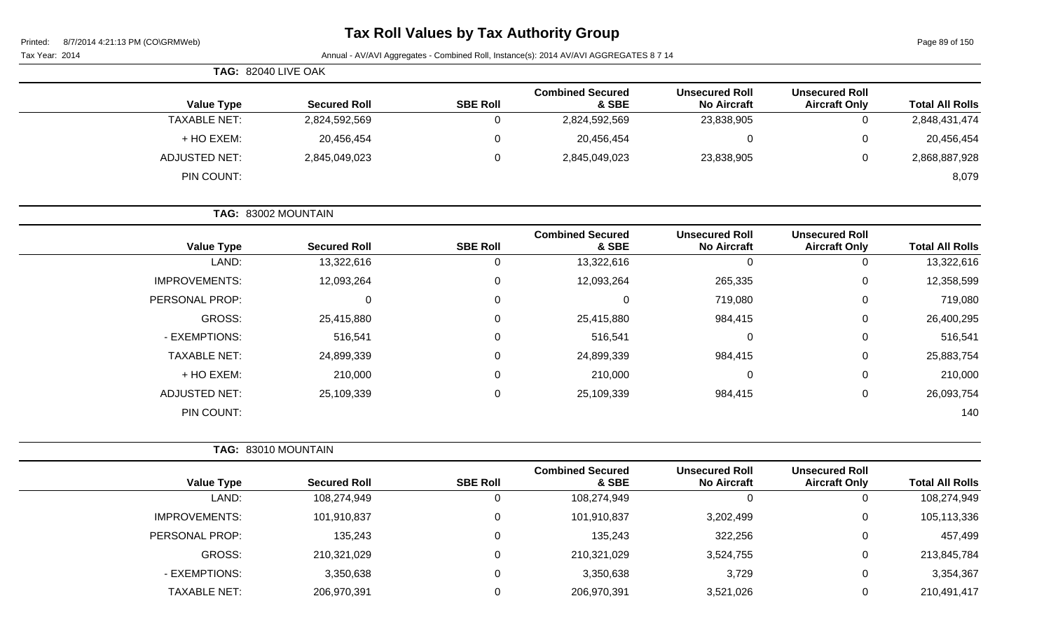# Tax Roll Values by Tax Authority Group

Tax Year: 2014

Annual - AV/AVI Aggregates - Combined Roll, Instance(s): 2014 AV/AVI AGGREGATES 8 7 14

**TAG: 82040 LIVE OAK**

| Value Type | Secured Roll | SBE Roll | Combined Secured & SBE | Unsecured Roll No Aircraft | Unsecured Roll Aircraft Only | Total All Rolls |
|---|---|---|---|---|---|---|
| TAXABLE NET: | 2,824,592,569 | 0 | 2,824,592,569 | 23,838,905 | 0 | 2,848,431,474 |
| + HO EXEM: | 20,456,454 | 0 | 20,456,454 | 0 | 0 | 20,456,454 |
| ADJUSTED NET: | 2,845,049,023 | 0 | 2,845,049,023 | 23,838,905 | 0 | 2,868,887,928 |
| PIN COUNT: | | | | | | 8,079 |

**TAG: 83002 MOUNTAIN**

| Value Type | Secured Roll | SBE Roll | Combined Secured & SBE | Unsecured Roll No Aircraft | Unsecured Roll Aircraft Only | Total All Rolls |
|---|---|---|---|---|---|---|
| LAND: | 13,322,616 | 0 | 13,322,616 | 0 | 0 | 13,322,616 |
| IMPROVEMENTS: | 12,093,264 | 0 | 12,093,264 | 265,335 | 0 | 12,358,599 |
| PERSONAL PROP: | 0 | 0 | 0 | 719,080 | 0 | 719,080 |
| GROSS: | 25,415,880 | 0 | 25,415,880 | 984,415 | 0 | 26,400,295 |
| - EXEMPTIONS: | 516,541 | 0 | 516,541 | 0 | 0 | 516,541 |
| TAXABLE NET: | 24,899,339 | 0 | 24,899,339 | 984,415 | 0 | 25,883,754 |
| + HO EXEM: | 210,000 | 0 | 210,000 | 0 | 0 | 210,000 |
| ADJUSTED NET: | 25,109,339 | 0 | 25,109,339 | 984,415 | 0 | 26,093,754 |
| PIN COUNT: | | | | | | 140 |

**TAG: 83010 MOUNTAIN**

| Value Type | Secured Roll | SBE Roll | Combined Secured & SBE | Unsecured Roll No Aircraft | Unsecured Roll Aircraft Only | Total All Rolls |
|---|---|---|---|---|---|---|
| LAND: | 108,274,949 | 0 | 108,274,949 | 0 | 0 | 108,274,949 |
| IMPROVEMENTS: | 101,910,837 | 0 | 101,910,837 | 3,202,499 | 0 | 105,113,336 |
| PERSONAL PROP: | 135,243 | 0 | 135,243 | 322,256 | 0 | 457,499 |
| GROSS: | 210,321,029 | 0 | 210,321,029 | 3,524,755 | 0 | 213,845,784 |
| - EXEMPTIONS: | 3,350,638 | 0 | 3,350,638 | 3,729 | 0 | 3,354,367 |
| TAXABLE NET: | 206,970,391 | 0 | 206,970,391 | 3,521,026 | 0 | 210,491,417 |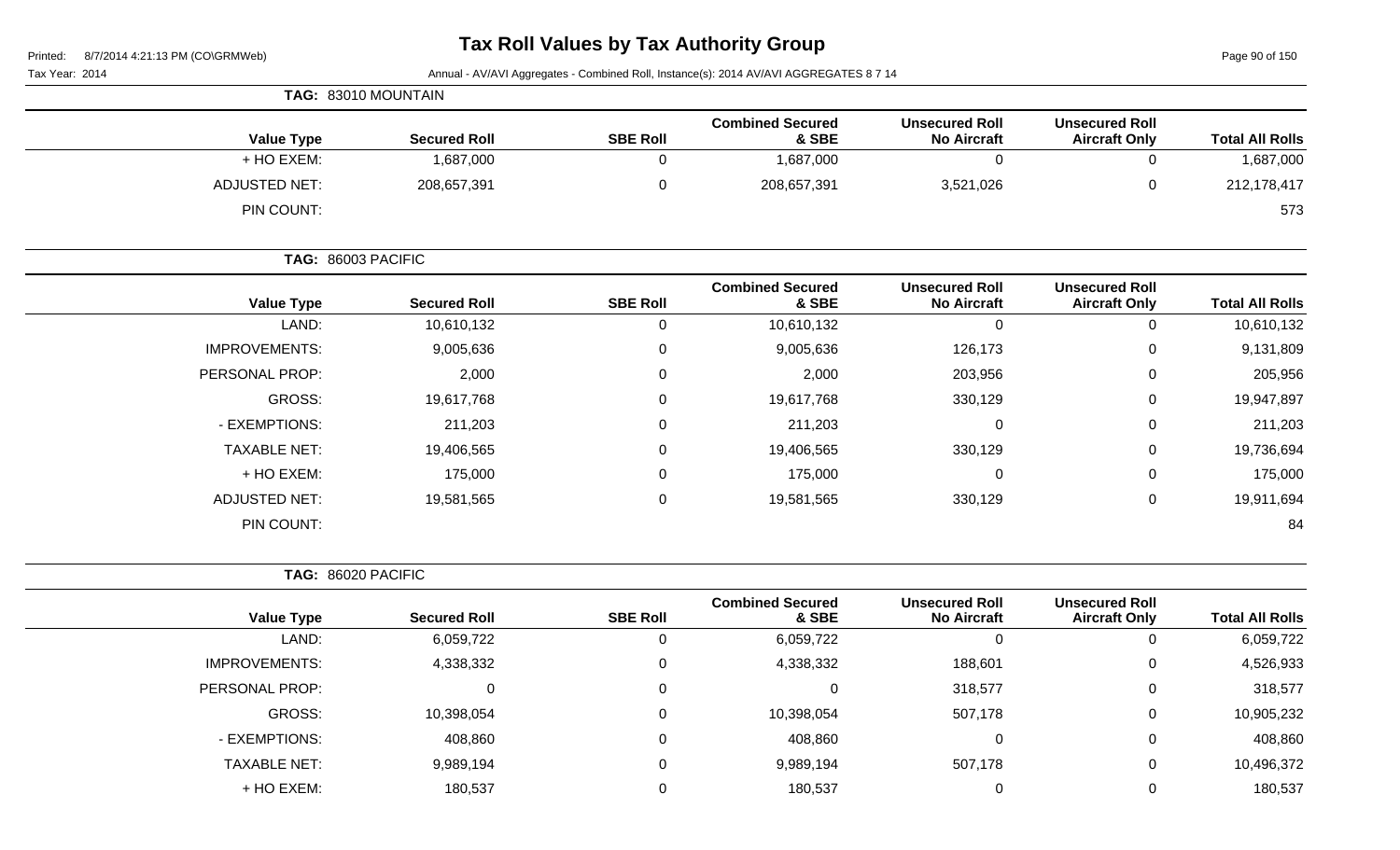# Tax Roll Values by Tax Authority Group

Printed: 8/7/2014 4:21:13 PM (CO\GRMWeb)

Tax Year: 2014

Annual - AV/AVI Aggregates - Combined Roll, Instance(s): 2014 AV/AVI AGGREGATES 8 7 14

**TAG: 83010 MOUNTAIN**

| Value Type | Secured Roll | SBE Roll | Combined Secured & SBE | Unsecured Roll No Aircraft | Unsecured Roll Aircraft Only | Total All Rolls |
|---|---|---|---|---|---|---|
| + HO EXEM: | 1,687,000 | 0 | 1,687,000 | 0 | 0 | 1,687,000 |
| ADJUSTED NET: | 208,657,391 | 0 | 208,657,391 | 3,521,026 | 0 | 212,178,417 |
| PIN COUNT: | | | | | | 573 |

**TAG: 86003 PACIFIC**

| Value Type | Secured Roll | SBE Roll | Combined Secured & SBE | Unsecured Roll No Aircraft | Unsecured Roll Aircraft Only | Total All Rolls |
|---|---|---|---|---|---|---|
| LAND: | 10,610,132 | 0 | 10,610,132 | 0 | 0 | 10,610,132 |
| IMPROVEMENTS: | 9,005,636 | 0 | 9,005,636 | 126,173 | 0 | 9,131,809 |
| PERSONAL PROP: | 2,000 | 0 | 2,000 | 203,956 | 0 | 205,956 |
| GROSS: | 19,617,768 | 0 | 19,617,768 | 330,129 | 0 | 19,947,897 |
| - EXEMPTIONS: | 211,203 | 0 | 211,203 | 0 | 0 | 211,203 |
| TAXABLE NET: | 19,406,565 | 0 | 19,406,565 | 330,129 | 0 | 19,736,694 |
| + HO EXEM: | 175,000 | 0 | 175,000 | 0 | 0 | 175,000 |
| ADJUSTED NET: | 19,581,565 | 0 | 19,581,565 | 330,129 | 0 | 19,911,694 |
| PIN COUNT: | | | | | | 84 |

**TAG: 86020 PACIFIC**

| Value Type | Secured Roll | SBE Roll | Combined Secured & SBE | Unsecured Roll No Aircraft | Unsecured Roll Aircraft Only | Total All Rolls |
|---|---|---|---|---|---|---|
| LAND: | 6,059,722 | 0 | 6,059,722 | 0 | 0 | 6,059,722 |
| IMPROVEMENTS: | 4,338,332 | 0 | 4,338,332 | 188,601 | 0 | 4,526,933 |
| PERSONAL PROP: | 0 | 0 | 0 | 318,577 | 0 | 318,577 |
| GROSS: | 10,398,054 | 0 | 10,398,054 | 507,178 | 0 | 10,905,232 |
| - EXEMPTIONS: | 408,860 | 0 | 408,860 | 0 | 0 | 408,860 |
| TAXABLE NET: | 9,989,194 | 0 | 9,989,194 | 507,178 | 0 | 10,496,372 |
| + HO EXEM: | 180,537 | 0 | 180,537 | 0 | 0 | 180,537 |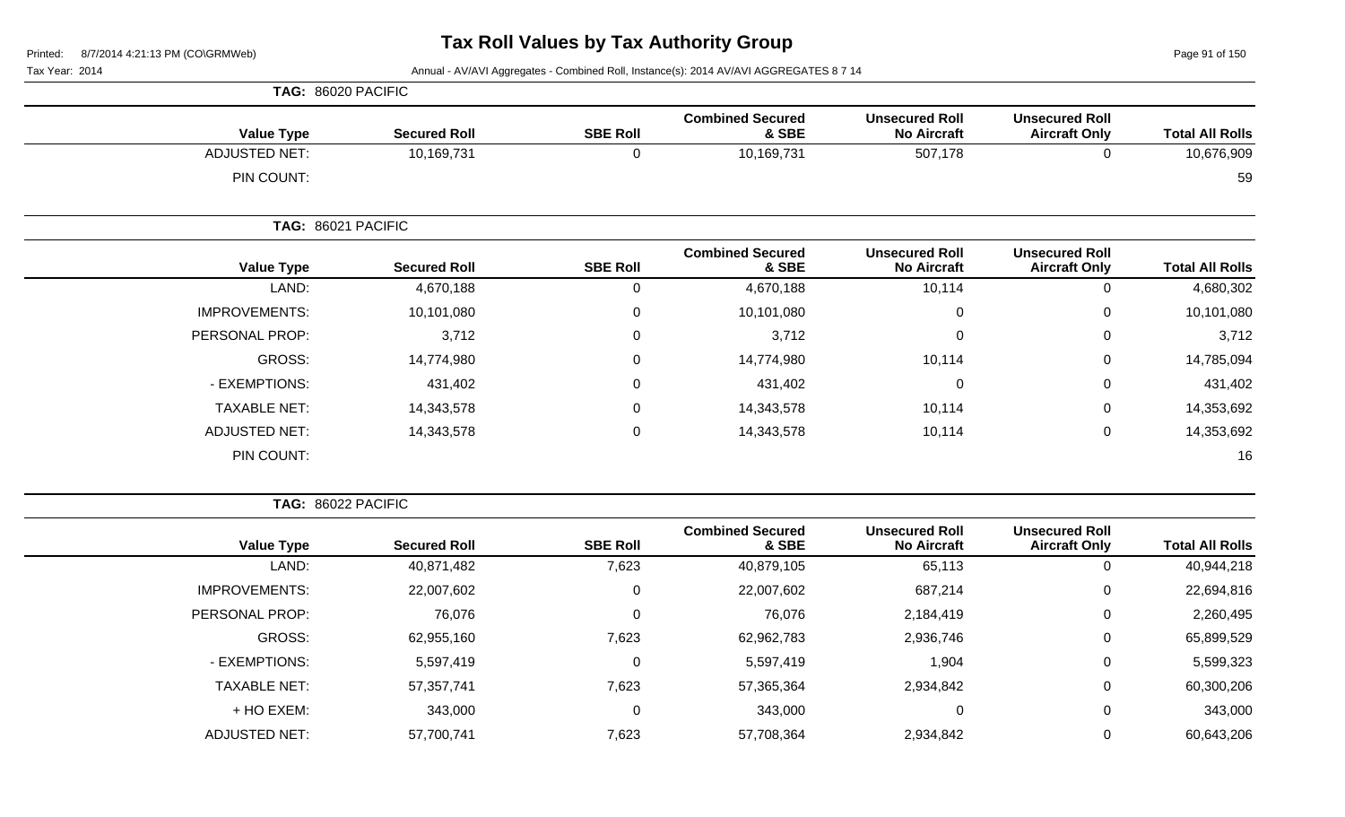# Tax Roll Values by Tax Authority Group

Tax Year: 2014

Annual - AV/AVI Aggregates - Combined Roll, Instance(s): 2014 AV/AVI AGGREGATES 8 7 14

**TAG: 86020 PACIFIC**

| Value Type | Secured Roll | SBE Roll | Combined Secured & SBE | Unsecured Roll No Aircraft | Unsecured Roll Aircraft Only | Total All Rolls |
|---|---|---|---|---|---|---|
| ADJUSTED NET: | 10,169,731 | 0 | 10,169,731 | 507,178 | 0 | 10,676,909 |
| PIN COUNT: | | | | | | 59 |

**TAG: 86021 PACIFIC**

| Value Type | Secured Roll | SBE Roll | Combined Secured & SBE | Unsecured Roll No Aircraft | Unsecured Roll Aircraft Only | Total All Rolls |
|---|---|---|---|---|---|---|
| LAND: | 4,670,188 | 0 | 4,670,188 | 10,114 | 0 | 4,680,302 |
| IMPROVEMENTS: | 10,101,080 | 0 | 10,101,080 | 0 | 0 | 10,101,080 |
| PERSONAL PROP: | 3,712 | 0 | 3,712 | 0 | 0 | 3,712 |
| GROSS: | 14,774,980 | 0 | 14,774,980 | 10,114 | 0 | 14,785,094 |
| - EXEMPTIONS: | 431,402 | 0 | 431,402 | 0 | 0 | 431,402 |
| TAXABLE NET: | 14,343,578 | 0 | 14,343,578 | 10,114 | 0 | 14,353,692 |
| ADJUSTED NET: | 14,343,578 | 0 | 14,343,578 | 10,114 | 0 | 14,353,692 |
| PIN COUNT: | | | | | | 16 |

**TAG: 86022 PACIFIC**

| Value Type | Secured Roll | SBE Roll | Combined Secured & SBE | Unsecured Roll No Aircraft | Unsecured Roll Aircraft Only | Total All Rolls |
|---|---|---|---|---|---|---|
| LAND: | 40,871,482 | 7,623 | 40,879,105 | 65,113 | 0 | 40,944,218 |
| IMPROVEMENTS: | 22,007,602 | 0 | 22,007,602 | 687,214 | 0 | 22,694,816 |
| PERSONAL PROP: | 76,076 | 0 | 76,076 | 2,184,419 | 0 | 2,260,495 |
| GROSS: | 62,955,160 | 7,623 | 62,962,783 | 2,936,746 | 0 | 65,899,529 |
| - EXEMPTIONS: | 5,597,419 | 0 | 5,597,419 | 1,904 | 0 | 5,599,323 |
| TAXABLE NET: | 57,357,741 | 7,623 | 57,365,364 | 2,934,842 | 0 | 60,300,206 |
| + HO EXEM: | 343,000 | 0 | 343,000 | 0 | 0 | 343,000 |
| ADJUSTED NET: | 57,700,741 | 7,623 | 57,708,364 | 2,934,842 | 0 | 60,643,206 |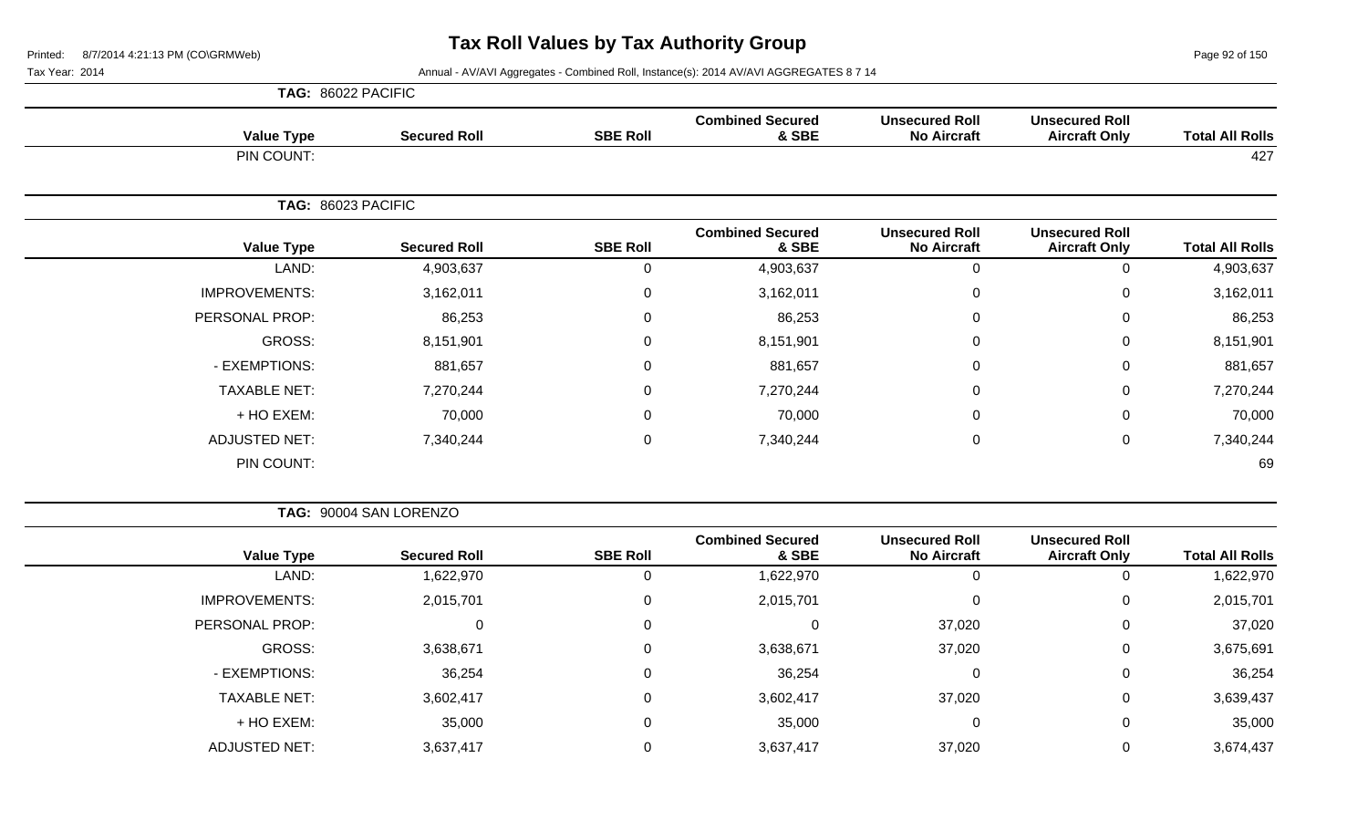# Tax Roll Values by Tax Authority Group

Printed: 8/7/2014 4:21:13 PM (CO\GRMWeb)

Tax Year: 2014

Annual - AV/AVI Aggregates - Combined Roll, Instance(s): 2014 AV/AVI AGGREGATES 8 7 14

**TAG: 86022 PACIFIC**

| Value Type | Secured Roll | SBE Roll | Combined Secured & SBE | Unsecured Roll No Aircraft | Unsecured Roll Aircraft Only | Total All Rolls |
|---|---|---|---|---|---|---|
| PIN COUNT: | | | | | | 427 |

**TAG: 86023 PACIFIC**

| Value Type | Secured Roll | SBE Roll | Combined Secured & SBE | Unsecured Roll No Aircraft | Unsecured Roll Aircraft Only | Total All Rolls |
|---|---|---|---|---|---|---|
| LAND: | 4,903,637 | 0 | 4,903,637 | 0 | 0 | 4,903,637 |
| IMPROVEMENTS: | 3,162,011 | 0 | 3,162,011 | 0 | 0 | 3,162,011 |
| PERSONAL PROP: | 86,253 | 0 | 86,253 | 0 | 0 | 86,253 |
| GROSS: | 8,151,901 | 0 | 8,151,901 | 0 | 0 | 8,151,901 |
| - EXEMPTIONS: | 881,657 | 0 | 881,657 | 0 | 0 | 881,657 |
| TAXABLE NET: | 7,270,244 | 0 | 7,270,244 | 0 | 0 | 7,270,244 |
| + HO EXEM: | 70,000 | 0 | 70,000 | 0 | 0 | 70,000 |
| ADJUSTED NET: | 7,340,244 | 0 | 7,340,244 | 0 | 0 | 7,340,244 |
| PIN COUNT: | | | | | | 69 |

**TAG: 90004 SAN LORENZO**

| Value Type | Secured Roll | SBE Roll | Combined Secured & SBE | Unsecured Roll No Aircraft | Unsecured Roll Aircraft Only | Total All Rolls |
|---|---|---|---|---|---|---|
| LAND: | 1,622,970 | 0 | 1,622,970 | 0 | 0 | 1,622,970 |
| IMPROVEMENTS: | 2,015,701 | 0 | 2,015,701 | 0 | 0 | 2,015,701 |
| PERSONAL PROP: | 0 | 0 | 0 | 37,020 | 0 | 37,020 |
| GROSS: | 3,638,671 | 0 | 3,638,671 | 37,020 | 0 | 3,675,691 |
| - EXEMPTIONS: | 36,254 | 0 | 36,254 | 0 | 0 | 36,254 |
| TAXABLE NET: | 3,602,417 | 0 | 3,602,417 | 37,020 | 0 | 3,639,437 |
| + HO EXEM: | 35,000 | 0 | 35,000 | 0 | 0 | 35,000 |
| ADJUSTED NET: | 3,637,417 | 0 | 3,637,417 | 37,020 | 0 | 3,674,437 |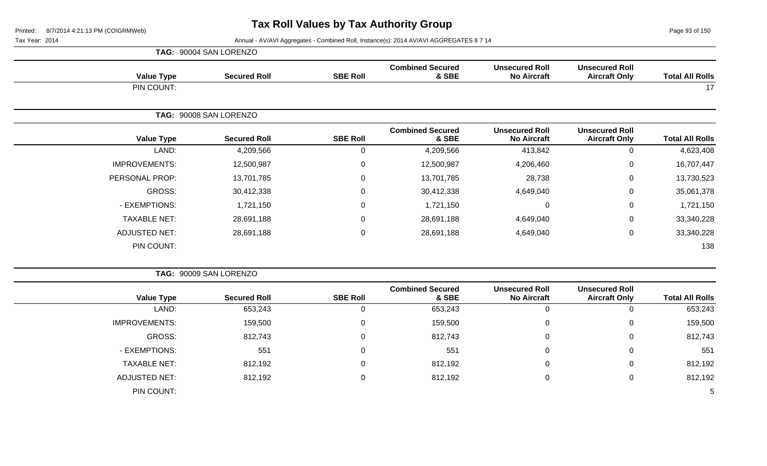# Tax Roll Values by Tax Authority Group

Printed: 8/7/2014 4:21:13 PM (CO\GRMWeb)

Tax Year: 2014

Annual - AV/AVI Aggregates - Combined Roll, Instance(s): 2014 AV/AVI AGGREGATES 8 7 14

**TAG: 90004 SAN LORENZO**

| Value Type | Secured Roll | SBE Roll | Combined Secured & SBE | Unsecured Roll No Aircraft | Unsecured Roll Aircraft Only | Total All Rolls |
|---|---|---|---|---|---|---|
| PIN COUNT: | | | | | | 17 |

**TAG: 90008 SAN LORENZO**

| Value Type | Secured Roll | SBE Roll | Combined Secured & SBE | Unsecured Roll No Aircraft | Unsecured Roll Aircraft Only | Total All Rolls |
|---|---|---|---|---|---|---|
| LAND: | 4,209,566 | 0 | 4,209,566 | 413,842 | 0 | 4,623,408 |
| IMPROVEMENTS: | 12,500,987 | 0 | 12,500,987 | 4,206,460 | 0 | 16,707,447 |
| PERSONAL PROP: | 13,701,785 | 0 | 13,701,785 | 28,738 | 0 | 13,730,523 |
| GROSS: | 30,412,338 | 0 | 30,412,338 | 4,649,040 | 0 | 35,061,378 |
| - EXEMPTIONS: | 1,721,150 | 0 | 1,721,150 | 0 | 0 | 1,721,150 |
| TAXABLE NET: | 28,691,188 | 0 | 28,691,188 | 4,649,040 | 0 | 33,340,228 |
| ADJUSTED NET: | 28,691,188 | 0 | 28,691,188 | 4,649,040 | 0 | 33,340,228 |
| PIN COUNT: | | | | | | 138 |

**TAG: 90009 SAN LORENZO**

| Value Type | Secured Roll | SBE Roll | Combined Secured & SBE | Unsecured Roll No Aircraft | Unsecured Roll Aircraft Only | Total All Rolls |
|---|---|---|---|---|---|---|
| LAND: | 653,243 | 0 | 653,243 | 0 | 0 | 653,243 |
| IMPROVEMENTS: | 159,500 | 0 | 159,500 | 0 | 0 | 159,500 |
| GROSS: | 812,743 | 0 | 812,743 | 0 | 0 | 812,743 |
| - EXEMPTIONS: | 551 | 0 | 551 | 0 | 0 | 551 |
| TAXABLE NET: | 812,192 | 0 | 812,192 | 0 | 0 | 812,192 |
| ADJUSTED NET: | 812,192 | 0 | 812,192 | 0 | 0 | 812,192 |
| PIN COUNT: | | | | | | 5 |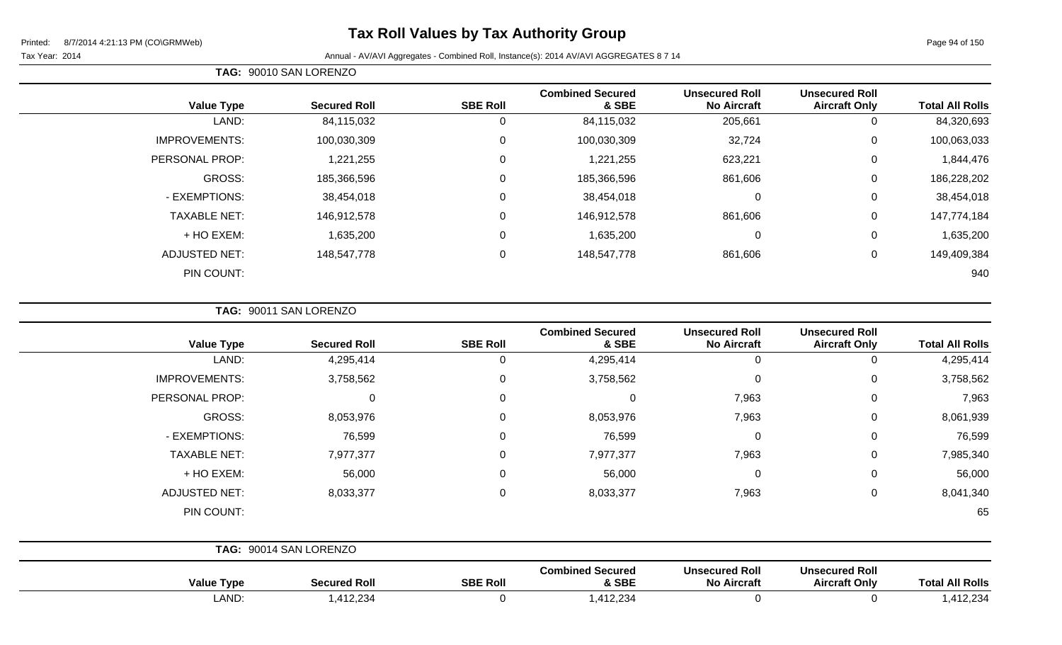# Tax Roll Values by Tax Authority Group

Printed: 8/7/2014 4:21:13 PM (CO\GRMWeb)

Tax Year: 2014

Annual - AV/AVI Aggregates - Combined Roll, Instance(s): 2014 AV/AVI AGGREGATES 8 7 14

**TAG: 90010 SAN LORENZO**

| Value Type | Secured Roll | SBE Roll | Combined Secured & SBE | Unsecured Roll No Aircraft | Unsecured Roll Aircraft Only | Total All Rolls |
|---|---|---|---|---|---|---|
| LAND: | 84,115,032 | 0 | 84,115,032 | 205,661 | 0 | 84,320,693 |
| IMPROVEMENTS: | 100,030,309 | 0 | 100,030,309 | 32,724 | 0 | 100,063,033 |
| PERSONAL PROP: | 1,221,255 | 0 | 1,221,255 | 623,221 | 0 | 1,844,476 |
| GROSS: | 185,366,596 | 0 | 185,366,596 | 861,606 | 0 | 186,228,202 |
| - EXEMPTIONS: | 38,454,018 | 0 | 38,454,018 | 0 | 0 | 38,454,018 |
| TAXABLE NET: | 146,912,578 | 0 | 146,912,578 | 861,606 | 0 | 147,774,184 |
| + HO EXEM: | 1,635,200 | 0 | 1,635,200 | 0 | 0 | 1,635,200 |
| ADJUSTED NET: | 148,547,778 | 0 | 148,547,778 | 861,606 | 0 | 149,409,384 |
| PIN COUNT: | | | | | | 940 |

**TAG: 90011 SAN LORENZO**

| Value Type | Secured Roll | SBE Roll | Combined Secured & SBE | Unsecured Roll No Aircraft | Unsecured Roll Aircraft Only | Total All Rolls |
|---|---|---|---|---|---|---|
| LAND: | 4,295,414 | 0 | 4,295,414 | 0 | 0 | 4,295,414 |
| IMPROVEMENTS: | 3,758,562 | 0 | 3,758,562 | 0 | 0 | 3,758,562 |
| PERSONAL PROP: | 0 | 0 | 0 | 7,963 | 0 | 7,963 |
| GROSS: | 8,053,976 | 0 | 8,053,976 | 7,963 | 0 | 8,061,939 |
| - EXEMPTIONS: | 76,599 | 0 | 76,599 | 0 | 0 | 76,599 |
| TAXABLE NET: | 7,977,377 | 0 | 7,977,377 | 7,963 | 0 | 7,985,340 |
| + HO EXEM: | 56,000 | 0 | 56,000 | 0 | 0 | 56,000 |
| ADJUSTED NET: | 8,033,377 | 0 | 8,033,377 | 7,963 | 0 | 8,041,340 |
| PIN COUNT: | | | | | | 65 |

**TAG: 90014 SAN LORENZO**

| Value Type | Secured Roll | SBE Roll | Combined Secured & SBE | Unsecured Roll No Aircraft | Unsecured Roll Aircraft Only | Total All Rolls |
|---|---|---|---|---|---|---|
| LAND: | 1,412,234 | 0 | 1,412,234 | 0 | 0 | 1,412,234 |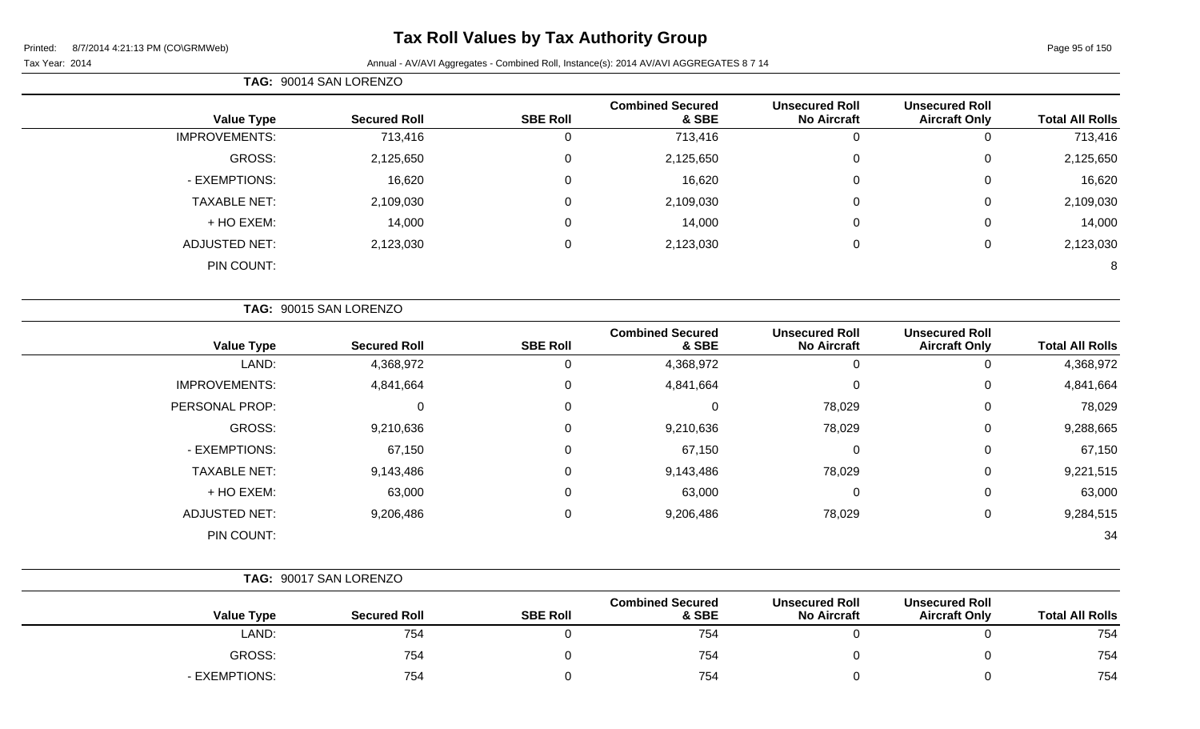# Tax Roll Values by Tax Authority Group

Printed: 8/7/2014 4:21:13 PM (CO\GRMWeb)

Tax Year: 2014

Annual - AV/AVI Aggregates - Combined Roll, Instance(s): 2014 AV/AVI AGGREGATES 8 7 14

**TAG: 90014 SAN LORENZO**

| Value Type | Secured Roll | SBE Roll | Combined Secured & SBE | Unsecured Roll No Aircraft | Unsecured Roll Aircraft Only | Total All Rolls |
|---|---|---|---|---|---|---|
| IMPROVEMENTS: | 713,416 | 0 | 713,416 | 0 | 0 | 713,416 |
| GROSS: | 2,125,650 | 0 | 2,125,650 | 0 | 0 | 2,125,650 |
| - EXEMPTIONS: | 16,620 | 0 | 16,620 | 0 | 0 | 16,620 |
| TAXABLE NET: | 2,109,030 | 0 | 2,109,030 | 0 | 0 | 2,109,030 |
| + HO EXEM: | 14,000 | 0 | 14,000 | 0 | 0 | 14,000 |
| ADJUSTED NET: | 2,123,030 | 0 | 2,123,030 | 0 | 0 | 2,123,030 |
| PIN COUNT: | | | | | | 8 |

**TAG: 90015 SAN LORENZO**

| Value Type | Secured Roll | SBE Roll | Combined Secured & SBE | Unsecured Roll No Aircraft | Unsecured Roll Aircraft Only | Total All Rolls |
|---|---|---|---|---|---|---|
| LAND: | 4,368,972 | 0 | 4,368,972 | 0 | 0 | 4,368,972 |
| IMPROVEMENTS: | 4,841,664 | 0 | 4,841,664 | 0 | 0 | 4,841,664 |
| PERSONAL PROP: | 0 | 0 | 0 | 78,029 | 0 | 78,029 |
| GROSS: | 9,210,636 | 0 | 9,210,636 | 78,029 | 0 | 9,288,665 |
| - EXEMPTIONS: | 67,150 | 0 | 67,150 | 0 | 0 | 67,150 |
| TAXABLE NET: | 9,143,486 | 0 | 9,143,486 | 78,029 | 0 | 9,221,515 |
| + HO EXEM: | 63,000 | 0 | 63,000 | 0 | 0 | 63,000 |
| ADJUSTED NET: | 9,206,486 | 0 | 9,206,486 | 78,029 | 0 | 9,284,515 |
| PIN COUNT: | | | | | | 34 |

**TAG: 90017 SAN LORENZO**

| Value Type | Secured Roll | SBE Roll | Combined Secured & SBE | Unsecured Roll No Aircraft | Unsecured Roll Aircraft Only | Total All Rolls |
|---|---|---|---|---|---|---|
| LAND: | 754 | 0 | 754 | 0 | 0 | 754 |
| GROSS: | 754 | 0 | 754 | 0 | 0 | 754 |
| - EXEMPTIONS: | 754 | 0 | 754 | 0 | 0 | 754 |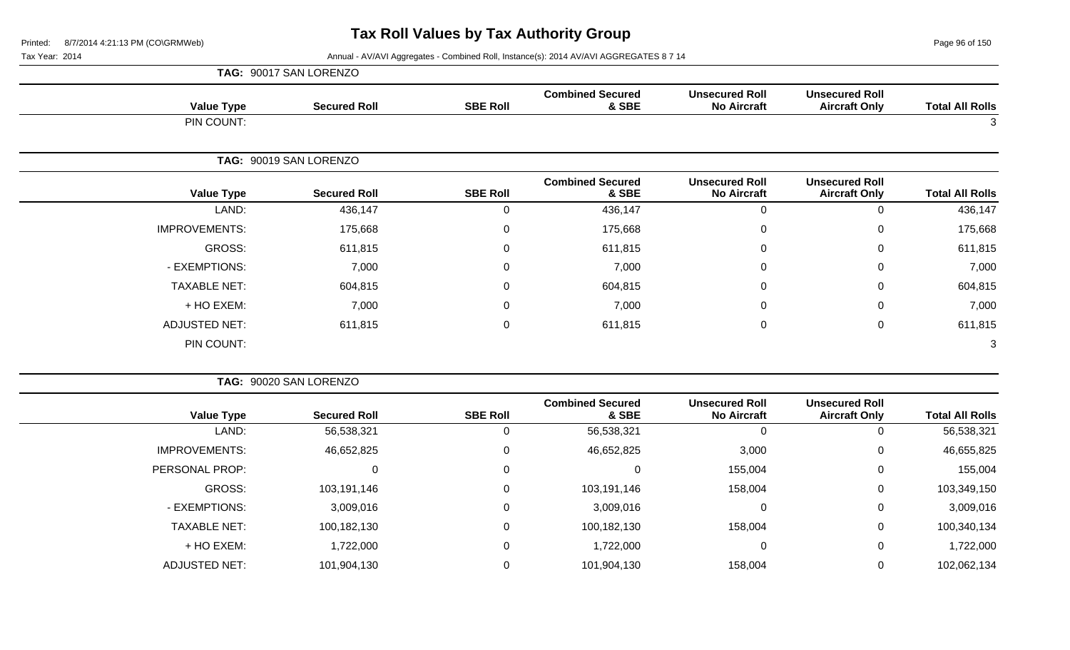# Tax Roll Values by Tax Authority Group

Printed: 8/7/2014 4:21:13 PM (CO\GRMWeb)

Tax Year: 2014

Annual - AV/AVI Aggregates - Combined Roll, Instance(s): 2014 AV/AVI AGGREGATES 8 7 14

**TAG: 90017 SAN LORENZO**

| Value Type | Secured Roll | SBE Roll | Combined Secured & SBE | Unsecured Roll No Aircraft | Unsecured Roll Aircraft Only | Total All Rolls |
|---|---|---|---|---|---|---|
| PIN COUNT: | | | | | | 3 |

**TAG: 90019 SAN LORENZO**

| Value Type | Secured Roll | SBE Roll | Combined Secured & SBE | Unsecured Roll No Aircraft | Unsecured Roll Aircraft Only | Total All Rolls |
|---|---|---|---|---|---|---|
| LAND: | 436,147 | 0 | 436,147 | 0 | 0 | 436,147 |
| IMPROVEMENTS: | 175,668 | 0 | 175,668 | 0 | 0 | 175,668 |
| GROSS: | 611,815 | 0 | 611,815 | 0 | 0 | 611,815 |
| - EXEMPTIONS: | 7,000 | 0 | 7,000 | 0 | 0 | 7,000 |
| TAXABLE NET: | 604,815 | 0 | 604,815 | 0 | 0 | 604,815 |
| + HO EXEM: | 7,000 | 0 | 7,000 | 0 | 0 | 7,000 |
| ADJUSTED NET: | 611,815 | 0 | 611,815 | 0 | 0 | 611,815 |
| PIN COUNT: | | | | | | 3 |

**TAG: 90020 SAN LORENZO**

| Value Type | Secured Roll | SBE Roll | Combined Secured & SBE | Unsecured Roll No Aircraft | Unsecured Roll Aircraft Only | Total All Rolls |
|---|---|---|---|---|---|---|
| LAND: | 56,538,321 | 0 | 56,538,321 | 0 | 0 | 56,538,321 |
| IMPROVEMENTS: | 46,652,825 | 0 | 46,652,825 | 3,000 | 0 | 46,655,825 |
| PERSONAL PROP: | 0 | 0 | 0 | 155,004 | 0 | 155,004 |
| GROSS: | 103,191,146 | 0 | 103,191,146 | 158,004 | 0 | 103,349,150 |
| - EXEMPTIONS: | 3,009,016 | 0 | 3,009,016 | 0 | 0 | 3,009,016 |
| TAXABLE NET: | 100,182,130 | 0 | 100,182,130 | 158,004 | 0 | 100,340,134 |
| + HO EXEM: | 1,722,000 | 0 | 1,722,000 | 0 | 0 | 1,722,000 |
| ADJUSTED NET: | 101,904,130 | 0 | 101,904,130 | 158,004 | 0 | 102,062,134 |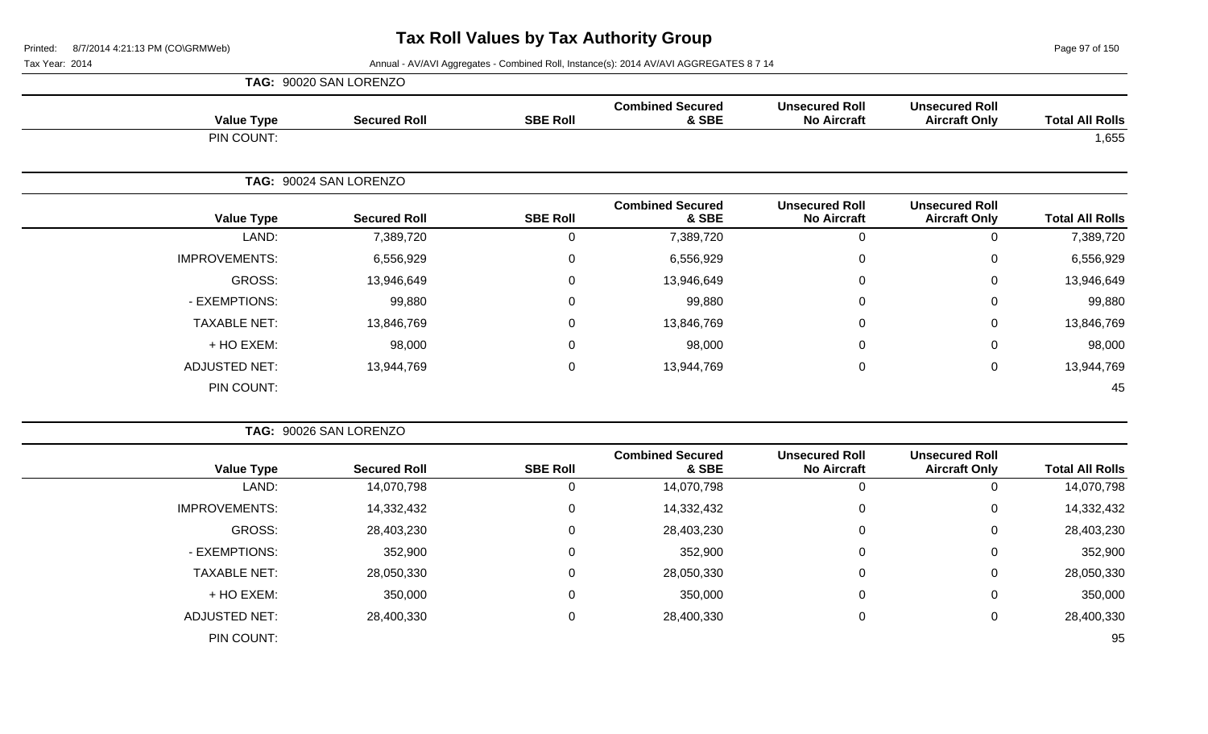# Tax Roll Values by Tax Authority Group

Tax Year: 2014

Annual - AV/AVI Aggregates - Combined Roll, Instance(s): 2014 AV/AVI AGGREGATES 8 7 14

**TAG: 90020 SAN LORENZO**

| Value Type | Secured Roll | SBE Roll | Combined Secured & SBE | Unsecured Roll No Aircraft | Unsecured Roll Aircraft Only | Total All Rolls |
|---|---|---|---|---|---|---|
| PIN COUNT: | | | | | | 1,655 |

**TAG: 90024 SAN LORENZO**

| Value Type | Secured Roll | SBE Roll | Combined Secured & SBE | Unsecured Roll No Aircraft | Unsecured Roll Aircraft Only | Total All Rolls |
|---|---|---|---|---|---|---|
| LAND: | 7,389,720 | 0 | 7,389,720 | 0 | 0 | 7,389,720 |
| IMPROVEMENTS: | 6,556,929 | 0 | 6,556,929 | 0 | 0 | 6,556,929 |
| GROSS: | 13,946,649 | 0 | 13,946,649 | 0 | 0 | 13,946,649 |
| - EXEMPTIONS: | 99,880 | 0 | 99,880 | 0 | 0 | 99,880 |
| TAXABLE NET: | 13,846,769 | 0 | 13,846,769 | 0 | 0 | 13,846,769 |
| + HO EXEM: | 98,000 | 0 | 98,000 | 0 | 0 | 98,000 |
| ADJUSTED NET: | 13,944,769 | 0 | 13,944,769 | 0 | 0 | 13,944,769 |
| PIN COUNT: | | | | | | 45 |

**TAG: 90026 SAN LORENZO**

| Value Type | Secured Roll | SBE Roll | Combined Secured & SBE | Unsecured Roll No Aircraft | Unsecured Roll Aircraft Only | Total All Rolls |
|---|---|---|---|---|---|---|
| LAND: | 14,070,798 | 0 | 14,070,798 | 0 | 0 | 14,070,798 |
| IMPROVEMENTS: | 14,332,432 | 0 | 14,332,432 | 0 | 0 | 14,332,432 |
| GROSS: | 28,403,230 | 0 | 28,403,230 | 0 | 0 | 28,403,230 |
| - EXEMPTIONS: | 352,900 | 0 | 352,900 | 0 | 0 | 352,900 |
| TAXABLE NET: | 28,050,330 | 0 | 28,050,330 | 0 | 0 | 28,050,330 |
| + HO EXEM: | 350,000 | 0 | 350,000 | 0 | 0 | 350,000 |
| ADJUSTED NET: | 28,400,330 | 0 | 28,400,330 | 0 | 0 | 28,400,330 |
| PIN COUNT: | | | | | | 95 |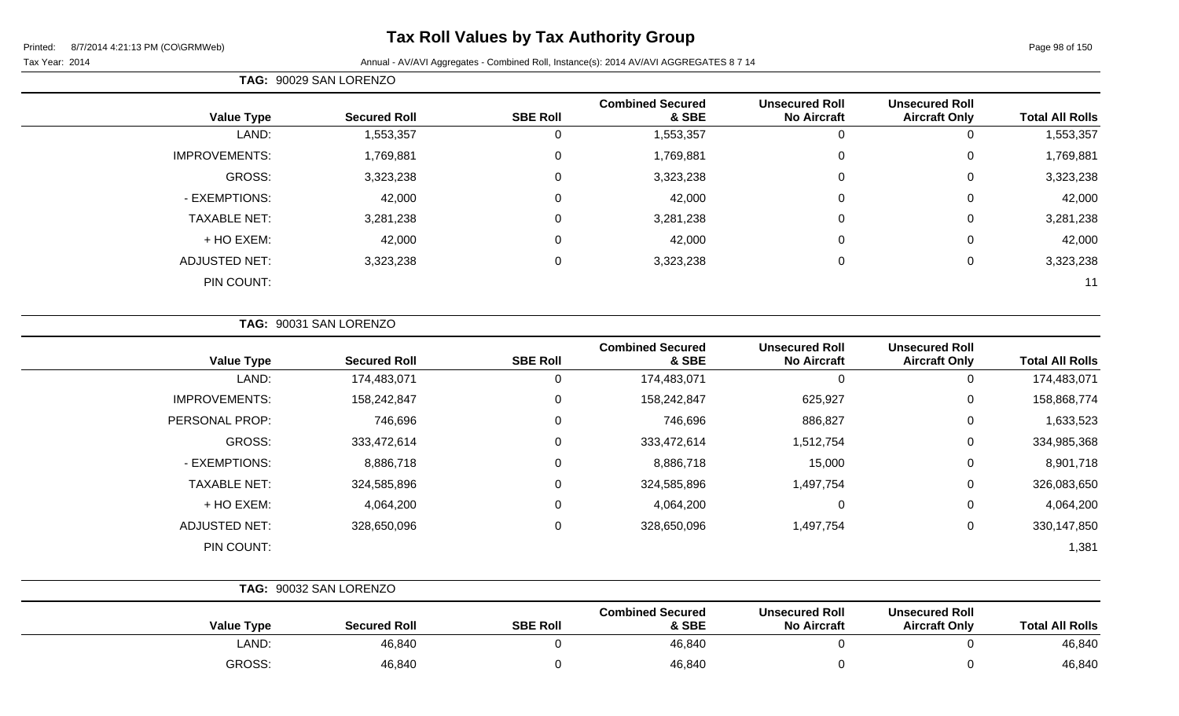# Tax Roll Values by Tax Authority Group

Printed: 8/7/2014 4:21:13 PM (CO\GRMWeb)

Tax Year: 2014

Annual - AV/AVI Aggregates - Combined Roll, Instance(s): 2014 AV/AVI AGGREGATES 8 7 14

**TAG: 90029 SAN LORENZO**

| Value Type | Secured Roll | SBE Roll | Combined Secured & SBE | Unsecured Roll No Aircraft | Unsecured Roll Aircraft Only | Total All Rolls |
|---|---|---|---|---|---|---|
| LAND: | 1,553,357 | 0 | 1,553,357 | 0 | 0 | 1,553,357 |
| IMPROVEMENTS: | 1,769,881 | 0 | 1,769,881 | 0 | 0 | 1,769,881 |
| GROSS: | 3,323,238 | 0 | 3,323,238 | 0 | 0 | 3,323,238 |
| - EXEMPTIONS: | 42,000 | 0 | 42,000 | 0 | 0 | 42,000 |
| TAXABLE NET: | 3,281,238 | 0 | 3,281,238 | 0 | 0 | 3,281,238 |
| + HO EXEM: | 42,000 | 0 | 42,000 | 0 | 0 | 42,000 |
| ADJUSTED NET: | 3,323,238 | 0 | 3,323,238 | 0 | 0 | 3,323,238 |
| PIN COUNT: | | | | | | 11 |

**TAG: 90031 SAN LORENZO**

| Value Type | Secured Roll | SBE Roll | Combined Secured & SBE | Unsecured Roll No Aircraft | Unsecured Roll Aircraft Only | Total All Rolls |
|---|---|---|---|---|---|---|
| LAND: | 174,483,071 | 0 | 174,483,071 | 0 | 0 | 174,483,071 |
| IMPROVEMENTS: | 158,242,847 | 0 | 158,242,847 | 625,927 | 0 | 158,868,774 |
| PERSONAL PROP: | 746,696 | 0 | 746,696 | 886,827 | 0 | 1,633,523 |
| GROSS: | 333,472,614 | 0 | 333,472,614 | 1,512,754 | 0 | 334,985,368 |
| - EXEMPTIONS: | 8,886,718 | 0 | 8,886,718 | 15,000 | 0 | 8,901,718 |
| TAXABLE NET: | 324,585,896 | 0 | 324,585,896 | 1,497,754 | 0 | 326,083,650 |
| + HO EXEM: | 4,064,200 | 0 | 4,064,200 | 0 | 0 | 4,064,200 |
| ADJUSTED NET: | 328,650,096 | 0 | 328,650,096 | 1,497,754 | 0 | 330,147,850 |
| PIN COUNT: | | | | | | 1,381 |

**TAG: 90032 SAN LORENZO**

| Value Type | Secured Roll | SBE Roll | Combined Secured & SBE | Unsecured Roll No Aircraft | Unsecured Roll Aircraft Only | Total All Rolls |
|---|---|---|---|---|---|---|
| LAND: | 46,840 | 0 | 46,840 | 0 | 0 | 46,840 |
| GROSS: | 46,840 | 0 | 46,840 | 0 | 0 | 46,840 |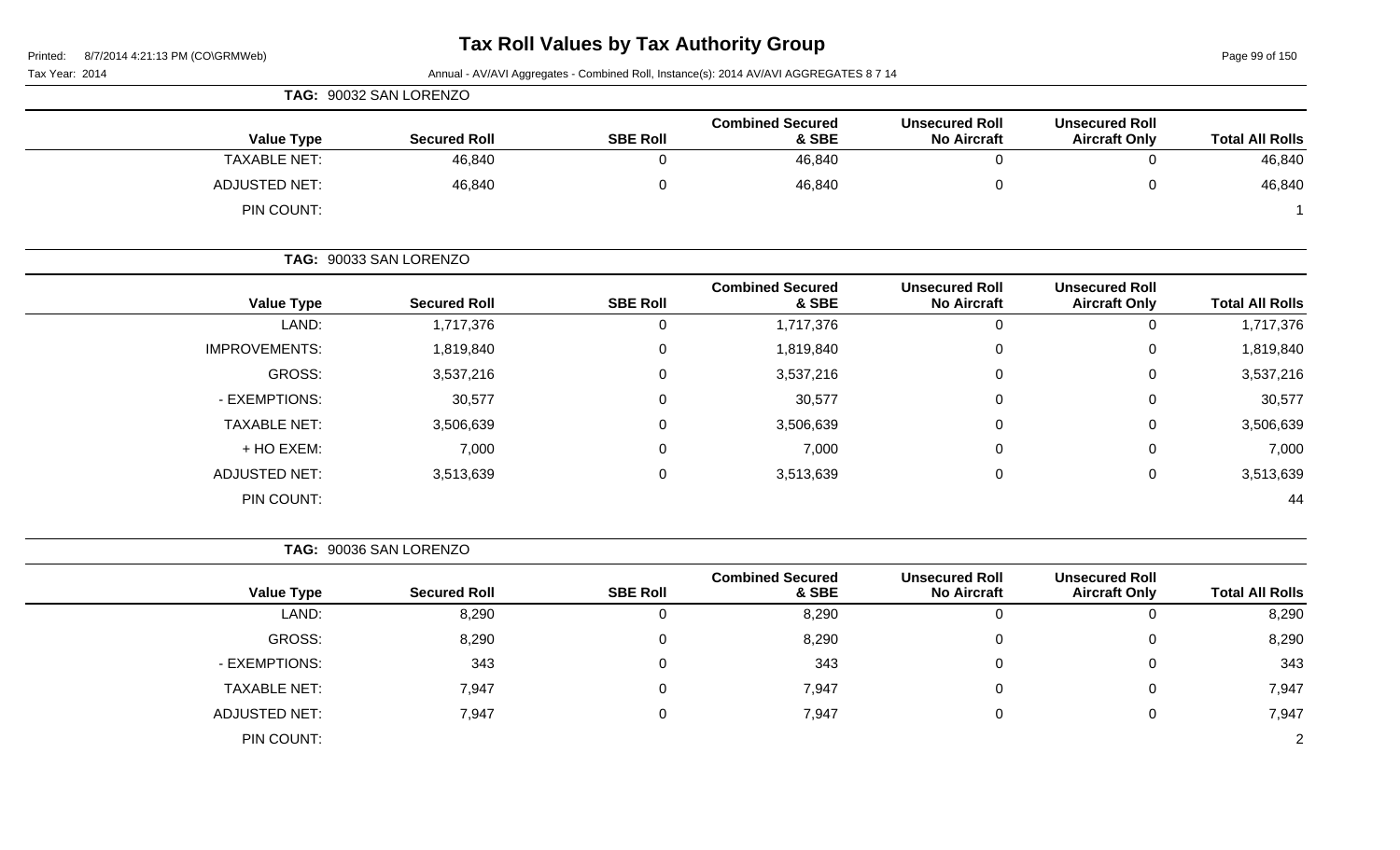# Tax Roll Values by Tax Authority Group

Printed: 8/7/2014 4:21:13 PM (CO\GRMWeb)

Tax Year: 2014

Annual - AV/AVI Aggregates - Combined Roll, Instance(s): 2014 AV/AVI AGGREGATES 8 7 14

**TAG: 90032 SAN LORENZO**

| Value Type | Secured Roll | SBE Roll | Combined Secured & SBE | Unsecured Roll No Aircraft | Unsecured Roll Aircraft Only | Total All Rolls |
|---|---|---|---|---|---|---|
| TAXABLE NET: | 46,840 | 0 | 46,840 | 0 | 0 | 46,840 |
| ADJUSTED NET: | 46,840 | 0 | 46,840 | 0 | 0 | 46,840 |
| PIN COUNT: | | | | | | 1 |

**TAG: 90033 SAN LORENZO**

| Value Type | Secured Roll | SBE Roll | Combined Secured & SBE | Unsecured Roll No Aircraft | Unsecured Roll Aircraft Only | Total All Rolls |
|---|---|---|---|---|---|---|
| LAND: | 1,717,376 | 0 | 1,717,376 | 0 | 0 | 1,717,376 |
| IMPROVEMENTS: | 1,819,840 | 0 | 1,819,840 | 0 | 0 | 1,819,840 |
| GROSS: | 3,537,216 | 0 | 3,537,216 | 0 | 0 | 3,537,216 |
| - EXEMPTIONS: | 30,577 | 0 | 30,577 | 0 | 0 | 30,577 |
| TAXABLE NET: | 3,506,639 | 0 | 3,506,639 | 0 | 0 | 3,506,639 |
| + HO EXEM: | 7,000 | 0 | 7,000 | 0 | 0 | 7,000 |
| ADJUSTED NET: | 3,513,639 | 0 | 3,513,639 | 0 | 0 | 3,513,639 |
| PIN COUNT: | | | | | | 44 |

**TAG: 90036 SAN LORENZO**

| Value Type | Secured Roll | SBE Roll | Combined Secured & SBE | Unsecured Roll No Aircraft | Unsecured Roll Aircraft Only | Total All Rolls |
|---|---|---|---|---|---|---|
| LAND: | 8,290 | 0 | 8,290 | 0 | 0 | 8,290 |
| GROSS: | 8,290 | 0 | 8,290 | 0 | 0 | 8,290 |
| - EXEMPTIONS: | 343 | 0 | 343 | 0 | 0 | 343 |
| TAXABLE NET: | 7,947 | 0 | 7,947 | 0 | 0 | 7,947 |
| ADJUSTED NET: | 7,947 | 0 | 7,947 | 0 | 0 | 7,947 |
| PIN COUNT: | | | | | | 2 |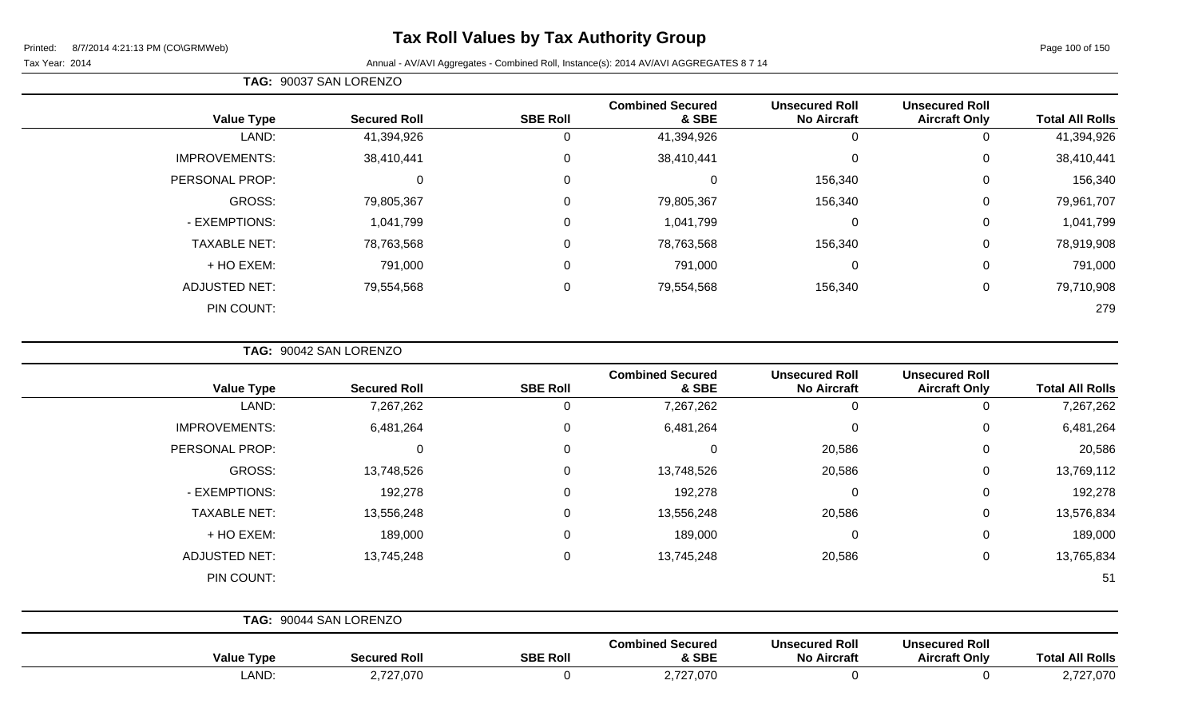# Tax Roll Values by Tax Authority Group

Printed: 8/7/2014 4:21:13 PM (CO\GRMWeb)

Tax Year: 2014

Annual - AV/AVI Aggregates - Combined Roll, Instance(s): 2014 AV/AVI AGGREGATES 8 7 14

**TAG: 90037 SAN LORENZO**

| Value Type | Secured Roll | SBE Roll | Combined Secured & SBE | Unsecured Roll No Aircraft | Unsecured Roll Aircraft Only | Total All Rolls |
|---|---|---|---|---|---|---|
| LAND: | 41,394,926 | 0 | 41,394,926 | 0 | 0 | 41,394,926 |
| IMPROVEMENTS: | 38,410,441 | 0 | 38,410,441 | 0 | 0 | 38,410,441 |
| PERSONAL PROP: | 0 | 0 | 0 | 156,340 | 0 | 156,340 |
| GROSS: | 79,805,367 | 0 | 79,805,367 | 156,340 | 0 | 79,961,707 |
| - EXEMPTIONS: | 1,041,799 | 0 | 1,041,799 | 0 | 0 | 1,041,799 |
| TAXABLE NET: | 78,763,568 | 0 | 78,763,568 | 156,340 | 0 | 78,919,908 |
| + HO EXEM: | 791,000 | 0 | 791,000 | 0 | 0 | 791,000 |
| ADJUSTED NET: | 79,554,568 | 0 | 79,554,568 | 156,340 | 0 | 79,710,908 |
| PIN COUNT: | | | | | | 279 |

**TAG: 90042 SAN LORENZO**

| Value Type | Secured Roll | SBE Roll | Combined Secured & SBE | Unsecured Roll No Aircraft | Unsecured Roll Aircraft Only | Total All Rolls |
|---|---|---|---|---|---|---|
| LAND: | 7,267,262 | 0 | 7,267,262 | 0 | 0 | 7,267,262 |
| IMPROVEMENTS: | 6,481,264 | 0 | 6,481,264 | 0 | 0 | 6,481,264 |
| PERSONAL PROP: | 0 | 0 | 0 | 20,586 | 0 | 20,586 |
| GROSS: | 13,748,526 | 0 | 13,748,526 | 20,586 | 0 | 13,769,112 |
| - EXEMPTIONS: | 192,278 | 0 | 192,278 | 0 | 0 | 192,278 |
| TAXABLE NET: | 13,556,248 | 0 | 13,556,248 | 20,586 | 0 | 13,576,834 |
| + HO EXEM: | 189,000 | 0 | 189,000 | 0 | 0 | 189,000 |
| ADJUSTED NET: | 13,745,248 | 0 | 13,745,248 | 20,586 | 0 | 13,765,834 |
| PIN COUNT: | | | | | | 51 |

**TAG: 90044 SAN LORENZO**

| Value Type | Secured Roll | SBE Roll | Combined Secured & SBE | Unsecured Roll No Aircraft | Unsecured Roll Aircraft Only | Total All Rolls |
|---|---|---|---|---|---|---|
| LAND: | 2,727,070 | 0 | 2,727,070 | 0 | 0 | 2,727,070 |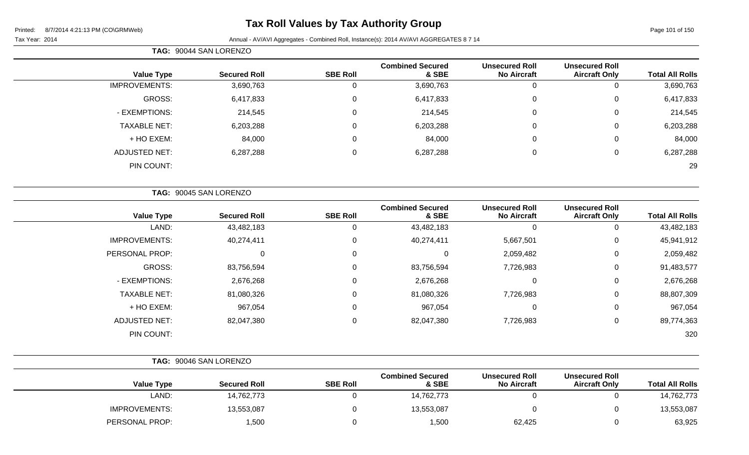# Tax Roll Values by Tax Authority Group

Tax Year: 2014

Annual - AV/AVI Aggregates - Combined Roll, Instance(s): 2014 AV/AVI AGGREGATES 8 7 14

**TAG: 90044 SAN LORENZO**

| Value Type | Secured Roll | SBE Roll | Combined Secured & SBE | Unsecured Roll No Aircraft | Unsecured Roll Aircraft Only | Total All Rolls |
|---|---|---|---|---|---|---|
| IMPROVEMENTS: | 3,690,763 | 0 | 3,690,763 | 0 | 0 | 3,690,763 |
| GROSS: | 6,417,833 | 0 | 6,417,833 | 0 | 0 | 6,417,833 |
| - EXEMPTIONS: | 214,545 | 0 | 214,545 | 0 | 0 | 214,545 |
| TAXABLE NET: | 6,203,288 | 0 | 6,203,288 | 0 | 0 | 6,203,288 |
| + HO EXEM: | 84,000 | 0 | 84,000 | 0 | 0 | 84,000 |
| ADJUSTED NET: | 6,287,288 | 0 | 6,287,288 | 0 | 0 | 6,287,288 |
| PIN COUNT: | | | | | | 29 |

**TAG: 90045 SAN LORENZO**

| Value Type | Secured Roll | SBE Roll | Combined Secured & SBE | Unsecured Roll No Aircraft | Unsecured Roll Aircraft Only | Total All Rolls |
|---|---|---|---|---|---|---|
| LAND: | 43,482,183 | 0 | 43,482,183 | 0 | 0 | 43,482,183 |
| IMPROVEMENTS: | 40,274,411 | 0 | 40,274,411 | 5,667,501 | 0 | 45,941,912 |
| PERSONAL PROP: | 0 | 0 | 0 | 2,059,482 | 0 | 2,059,482 |
| GROSS: | 83,756,594 | 0 | 83,756,594 | 7,726,983 | 0 | 91,483,577 |
| - EXEMPTIONS: | 2,676,268 | 0 | 2,676,268 | 0 | 0 | 2,676,268 |
| TAXABLE NET: | 81,080,326 | 0 | 81,080,326 | 7,726,983 | 0 | 88,807,309 |
| + HO EXEM: | 967,054 | 0 | 967,054 | 0 | 0 | 967,054 |
| ADJUSTED NET: | 82,047,380 | 0 | 82,047,380 | 7,726,983 | 0 | 89,774,363 |
| PIN COUNT: | | | | | | 320 |

**TAG: 90046 SAN LORENZO**

| Value Type | Secured Roll | SBE Roll | Combined Secured & SBE | Unsecured Roll No Aircraft | Unsecured Roll Aircraft Only | Total All Rolls |
|---|---|---|---|---|---|---|
| LAND: | 14,762,773 | 0 | 14,762,773 | 0 | 0 | 14,762,773 |
| IMPROVEMENTS: | 13,553,087 | 0 | 13,553,087 | 0 | 0 | 13,553,087 |
| PERSONAL PROP: | 1,500 | 0 | 1,500 | 62,425 | 0 | 63,925 |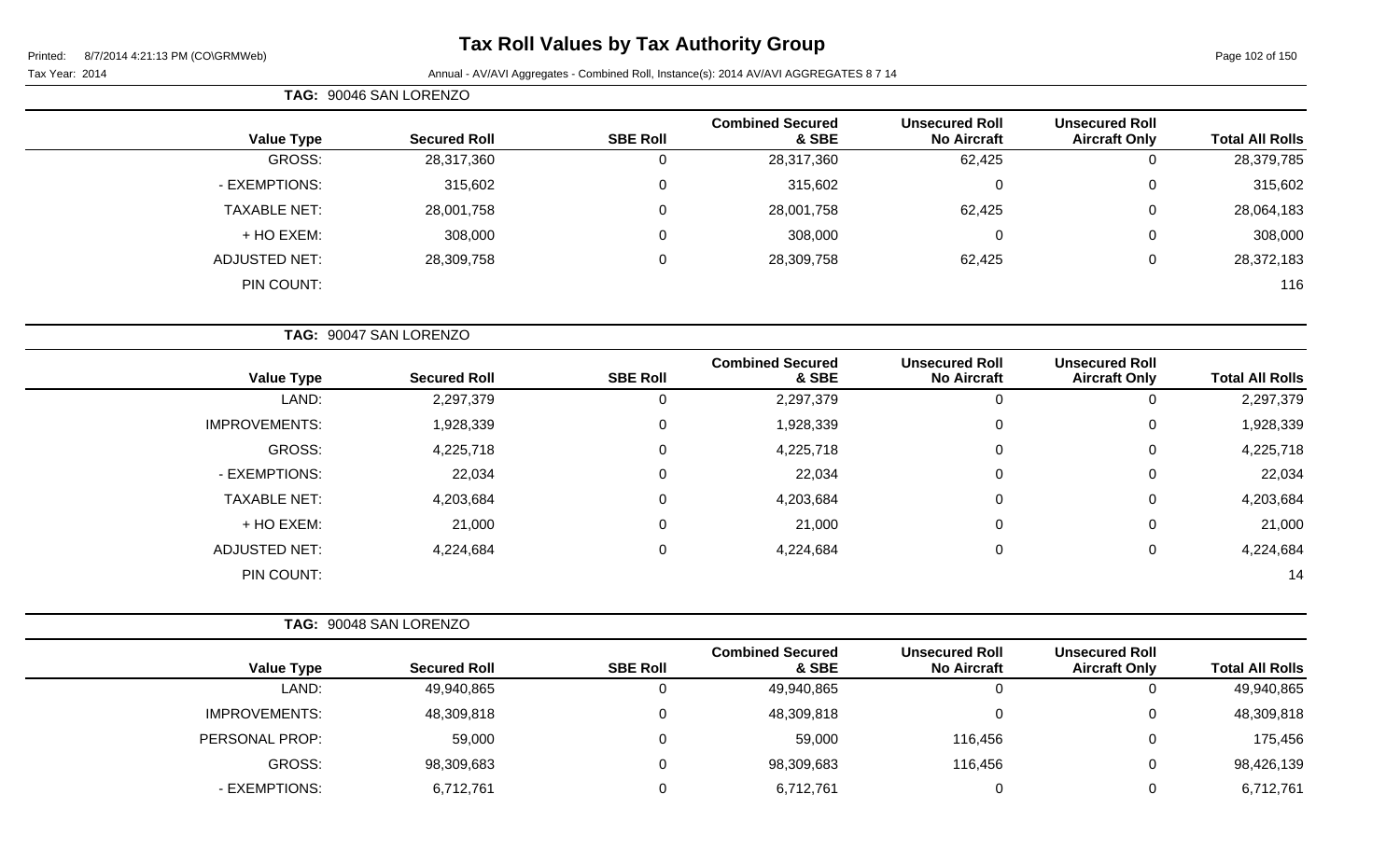# Tax Roll Values by Tax Authority Group

Printed: 8/7/2014 4:21:13 PM (CO\GRMWeb)

Tax Year: 2014 Annual - AV/AVI Aggregates - Combined Roll, Instance(s): 2014 AV/AVI AGGREGATES 8 7 14

**TAG: 90046 SAN LORENZO**

| Value Type | Secured Roll | SBE Roll | Combined Secured & SBE | Unsecured Roll No Aircraft | Unsecured Roll Aircraft Only | Total All Rolls |
|---|---|---|---|---|---|---|
| GROSS: | 28,317,360 | 0 | 28,317,360 | 62,425 | 0 | 28,379,785 |
| - EXEMPTIONS: | 315,602 | 0 | 315,602 | 0 | 0 | 315,602 |
| TAXABLE NET: | 28,001,758 | 0 | 28,001,758 | 62,425 | 0 | 28,064,183 |
| + HO EXEM: | 308,000 | 0 | 308,000 | 0 | 0 | 308,000 |
| ADJUSTED NET: | 28,309,758 | 0 | 28,309,758 | 62,425 | 0 | 28,372,183 |
| PIN COUNT: | | | | | | 116 |

**TAG: 90047 SAN LORENZO**

| Value Type | Secured Roll | SBE Roll | Combined Secured & SBE | Unsecured Roll No Aircraft | Unsecured Roll Aircraft Only | Total All Rolls |
|---|---|---|---|---|---|---|
| LAND: | 2,297,379 | 0 | 2,297,379 | 0 | 0 | 2,297,379 |
| IMPROVEMENTS: | 1,928,339 | 0 | 1,928,339 | 0 | 0 | 1,928,339 |
| GROSS: | 4,225,718 | 0 | 4,225,718 | 0 | 0 | 4,225,718 |
| - EXEMPTIONS: | 22,034 | 0 | 22,034 | 0 | 0 | 22,034 |
| TAXABLE NET: | 4,203,684 | 0 | 4,203,684 | 0 | 0 | 4,203,684 |
| + HO EXEM: | 21,000 | 0 | 21,000 | 0 | 0 | 21,000 |
| ADJUSTED NET: | 4,224,684 | 0 | 4,224,684 | 0 | 0 | 4,224,684 |
| PIN COUNT: | | | | | | 14 |

**TAG: 90048 SAN LORENZO**

| Value Type | Secured Roll | SBE Roll | Combined Secured & SBE | Unsecured Roll No Aircraft | Unsecured Roll Aircraft Only | Total All Rolls |
|---|---|---|---|---|---|---|
| LAND: | 49,940,865 | 0 | 49,940,865 | 0 | 0 | 49,940,865 |
| IMPROVEMENTS: | 48,309,818 | 0 | 48,309,818 | 0 | 0 | 48,309,818 |
| PERSONAL PROP: | 59,000 | 0 | 59,000 | 116,456 | 0 | 175,456 |
| GROSS: | 98,309,683 | 0 | 98,309,683 | 116,456 | 0 | 98,426,139 |
| - EXEMPTIONS: | 6,712,761 | 0 | 6,712,761 | 0 | 0 | 6,712,761 |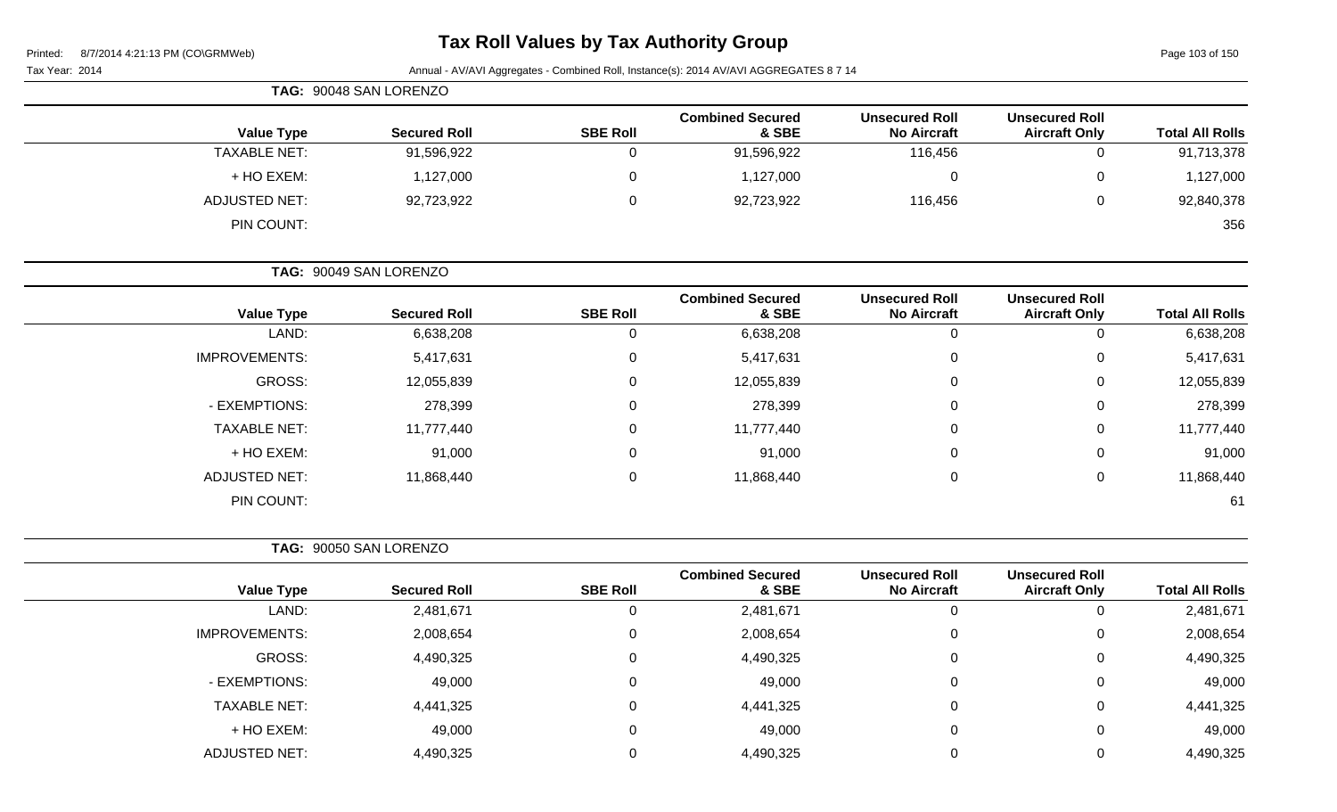**TAG: 90048 SAN LORENZO**

| Value Type | Secured Roll | SBE Roll | Combined Secured & SBE | Unsecured Roll No Aircraft | Unsecured Roll Aircraft Only | Total All Rolls |
|---|---|---|---|---|---|---|
| TAXABLE NET: | 91,596,922 | 0 | 91,596,922 | 116,456 | 0 | 91,713,378 |
| + HO EXEM: | 1,127,000 | 0 | 1,127,000 | 0 | 0 | 1,127,000 |
| ADJUSTED NET: | 92,723,922 | 0 | 92,723,922 | 116,456 | 0 | 92,840,378 |
| PIN COUNT: | | | | | | 356 |

**TAG: 90049 SAN LORENZO**

| Value Type | Secured Roll | SBE Roll | Combined Secured & SBE | Unsecured Roll No Aircraft | Unsecured Roll Aircraft Only | Total All Rolls |
|---|---|---|---|---|---|---|
| LAND: | 6,638,208 | 0 | 6,638,208 | 0 | 0 | 6,638,208 |
| IMPROVEMENTS: | 5,417,631 | 0 | 5,417,631 | 0 | 0 | 5,417,631 |
| GROSS: | 12,055,839 | 0 | 12,055,839 | 0 | 0 | 12,055,839 |
| - EXEMPTIONS: | 278,399 | 0 | 278,399 | 0 | 0 | 278,399 |
| TAXABLE NET: | 11,777,440 | 0 | 11,777,440 | 0 | 0 | 11,777,440 |
| + HO EXEM: | 91,000 | 0 | 91,000 | 0 | 0 | 91,000 |
| ADJUSTED NET: | 11,868,440 | 0 | 11,868,440 | 0 | 0 | 11,868,440 |
| PIN COUNT: | | | | | | 61 |

**TAG: 90050 SAN LORENZO**

| Value Type | Secured Roll | SBE Roll | Combined Secured & SBE | Unsecured Roll No Aircraft | Unsecured Roll Aircraft Only | Total All Rolls |
|---|---|---|---|---|---|---|
| LAND: | 2,481,671 | 0 | 2,481,671 | 0 | 0 | 2,481,671 |
| IMPROVEMENTS: | 2,008,654 | 0 | 2,008,654 | 0 | 0 | 2,008,654 |
| GROSS: | 4,490,325 | 0 | 4,490,325 | 0 | 0 | 4,490,325 |
| - EXEMPTIONS: | 49,000 | 0 | 49,000 | 0 | 0 | 49,000 |
| TAXABLE NET: | 4,441,325 | 0 | 4,441,325 | 0 | 0 | 4,441,325 |
| + HO EXEM: | 49,000 | 0 | 49,000 | 0 | 0 | 49,000 |
| ADJUSTED NET: | 4,490,325 | 0 | 4,490,325 | 0 | 0 | 4,490,325 |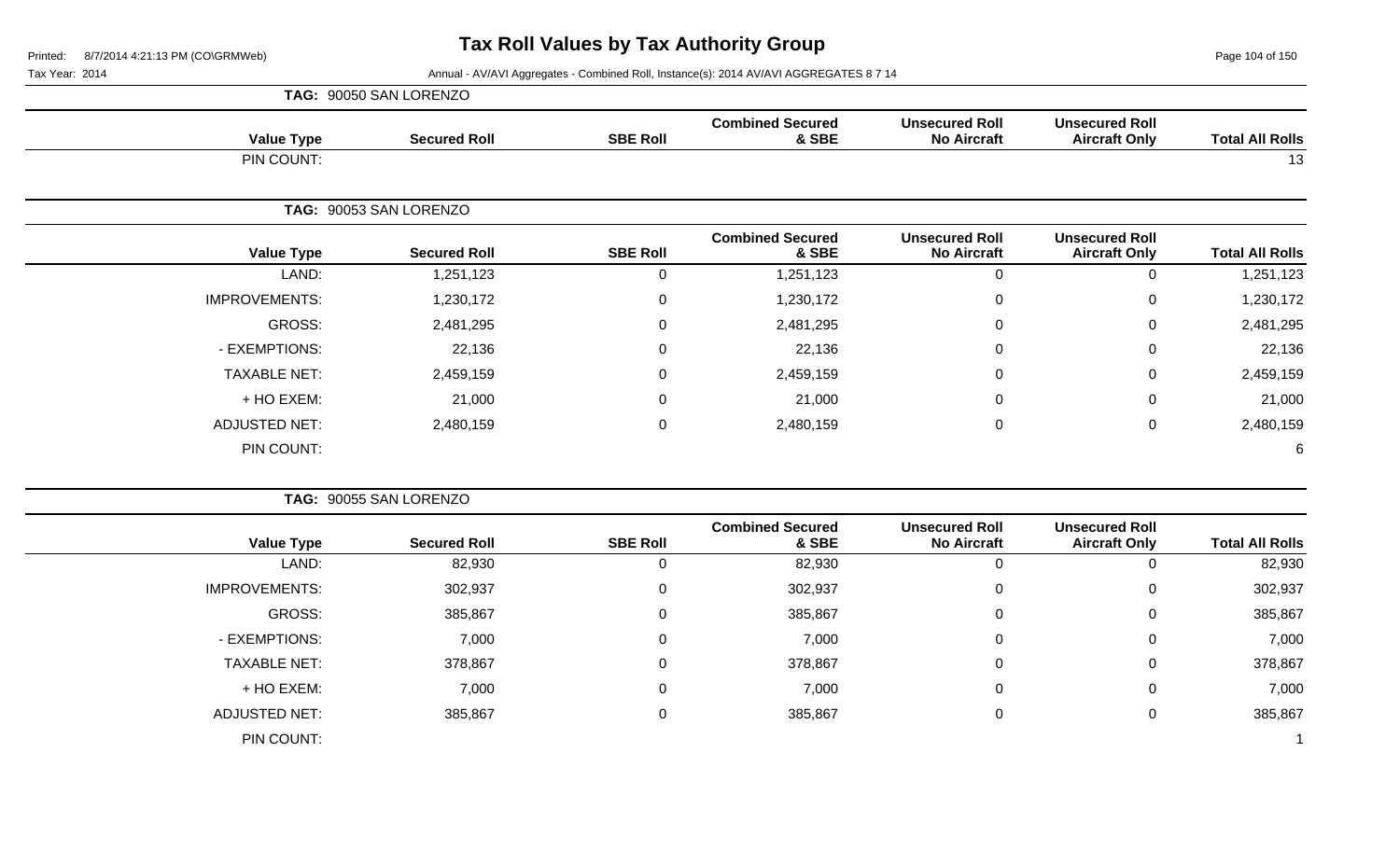# Tax Roll Values by Tax Authority Group

Tax Year: 2014

Annual - AV/AVI Aggregates - Combined Roll, Instance(s): 2014 AV/AVI AGGREGATES 8 7 14

**TAG: 90050 SAN LORENZO**

| Value Type | Secured Roll | SBE Roll | Combined Secured & SBE | Unsecured Roll No Aircraft | Unsecured Roll Aircraft Only | Total All Rolls |
|---|---|---|---|---|---|---|
| PIN COUNT: | | | | | | 13 |

**TAG: 90053 SAN LORENZO**

| Value Type | Secured Roll | SBE Roll | Combined Secured & SBE | Unsecured Roll No Aircraft | Unsecured Roll Aircraft Only | Total All Rolls |
|---|---|---|---|---|---|---|
| LAND: | 1,251,123 | 0 | 1,251,123 | 0 | 0 | 1,251,123 |
| IMPROVEMENTS: | 1,230,172 | 0 | 1,230,172 | 0 | 0 | 1,230,172 |
| GROSS: | 2,481,295 | 0 | 2,481,295 | 0 | 0 | 2,481,295 |
| - EXEMPTIONS: | 22,136 | 0 | 22,136 | 0 | 0 | 22,136 |
| TAXABLE NET: | 2,459,159 | 0 | 2,459,159 | 0 | 0 | 2,459,159 |
| + HO EXEM: | 21,000 | 0 | 21,000 | 0 | 0 | 21,000 |
| ADJUSTED NET: | 2,480,159 | 0 | 2,480,159 | 0 | 0 | 2,480,159 |
| PIN COUNT: | | | | | | 6 |

**TAG: 90055 SAN LORENZO**

| Value Type | Secured Roll | SBE Roll | Combined Secured & SBE | Unsecured Roll No Aircraft | Unsecured Roll Aircraft Only | Total All Rolls |
|---|---|---|---|---|---|---|
| LAND: | 82,930 | 0 | 82,930 | 0 | 0 | 82,930 |
| IMPROVEMENTS: | 302,937 | 0 | 302,937 | 0 | 0 | 302,937 |
| GROSS: | 385,867 | 0 | 385,867 | 0 | 0 | 385,867 |
| - EXEMPTIONS: | 7,000 | 0 | 7,000 | 0 | 0 | 7,000 |
| TAXABLE NET: | 378,867 | 0 | 378,867 | 0 | 0 | 378,867 |
| + HO EXEM: | 7,000 | 0 | 7,000 | 0 | 0 | 7,000 |
| ADJUSTED NET: | 385,867 | 0 | 385,867 | 0 | 0 | 385,867 |
| PIN COUNT: | | | | | | 1 |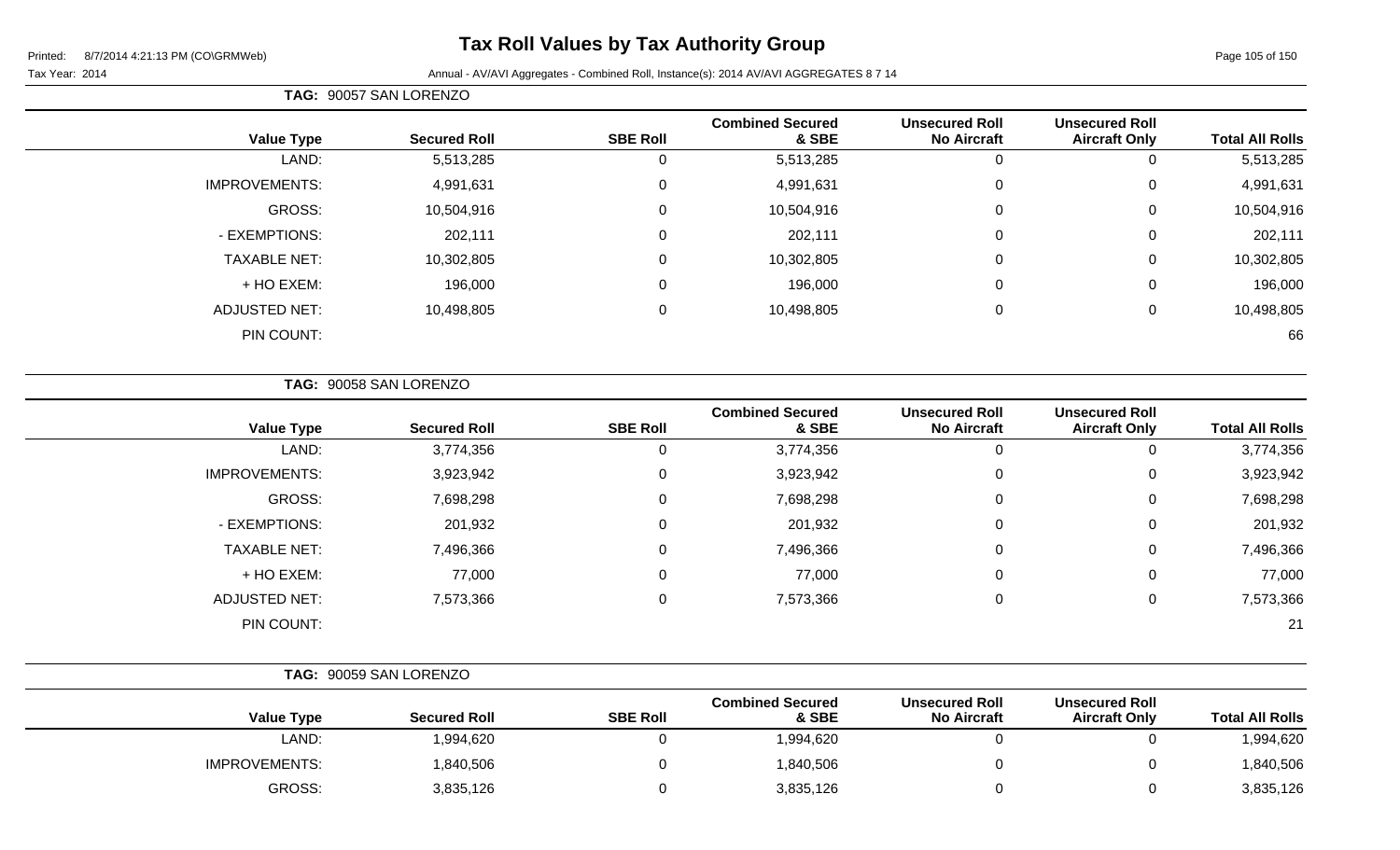# Tax Roll Values by Tax Authority Group

Printed: 8/7/2014 4:21:13 PM (CO\GRMWeb)

Tax Year: 2014

Annual - AV/AVI Aggregates - Combined Roll, Instance(s): 2014 AV/AVI AGGREGATES 8 7 14

**TAG: 90057 SAN LORENZO**

| Value Type | Secured Roll | SBE Roll | Combined Secured & SBE | Unsecured Roll No Aircraft | Unsecured Roll Aircraft Only | Total All Rolls |
|---|---|---|---|---|---|---|
| LAND: | 5,513,285 | 0 | 5,513,285 | 0 | 0 | 5,513,285 |
| IMPROVEMENTS: | 4,991,631 | 0 | 4,991,631 | 0 | 0 | 4,991,631 |
| GROSS: | 10,504,916 | 0 | 10,504,916 | 0 | 0 | 10,504,916 |
| - EXEMPTIONS: | 202,111 | 0 | 202,111 | 0 | 0 | 202,111 |
| TAXABLE NET: | 10,302,805 | 0 | 10,302,805 | 0 | 0 | 10,302,805 |
| + HO EXEM: | 196,000 | 0 | 196,000 | 0 | 0 | 196,000 |
| ADJUSTED NET: | 10,498,805 | 0 | 10,498,805 | 0 | 0 | 10,498,805 |
| PIN COUNT: | | | | | | 66 |

**TAG: 90058 SAN LORENZO**

| Value Type | Secured Roll | SBE Roll | Combined Secured & SBE | Unsecured Roll No Aircraft | Unsecured Roll Aircraft Only | Total All Rolls |
|---|---|---|---|---|---|---|
| LAND: | 3,774,356 | 0 | 3,774,356 | 0 | 0 | 3,774,356 |
| IMPROVEMENTS: | 3,923,942 | 0 | 3,923,942 | 0 | 0 | 3,923,942 |
| GROSS: | 7,698,298 | 0 | 7,698,298 | 0 | 0 | 7,698,298 |
| - EXEMPTIONS: | 201,932 | 0 | 201,932 | 0 | 0 | 201,932 |
| TAXABLE NET: | 7,496,366 | 0 | 7,496,366 | 0 | 0 | 7,496,366 |
| + HO EXEM: | 77,000 | 0 | 77,000 | 0 | 0 | 77,000 |
| ADJUSTED NET: | 7,573,366 | 0 | 7,573,366 | 0 | 0 | 7,573,366 |
| PIN COUNT: | | | | | | 21 |

**TAG: 90059 SAN LORENZO**

| Value Type | Secured Roll | SBE Roll | Combined Secured & SBE | Unsecured Roll No Aircraft | Unsecured Roll Aircraft Only | Total All Rolls |
|---|---|---|---|---|---|---|
| LAND: | 1,994,620 | 0 | 1,994,620 | 0 | 0 | 1,994,620 |
| IMPROVEMENTS: | 1,840,506 | 0 | 1,840,506 | 0 | 0 | 1,840,506 |
| GROSS: | 3,835,126 | 0 | 3,835,126 | 0 | 0 | 3,835,126 |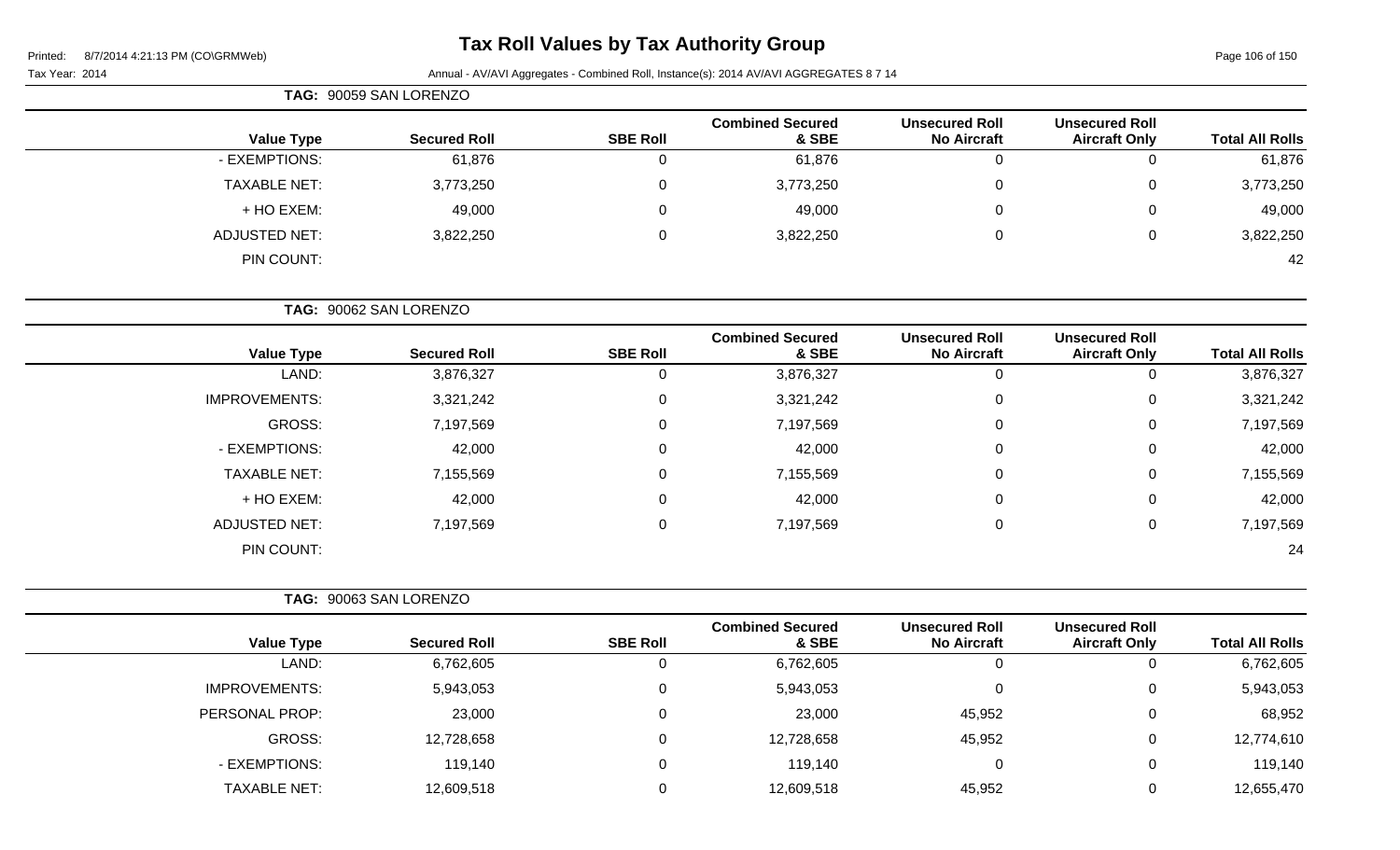# Tax Roll Values by Tax Authority Group

Tax Year: 2014

Annual - AV/AVI Aggregates - Combined Roll, Instance(s): 2014 AV/AVI AGGREGATES 8 7 14

**TAG: 90059 SAN LORENZO**

| Value Type | Secured Roll | SBE Roll | Combined Secured & SBE | Unsecured Roll No Aircraft | Unsecured Roll Aircraft Only | Total All Rolls |
|---|---|---|---|---|---|---|
| - EXEMPTIONS: | 61,876 | 0 | 61,876 | 0 | 0 | 61,876 |
| TAXABLE NET: | 3,773,250 | 0 | 3,773,250 | 0 | 0 | 3,773,250 |
| + HO EXEM: | 49,000 | 0 | 49,000 | 0 | 0 | 49,000 |
| ADJUSTED NET: | 3,822,250 | 0 | 3,822,250 | 0 | 0 | 3,822,250 |
| PIN COUNT: | | | | | | 42 |

**TAG: 90062 SAN LORENZO**

| Value Type | Secured Roll | SBE Roll | Combined Secured & SBE | Unsecured Roll No Aircraft | Unsecured Roll Aircraft Only | Total All Rolls |
|---|---|---|---|---|---|---|
| LAND: | 3,876,327 | 0 | 3,876,327 | 0 | 0 | 3,876,327 |
| IMPROVEMENTS: | 3,321,242 | 0 | 3,321,242 | 0 | 0 | 3,321,242 |
| GROSS: | 7,197,569 | 0 | 7,197,569 | 0 | 0 | 7,197,569 |
| - EXEMPTIONS: | 42,000 | 0 | 42,000 | 0 | 0 | 42,000 |
| TAXABLE NET: | 7,155,569 | 0 | 7,155,569 | 0 | 0 | 7,155,569 |
| + HO EXEM: | 42,000 | 0 | 42,000 | 0 | 0 | 42,000 |
| ADJUSTED NET: | 7,197,569 | 0 | 7,197,569 | 0 | 0 | 7,197,569 |
| PIN COUNT: | | | | | | 24 |

**TAG: 90063 SAN LORENZO**

| Value Type | Secured Roll | SBE Roll | Combined Secured & SBE | Unsecured Roll No Aircraft | Unsecured Roll Aircraft Only | Total All Rolls |
|---|---|---|---|---|---|---|
| LAND: | 6,762,605 | 0 | 6,762,605 | 0 | 0 | 6,762,605 |
| IMPROVEMENTS: | 5,943,053 | 0 | 5,943,053 | 0 | 0 | 5,943,053 |
| PERSONAL PROP: | 23,000 | 0 | 23,000 | 45,952 | 0 | 68,952 |
| GROSS: | 12,728,658 | 0 | 12,728,658 | 45,952 | 0 | 12,774,610 |
| - EXEMPTIONS: | 119,140 | 0 | 119,140 | 0 | 0 | 119,140 |
| TAXABLE NET: | 12,609,518 | 0 | 12,609,518 | 45,952 | 0 | 12,655,470 |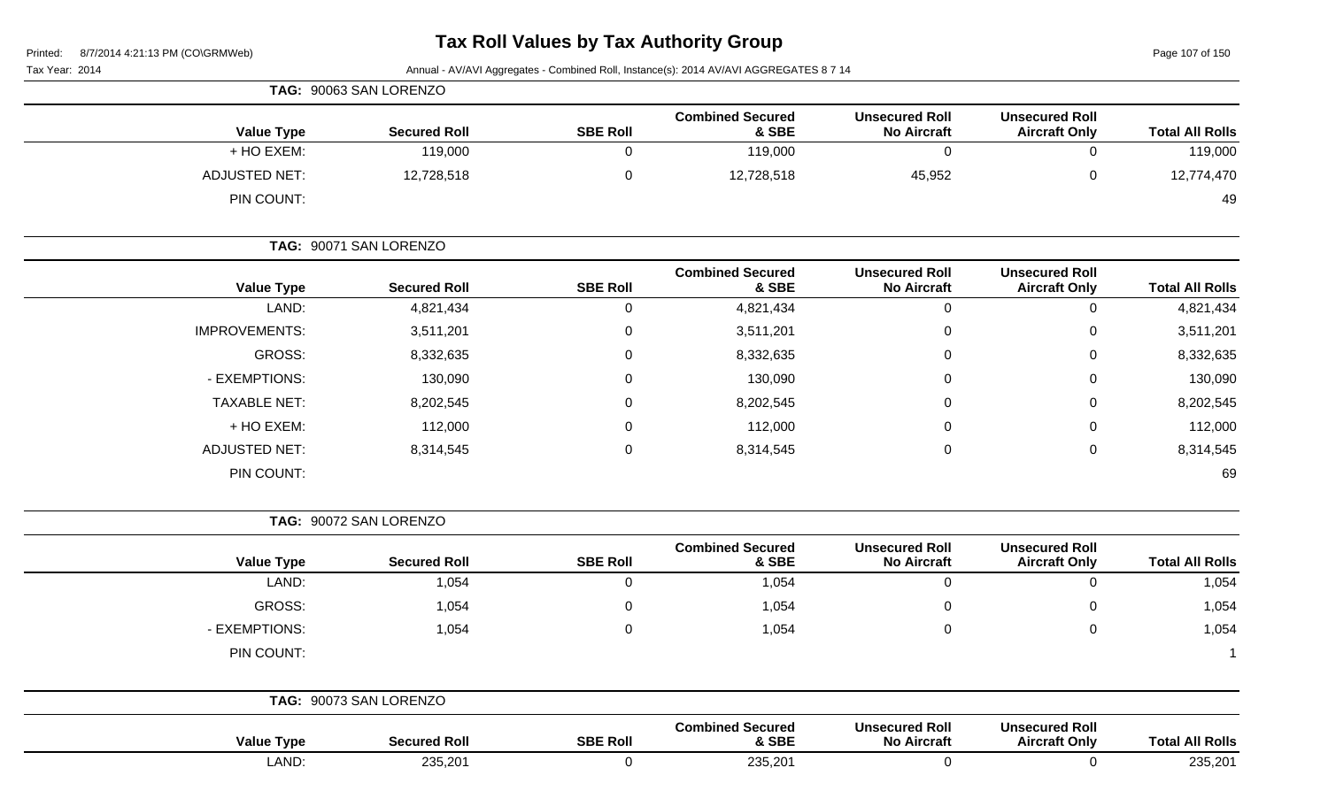# Tax Roll Values by Tax Authority Group

Tax Year: 2014

Annual - AV/AVI Aggregates - Combined Roll, Instance(s): 2014 AV/AVI AGGREGATES 8 7 14

**TAG: 90063 SAN LORENZO**

| Value Type | Secured Roll | SBE Roll | Combined Secured & SBE | Unsecured Roll No Aircraft | Unsecured Roll Aircraft Only | Total All Rolls |
|---|---|---|---|---|---|---|
| + HO EXEM: | 119,000 | 0 | 119,000 | 0 | 0 | 119,000 |
| ADJUSTED NET: | 12,728,518 | 0 | 12,728,518 | 45,952 | 0 | 12,774,470 |
| PIN COUNT: | | | | | | 49 |

**TAG: 90071 SAN LORENZO**

| Value Type | Secured Roll | SBE Roll | Combined Secured & SBE | Unsecured Roll No Aircraft | Unsecured Roll Aircraft Only | Total All Rolls |
|---|---|---|---|---|---|---|
| LAND: | 4,821,434 | 0 | 4,821,434 | 0 | 0 | 4,821,434 |
| IMPROVEMENTS: | 3,511,201 | 0 | 3,511,201 | 0 | 0 | 3,511,201 |
| GROSS: | 8,332,635 | 0 | 8,332,635 | 0 | 0 | 8,332,635 |
| - EXEMPTIONS: | 130,090 | 0 | 130,090 | 0 | 0 | 130,090 |
| TAXABLE NET: | 8,202,545 | 0 | 8,202,545 | 0 | 0 | 8,202,545 |
| + HO EXEM: | 112,000 | 0 | 112,000 | 0 | 0 | 112,000 |
| ADJUSTED NET: | 8,314,545 | 0 | 8,314,545 | 0 | 0 | 8,314,545 |
| PIN COUNT: | | | | | | 69 |

**TAG: 90072 SAN LORENZO**

| Value Type | Secured Roll | SBE Roll | Combined Secured & SBE | Unsecured Roll No Aircraft | Unsecured Roll Aircraft Only | Total All Rolls |
|---|---|---|---|---|---|---|
| LAND: | 1,054 | 0 | 1,054 | 0 | 0 | 1,054 |
| GROSS: | 1,054 | 0 | 1,054 | 0 | 0 | 1,054 |
| - EXEMPTIONS: | 1,054 | 0 | 1,054 | 0 | 0 | 1,054 |
| PIN COUNT: | | | | | | 1 |

**TAG: 90073 SAN LORENZO**

| Value Type | Secured Roll | SBE Roll | Combined Secured & SBE | Unsecured Roll No Aircraft | Unsecured Roll Aircraft Only | Total All Rolls |
|---|---|---|---|---|---|---|
| LAND: | 235,201 | 0 | 235,201 | 0 | 0 | 235,201 |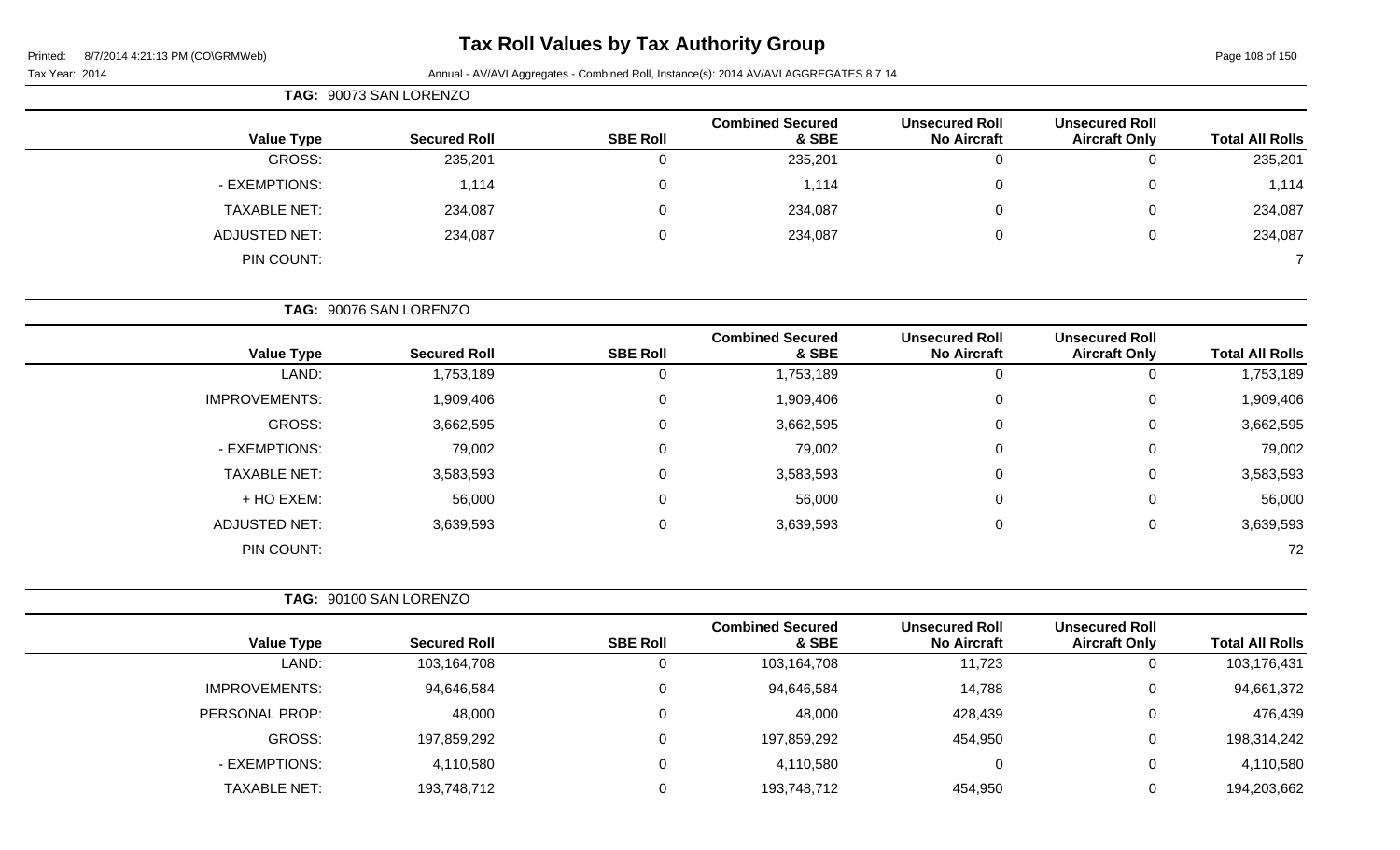# Tax Roll Values by Tax Authority Group

Tax Year: 2014

Annual - AV/AVI Aggregates - Combined Roll, Instance(s): 2014 AV/AVI AGGREGATES 8 7 14

**TAG: 90073 SAN LORENZO**

| Value Type | Secured Roll | SBE Roll | Combined Secured & SBE | Unsecured Roll No Aircraft | Unsecured Roll Aircraft Only | Total All Rolls |
|---|---|---|---|---|---|---|
| GROSS: | 235,201 | 0 | 235,201 | 0 | 0 | 235,201 |
| - EXEMPTIONS: | 1,114 | 0 | 1,114 | 0 | 0 | 1,114 |
| TAXABLE NET: | 234,087 | 0 | 234,087 | 0 | 0 | 234,087 |
| ADJUSTED NET: | 234,087 | 0 | 234,087 | 0 | 0 | 234,087 |
| PIN COUNT: | | | | | | 7 |

**TAG: 90076 SAN LORENZO**

| Value Type | Secured Roll | SBE Roll | Combined Secured & SBE | Unsecured Roll No Aircraft | Unsecured Roll Aircraft Only | Total All Rolls |
|---|---|---|---|---|---|---|
| LAND: | 1,753,189 | 0 | 1,753,189 | 0 | 0 | 1,753,189 |
| IMPROVEMENTS: | 1,909,406 | 0 | 1,909,406 | 0 | 0 | 1,909,406 |
| GROSS: | 3,662,595 | 0 | 3,662,595 | 0 | 0 | 3,662,595 |
| - EXEMPTIONS: | 79,002 | 0 | 79,002 | 0 | 0 | 79,002 |
| TAXABLE NET: | 3,583,593 | 0 | 3,583,593 | 0 | 0 | 3,583,593 |
| + HO EXEM: | 56,000 | 0 | 56,000 | 0 | 0 | 56,000 |
| ADJUSTED NET: | 3,639,593 | 0 | 3,639,593 | 0 | 0 | 3,639,593 |
| PIN COUNT: | | | | | | 72 |

**TAG: 90100 SAN LORENZO**

| Value Type | Secured Roll | SBE Roll | Combined Secured & SBE | Unsecured Roll No Aircraft | Unsecured Roll Aircraft Only | Total All Rolls |
|---|---|---|---|---|---|---|
| LAND: | 103,164,708 | 0 | 103,164,708 | 11,723 | 0 | 103,176,431 |
| IMPROVEMENTS: | 94,646,584 | 0 | 94,646,584 | 14,788 | 0 | 94,661,372 |
| PERSONAL PROP: | 48,000 | 0 | 48,000 | 428,439 | 0 | 476,439 |
| GROSS: | 197,859,292 | 0 | 197,859,292 | 454,950 | 0 | 198,314,242 |
| - EXEMPTIONS: | 4,110,580 | 0 | 4,110,580 | 0 | 0 | 4,110,580 |
| TAXABLE NET: | 193,748,712 | 0 | 193,748,712 | 454,950 | 0 | 194,203,662 |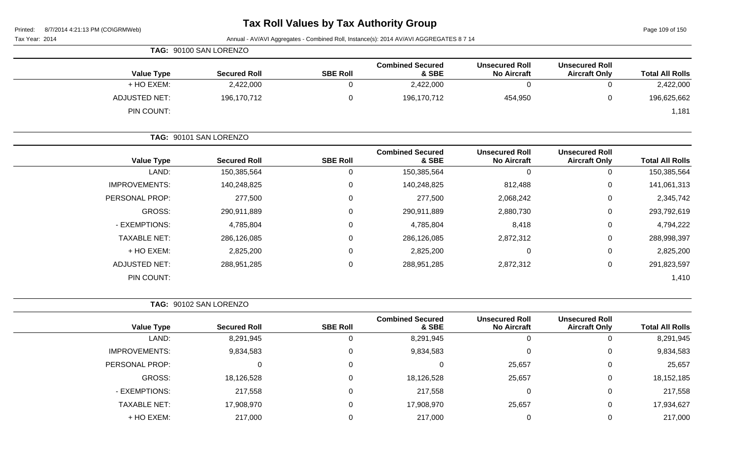# Tax Roll Values by Tax Authority Group

Printed: 8/7/2014 4:21:13 PM (CO\GRMWeb)

Tax Year: 2014

Annual - AV/AVI Aggregates - Combined Roll, Instance(s): 2014 AV/AVI AGGREGATES 8 7 14

**TAG: 90100 SAN LORENZO**

| Value Type | Secured Roll | SBE Roll | Combined Secured & SBE | Unsecured Roll No Aircraft | Unsecured Roll Aircraft Only | Total All Rolls |
|---|---|---|---|---|---|---|
| + HO EXEM: | 2,422,000 | 0 | 2,422,000 | 0 | 0 | 2,422,000 |
| ADJUSTED NET: | 196,170,712 | 0 | 196,170,712 | 454,950 | 0 | 196,625,662 |
| PIN COUNT: | | | | | | 1,181 |

**TAG: 90101 SAN LORENZO**

| Value Type | Secured Roll | SBE Roll | Combined Secured & SBE | Unsecured Roll No Aircraft | Unsecured Roll Aircraft Only | Total All Rolls |
|---|---|---|---|---|---|---|
| LAND: | 150,385,564 | 0 | 150,385,564 | 0 | 0 | 150,385,564 |
| IMPROVEMENTS: | 140,248,825 | 0 | 140,248,825 | 812,488 | 0 | 141,061,313 |
| PERSONAL PROP: | 277,500 | 0 | 277,500 | 2,068,242 | 0 | 2,345,742 |
| GROSS: | 290,911,889 | 0 | 290,911,889 | 2,880,730 | 0 | 293,792,619 |
| - EXEMPTIONS: | 4,785,804 | 0 | 4,785,804 | 8,418 | 0 | 4,794,222 |
| TAXABLE NET: | 286,126,085 | 0 | 286,126,085 | 2,872,312 | 0 | 288,998,397 |
| + HO EXEM: | 2,825,200 | 0 | 2,825,200 | 0 | 0 | 2,825,200 |
| ADJUSTED NET: | 288,951,285 | 0 | 288,951,285 | 2,872,312 | 0 | 291,823,597 |
| PIN COUNT: | | | | | | 1,410 |

**TAG: 90102 SAN LORENZO**

| Value Type | Secured Roll | SBE Roll | Combined Secured & SBE | Unsecured Roll No Aircraft | Unsecured Roll Aircraft Only | Total All Rolls |
|---|---|---|---|---|---|---|
| LAND: | 8,291,945 | 0 | 8,291,945 | 0 | 0 | 8,291,945 |
| IMPROVEMENTS: | 9,834,583 | 0 | 9,834,583 | 0 | 0 | 9,834,583 |
| PERSONAL PROP: | 0 | 0 | 0 | 25,657 | 0 | 25,657 |
| GROSS: | 18,126,528 | 0 | 18,126,528 | 25,657 | 0 | 18,152,185 |
| - EXEMPTIONS: | 217,558 | 0 | 217,558 | 0 | 0 | 217,558 |
| TAXABLE NET: | 17,908,970 | 0 | 17,908,970 | 25,657 | 0 | 17,934,627 |
| + HO EXEM: | 217,000 | 0 | 217,000 | 0 | 0 | 217,000 |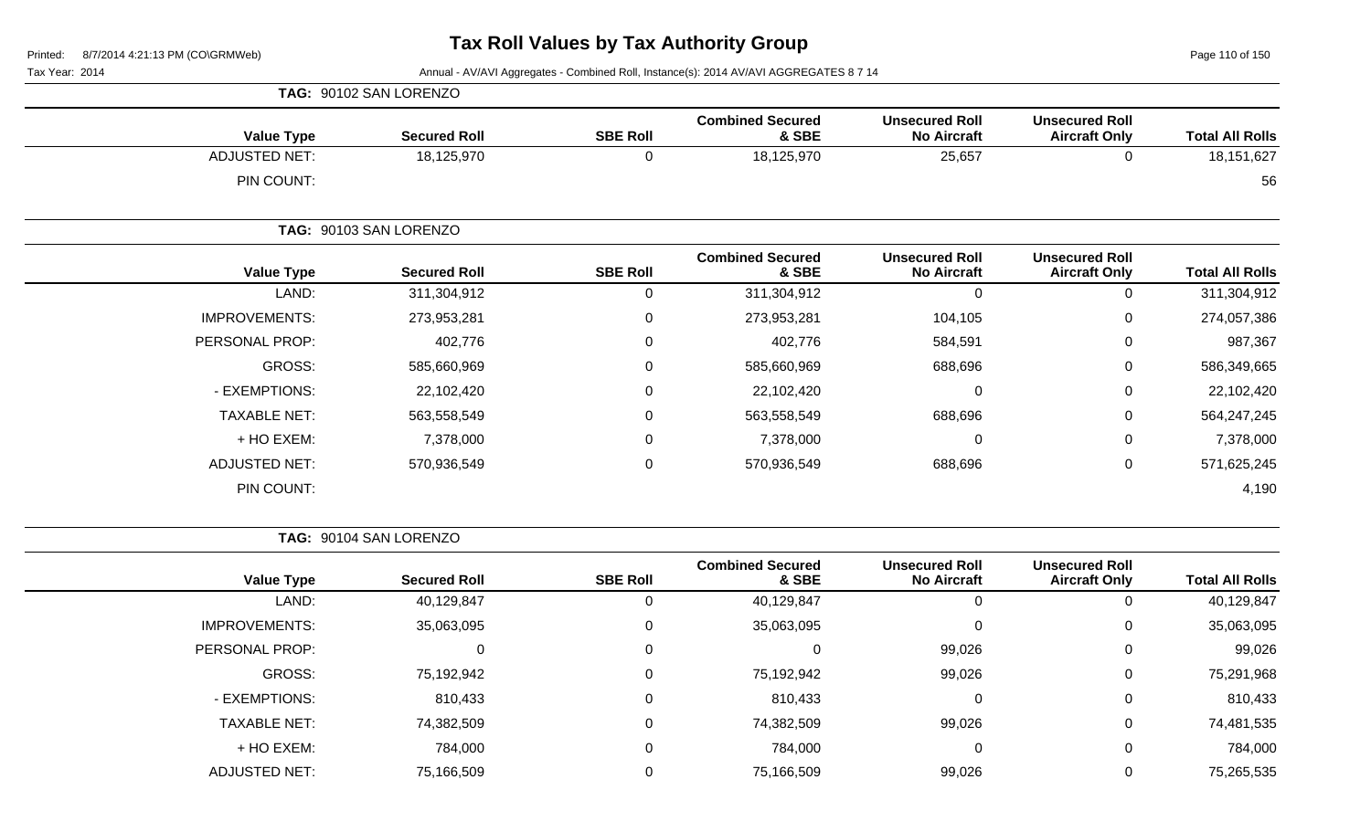# Tax Roll Values by Tax Authority Group

Tax Year: 2014

Annual - AV/AVI Aggregates - Combined Roll, Instance(s): 2014 AV/AVI AGGREGATES 8 7 14

**TAG: 90102 SAN LORENZO**

| Value Type | Secured Roll | SBE Roll | Combined Secured & SBE | Unsecured Roll No Aircraft | Unsecured Roll Aircraft Only | Total All Rolls |
|---|---|---|---|---|---|---|
| ADJUSTED NET: | 18,125,970 | 0 | 18,125,970 | 25,657 | 0 | 18,151,627 |
| PIN COUNT: | | | | | | 56 |

**TAG: 90103 SAN LORENZO**

| Value Type | Secured Roll | SBE Roll | Combined Secured & SBE | Unsecured Roll No Aircraft | Unsecured Roll Aircraft Only | Total All Rolls |
|---|---|---|---|---|---|---|
| LAND: | 311,304,912 | 0 | 311,304,912 | 0 | 0 | 311,304,912 |
| IMPROVEMENTS: | 273,953,281 | 0 | 273,953,281 | 104,105 | 0 | 274,057,386 |
| PERSONAL PROP: | 402,776 | 0 | 402,776 | 584,591 | 0 | 987,367 |
| GROSS: | 585,660,969 | 0 | 585,660,969 | 688,696 | 0 | 586,349,665 |
| - EXEMPTIONS: | 22,102,420 | 0 | 22,102,420 | 0 | 0 | 22,102,420 |
| TAXABLE NET: | 563,558,549 | 0 | 563,558,549 | 688,696 | 0 | 564,247,245 |
| + HO EXEM: | 7,378,000 | 0 | 7,378,000 | 0 | 0 | 7,378,000 |
| ADJUSTED NET: | 570,936,549 | 0 | 570,936,549 | 688,696 | 0 | 571,625,245 |
| PIN COUNT: | | | | | | 4,190 |

**TAG: 90104 SAN LORENZO**

| Value Type | Secured Roll | SBE Roll | Combined Secured & SBE | Unsecured Roll No Aircraft | Unsecured Roll Aircraft Only | Total All Rolls |
|---|---|---|---|---|---|---|
| LAND: | 40,129,847 | 0 | 40,129,847 | 0 | 0 | 40,129,847 |
| IMPROVEMENTS: | 35,063,095 | 0 | 35,063,095 | 0 | 0 | 35,063,095 |
| PERSONAL PROP: | 0 | 0 | 0 | 99,026 | 0 | 99,026 |
| GROSS: | 75,192,942 | 0 | 75,192,942 | 99,026 | 0 | 75,291,968 |
| - EXEMPTIONS: | 810,433 | 0 | 810,433 | 0 | 0 | 810,433 |
| TAXABLE NET: | 74,382,509 | 0 | 74,382,509 | 99,026 | 0 | 74,481,535 |
| + HO EXEM: | 784,000 | 0 | 784,000 | 0 | 0 | 784,000 |
| ADJUSTED NET: | 75,166,509 | 0 | 75,166,509 | 99,026 | 0 | 75,265,535 |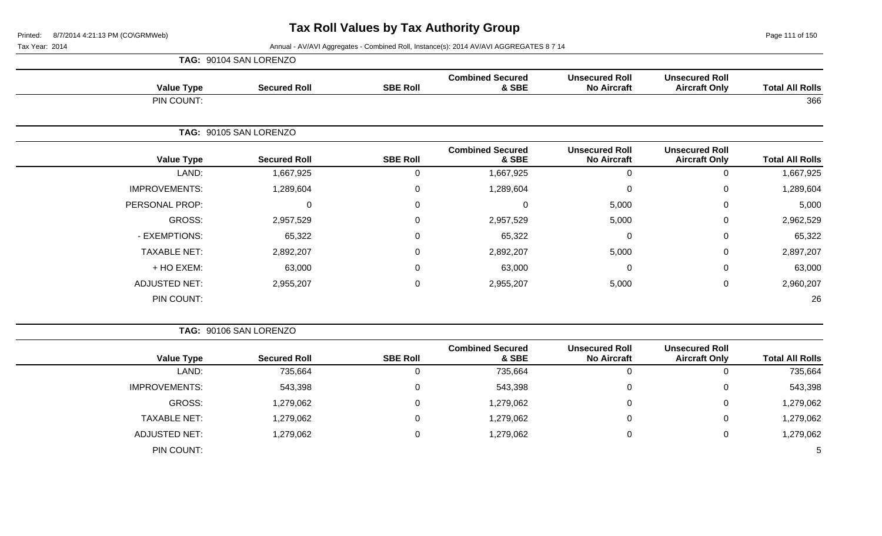# Tax Roll Values by Tax Authority Group

Tax Year: 2014

Annual - AV/AVI Aggregates - Combined Roll, Instance(s): 2014 AV/AVI AGGREGATES 8 7 14

**TAG: 90104 SAN LORENZO**

| Value Type | Secured Roll | SBE Roll | Combined Secured & SBE | Unsecured Roll No Aircraft | Unsecured Roll Aircraft Only | Total All Rolls |
|---|---|---|---|---|---|---|
| PIN COUNT: | | | | | | 366 |

**TAG: 90105 SAN LORENZO**

| Value Type | Secured Roll | SBE Roll | Combined Secured & SBE | Unsecured Roll No Aircraft | Unsecured Roll Aircraft Only | Total All Rolls |
|---|---|---|---|---|---|---|
| LAND: | 1,667,925 | 0 | 1,667,925 | 0 | 0 | 1,667,925 |
| IMPROVEMENTS: | 1,289,604 | 0 | 1,289,604 | 0 | 0 | 1,289,604 |
| PERSONAL PROP: | 0 | 0 | 0 | 5,000 | 0 | 5,000 |
| GROSS: | 2,957,529 | 0 | 2,957,529 | 5,000 | 0 | 2,962,529 |
| - EXEMPTIONS: | 65,322 | 0 | 65,322 | 0 | 0 | 65,322 |
| TAXABLE NET: | 2,892,207 | 0 | 2,892,207 | 5,000 | 0 | 2,897,207 |
| + HO EXEM: | 63,000 | 0 | 63,000 | 0 | 0 | 63,000 |
| ADJUSTED NET: | 2,955,207 | 0 | 2,955,207 | 5,000 | 0 | 2,960,207 |
| PIN COUNT: | | | | | | 26 |

**TAG: 90106 SAN LORENZO**

| Value Type | Secured Roll | SBE Roll | Combined Secured & SBE | Unsecured Roll No Aircraft | Unsecured Roll Aircraft Only | Total All Rolls |
|---|---|---|---|---|---|---|
| LAND: | 735,664 | 0 | 735,664 | 0 | 0 | 735,664 |
| IMPROVEMENTS: | 543,398 | 0 | 543,398 | 0 | 0 | 543,398 |
| GROSS: | 1,279,062 | 0 | 1,279,062 | 0 | 0 | 1,279,062 |
| TAXABLE NET: | 1,279,062 | 0 | 1,279,062 | 0 | 0 | 1,279,062 |
| ADJUSTED NET: | 1,279,062 | 0 | 1,279,062 | 0 | 0 | 1,279,062 |
| PIN COUNT: | | | | | | 5 |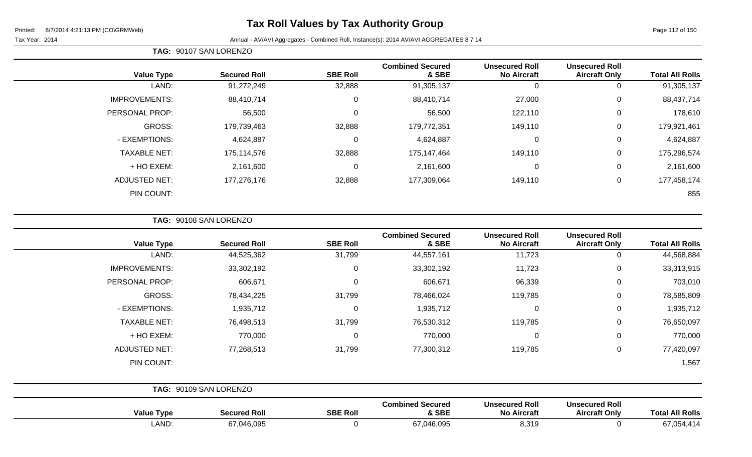# Tax Roll Values by Tax Authority Group

Tax Year: 2014

Annual - AV/AVI Aggregates - Combined Roll, Instance(s): 2014 AV/AVI AGGREGATES 8 7 14

**TAG: 90107 SAN LORENZO**

| Value Type | Secured Roll | SBE Roll | Combined Secured & SBE | Unsecured Roll No Aircraft | Unsecured Roll Aircraft Only | Total All Rolls |
|---|---|---|---|---|---|---|
| LAND: | 91,272,249 | 32,888 | 91,305,137 | 0 | 0 | 91,305,137 |
| IMPROVEMENTS: | 88,410,714 | 0 | 88,410,714 | 27,000 | 0 | 88,437,714 |
| PERSONAL PROP: | 56,500 | 0 | 56,500 | 122,110 | 0 | 178,610 |
| GROSS: | 179,739,463 | 32,888 | 179,772,351 | 149,110 | 0 | 179,921,461 |
| - EXEMPTIONS: | 4,624,887 | 0 | 4,624,887 | 0 | 0 | 4,624,887 |
| TAXABLE NET: | 175,114,576 | 32,888 | 175,147,464 | 149,110 | 0 | 175,296,574 |
| + HO EXEM: | 2,161,600 | 0 | 2,161,600 | 0 | 0 | 2,161,600 |
| ADJUSTED NET: | 177,276,176 | 32,888 | 177,309,064 | 149,110 | 0 | 177,458,174 |
| PIN COUNT: | | | | | | 855 |

**TAG: 90108 SAN LORENZO**

| Value Type | Secured Roll | SBE Roll | Combined Secured & SBE | Unsecured Roll No Aircraft | Unsecured Roll Aircraft Only | Total All Rolls |
|---|---|---|---|---|---|---|
| LAND: | 44,525,362 | 31,799 | 44,557,161 | 11,723 | 0 | 44,568,884 |
| IMPROVEMENTS: | 33,302,192 | 0 | 33,302,192 | 11,723 | 0 | 33,313,915 |
| PERSONAL PROP: | 606,671 | 0 | 606,671 | 96,339 | 0 | 703,010 |
| GROSS: | 78,434,225 | 31,799 | 78,466,024 | 119,785 | 0 | 78,585,809 |
| - EXEMPTIONS: | 1,935,712 | 0 | 1,935,712 | 0 | 0 | 1,935,712 |
| TAXABLE NET: | 76,498,513 | 31,799 | 76,530,312 | 119,785 | 0 | 76,650,097 |
| + HO EXEM: | 770,000 | 0 | 770,000 | 0 | 0 | 770,000 |
| ADJUSTED NET: | 77,268,513 | 31,799 | 77,300,312 | 119,785 | 0 | 77,420,097 |
| PIN COUNT: | | | | | | 1,567 |

**TAG: 90109 SAN LORENZO**

| Value Type | Secured Roll | SBE Roll | Combined Secured & SBE | Unsecured Roll No Aircraft | Unsecured Roll Aircraft Only | Total All Rolls |
|---|---|---|---|---|---|---|
| LAND: | 67,046,095 | 0 | 67,046,095 | 8,319 | 0 | 67,054,414 |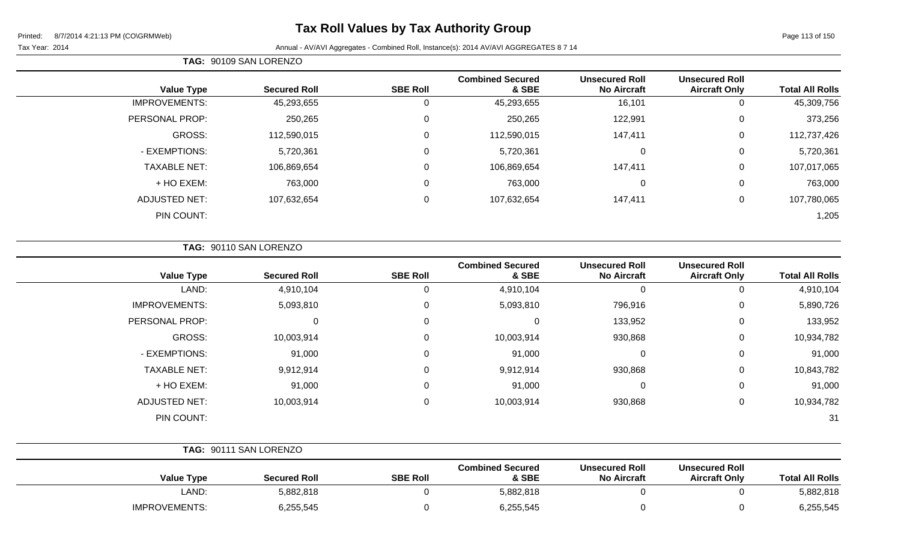# Tax Roll Values by Tax Authority Group

Printed: 8/7/2014 4:21:13 PM (CO\GRMWeb)

Tax Year: 2014 Annual - AV/AVI Aggregates - Combined Roll, Instance(s): 2014 AV/AVI AGGREGATES 8 7 14

**TAG: 90109 SAN LORENZO**

| Value Type | Secured Roll | SBE Roll | Combined Secured & SBE | Unsecured Roll No Aircraft | Unsecured Roll Aircraft Only | Total All Rolls |
|---|---|---|---|---|---|---|
| IMPROVEMENTS: | 45,293,655 | 0 | 45,293,655 | 16,101 | 0 | 45,309,756 |
| PERSONAL PROP: | 250,265 | 0 | 250,265 | 122,991 | 0 | 373,256 |
| GROSS: | 112,590,015 | 0 | 112,590,015 | 147,411 | 0 | 112,737,426 |
| - EXEMPTIONS: | 5,720,361 | 0 | 5,720,361 | 0 | 0 | 5,720,361 |
| TAXABLE NET: | 106,869,654 | 0 | 106,869,654 | 147,411 | 0 | 107,017,065 |
| + HO EXEM: | 763,000 | 0 | 763,000 | 0 | 0 | 763,000 |
| ADJUSTED NET: | 107,632,654 | 0 | 107,632,654 | 147,411 | 0 | 107,780,065 |
| PIN COUNT: | | | | | | 1,205 |

**TAG: 90110 SAN LORENZO**

| Value Type | Secured Roll | SBE Roll | Combined Secured & SBE | Unsecured Roll No Aircraft | Unsecured Roll Aircraft Only | Total All Rolls |
|---|---|---|---|---|---|---|
| LAND: | 4,910,104 | 0 | 4,910,104 | 0 | 0 | 4,910,104 |
| IMPROVEMENTS: | 5,093,810 | 0 | 5,093,810 | 796,916 | 0 | 5,890,726 |
| PERSONAL PROP: | 0 | 0 | 0 | 133,952 | 0 | 133,952 |
| GROSS: | 10,003,914 | 0 | 10,003,914 | 930,868 | 0 | 10,934,782 |
| - EXEMPTIONS: | 91,000 | 0 | 91,000 | 0 | 0 | 91,000 |
| TAXABLE NET: | 9,912,914 | 0 | 9,912,914 | 930,868 | 0 | 10,843,782 |
| + HO EXEM: | 91,000 | 0 | 91,000 | 0 | 0 | 91,000 |
| ADJUSTED NET: | 10,003,914 | 0 | 10,003,914 | 930,868 | 0 | 10,934,782 |
| PIN COUNT: | | | | | | 31 |

**TAG: 90111 SAN LORENZO**

| Value Type | Secured Roll | SBE Roll | Combined Secured & SBE | Unsecured Roll No Aircraft | Unsecured Roll Aircraft Only | Total All Rolls |
|---|---|---|---|---|---|---|
| LAND: | 5,882,818 | 0 | 5,882,818 | 0 | 0 | 5,882,818 |
| IMPROVEMENTS: | 6,255,545 | 0 | 6,255,545 | 0 | 0 | 6,255,545 |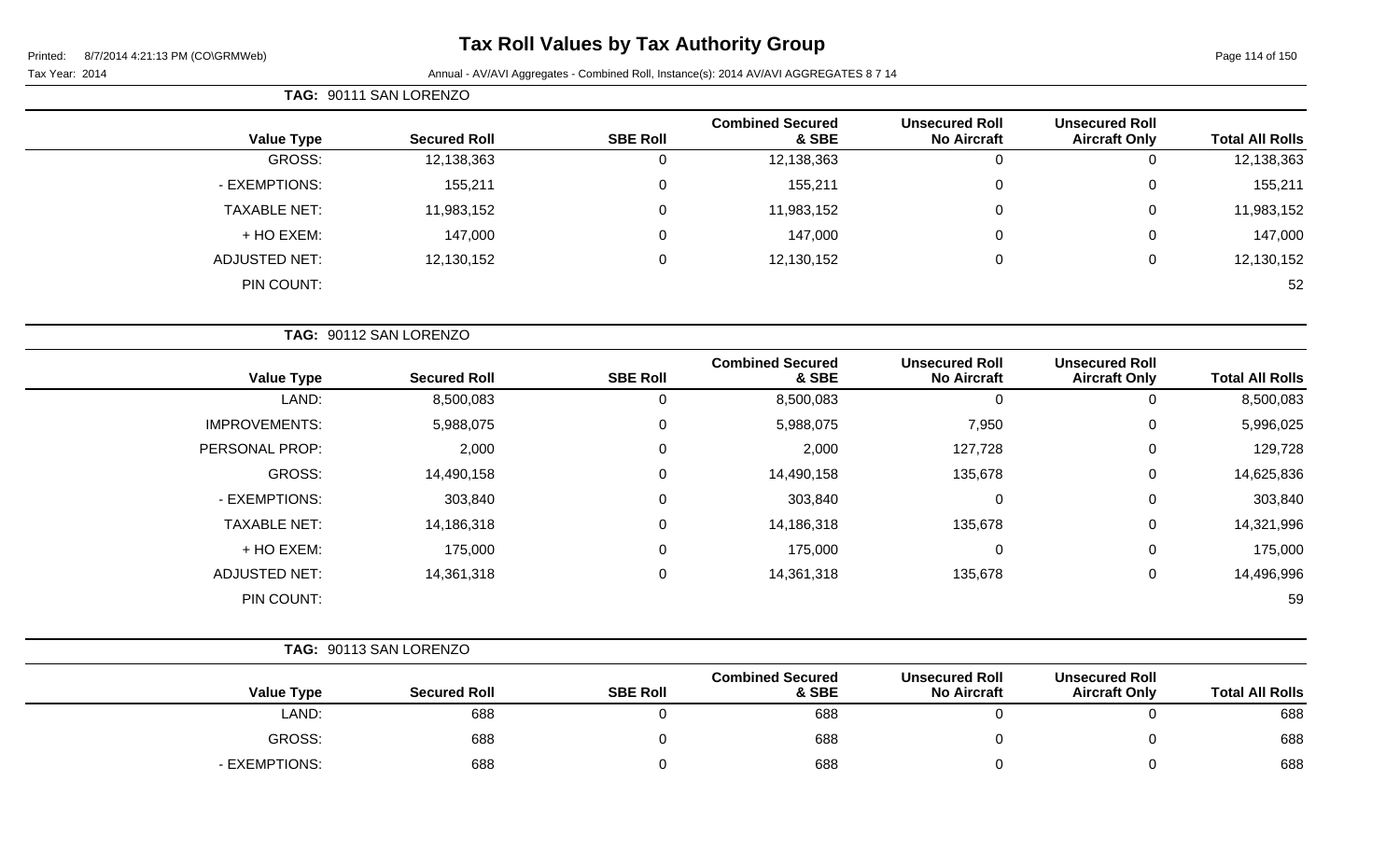# Tax Roll Values by Tax Authority Group

Printed: 8/7/2014 4:21:13 PM (CO\GRMWeb)

Tax Year: 2014 Annual - AV/AVI Aggregates - Combined Roll, Instance(s): 2014 AV/AVI AGGREGATES 8 7 14

**TAG: 90111 SAN LORENZO**

| Value Type | Secured Roll | SBE Roll | Combined Secured & SBE | Unsecured Roll No Aircraft | Unsecured Roll Aircraft Only | Total All Rolls |
|---|---|---|---|---|---|---|
| GROSS: | 12,138,363 | 0 | 12,138,363 | 0 | 0 | 12,138,363 |
| - EXEMPTIONS: | 155,211 | 0 | 155,211 | 0 | 0 | 155,211 |
| TAXABLE NET: | 11,983,152 | 0 | 11,983,152 | 0 | 0 | 11,983,152 |
| + HO EXEM: | 147,000 | 0 | 147,000 | 0 | 0 | 147,000 |
| ADJUSTED NET: | 12,130,152 | 0 | 12,130,152 | 0 | 0 | 12,130,152 |
| PIN COUNT: | | | | | | 52 |

**TAG: 90112 SAN LORENZO**

| Value Type | Secured Roll | SBE Roll | Combined Secured & SBE | Unsecured Roll No Aircraft | Unsecured Roll Aircraft Only | Total All Rolls |
|---|---|---|---|---|---|---|
| LAND: | 8,500,083 | 0 | 8,500,083 | 0 | 0 | 8,500,083 |
| IMPROVEMENTS: | 5,988,075 | 0 | 5,988,075 | 7,950 | 0 | 5,996,025 |
| PERSONAL PROP: | 2,000 | 0 | 2,000 | 127,728 | 0 | 129,728 |
| GROSS: | 14,490,158 | 0 | 14,490,158 | 135,678 | 0 | 14,625,836 |
| - EXEMPTIONS: | 303,840 | 0 | 303,840 | 0 | 0 | 303,840 |
| TAXABLE NET: | 14,186,318 | 0 | 14,186,318 | 135,678 | 0 | 14,321,996 |
| + HO EXEM: | 175,000 | 0 | 175,000 | 0 | 0 | 175,000 |
| ADJUSTED NET: | 14,361,318 | 0 | 14,361,318 | 135,678 | 0 | 14,496,996 |
| PIN COUNT: | | | | | | 59 |

**TAG: 90113 SAN LORENZO**

| Value Type | Secured Roll | SBE Roll | Combined Secured & SBE | Unsecured Roll No Aircraft | Unsecured Roll Aircraft Only | Total All Rolls |
|---|---|---|---|---|---|---|
| LAND: | 688 | 0 | 688 | 0 | 0 | 688 |
| GROSS: | 688 | 0 | 688 | 0 | 0 | 688 |
| - EXEMPTIONS: | 688 | 0 | 688 | 0 | 0 | 688 |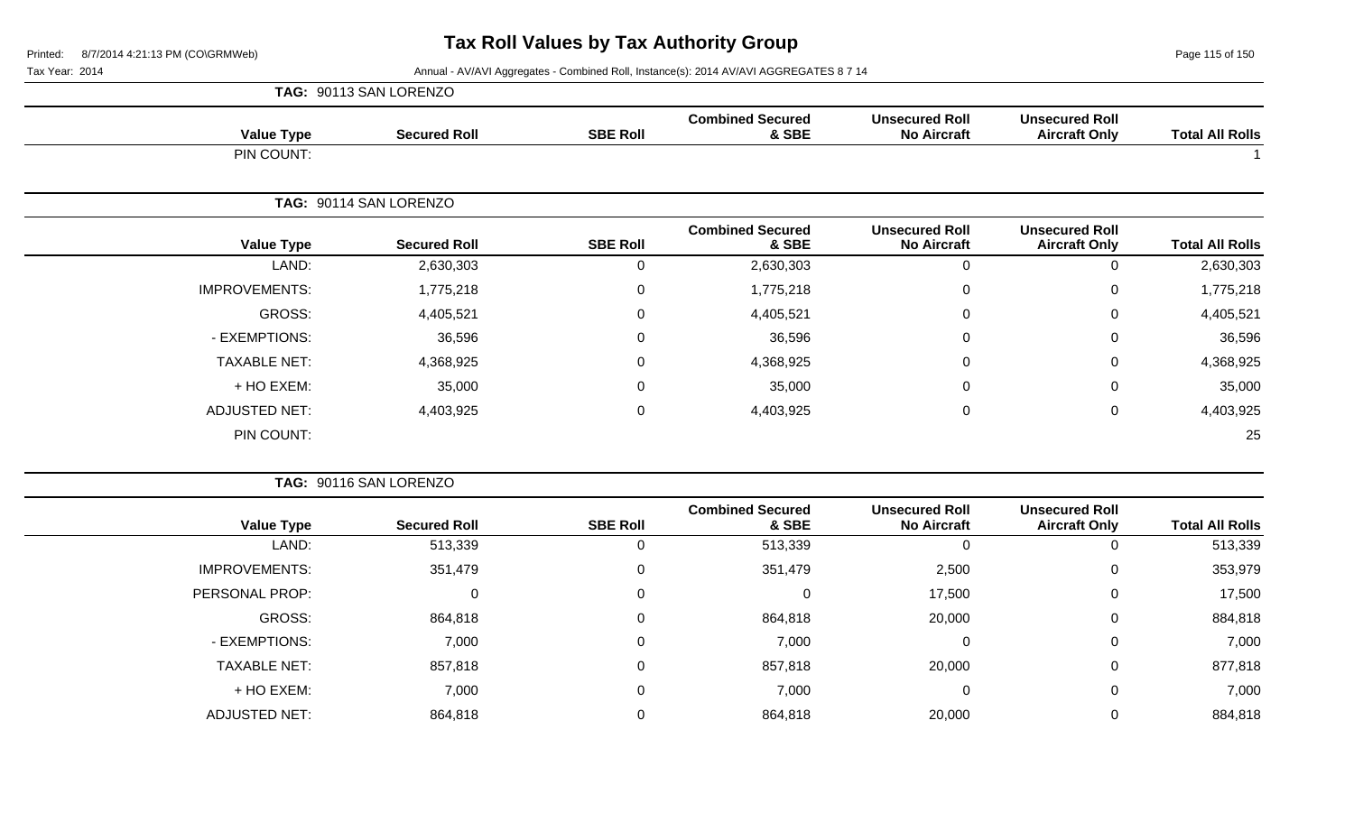# Tax Roll Values by Tax Authority Group

Printed: 8/7/2014 4:21:13 PM (CO\GRMWeb)

Tax Year: 2014

Annual - AV/AVI Aggregates - Combined Roll, Instance(s): 2014 AV/AVI AGGREGATES 8 7 14

**TAG: 90113 SAN LORENZO**

| Value Type | Secured Roll | SBE Roll | Combined Secured & SBE | Unsecured Roll No Aircraft | Unsecured Roll Aircraft Only | Total All Rolls |
|---|---|---|---|---|---|---|
| PIN COUNT: | | | | | | 1 |

**TAG: 90114 SAN LORENZO**

| Value Type | Secured Roll | SBE Roll | Combined Secured & SBE | Unsecured Roll No Aircraft | Unsecured Roll Aircraft Only | Total All Rolls |
|---|---|---|---|---|---|---|
| LAND: | 2,630,303 | 0 | 2,630,303 | 0 | 0 | 2,630,303 |
| IMPROVEMENTS: | 1,775,218 | 0 | 1,775,218 | 0 | 0 | 1,775,218 |
| GROSS: | 4,405,521 | 0 | 4,405,521 | 0 | 0 | 4,405,521 |
| - EXEMPTIONS: | 36,596 | 0 | 36,596 | 0 | 0 | 36,596 |
| TAXABLE NET: | 4,368,925 | 0 | 4,368,925 | 0 | 0 | 4,368,925 |
| + HO EXEM: | 35,000 | 0 | 35,000 | 0 | 0 | 35,000 |
| ADJUSTED NET: | 4,403,925 | 0 | 4,403,925 | 0 | 0 | 4,403,925 |
| PIN COUNT: | | | | | | 25 |

**TAG: 90116 SAN LORENZO**

| Value Type | Secured Roll | SBE Roll | Combined Secured & SBE | Unsecured Roll No Aircraft | Unsecured Roll Aircraft Only | Total All Rolls |
|---|---|---|---|---|---|---|
| LAND: | 513,339 | 0 | 513,339 | 0 | 0 | 513,339 |
| IMPROVEMENTS: | 351,479 | 0 | 351,479 | 2,500 | 0 | 353,979 |
| PERSONAL PROP: | 0 | 0 | 0 | 17,500 | 0 | 17,500 |
| GROSS: | 864,818 | 0 | 864,818 | 20,000 | 0 | 884,818 |
| - EXEMPTIONS: | 7,000 | 0 | 7,000 | 0 | 0 | 7,000 |
| TAXABLE NET: | 857,818 | 0 | 857,818 | 20,000 | 0 | 877,818 |
| + HO EXEM: | 7,000 | 0 | 7,000 | 0 | 0 | 7,000 |
| ADJUSTED NET: | 864,818 | 0 | 864,818 | 20,000 | 0 | 884,818 |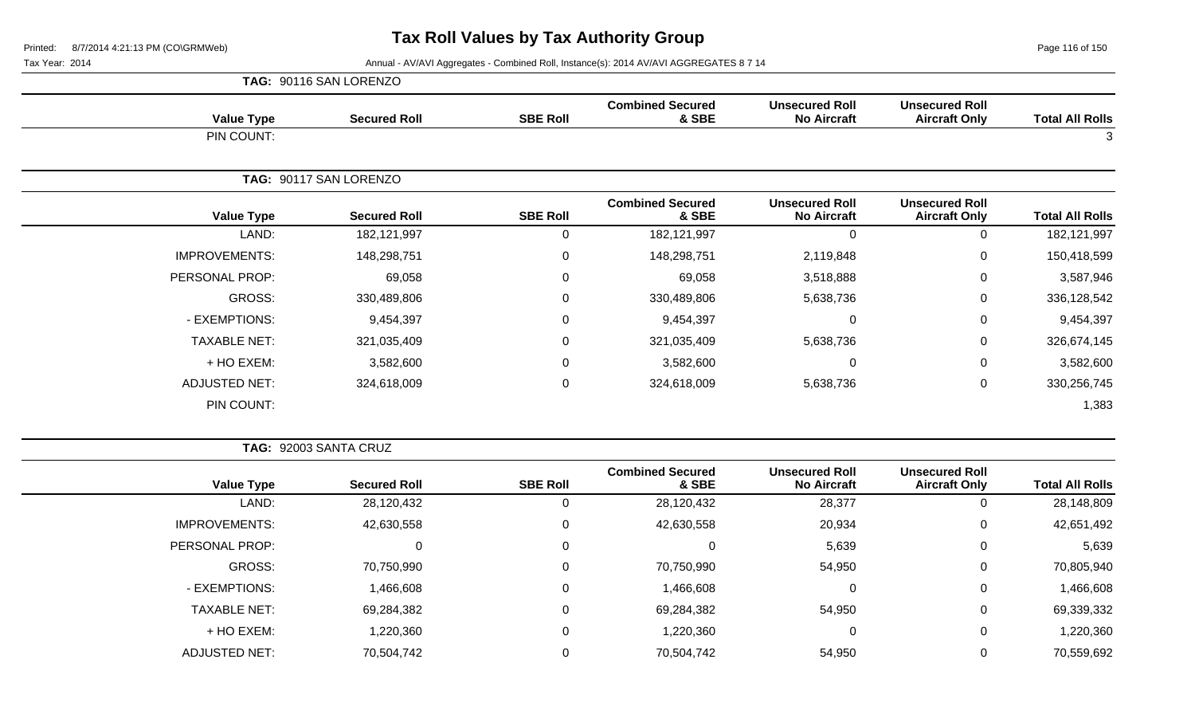# Tax Roll Values by Tax Authority Group

Tax Year: 2014

Annual - AV/AVI Aggregates - Combined Roll, Instance(s): 2014 AV/AVI AGGREGATES 8 7 14

**TAG: 90116 SAN LORENZO**

| Value Type | Secured Roll | SBE Roll | Combined Secured & SBE | Unsecured Roll No Aircraft | Unsecured Roll Aircraft Only | Total All Rolls |
|---|---|---|---|---|---|---|
| PIN COUNT: | | | | | | 3 |

**TAG: 90117 SAN LORENZO**

| Value Type | Secured Roll | SBE Roll | Combined Secured & SBE | Unsecured Roll No Aircraft | Unsecured Roll Aircraft Only | Total All Rolls |
|---|---|---|---|---|---|---|
| LAND: | 182,121,997 | 0 | 182,121,997 | 0 | 0 | 182,121,997 |
| IMPROVEMENTS: | 148,298,751 | 0 | 148,298,751 | 2,119,848 | 0 | 150,418,599 |
| PERSONAL PROP: | 69,058 | 0 | 69,058 | 3,518,888 | 0 | 3,587,946 |
| GROSS: | 330,489,806 | 0 | 330,489,806 | 5,638,736 | 0 | 336,128,542 |
| - EXEMPTIONS: | 9,454,397 | 0 | 9,454,397 | 0 | 0 | 9,454,397 |
| TAXABLE NET: | 321,035,409 | 0 | 321,035,409 | 5,638,736 | 0 | 326,674,145 |
| + HO EXEM: | 3,582,600 | 0 | 3,582,600 | 0 | 0 | 3,582,600 |
| ADJUSTED NET: | 324,618,009 | 0 | 324,618,009 | 5,638,736 | 0 | 330,256,745 |
| PIN COUNT: | | | | | | 1,383 |

**TAG: 92003 SANTA CRUZ**

| Value Type | Secured Roll | SBE Roll | Combined Secured & SBE | Unsecured Roll No Aircraft | Unsecured Roll Aircraft Only | Total All Rolls |
|---|---|---|---|---|---|---|
| LAND: | 28,120,432 | 0 | 28,120,432 | 28,377 | 0 | 28,148,809 |
| IMPROVEMENTS: | 42,630,558 | 0 | 42,630,558 | 20,934 | 0 | 42,651,492 |
| PERSONAL PROP: | 0 | 0 | 0 | 5,639 | 0 | 5,639 |
| GROSS: | 70,750,990 | 0 | 70,750,990 | 54,950 | 0 | 70,805,940 |
| - EXEMPTIONS: | 1,466,608 | 0 | 1,466,608 | 0 | 0 | 1,466,608 |
| TAXABLE NET: | 69,284,382 | 0 | 69,284,382 | 54,950 | 0 | 69,339,332 |
| + HO EXEM: | 1,220,360 | 0 | 1,220,360 | 0 | 0 | 1,220,360 |
| ADJUSTED NET: | 70,504,742 | 0 | 70,504,742 | 54,950 | 0 | 70,559,692 |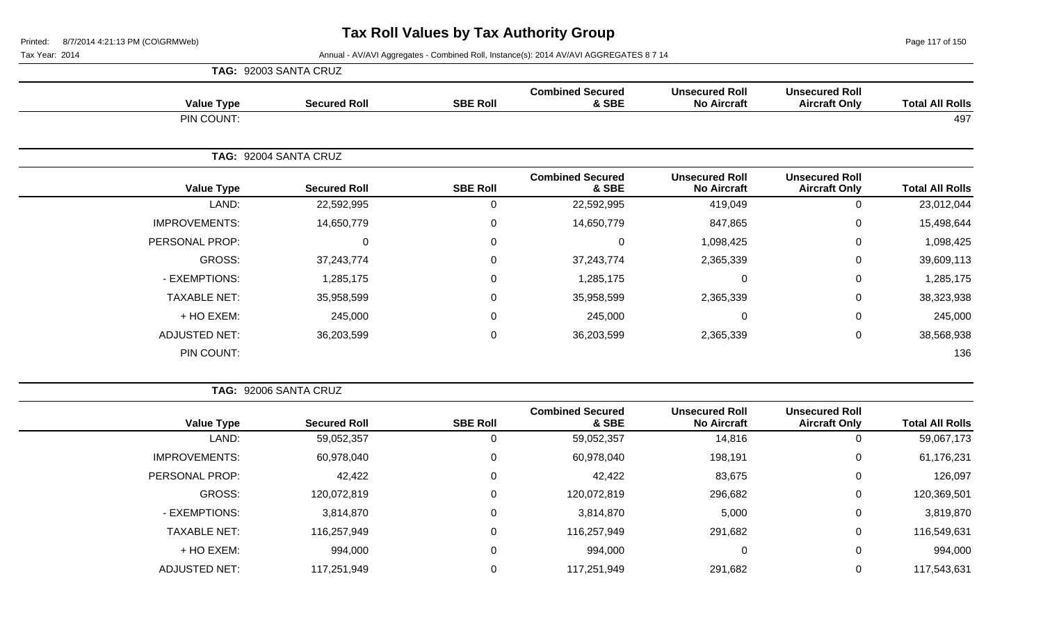# Tax Roll Values by Tax Authority Group

Tax Year: 2014

Annual - AV/AVI Aggregates - Combined Roll, Instance(s): 2014 AV/AVI AGGREGATES 8 7 14

**TAG: 92003 SANTA CRUZ**

| Value Type | Secured Roll | SBE Roll | Combined Secured & SBE | Unsecured Roll No Aircraft | Unsecured Roll Aircraft Only | Total All Rolls |
|---|---|---|---|---|---|---|
| PIN COUNT: | | | | | | 497 |

**TAG: 92004 SANTA CRUZ**

| Value Type | Secured Roll | SBE Roll | Combined Secured & SBE | Unsecured Roll No Aircraft | Unsecured Roll Aircraft Only | Total All Rolls |
|---|---|---|---|---|---|---|
| LAND: | 22,592,995 | 0 | 22,592,995 | 419,049 | 0 | 23,012,044 |
| IMPROVEMENTS: | 14,650,779 | 0 | 14,650,779 | 847,865 | 0 | 15,498,644 |
| PERSONAL PROP: | 0 | 0 | 0 | 1,098,425 | 0 | 1,098,425 |
| GROSS: | 37,243,774 | 0 | 37,243,774 | 2,365,339 | 0 | 39,609,113 |
| - EXEMPTIONS: | 1,285,175 | 0 | 1,285,175 | 0 | 0 | 1,285,175 |
| TAXABLE NET: | 35,958,599 | 0 | 35,958,599 | 2,365,339 | 0 | 38,323,938 |
| + HO EXEM: | 245,000 | 0 | 245,000 | 0 | 0 | 245,000 |
| ADJUSTED NET: | 36,203,599 | 0 | 36,203,599 | 2,365,339 | 0 | 38,568,938 |
| PIN COUNT: | | | | | | 136 |

**TAG: 92006 SANTA CRUZ**

| Value Type | Secured Roll | SBE Roll | Combined Secured & SBE | Unsecured Roll No Aircraft | Unsecured Roll Aircraft Only | Total All Rolls |
|---|---|---|---|---|---|---|
| LAND: | 59,052,357 | 0 | 59,052,357 | 14,816 | 0 | 59,067,173 |
| IMPROVEMENTS: | 60,978,040 | 0 | 60,978,040 | 198,191 | 0 | 61,176,231 |
| PERSONAL PROP: | 42,422 | 0 | 42,422 | 83,675 | 0 | 126,097 |
| GROSS: | 120,072,819 | 0 | 120,072,819 | 296,682 | 0 | 120,369,501 |
| - EXEMPTIONS: | 3,814,870 | 0 | 3,814,870 | 5,000 | 0 | 3,819,870 |
| TAXABLE NET: | 116,257,949 | 0 | 116,257,949 | 291,682 | 0 | 116,549,631 |
| + HO EXEM: | 994,000 | 0 | 994,000 | 0 | 0 | 994,000 |
| ADJUSTED NET: | 117,251,949 | 0 | 117,251,949 | 291,682 | 0 | 117,543,631 |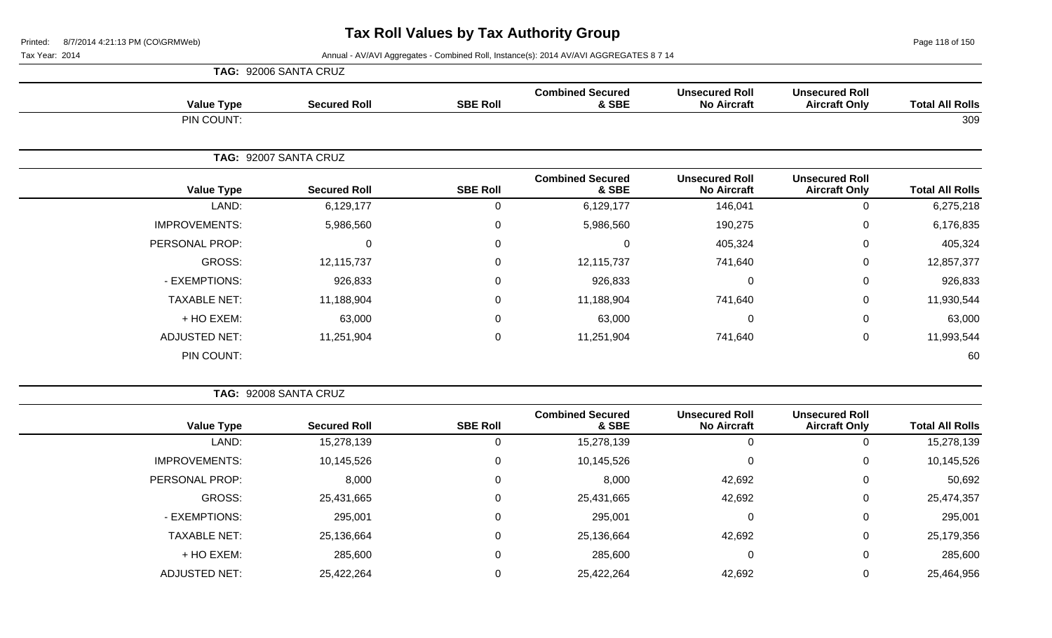# Tax Roll Values by Tax Authority Group

Printed: 8/7/2014 4:21:13 PM (CO\GRMWeb)

Tax Year: 2014

Annual - AV/AVI Aggregates - Combined Roll, Instance(s): 2014 AV/AVI AGGREGATES 8 7 14

**TAG: 92006 SANTA CRUZ**

| Value Type | Secured Roll | SBE Roll | Combined Secured & SBE | Unsecured Roll No Aircraft | Unsecured Roll Aircraft Only | Total All Rolls |
|---|---|---|---|---|---|---|
| PIN COUNT: | | | | | | 309 |

**TAG: 92007 SANTA CRUZ**

| Value Type | Secured Roll | SBE Roll | Combined Secured & SBE | Unsecured Roll No Aircraft | Unsecured Roll Aircraft Only | Total All Rolls |
|---|---|---|---|---|---|---|
| LAND: | 6,129,177 | 0 | 6,129,177 | 146,041 | 0 | 6,275,218 |
| IMPROVEMENTS: | 5,986,560 | 0 | 5,986,560 | 190,275 | 0 | 6,176,835 |
| PERSONAL PROP: | 0 | 0 | 0 | 405,324 | 0 | 405,324 |
| GROSS: | 12,115,737 | 0 | 12,115,737 | 741,640 | 0 | 12,857,377 |
| - EXEMPTIONS: | 926,833 | 0 | 926,833 | 0 | 0 | 926,833 |
| TAXABLE NET: | 11,188,904 | 0 | 11,188,904 | 741,640 | 0 | 11,930,544 |
| + HO EXEM: | 63,000 | 0 | 63,000 | 0 | 0 | 63,000 |
| ADJUSTED NET: | 11,251,904 | 0 | 11,251,904 | 741,640 | 0 | 11,993,544 |
| PIN COUNT: | | | | | | 60 |

**TAG: 92008 SANTA CRUZ**

| Value Type | Secured Roll | SBE Roll | Combined Secured & SBE | Unsecured Roll No Aircraft | Unsecured Roll Aircraft Only | Total All Rolls |
|---|---|---|---|---|---|---|
| LAND: | 15,278,139 | 0 | 15,278,139 | 0 | 0 | 15,278,139 |
| IMPROVEMENTS: | 10,145,526 | 0 | 10,145,526 | 0 | 0 | 10,145,526 |
| PERSONAL PROP: | 8,000 | 0 | 8,000 | 42,692 | 0 | 50,692 |
| GROSS: | 25,431,665 | 0 | 25,431,665 | 42,692 | 0 | 25,474,357 |
| - EXEMPTIONS: | 295,001 | 0 | 295,001 | 0 | 0 | 295,001 |
| TAXABLE NET: | 25,136,664 | 0 | 25,136,664 | 42,692 | 0 | 25,179,356 |
| + HO EXEM: | 285,600 | 0 | 285,600 | 0 | 0 | 285,600 |
| ADJUSTED NET: | 25,422,264 | 0 | 25,422,264 | 42,692 | 0 | 25,464,956 |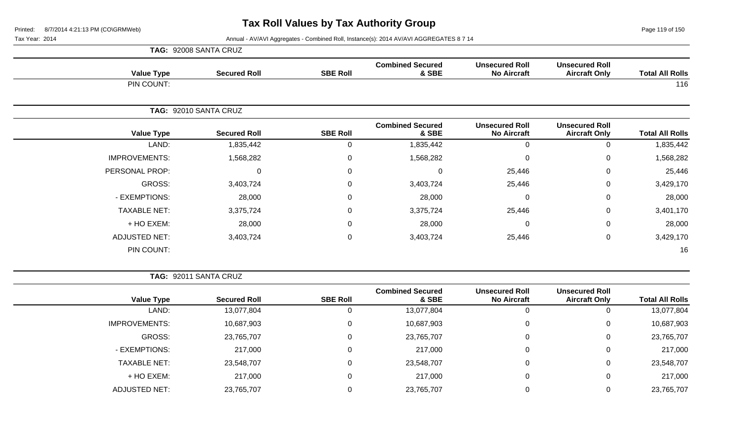# Tax Roll Values by Tax Authority Group

Printed: 8/7/2014 4:21:13 PM (CO\GRMWeb)

Tax Year: 2014

Annual - AV/AVI Aggregates - Combined Roll, Instance(s): 2014 AV/AVI AGGREGATES 8 7 14

**TAG: 92008 SANTA CRUZ**

| Value Type | Secured Roll | SBE Roll | Combined Secured & SBE | Unsecured Roll No Aircraft | Unsecured Roll Aircraft Only | Total All Rolls |
|---|---|---|---|---|---|---|
| PIN COUNT: | | | | | | 116 |

**TAG: 92010 SANTA CRUZ**

| Value Type | Secured Roll | SBE Roll | Combined Secured & SBE | Unsecured Roll No Aircraft | Unsecured Roll Aircraft Only | Total All Rolls |
|---|---|---|---|---|---|---|
| LAND: | 1,835,442 | 0 | 1,835,442 | 0 | 0 | 1,835,442 |
| IMPROVEMENTS: | 1,568,282 | 0 | 1,568,282 | 0 | 0 | 1,568,282 |
| PERSONAL PROP: | 0 | 0 | 0 | 25,446 | 0 | 25,446 |
| GROSS: | 3,403,724 | 0 | 3,403,724 | 25,446 | 0 | 3,429,170 |
| - EXEMPTIONS: | 28,000 | 0 | 28,000 | 0 | 0 | 28,000 |
| TAXABLE NET: | 3,375,724 | 0 | 3,375,724 | 25,446 | 0 | 3,401,170 |
| + HO EXEM: | 28,000 | 0 | 28,000 | 0 | 0 | 28,000 |
| ADJUSTED NET: | 3,403,724 | 0 | 3,403,724 | 25,446 | 0 | 3,429,170 |
| PIN COUNT: | | | | | | 16 |

**TAG: 92011 SANTA CRUZ**

| Value Type | Secured Roll | SBE Roll | Combined Secured & SBE | Unsecured Roll No Aircraft | Unsecured Roll Aircraft Only | Total All Rolls |
|---|---|---|---|---|---|---|
| LAND: | 13,077,804 | 0 | 13,077,804 | 0 | 0 | 13,077,804 |
| IMPROVEMENTS: | 10,687,903 | 0 | 10,687,903 | 0 | 0 | 10,687,903 |
| GROSS: | 23,765,707 | 0 | 23,765,707 | 0 | 0 | 23,765,707 |
| - EXEMPTIONS: | 217,000 | 0 | 217,000 | 0 | 0 | 217,000 |
| TAXABLE NET: | 23,548,707 | 0 | 23,548,707 | 0 | 0 | 23,548,707 |
| + HO EXEM: | 217,000 | 0 | 217,000 | 0 | 0 | 217,000 |
| ADJUSTED NET: | 23,765,707 | 0 | 23,765,707 | 0 | 0 | 23,765,707 |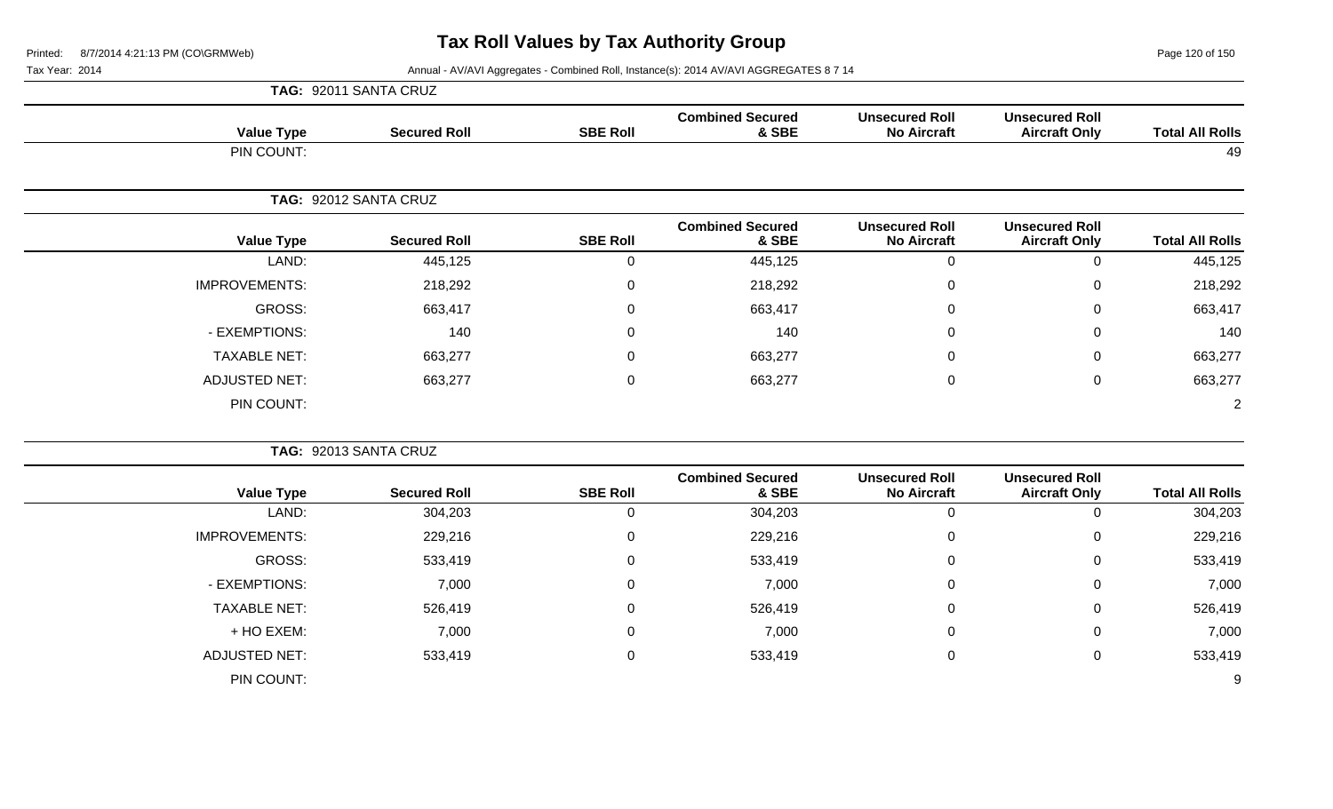# Tax Roll Values by Tax Authority Group

Printed: 8/7/2014 4:21:13 PM (CO\GRMWeb)

Tax Year: 2014

Annual - AV/AVI Aggregates - Combined Roll, Instance(s): 2014 AV/AVI AGGREGATES 8 7 14

**TAG: 92011 SANTA CRUZ**

| Value Type | Secured Roll | SBE Roll | Combined Secured & SBE | Unsecured Roll No Aircraft | Unsecured Roll Aircraft Only | Total All Rolls |
|---|---|---|---|---|---|---|
| PIN COUNT: | | | | | | 49 |

**TAG: 92012 SANTA CRUZ**

| Value Type | Secured Roll | SBE Roll | Combined Secured & SBE | Unsecured Roll No Aircraft | Unsecured Roll Aircraft Only | Total All Rolls |
|---|---|---|---|---|---|---|
| LAND: | 445,125 | 0 | 445,125 | 0 | 0 | 445,125 |
| IMPROVEMENTS: | 218,292 | 0 | 218,292 | 0 | 0 | 218,292 |
| GROSS: | 663,417 | 0 | 663,417 | 0 | 0 | 663,417 |
| - EXEMPTIONS: | 140 | 0 | 140 | 0 | 0 | 140 |
| TAXABLE NET: | 663,277 | 0 | 663,277 | 0 | 0 | 663,277 |
| ADJUSTED NET: | 663,277 | 0 | 663,277 | 0 | 0 | 663,277 |
| PIN COUNT: | | | | | | 2 |

**TAG: 92013 SANTA CRUZ**

| Value Type | Secured Roll | SBE Roll | Combined Secured & SBE | Unsecured Roll No Aircraft | Unsecured Roll Aircraft Only | Total All Rolls |
|---|---|---|---|---|---|---|
| LAND: | 304,203 | 0 | 304,203 | 0 | 0 | 304,203 |
| IMPROVEMENTS: | 229,216 | 0 | 229,216 | 0 | 0 | 229,216 |
| GROSS: | 533,419 | 0 | 533,419 | 0 | 0 | 533,419 |
| - EXEMPTIONS: | 7,000 | 0 | 7,000 | 0 | 0 | 7,000 |
| TAXABLE NET: | 526,419 | 0 | 526,419 | 0 | 0 | 526,419 |
| + HO EXEM: | 7,000 | 0 | 7,000 | 0 | 0 | 7,000 |
| ADJUSTED NET: | 533,419 | 0 | 533,419 | 0 | 0 | 533,419 |
| PIN COUNT: | | | | | | 9 |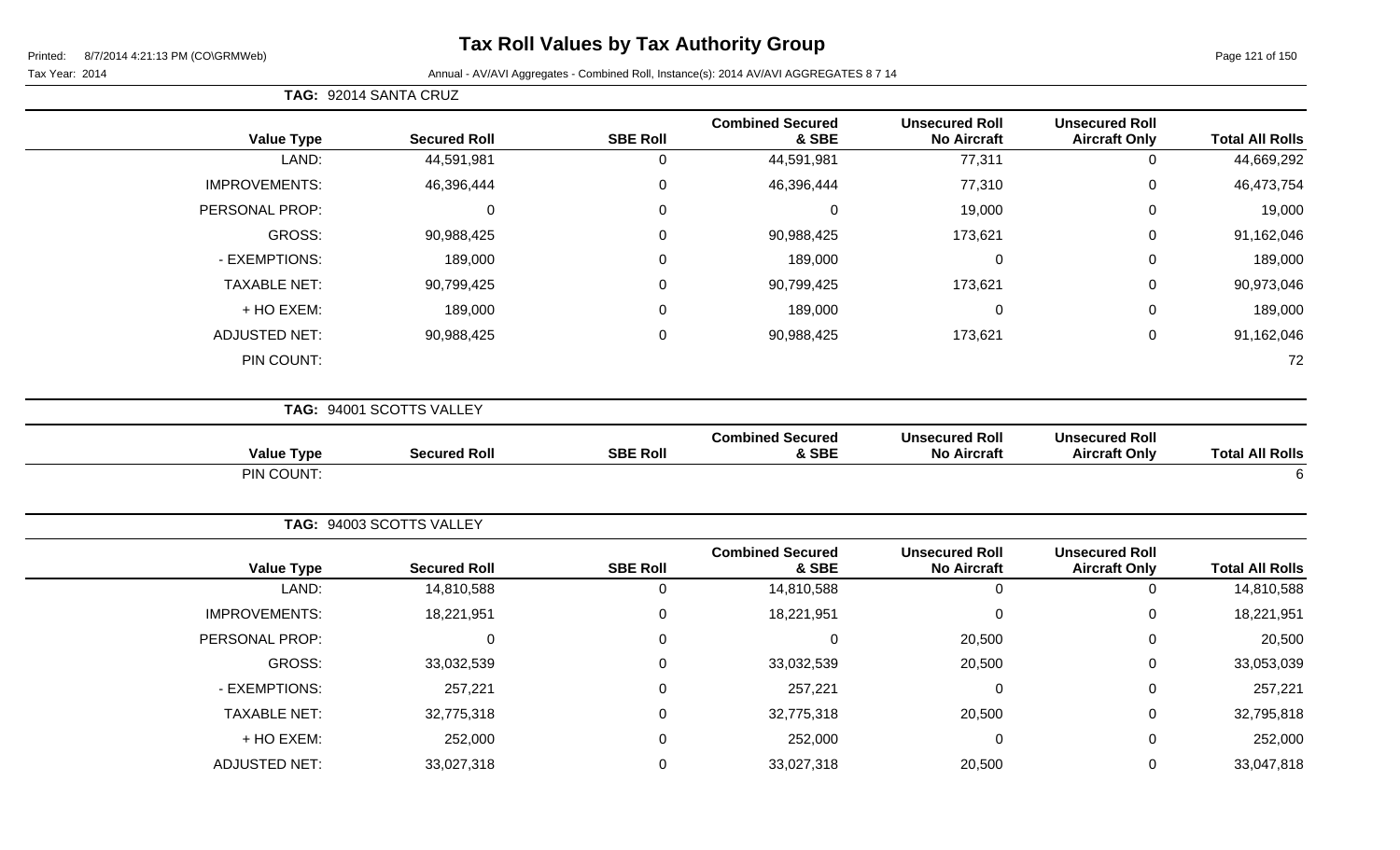# Tax Roll Values by Tax Authority Group

Printed: 8/7/2014 4:21:13 PM (CO\GRMWeb)

Tax Year: 2014

Annual - AV/AVI Aggregates - Combined Roll, Instance(s): 2014 AV/AVI AGGREGATES 8 7 14

**TAG: 92014 SANTA CRUZ**

| Value Type | Secured Roll | SBE Roll | Combined Secured & SBE | Unsecured Roll No Aircraft | Unsecured Roll Aircraft Only | Total All Rolls |
|---|---|---|---|---|---|---|
| LAND: | 44,591,981 | 0 | 44,591,981 | 77,311 | 0 | 44,669,292 |
| IMPROVEMENTS: | 46,396,444 | 0 | 46,396,444 | 77,310 | 0 | 46,473,754 |
| PERSONAL PROP: | 0 | 0 | 0 | 19,000 | 0 | 19,000 |
| GROSS: | 90,988,425 | 0 | 90,988,425 | 173,621 | 0 | 91,162,046 |
| - EXEMPTIONS: | 189,000 | 0 | 189,000 | 0 | 0 | 189,000 |
| TAXABLE NET: | 90,799,425 | 0 | 90,799,425 | 173,621 | 0 | 90,973,046 |
| + HO EXEM: | 189,000 | 0 | 189,000 | 0 | 0 | 189,000 |
| ADJUSTED NET: | 90,988,425 | 0 | 90,988,425 | 173,621 | 0 | 91,162,046 |
| PIN COUNT: | | | | | | 72 |

**TAG: 94001 SCOTTS VALLEY**

| Value Type | Secured Roll | SBE Roll | Combined Secured & SBE | Unsecured Roll No Aircraft | Unsecured Roll Aircraft Only | Total All Rolls |
|---|---|---|---|---|---|---|
| PIN COUNT: | | | | | | 6 |

**TAG: 94003 SCOTTS VALLEY**

| Value Type | Secured Roll | SBE Roll | Combined Secured & SBE | Unsecured Roll No Aircraft | Unsecured Roll Aircraft Only | Total All Rolls |
|---|---|---|---|---|---|---|
| LAND: | 14,810,588 | 0 | 14,810,588 | 0 | 0 | 14,810,588 |
| IMPROVEMENTS: | 18,221,951 | 0 | 18,221,951 | 0 | 0 | 18,221,951 |
| PERSONAL PROP: | 0 | 0 | 0 | 20,500 | 0 | 20,500 |
| GROSS: | 33,032,539 | 0 | 33,032,539 | 20,500 | 0 | 33,053,039 |
| - EXEMPTIONS: | 257,221 | 0 | 257,221 | 0 | 0 | 257,221 |
| TAXABLE NET: | 32,775,318 | 0 | 32,775,318 | 20,500 | 0 | 32,795,818 |
| + HO EXEM: | 252,000 | 0 | 252,000 | 0 | 0 | 252,000 |
| ADJUSTED NET: | 33,027,318 | 0 | 33,027,318 | 20,500 | 0 | 33,047,818 |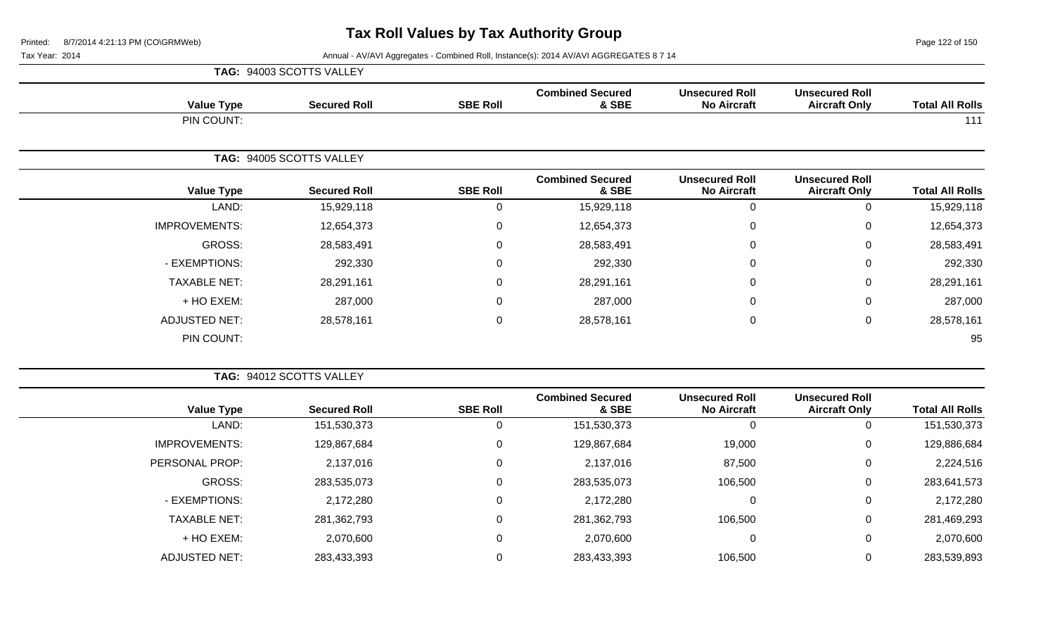# Tax Roll Values by Tax Authority Group

Printed: 8/7/2014 4:21:13 PM (CO\GRMWeb)

Tax Year: 2014

Annual - AV/AVI Aggregates - Combined Roll, Instance(s): 2014 AV/AVI AGGREGATES 8 7 14

**TAG: 94003 SCOTTS VALLEY**

| Value Type | Secured Roll | SBE Roll | Combined Secured & SBE | Unsecured Roll No Aircraft | Unsecured Roll Aircraft Only | Total All Rolls |
|---|---|---|---|---|---|---|
| PIN COUNT: | | | | | | 111 |

**TAG: 94005 SCOTTS VALLEY**

| Value Type | Secured Roll | SBE Roll | Combined Secured & SBE | Unsecured Roll No Aircraft | Unsecured Roll Aircraft Only | Total All Rolls |
|---|---|---|---|---|---|---|
| LAND: | 15,929,118 | 0 | 15,929,118 | 0 | 0 | 15,929,118 |
| IMPROVEMENTS: | 12,654,373 | 0 | 12,654,373 | 0 | 0 | 12,654,373 |
| GROSS: | 28,583,491 | 0 | 28,583,491 | 0 | 0 | 28,583,491 |
| - EXEMPTIONS: | 292,330 | 0 | 292,330 | 0 | 0 | 292,330 |
| TAXABLE NET: | 28,291,161 | 0 | 28,291,161 | 0 | 0 | 28,291,161 |
| + HO EXEM: | 287,000 | 0 | 287,000 | 0 | 0 | 287,000 |
| ADJUSTED NET: | 28,578,161 | 0 | 28,578,161 | 0 | 0 | 28,578,161 |
| PIN COUNT: | | | | | | 95 |

**TAG: 94012 SCOTTS VALLEY**

| Value Type | Secured Roll | SBE Roll | Combined Secured & SBE | Unsecured Roll No Aircraft | Unsecured Roll Aircraft Only | Total All Rolls |
|---|---|---|---|---|---|---|
| LAND: | 151,530,373 | 0 | 151,530,373 | 0 | 0 | 151,530,373 |
| IMPROVEMENTS: | 129,867,684 | 0 | 129,867,684 | 19,000 | 0 | 129,886,684 |
| PERSONAL PROP: | 2,137,016 | 0 | 2,137,016 | 87,500 | 0 | 2,224,516 |
| GROSS: | 283,535,073 | 0 | 283,535,073 | 106,500 | 0 | 283,641,573 |
| - EXEMPTIONS: | 2,172,280 | 0 | 2,172,280 | 0 | 0 | 2,172,280 |
| TAXABLE NET: | 281,362,793 | 0 | 281,362,793 | 106,500 | 0 | 281,469,293 |
| + HO EXEM: | 2,070,600 | 0 | 2,070,600 | 0 | 0 | 2,070,600 |
| ADJUSTED NET: | 283,433,393 | 0 | 283,433,393 | 106,500 | 0 | 283,539,893 |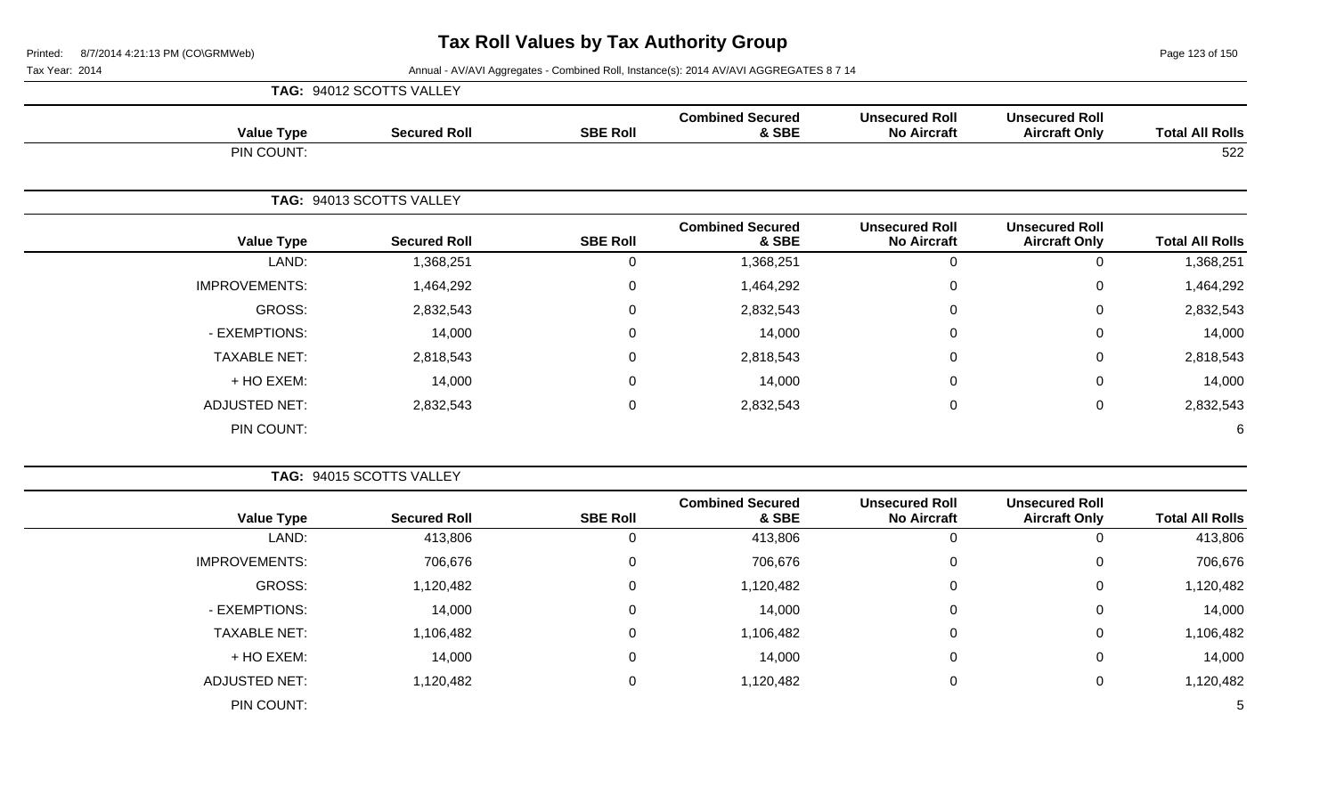# Tax Roll Values by Tax Authority Group

Printed: 8/7/2014 4:21:13 PM (CO\GRMWeb)

Tax Year: 2014

Annual - AV/AVI Aggregates - Combined Roll, Instance(s): 2014 AV/AVI AGGREGATES 8 7 14

**TAG: 94012 SCOTTS VALLEY**

| Value Type | Secured Roll | SBE Roll | Combined Secured & SBE | Unsecured Roll No Aircraft | Unsecured Roll Aircraft Only | Total All Rolls |
|---|---|---|---|---|---|---|
| PIN COUNT: | | | | | | 522 |

**TAG: 94013 SCOTTS VALLEY**

| Value Type | Secured Roll | SBE Roll | Combined Secured & SBE | Unsecured Roll No Aircraft | Unsecured Roll Aircraft Only | Total All Rolls |
|---|---|---|---|---|---|---|
| LAND: | 1,368,251 | 0 | 1,368,251 | 0 | 0 | 1,368,251 |
| IMPROVEMENTS: | 1,464,292 | 0 | 1,464,292 | 0 | 0 | 1,464,292 |
| GROSS: | 2,832,543 | 0 | 2,832,543 | 0 | 0 | 2,832,543 |
| - EXEMPTIONS: | 14,000 | 0 | 14,000 | 0 | 0 | 14,000 |
| TAXABLE NET: | 2,818,543 | 0 | 2,818,543 | 0 | 0 | 2,818,543 |
| + HO EXEM: | 14,000 | 0 | 14,000 | 0 | 0 | 14,000 |
| ADJUSTED NET: | 2,832,543 | 0 | 2,832,543 | 0 | 0 | 2,832,543 |
| PIN COUNT: | | | | | | 6 |

**TAG: 94015 SCOTTS VALLEY**

| Value Type | Secured Roll | SBE Roll | Combined Secured & SBE | Unsecured Roll No Aircraft | Unsecured Roll Aircraft Only | Total All Rolls |
|---|---|---|---|---|---|---|
| LAND: | 413,806 | 0 | 413,806 | 0 | 0 | 413,806 |
| IMPROVEMENTS: | 706,676 | 0 | 706,676 | 0 | 0 | 706,676 |
| GROSS: | 1,120,482 | 0 | 1,120,482 | 0 | 0 | 1,120,482 |
| - EXEMPTIONS: | 14,000 | 0 | 14,000 | 0 | 0 | 14,000 |
| TAXABLE NET: | 1,106,482 | 0 | 1,106,482 | 0 | 0 | 1,106,482 |
| + HO EXEM: | 14,000 | 0 | 14,000 | 0 | 0 | 14,000 |
| ADJUSTED NET: | 1,120,482 | 0 | 1,120,482 | 0 | 0 | 1,120,482 |
| PIN COUNT: | | | | | | 5 |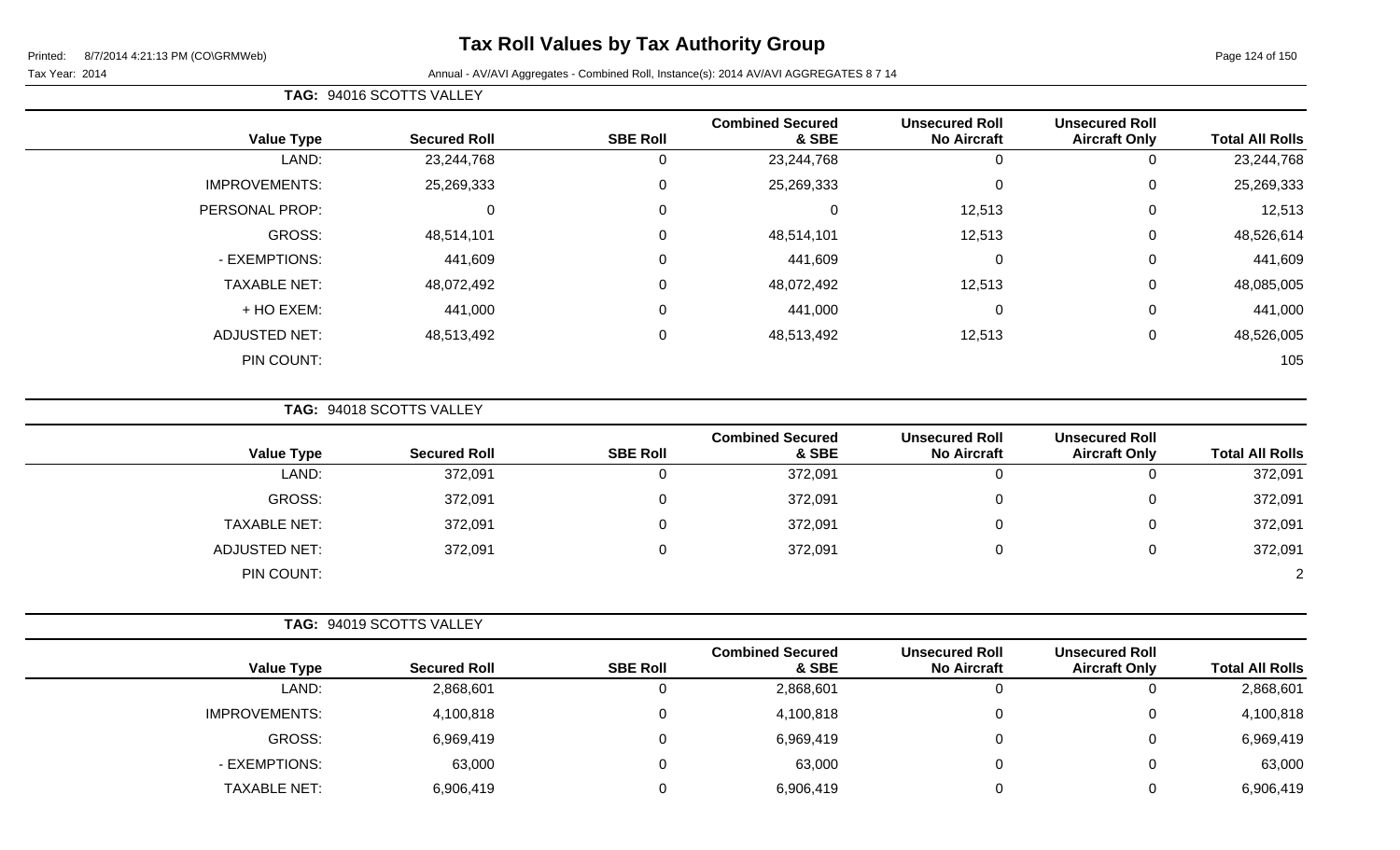# Tax Roll Values by Tax Authority Group

Printed: 8/7/2014 4:21:13 PM (CO\GRMWeb)

Tax Year: 2014

Annual - AV/AVI Aggregates - Combined Roll, Instance(s): 2014 AV/AVI AGGREGATES 8 7 14

**TAG:** 94016 SCOTTS VALLEY

| Value Type | Secured Roll | SBE Roll | Combined Secured & SBE | Unsecured Roll No Aircraft | Unsecured Roll Aircraft Only | Total All Rolls |
|---|---|---|---|---|---|---|
| LAND: | 23,244,768 | 0 | 23,244,768 | 0 | 0 | 23,244,768 |
| IMPROVEMENTS: | 25,269,333 | 0 | 25,269,333 | 0 | 0 | 25,269,333 |
| PERSONAL PROP: | 0 | 0 | 0 | 12,513 | 0 | 12,513 |
| GROSS: | 48,514,101 | 0 | 48,514,101 | 12,513 | 0 | 48,526,614 |
| - EXEMPTIONS: | 441,609 | 0 | 441,609 | 0 | 0 | 441,609 |
| TAXABLE NET: | 48,072,492 | 0 | 48,072,492 | 12,513 | 0 | 48,085,005 |
| + HO EXEM: | 441,000 | 0 | 441,000 | 0 | 0 | 441,000 |
| ADJUSTED NET: | 48,513,492 | 0 | 48,513,492 | 12,513 | 0 | 48,526,005 |
| PIN COUNT: | | | | | | 105 |

**TAG:** 94018 SCOTTS VALLEY

| Value Type | Secured Roll | SBE Roll | Combined Secured & SBE | Unsecured Roll No Aircraft | Unsecured Roll Aircraft Only | Total All Rolls |
|---|---|---|---|---|---|---|
| LAND: | 372,091 | 0 | 372,091 | 0 | 0 | 372,091 |
| GROSS: | 372,091 | 0 | 372,091 | 0 | 0 | 372,091 |
| TAXABLE NET: | 372,091 | 0 | 372,091 | 0 | 0 | 372,091 |
| ADJUSTED NET: | 372,091 | 0 | 372,091 | 0 | 0 | 372,091 |
| PIN COUNT: | | | | | | 2 |

**TAG:** 94019 SCOTTS VALLEY

| Value Type | Secured Roll | SBE Roll | Combined Secured & SBE | Unsecured Roll No Aircraft | Unsecured Roll Aircraft Only | Total All Rolls |
|---|---|---|---|---|---|---|
| LAND: | 2,868,601 | 0 | 2,868,601 | 0 | 0 | 2,868,601 |
| IMPROVEMENTS: | 4,100,818 | 0 | 4,100,818 | 0 | 0 | 4,100,818 |
| GROSS: | 6,969,419 | 0 | 6,969,419 | 0 | 0 | 6,969,419 |
| - EXEMPTIONS: | 63,000 | 0 | 63,000 | 0 | 0 | 63,000 |
| TAXABLE NET: | 6,906,419 | 0 | 6,906,419 | 0 | 0 | 6,906,419 |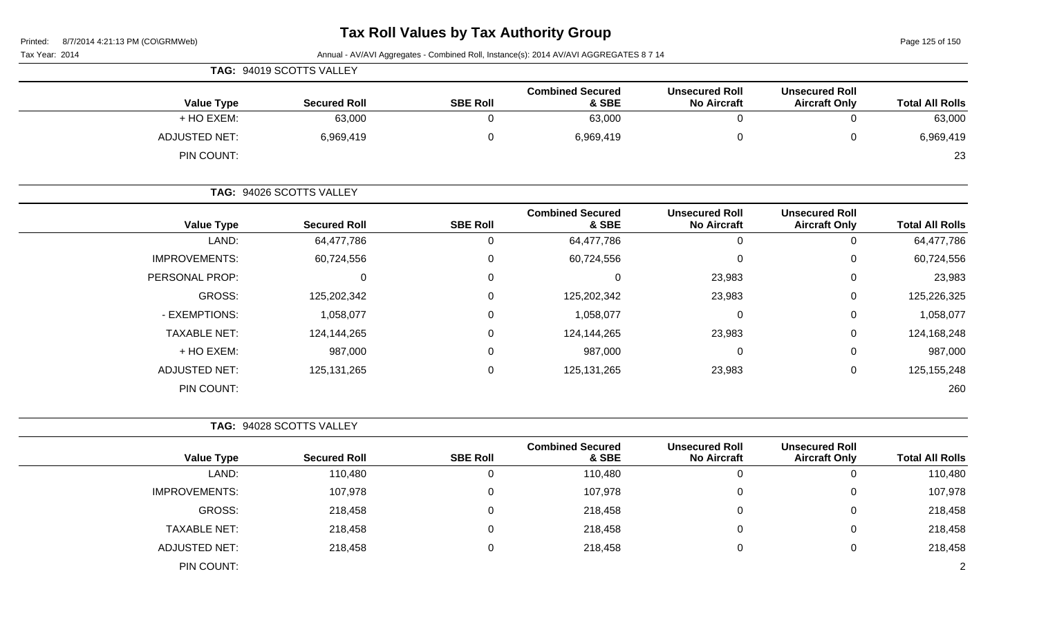# Tax Roll Values by Tax Authority Group

Tax Year: 2014

Annual - AV/AVI Aggregates - Combined Roll, Instance(s): 2014 AV/AVI AGGREGATES 8 7 14

**TAG: 94019 SCOTTS VALLEY**

| Value Type | Secured Roll | SBE Roll | Combined Secured & SBE | Unsecured Roll No Aircraft | Unsecured Roll Aircraft Only | Total All Rolls |
|---|---|---|---|---|---|---|
| + HO EXEM: | 63,000 | 0 | 63,000 | 0 | 0 | 63,000 |
| ADJUSTED NET: | 6,969,419 | 0 | 6,969,419 | 0 | 0 | 6,969,419 |
| PIN COUNT: | | | | | | 23 |

**TAG: 94026 SCOTTS VALLEY**

| Value Type | Secured Roll | SBE Roll | Combined Secured & SBE | Unsecured Roll No Aircraft | Unsecured Roll Aircraft Only | Total All Rolls |
|---|---|---|---|---|---|---|
| LAND: | 64,477,786 | 0 | 64,477,786 | 0 | 0 | 64,477,786 |
| IMPROVEMENTS: | 60,724,556 | 0 | 60,724,556 | 0 | 0 | 60,724,556 |
| PERSONAL PROP: | 0 | 0 | 0 | 23,983 | 0 | 23,983 |
| GROSS: | 125,202,342 | 0 | 125,202,342 | 23,983 | 0 | 125,226,325 |
| - EXEMPTIONS: | 1,058,077 | 0 | 1,058,077 | 0 | 0 | 1,058,077 |
| TAXABLE NET: | 124,144,265 | 0 | 124,144,265 | 23,983 | 0 | 124,168,248 |
| + HO EXEM: | 987,000 | 0 | 987,000 | 0 | 0 | 987,000 |
| ADJUSTED NET: | 125,131,265 | 0 | 125,131,265 | 23,983 | 0 | 125,155,248 |
| PIN COUNT: | | | | | | 260 |

**TAG: 94028 SCOTTS VALLEY**

| Value Type | Secured Roll | SBE Roll | Combined Secured & SBE | Unsecured Roll No Aircraft | Unsecured Roll Aircraft Only | Total All Rolls |
|---|---|---|---|---|---|---|
| LAND: | 110,480 | 0 | 110,480 | 0 | 0 | 110,480 |
| IMPROVEMENTS: | 107,978 | 0 | 107,978 | 0 | 0 | 107,978 |
| GROSS: | 218,458 | 0 | 218,458 | 0 | 0 | 218,458 |
| TAXABLE NET: | 218,458 | 0 | 218,458 | 0 | 0 | 218,458 |
| ADJUSTED NET: | 218,458 | 0 | 218,458 | 0 | 0 | 218,458 |
| PIN COUNT: | | | | | | 2 |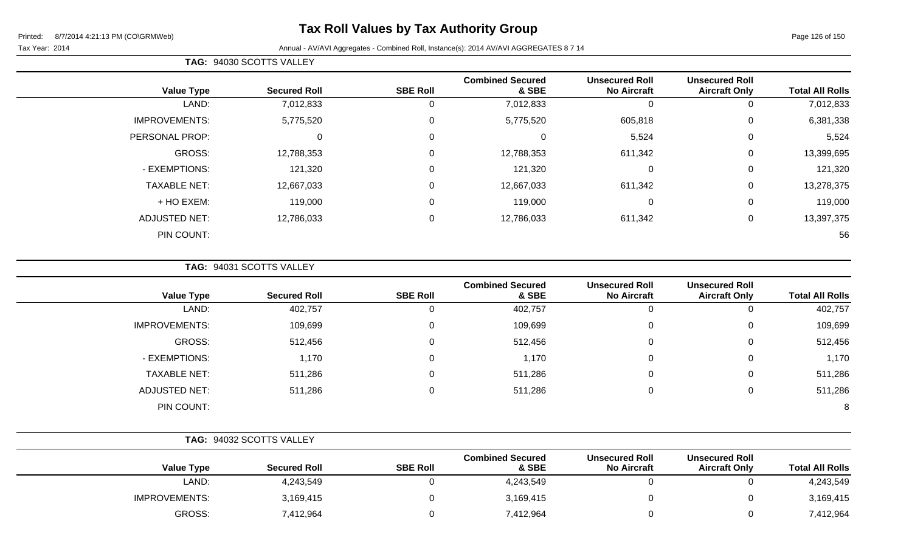# Tax Roll Values by Tax Authority Group

Printed: 8/7/2014 4:21:13 PM (CO\GRMWeb)

Tax Year: 2014

Annual - AV/AVI Aggregates - Combined Roll, Instance(s): 2014 AV/AVI AGGREGATES 8 7 14

**TAG: 94030 SCOTTS VALLEY**

| Value Type | Secured Roll | SBE Roll | Combined Secured & SBE | Unsecured Roll No Aircraft | Unsecured Roll Aircraft Only | Total All Rolls |
|---|---|---|---|---|---|---|
| LAND: | 7,012,833 | 0 | 7,012,833 | 0 | 0 | 7,012,833 |
| IMPROVEMENTS: | 5,775,520 | 0 | 5,775,520 | 605,818 | 0 | 6,381,338 |
| PERSONAL PROP: | 0 | 0 | 0 | 5,524 | 0 | 5,524 |
| GROSS: | 12,788,353 | 0 | 12,788,353 | 611,342 | 0 | 13,399,695 |
| - EXEMPTIONS: | 121,320 | 0 | 121,320 | 0 | 0 | 121,320 |
| TAXABLE NET: | 12,667,033 | 0 | 12,667,033 | 611,342 | 0 | 13,278,375 |
| + HO EXEM: | 119,000 | 0 | 119,000 | 0 | 0 | 119,000 |
| ADJUSTED NET: | 12,786,033 | 0 | 12,786,033 | 611,342 | 0 | 13,397,375 |
| PIN COUNT: | | | | | | 56 |

**TAG: 94031 SCOTTS VALLEY**

| Value Type | Secured Roll | SBE Roll | Combined Secured & SBE | Unsecured Roll No Aircraft | Unsecured Roll Aircraft Only | Total All Rolls |
|---|---|---|---|---|---|---|
| LAND: | 402,757 | 0 | 402,757 | 0 | 0 | 402,757 |
| IMPROVEMENTS: | 109,699 | 0 | 109,699 | 0 | 0 | 109,699 |
| GROSS: | 512,456 | 0 | 512,456 | 0 | 0 | 512,456 |
| - EXEMPTIONS: | 1,170 | 0 | 1,170 | 0 | 0 | 1,170 |
| TAXABLE NET: | 511,286 | 0 | 511,286 | 0 | 0 | 511,286 |
| ADJUSTED NET: | 511,286 | 0 | 511,286 | 0 | 0 | 511,286 |
| PIN COUNT: | | | | | | 8 |

**TAG: 94032 SCOTTS VALLEY**

| Value Type | Secured Roll | SBE Roll | Combined Secured & SBE | Unsecured Roll No Aircraft | Unsecured Roll Aircraft Only | Total All Rolls |
|---|---|---|---|---|---|---|
| LAND: | 4,243,549 | 0 | 4,243,549 | 0 | 0 | 4,243,549 |
| IMPROVEMENTS: | 3,169,415 | 0 | 3,169,415 | 0 | 0 | 3,169,415 |
| GROSS: | 7,412,964 | 0 | 7,412,964 | 0 | 0 | 7,412,964 |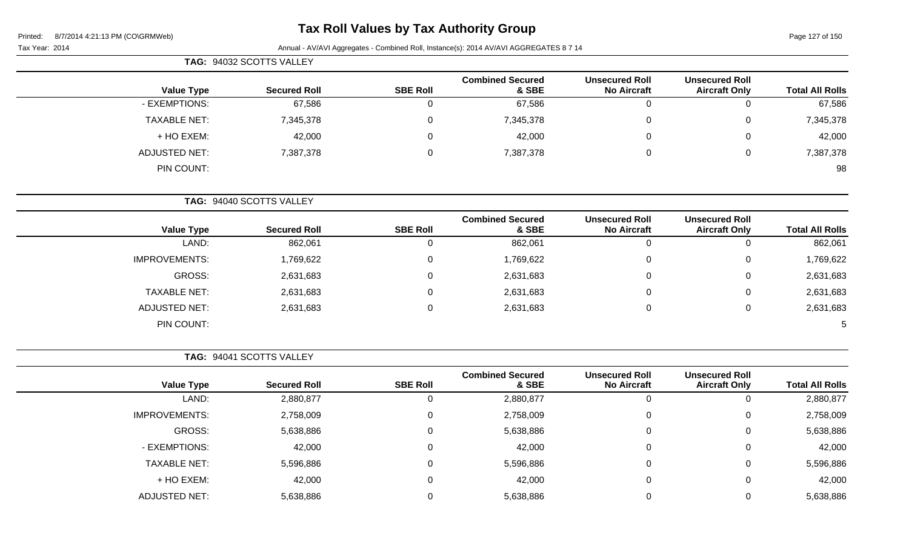# Tax Roll Values by Tax Authority Group

Tax Year: 2014

Annual - AV/AVI Aggregates - Combined Roll, Instance(s): 2014 AV/AVI AGGREGATES 8 7 14

**TAG: 94032 SCOTTS VALLEY**

| Value Type | Secured Roll | SBE Roll | Combined Secured & SBE | Unsecured Roll No Aircraft | Unsecured Roll Aircraft Only | Total All Rolls |
|---|---|---|---|---|---|---|
| - EXEMPTIONS: | 67,586 | 0 | 67,586 | 0 | 0 | 67,586 |
| TAXABLE NET: | 7,345,378 | 0 | 7,345,378 | 0 | 0 | 7,345,378 |
| + HO EXEM: | 42,000 | 0 | 42,000 | 0 | 0 | 42,000 |
| ADJUSTED NET: | 7,387,378 | 0 | 7,387,378 | 0 | 0 | 7,387,378 |
| PIN COUNT: | | | | | | 98 |

**TAG: 94040 SCOTTS VALLEY**

| Value Type | Secured Roll | SBE Roll | Combined Secured & SBE | Unsecured Roll No Aircraft | Unsecured Roll Aircraft Only | Total All Rolls |
|---|---|---|---|---|---|---|
| LAND: | 862,061 | 0 | 862,061 | 0 | 0 | 862,061 |
| IMPROVEMENTS: | 1,769,622 | 0 | 1,769,622 | 0 | 0 | 1,769,622 |
| GROSS: | 2,631,683 | 0 | 2,631,683 | 0 | 0 | 2,631,683 |
| TAXABLE NET: | 2,631,683 | 0 | 2,631,683 | 0 | 0 | 2,631,683 |
| ADJUSTED NET: | 2,631,683 | 0 | 2,631,683 | 0 | 0 | 2,631,683 |
| PIN COUNT: | | | | | | 5 |

**TAG: 94041 SCOTTS VALLEY**

| Value Type | Secured Roll | SBE Roll | Combined Secured & SBE | Unsecured Roll No Aircraft | Unsecured Roll Aircraft Only | Total All Rolls |
|---|---|---|---|---|---|---|
| LAND: | 2,880,877 | 0 | 2,880,877 | 0 | 0 | 2,880,877 |
| IMPROVEMENTS: | 2,758,009 | 0 | 2,758,009 | 0 | 0 | 2,758,009 |
| GROSS: | 5,638,886 | 0 | 5,638,886 | 0 | 0 | 5,638,886 |
| - EXEMPTIONS: | 42,000 | 0 | 42,000 | 0 | 0 | 42,000 |
| TAXABLE NET: | 5,596,886 | 0 | 5,596,886 | 0 | 0 | 5,596,886 |
| + HO EXEM: | 42,000 | 0 | 42,000 | 0 | 0 | 42,000 |
| ADJUSTED NET: | 5,638,886 | 0 | 5,638,886 | 0 | 0 | 5,638,886 |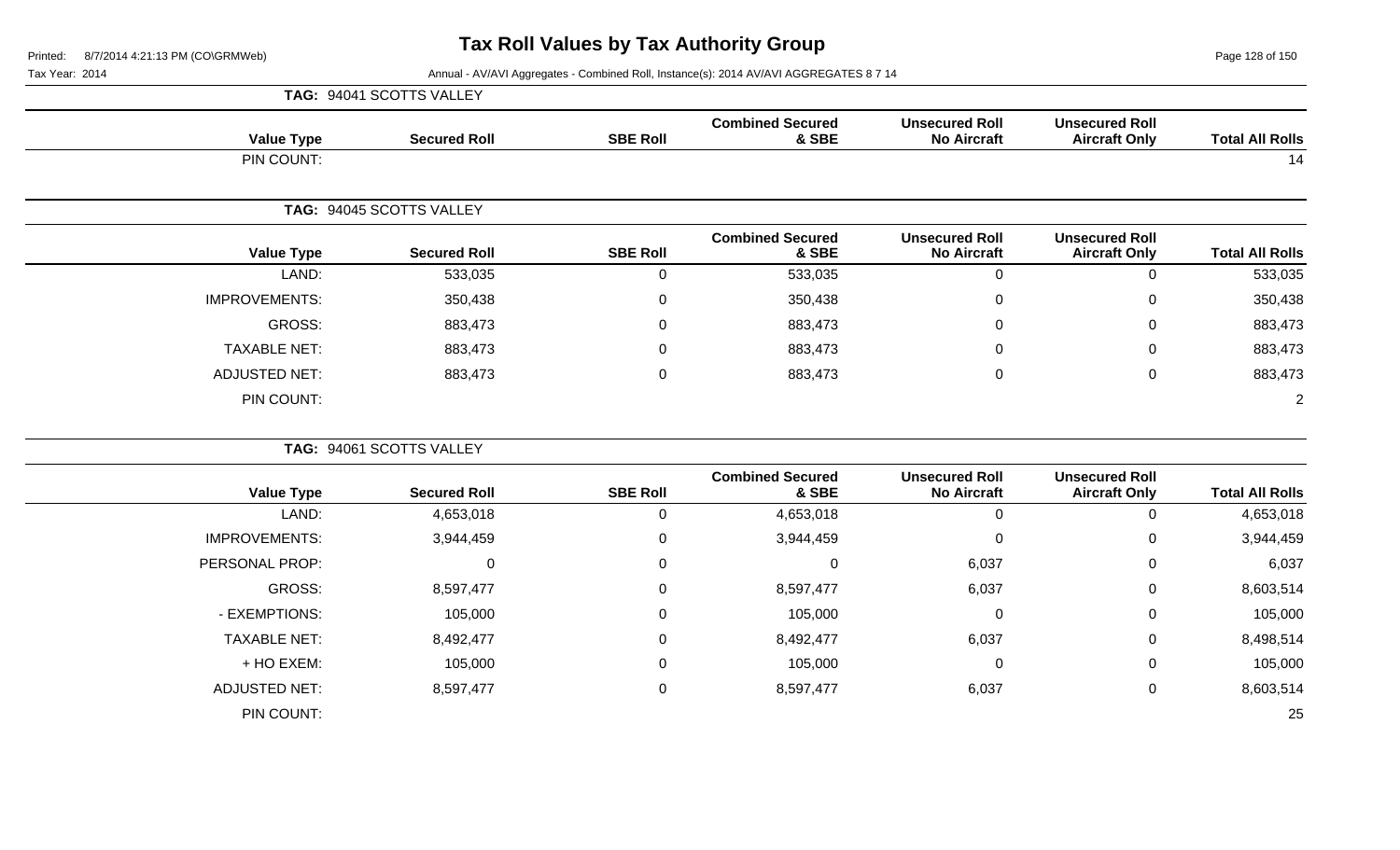# Tax Roll Values by Tax Authority Group

Printed: 8/7/2014 4:21:13 PM (CO\GRMWeb)

Tax Year: 2014

Annual - AV/AVI Aggregates - Combined Roll, Instance(s): 2014 AV/AVI AGGREGATES 8 7 14

**TAG: 94041 SCOTTS VALLEY**

| Value Type | Secured Roll | SBE Roll | Combined Secured & SBE | Unsecured Roll No Aircraft | Unsecured Roll Aircraft Only | Total All Rolls |
|---|---|---|---|---|---|---|
| PIN COUNT: | | | | | | 14 |

**TAG: 94045 SCOTTS VALLEY**

| Value Type | Secured Roll | SBE Roll | Combined Secured & SBE | Unsecured Roll No Aircraft | Unsecured Roll Aircraft Only | Total All Rolls |
|---|---|---|---|---|---|---|
| LAND: | 533,035 | 0 | 533,035 | 0 | 0 | 533,035 |
| IMPROVEMENTS: | 350,438 | 0 | 350,438 | 0 | 0 | 350,438 |
| GROSS: | 883,473 | 0 | 883,473 | 0 | 0 | 883,473 |
| TAXABLE NET: | 883,473 | 0 | 883,473 | 0 | 0 | 883,473 |
| ADJUSTED NET: | 883,473 | 0 | 883,473 | 0 | 0 | 883,473 |
| PIN COUNT: | | | | | | 2 |

**TAG: 94061 SCOTTS VALLEY**

| Value Type | Secured Roll | SBE Roll | Combined Secured & SBE | Unsecured Roll No Aircraft | Unsecured Roll Aircraft Only | Total All Rolls |
|---|---|---|---|---|---|---|
| LAND: | 4,653,018 | 0 | 4,653,018 | 0 | 0 | 4,653,018 |
| IMPROVEMENTS: | 3,944,459 | 0 | 3,944,459 | 0 | 0 | 3,944,459 |
| PERSONAL PROP: | 0 | 0 | 0 | 6,037 | 0 | 6,037 |
| GROSS: | 8,597,477 | 0 | 8,597,477 | 6,037 | 0 | 8,603,514 |
| - EXEMPTIONS: | 105,000 | 0 | 105,000 | 0 | 0 | 105,000 |
| TAXABLE NET: | 8,492,477 | 0 | 8,492,477 | 6,037 | 0 | 8,498,514 |
| + HO EXEM: | 105,000 | 0 | 105,000 | 0 | 0 | 105,000 |
| ADJUSTED NET: | 8,597,477 | 0 | 8,597,477 | 6,037 | 0 | 8,603,514 |
| PIN COUNT: | | | | | | 25 |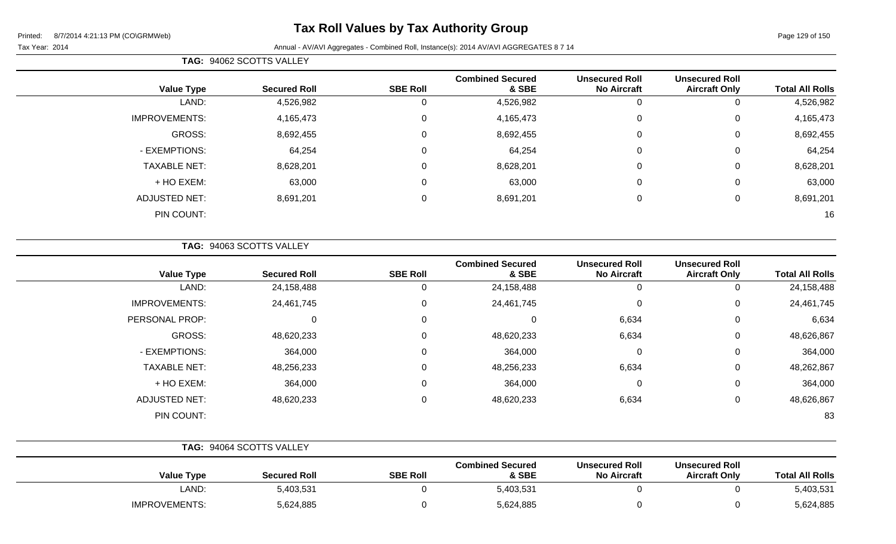# Tax Roll Values by Tax Authority Group

Tax Year: 2014

Annual - AV/AVI Aggregates - Combined Roll, Instance(s): 2014 AV/AVI AGGREGATES 8 7 14

**TAG: 94062 SCOTTS VALLEY**

| Value Type | Secured Roll | SBE Roll | Combined Secured & SBE | Unsecured Roll No Aircraft | Unsecured Roll Aircraft Only | Total All Rolls |
|---|---|---|---|---|---|---|
| LAND: | 4,526,982 | 0 | 4,526,982 | 0 | 0 | 4,526,982 |
| IMPROVEMENTS: | 4,165,473 | 0 | 4,165,473 | 0 | 0 | 4,165,473 |
| GROSS: | 8,692,455 | 0 | 8,692,455 | 0 | 0 | 8,692,455 |
| - EXEMPTIONS: | 64,254 | 0 | 64,254 | 0 | 0 | 64,254 |
| TAXABLE NET: | 8,628,201 | 0 | 8,628,201 | 0 | 0 | 8,628,201 |
| + HO EXEM: | 63,000 | 0 | 63,000 | 0 | 0 | 63,000 |
| ADJUSTED NET: | 8,691,201 | 0 | 8,691,201 | 0 | 0 | 8,691,201 |
| PIN COUNT: | | | | | | 16 |

**TAG: 94063 SCOTTS VALLEY**

| Value Type | Secured Roll | SBE Roll | Combined Secured & SBE | Unsecured Roll No Aircraft | Unsecured Roll Aircraft Only | Total All Rolls |
|---|---|---|---|---|---|---|
| LAND: | 24,158,488 | 0 | 24,158,488 | 0 | 0 | 24,158,488 |
| IMPROVEMENTS: | 24,461,745 | 0 | 24,461,745 | 0 | 0 | 24,461,745 |
| PERSONAL PROP: | 0 | 0 | 0 | 6,634 | 0 | 6,634 |
| GROSS: | 48,620,233 | 0 | 48,620,233 | 6,634 | 0 | 48,626,867 |
| - EXEMPTIONS: | 364,000 | 0 | 364,000 | 0 | 0 | 364,000 |
| TAXABLE NET: | 48,256,233 | 0 | 48,256,233 | 6,634 | 0 | 48,262,867 |
| + HO EXEM: | 364,000 | 0 | 364,000 | 0 | 0 | 364,000 |
| ADJUSTED NET: | 48,620,233 | 0 | 48,620,233 | 6,634 | 0 | 48,626,867 |
| PIN COUNT: | | | | | | 83 |

**TAG: 94064 SCOTTS VALLEY**

| Value Type | Secured Roll | SBE Roll | Combined Secured & SBE | Unsecured Roll No Aircraft | Unsecured Roll Aircraft Only | Total All Rolls |
|---|---|---|---|---|---|---|
| LAND: | 5,403,531 | 0 | 5,403,531 | 0 | 0 | 5,403,531 |
| IMPROVEMENTS: | 5,624,885 | 0 | 5,624,885 | 0 | 0 | 5,624,885 |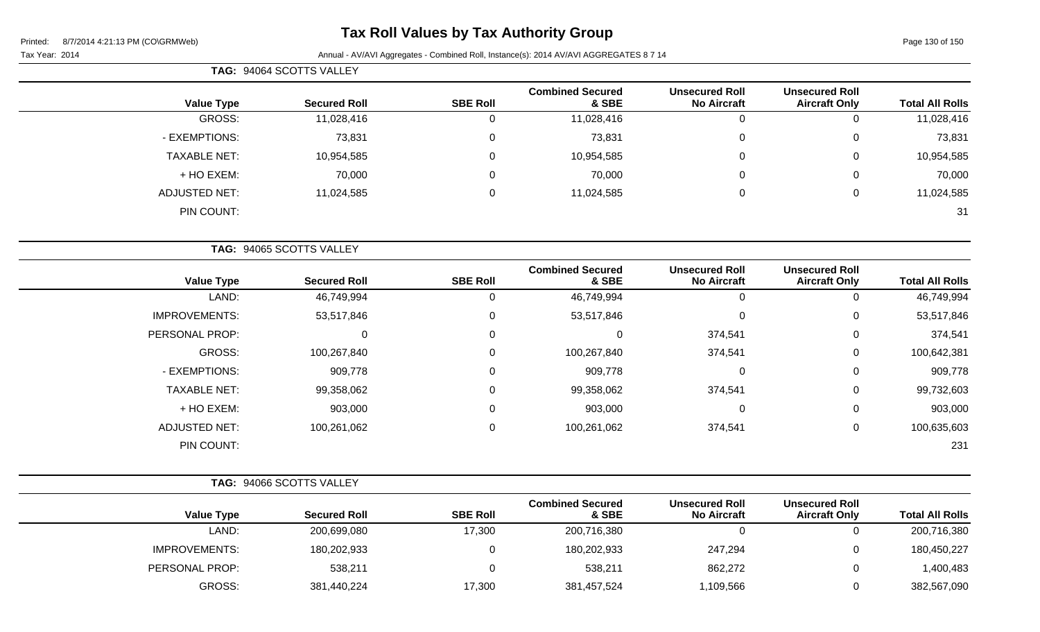# Tax Roll Values by Tax Authority Group

Printed: 8/7/2014 4:21:13 PM (CO\GRMWeb)

Tax Year: 2014

Annual - AV/AVI Aggregates - Combined Roll, Instance(s): 2014 AV/AVI AGGREGATES 8 7 14

**TAG: 94064 SCOTTS VALLEY**

| Value Type | Secured Roll | SBE Roll | Combined Secured & SBE | Unsecured Roll No Aircraft | Unsecured Roll Aircraft Only | Total All Rolls |
|---|---|---|---|---|---|---|
| GROSS: | 11,028,416 | 0 | 11,028,416 | 0 | 0 | 11,028,416 |
| - EXEMPTIONS: | 73,831 | 0 | 73,831 | 0 | 0 | 73,831 |
| TAXABLE NET: | 10,954,585 | 0 | 10,954,585 | 0 | 0 | 10,954,585 |
| + HO EXEM: | 70,000 | 0 | 70,000 | 0 | 0 | 70,000 |
| ADJUSTED NET: | 11,024,585 | 0 | 11,024,585 | 0 | 0 | 11,024,585 |
| PIN COUNT: | | | | | | 31 |

**TAG: 94065 SCOTTS VALLEY**

| Value Type | Secured Roll | SBE Roll | Combined Secured & SBE | Unsecured Roll No Aircraft | Unsecured Roll Aircraft Only | Total All Rolls |
|---|---|---|---|---|---|---|
| LAND: | 46,749,994 | 0 | 46,749,994 | 0 | 0 | 46,749,994 |
| IMPROVEMENTS: | 53,517,846 | 0 | 53,517,846 | 0 | 0 | 53,517,846 |
| PERSONAL PROP: | 0 | 0 | 0 | 374,541 | 0 | 374,541 |
| GROSS: | 100,267,840 | 0 | 100,267,840 | 374,541 | 0 | 100,642,381 |
| - EXEMPTIONS: | 909,778 | 0 | 909,778 | 0 | 0 | 909,778 |
| TAXABLE NET: | 99,358,062 | 0 | 99,358,062 | 374,541 | 0 | 99,732,603 |
| + HO EXEM: | 903,000 | 0 | 903,000 | 0 | 0 | 903,000 |
| ADJUSTED NET: | 100,261,062 | 0 | 100,261,062 | 374,541 | 0 | 100,635,603 |
| PIN COUNT: | | | | | | 231 |

**TAG: 94066 SCOTTS VALLEY**

| Value Type | Secured Roll | SBE Roll | Combined Secured & SBE | Unsecured Roll No Aircraft | Unsecured Roll Aircraft Only | Total All Rolls |
|---|---|---|---|---|---|---|
| LAND: | 200,699,080 | 17,300 | 200,716,380 | 0 | 0 | 200,716,380 |
| IMPROVEMENTS: | 180,202,933 | 0 | 180,202,933 | 247,294 | 0 | 180,450,227 |
| PERSONAL PROP: | 538,211 | 0 | 538,211 | 862,272 | 0 | 1,400,483 |
| GROSS: | 381,440,224 | 17,300 | 381,457,524 | 1,109,566 | 0 | 382,567,090 |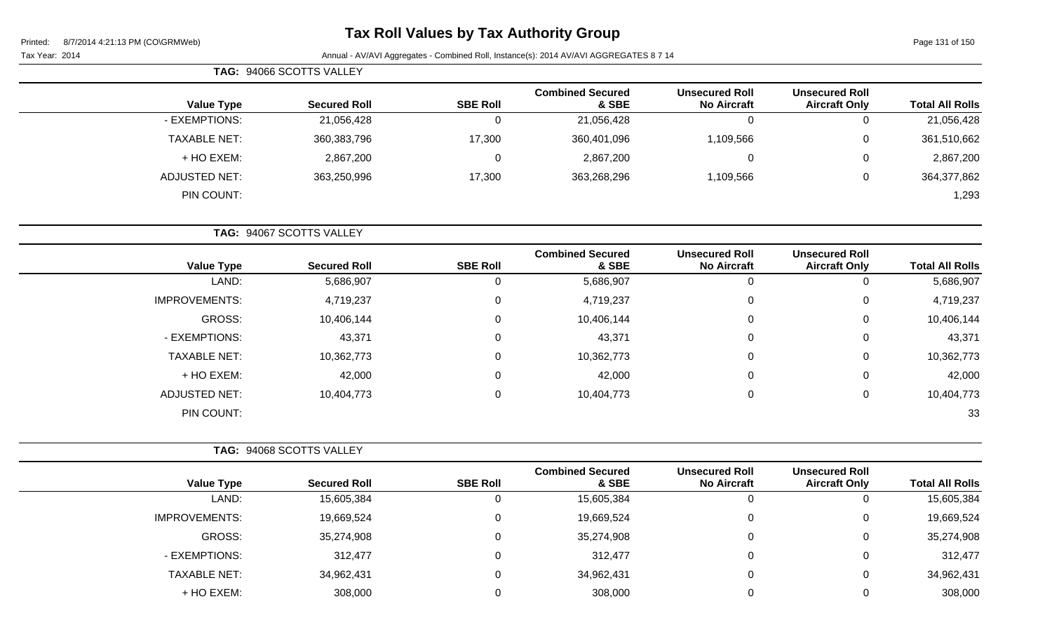# Tax Roll Values by Tax Authority Group

Tax Year: 2014

Annual - AV/AVI Aggregates - Combined Roll, Instance(s): 2014 AV/AVI AGGREGATES 8 7 14

**TAG: 94066 SCOTTS VALLEY**

| Value Type | Secured Roll | SBE Roll | Combined Secured & SBE | Unsecured Roll No Aircraft | Unsecured Roll Aircraft Only | Total All Rolls |
|---|---|---|---|---|---|---|
| - EXEMPTIONS: | 21,056,428 | 0 | 21,056,428 | 0 | 0 | 21,056,428 |
| TAXABLE NET: | 360,383,796 | 17,300 | 360,401,096 | 1,109,566 | 0 | 361,510,662 |
| + HO EXEM: | 2,867,200 | 0 | 2,867,200 | 0 | 0 | 2,867,200 |
| ADJUSTED NET: | 363,250,996 | 17,300 | 363,268,296 | 1,109,566 | 0 | 364,377,862 |
| PIN COUNT: | | | | | | 1,293 |

**TAG: 94067 SCOTTS VALLEY**

| Value Type | Secured Roll | SBE Roll | Combined Secured & SBE | Unsecured Roll No Aircraft | Unsecured Roll Aircraft Only | Total All Rolls |
|---|---|---|---|---|---|---|
| LAND: | 5,686,907 | 0 | 5,686,907 | 0 | 0 | 5,686,907 |
| IMPROVEMENTS: | 4,719,237 | 0 | 4,719,237 | 0 | 0 | 4,719,237 |
| GROSS: | 10,406,144 | 0 | 10,406,144 | 0 | 0 | 10,406,144 |
| - EXEMPTIONS: | 43,371 | 0 | 43,371 | 0 | 0 | 43,371 |
| TAXABLE NET: | 10,362,773 | 0 | 10,362,773 | 0 | 0 | 10,362,773 |
| + HO EXEM: | 42,000 | 0 | 42,000 | 0 | 0 | 42,000 |
| ADJUSTED NET: | 10,404,773 | 0 | 10,404,773 | 0 | 0 | 10,404,773 |
| PIN COUNT: | | | | | | 33 |

**TAG: 94068 SCOTTS VALLEY**

| Value Type | Secured Roll | SBE Roll | Combined Secured & SBE | Unsecured Roll No Aircraft | Unsecured Roll Aircraft Only | Total All Rolls |
|---|---|---|---|---|---|---|
| LAND: | 15,605,384 | 0 | 15,605,384 | 0 | 0 | 15,605,384 |
| IMPROVEMENTS: | 19,669,524 | 0 | 19,669,524 | 0 | 0 | 19,669,524 |
| GROSS: | 35,274,908 | 0 | 35,274,908 | 0 | 0 | 35,274,908 |
| - EXEMPTIONS: | 312,477 | 0 | 312,477 | 0 | 0 | 312,477 |
| TAXABLE NET: | 34,962,431 | 0 | 34,962,431 | 0 | 0 | 34,962,431 |
| + HO EXEM: | 308,000 | 0 | 308,000 | 0 | 0 | 308,000 |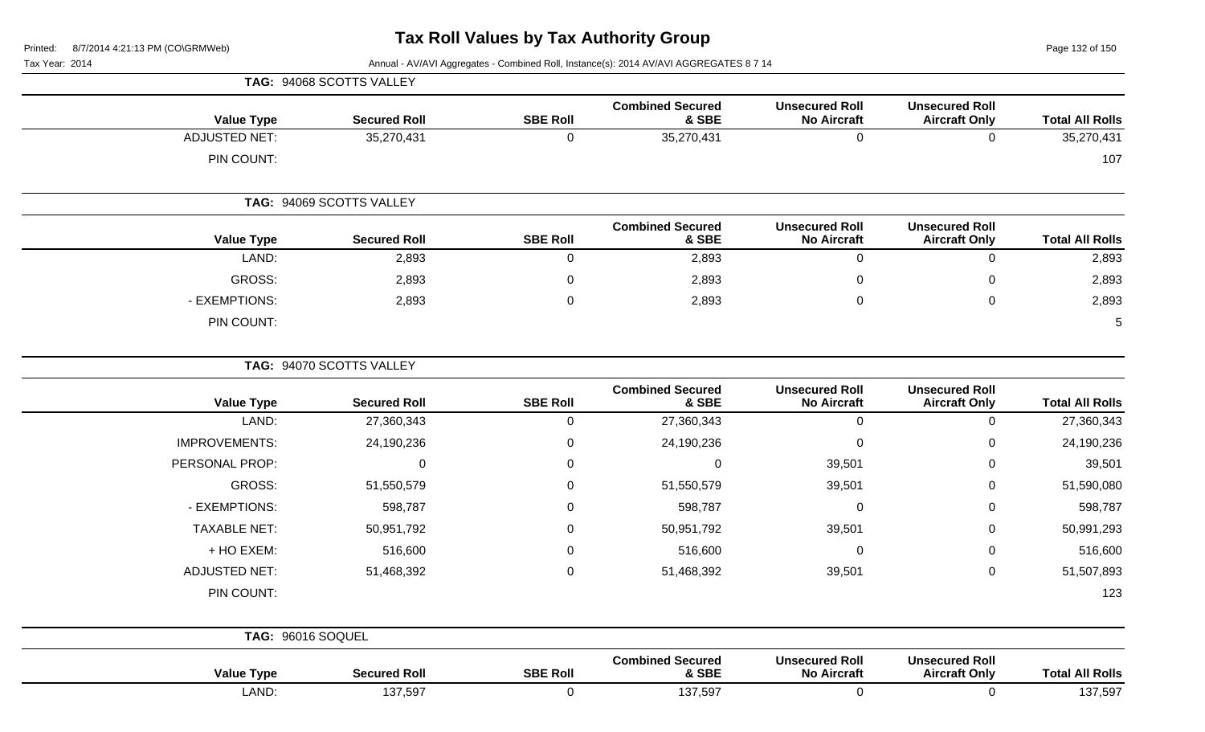# Tax Roll Values by Tax Authority Group

Printed: 8/7/2014 4:21:13 PM (CO\GRMWeb)

Tax Year: 2014

Annual - AV/AVI Aggregates - Combined Roll, Instance(s): 2014 AV/AVI AGGREGATES 8 7 14

**TAG: 94068 SCOTTS VALLEY**

| Value Type | Secured Roll | SBE Roll | Combined Secured & SBE | Unsecured Roll No Aircraft | Unsecured Roll Aircraft Only | Total All Rolls |
|---|---|---|---|---|---|---|
| ADJUSTED NET: | 35,270,431 | 0 | 35,270,431 | 0 | 0 | 35,270,431 |
| PIN COUNT: | | | | | | 107 |

**TAG: 94069 SCOTTS VALLEY**

| Value Type | Secured Roll | SBE Roll | Combined Secured & SBE | Unsecured Roll No Aircraft | Unsecured Roll Aircraft Only | Total All Rolls |
|---|---|---|---|---|---|---|
| LAND: | 2,893 | 0 | 2,893 | 0 | 0 | 2,893 |
| GROSS: | 2,893 | 0 | 2,893 | 0 | 0 | 2,893 |
| - EXEMPTIONS: | 2,893 | 0 | 2,893 | 0 | 0 | 2,893 |
| PIN COUNT: | | | | | | 5 |

**TAG: 94070 SCOTTS VALLEY**

| Value Type | Secured Roll | SBE Roll | Combined Secured & SBE | Unsecured Roll No Aircraft | Unsecured Roll Aircraft Only | Total All Rolls |
|---|---|---|---|---|---|---|
| LAND: | 27,360,343 | 0 | 27,360,343 | 0 | 0 | 27,360,343 |
| IMPROVEMENTS: | 24,190,236 | 0 | 24,190,236 | 0 | 0 | 24,190,236 |
| PERSONAL PROP: | 0 | 0 | 0 | 39,501 | 0 | 39,501 |
| GROSS: | 51,550,579 | 0 | 51,550,579 | 39,501 | 0 | 51,590,080 |
| - EXEMPTIONS: | 598,787 | 0 | 598,787 | 0 | 0 | 598,787 |
| TAXABLE NET: | 50,951,792 | 0 | 50,951,792 | 39,501 | 0 | 50,991,293 |
| + HO EXEM: | 516,600 | 0 | 516,600 | 0 | 0 | 516,600 |
| ADJUSTED NET: | 51,468,392 | 0 | 51,468,392 | 39,501 | 0 | 51,507,893 |
| PIN COUNT: | | | | | | 123 |

**TAG: 96016 SOQUEL**

| Value Type | Secured Roll | SBE Roll | Combined Secured & SBE | Unsecured Roll No Aircraft | Unsecured Roll Aircraft Only | Total All Rolls |
|---|---|---|---|---|---|---|
| LAND: | 137,597 | 0 | 137,597 | 0 | 0 | 137,597 |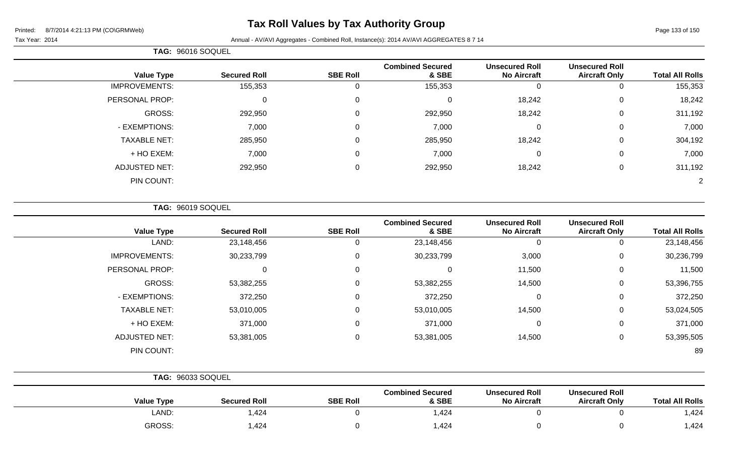# Tax Roll Values by Tax Authority Group

Printed: 8/7/2014 4:21:13 PM (CO\GRMWeb)

Tax Year: 2014

Annual - AV/AVI Aggregates - Combined Roll, Instance(s): 2014 AV/AVI AGGREGATES 8 7 14

**TAG: 96016 SOQUEL**

| Value Type | Secured Roll | SBE Roll | Combined Secured & SBE | Unsecured Roll No Aircraft | Unsecured Roll Aircraft Only | Total All Rolls |
|---|---|---|---|---|---|---|
| IMPROVEMENTS: | 155,353 | 0 | 155,353 | 0 | 0 | 155,353 |
| PERSONAL PROP: | 0 | 0 | 0 | 18,242 | 0 | 18,242 |
| GROSS: | 292,950 | 0 | 292,950 | 18,242 | 0 | 311,192 |
| - EXEMPTIONS: | 7,000 | 0 | 7,000 | 0 | 0 | 7,000 |
| TAXABLE NET: | 285,950 | 0 | 285,950 | 18,242 | 0 | 304,192 |
| + HO EXEM: | 7,000 | 0 | 7,000 | 0 | 0 | 7,000 |
| ADJUSTED NET: | 292,950 | 0 | 292,950 | 18,242 | 0 | 311,192 |
| PIN COUNT: | | | | | | 2 |

**TAG: 96019 SOQUEL**

| Value Type | Secured Roll | SBE Roll | Combined Secured & SBE | Unsecured Roll No Aircraft | Unsecured Roll Aircraft Only | Total All Rolls |
|---|---|---|---|---|---|---|
| LAND: | 23,148,456 | 0 | 23,148,456 | 0 | 0 | 23,148,456 |
| IMPROVEMENTS: | 30,233,799 | 0 | 30,233,799 | 3,000 | 0 | 30,236,799 |
| PERSONAL PROP: | 0 | 0 | 0 | 11,500 | 0 | 11,500 |
| GROSS: | 53,382,255 | 0 | 53,382,255 | 14,500 | 0 | 53,396,755 |
| - EXEMPTIONS: | 372,250 | 0 | 372,250 | 0 | 0 | 372,250 |
| TAXABLE NET: | 53,010,005 | 0 | 53,010,005 | 14,500 | 0 | 53,024,505 |
| + HO EXEM: | 371,000 | 0 | 371,000 | 0 | 0 | 371,000 |
| ADJUSTED NET: | 53,381,005 | 0 | 53,381,005 | 14,500 | 0 | 53,395,505 |
| PIN COUNT: | | | | | | 89 |

**TAG: 96033 SOQUEL**

| Value Type | Secured Roll | SBE Roll | Combined Secured & SBE | Unsecured Roll No Aircraft | Unsecured Roll Aircraft Only | Total All Rolls |
|---|---|---|---|---|---|---|
| LAND: | 1,424 | 0 | 1,424 | 0 | 0 | 1,424 |
| GROSS: | 1,424 | 0 | 1,424 | 0 | 0 | 1,424 |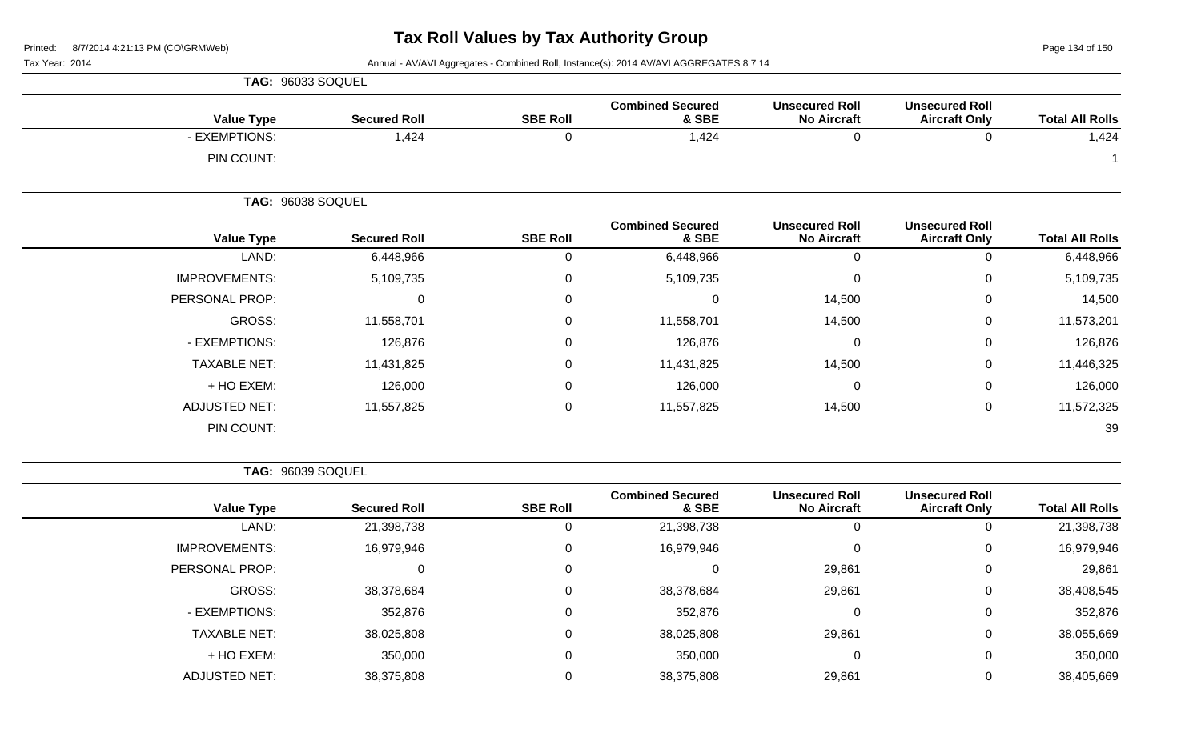# Tax Roll Values by Tax Authority Group

Tax Year: 2014

Annual - AV/AVI Aggregates - Combined Roll, Instance(s): 2014 AV/AVI AGGREGATES 8 7 14

**TAG: 96033 SOQUEL**

| Value Type | Secured Roll | SBE Roll | Combined Secured & SBE | Unsecured Roll No Aircraft | Unsecured Roll Aircraft Only | Total All Rolls |
|---|---|---|---|---|---|---|
| - EXEMPTIONS: | 1,424 | 0 | 1,424 | 0 | 0 | 1,424 |
| PIN COUNT: | | | | | | 1 |

**TAG: 96038 SOQUEL**

| Value Type | Secured Roll | SBE Roll | Combined Secured & SBE | Unsecured Roll No Aircraft | Unsecured Roll Aircraft Only | Total All Rolls |
|---|---|---|---|---|---|---|
| LAND: | 6,448,966 | 0 | 6,448,966 | 0 | 0 | 6,448,966 |
| IMPROVEMENTS: | 5,109,735 | 0 | 5,109,735 | 0 | 0 | 5,109,735 |
| PERSONAL PROP: | 0 | 0 | 0 | 14,500 | 0 | 14,500 |
| GROSS: | 11,558,701 | 0 | 11,558,701 | 14,500 | 0 | 11,573,201 |
| - EXEMPTIONS: | 126,876 | 0 | 126,876 | 0 | 0 | 126,876 |
| TAXABLE NET: | 11,431,825 | 0 | 11,431,825 | 14,500 | 0 | 11,446,325 |
| + HO EXEM: | 126,000 | 0 | 126,000 | 0 | 0 | 126,000 |
| ADJUSTED NET: | 11,557,825 | 0 | 11,557,825 | 14,500 | 0 | 11,572,325 |
| PIN COUNT: | | | | | | 39 |

**TAG: 96039 SOQUEL**

| Value Type | Secured Roll | SBE Roll | Combined Secured & SBE | Unsecured Roll No Aircraft | Unsecured Roll Aircraft Only | Total All Rolls |
|---|---|---|---|---|---|---|
| LAND: | 21,398,738 | 0 | 21,398,738 | 0 | 0 | 21,398,738 |
| IMPROVEMENTS: | 16,979,946 | 0 | 16,979,946 | 0 | 0 | 16,979,946 |
| PERSONAL PROP: | 0 | 0 | 0 | 29,861 | 0 | 29,861 |
| GROSS: | 38,378,684 | 0 | 38,378,684 | 29,861 | 0 | 38,408,545 |
| - EXEMPTIONS: | 352,876 | 0 | 352,876 | 0 | 0 | 352,876 |
| TAXABLE NET: | 38,025,808 | 0 | 38,025,808 | 29,861 | 0 | 38,055,669 |
| + HO EXEM: | 350,000 | 0 | 350,000 | 0 | 0 | 350,000 |
| ADJUSTED NET: | 38,375,808 | 0 | 38,375,808 | 29,861 | 0 | 38,405,669 |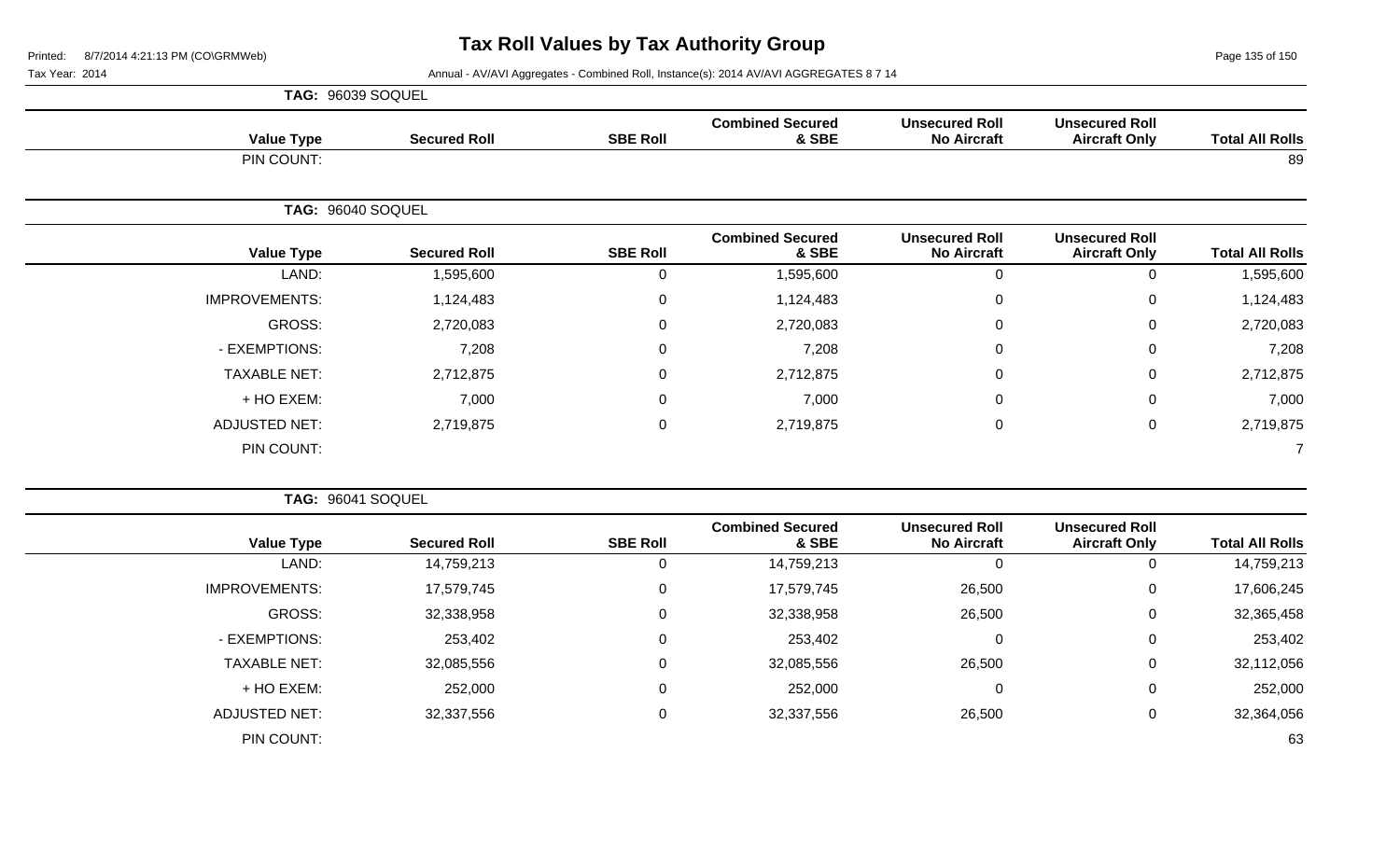# Tax Roll Values by Tax Authority Group

Tax Year: 2014

Annual - AV/AVI Aggregates - Combined Roll, Instance(s): 2014 AV/AVI AGGREGATES 8 7 14

**TAG: 96039 SOQUEL**

| Value Type | Secured Roll | SBE Roll | Combined Secured & SBE | Unsecured Roll No Aircraft | Unsecured Roll Aircraft Only | Total All Rolls |
|---|---|---|---|---|---|---|
| PIN COUNT: | | | | | | 89 |

**TAG: 96040 SOQUEL**

| Value Type | Secured Roll | SBE Roll | Combined Secured & SBE | Unsecured Roll No Aircraft | Unsecured Roll Aircraft Only | Total All Rolls |
|---|---|---|---|---|---|---|
| LAND: | 1,595,600 | 0 | 1,595,600 | 0 | 0 | 1,595,600 |
| IMPROVEMENTS: | 1,124,483 | 0 | 1,124,483 | 0 | 0 | 1,124,483 |
| GROSS: | 2,720,083 | 0 | 2,720,083 | 0 | 0 | 2,720,083 |
| - EXEMPTIONS: | 7,208 | 0 | 7,208 | 0 | 0 | 7,208 |
| TAXABLE NET: | 2,712,875 | 0 | 2,712,875 | 0 | 0 | 2,712,875 |
| + HO EXEM: | 7,000 | 0 | 7,000 | 0 | 0 | 7,000 |
| ADJUSTED NET: | 2,719,875 | 0 | 2,719,875 | 0 | 0 | 2,719,875 |
| PIN COUNT: | | | | | | 7 |

**TAG: 96041 SOQUEL**

| Value Type | Secured Roll | SBE Roll | Combined Secured & SBE | Unsecured Roll No Aircraft | Unsecured Roll Aircraft Only | Total All Rolls |
|---|---|---|---|---|---|---|
| LAND: | 14,759,213 | 0 | 14,759,213 | 0 | 0 | 14,759,213 |
| IMPROVEMENTS: | 17,579,745 | 0 | 17,579,745 | 26,500 | 0 | 17,606,245 |
| GROSS: | 32,338,958 | 0 | 32,338,958 | 26,500 | 0 | 32,365,458 |
| - EXEMPTIONS: | 253,402 | 0 | 253,402 | 0 | 0 | 253,402 |
| TAXABLE NET: | 32,085,556 | 0 | 32,085,556 | 26,500 | 0 | 32,112,056 |
| + HO EXEM: | 252,000 | 0 | 252,000 | 0 | 0 | 252,000 |
| ADJUSTED NET: | 32,337,556 | 0 | 32,337,556 | 26,500 | 0 | 32,364,056 |
| PIN COUNT: | | | | | | 63 |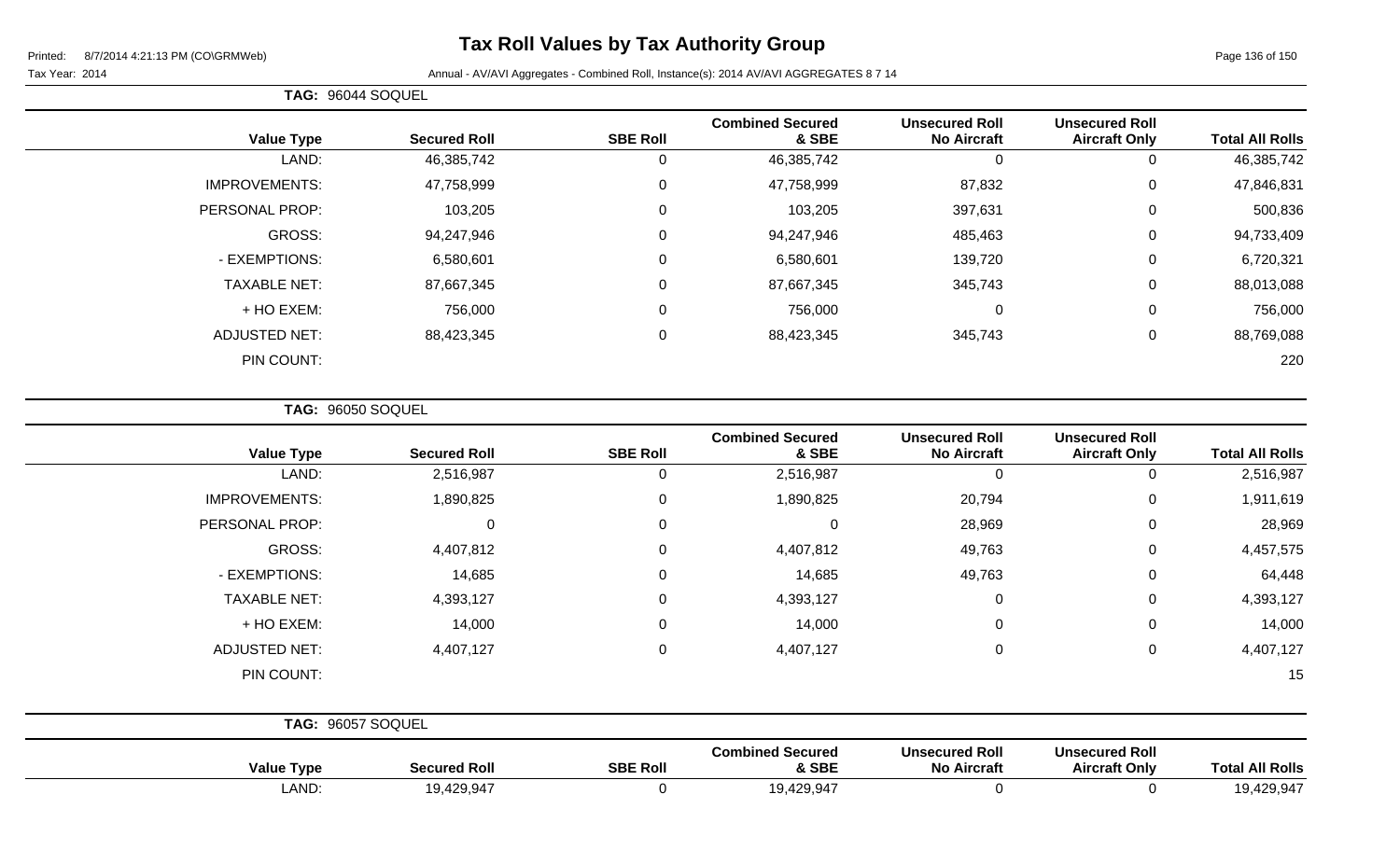# Tax Roll Values by Tax Authority Group

Printed: 8/7/2014 4:21:13 PM (CO\GRMWeb)

Tax Year: 2014

Annual - AV/AVI Aggregates - Combined Roll, Instance(s): 2014 AV/AVI AGGREGATES 8 7 14

**TAG: 96044 SOQUEL**

| Value Type | Secured Roll | SBE Roll | Combined Secured & SBE | Unsecured Roll No Aircraft | Unsecured Roll Aircraft Only | Total All Rolls |
|---|---|---|---|---|---|---|
| LAND: | 46,385,742 | 0 | 46,385,742 | 0 | 0 | 46,385,742 |
| IMPROVEMENTS: | 47,758,999 | 0 | 47,758,999 | 87,832 | 0 | 47,846,831 |
| PERSONAL PROP: | 103,205 | 0 | 103,205 | 397,631 | 0 | 500,836 |
| GROSS: | 94,247,946 | 0 | 94,247,946 | 485,463 | 0 | 94,733,409 |
| - EXEMPTIONS: | 6,580,601 | 0 | 6,580,601 | 139,720 | 0 | 6,720,321 |
| TAXABLE NET: | 87,667,345 | 0 | 87,667,345 | 345,743 | 0 | 88,013,088 |
| + HO EXEM: | 756,000 | 0 | 756,000 | 0 | 0 | 756,000 |
| ADJUSTED NET: | 88,423,345 | 0 | 88,423,345 | 345,743 | 0 | 88,769,088 |
| PIN COUNT: | | | | | | 220 |

**TAG: 96050 SOQUEL**

| Value Type | Secured Roll | SBE Roll | Combined Secured & SBE | Unsecured Roll No Aircraft | Unsecured Roll Aircraft Only | Total All Rolls |
|---|---|---|---|---|---|---|
| LAND: | 2,516,987 | 0 | 2,516,987 | 0 | 0 | 2,516,987 |
| IMPROVEMENTS: | 1,890,825 | 0 | 1,890,825 | 20,794 | 0 | 1,911,619 |
| PERSONAL PROP: | 0 | 0 | 0 | 28,969 | 0 | 28,969 |
| GROSS: | 4,407,812 | 0 | 4,407,812 | 49,763 | 0 | 4,457,575 |
| - EXEMPTIONS: | 14,685 | 0 | 14,685 | 49,763 | 0 | 64,448 |
| TAXABLE NET: | 4,393,127 | 0 | 4,393,127 | 0 | 0 | 4,393,127 |
| + HO EXEM: | 14,000 | 0 | 14,000 | 0 | 0 | 14,000 |
| ADJUSTED NET: | 4,407,127 | 0 | 4,407,127 | 0 | 0 | 4,407,127 |
| PIN COUNT: | | | | | | 15 |

**TAG: 96057 SOQUEL**

| Value Type | Secured Roll | SBE Roll | Combined Secured & SBE | Unsecured Roll No Aircraft | Unsecured Roll Aircraft Only | Total All Rolls |
|---|---|---|---|---|---|---|
| LAND: | 19,429,947 | 0 | 19,429,947 | 0 | 0 | 19,429,947 |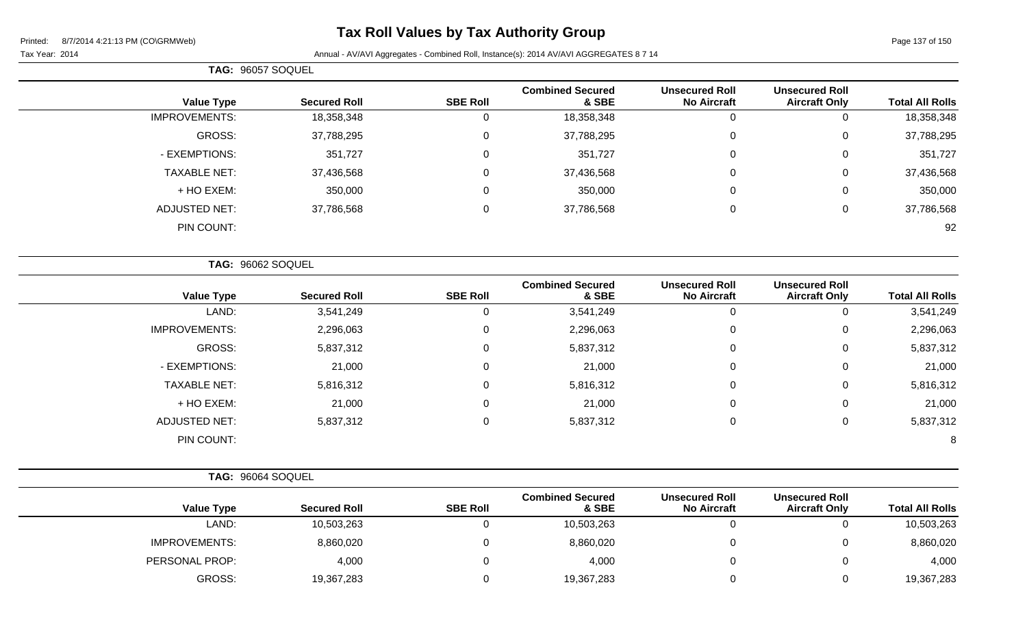# Tax Roll Values by Tax Authority Group

Printed: 8/7/2014 4:21:13 PM (CO\GRMWeb)

Tax Year: 2014

Annual - AV/AVI Aggregates - Combined Roll, Instance(s): 2014 AV/AVI AGGREGATES 8 7 14

**TAG: 96057 SOQUEL**

| Value Type | Secured Roll | SBE Roll | Combined Secured & SBE | Unsecured Roll No Aircraft | Unsecured Roll Aircraft Only | Total All Rolls |
|---|---|---|---|---|---|---|
| IMPROVEMENTS: | 18,358,348 | 0 | 18,358,348 | 0 | 0 | 18,358,348 |
| GROSS: | 37,788,295 | 0 | 37,788,295 | 0 | 0 | 37,788,295 |
| - EXEMPTIONS: | 351,727 | 0 | 351,727 | 0 | 0 | 351,727 |
| TAXABLE NET: | 37,436,568 | 0 | 37,436,568 | 0 | 0 | 37,436,568 |
| + HO EXEM: | 350,000 | 0 | 350,000 | 0 | 0 | 350,000 |
| ADJUSTED NET: | 37,786,568 | 0 | 37,786,568 | 0 | 0 | 37,786,568 |
| PIN COUNT: | | | | | | 92 |

**TAG: 96062 SOQUEL**

| Value Type | Secured Roll | SBE Roll | Combined Secured & SBE | Unsecured Roll No Aircraft | Unsecured Roll Aircraft Only | Total All Rolls |
|---|---|---|---|---|---|---|
| LAND: | 3,541,249 | 0 | 3,541,249 | 0 | 0 | 3,541,249 |
| IMPROVEMENTS: | 2,296,063 | 0 | 2,296,063 | 0 | 0 | 2,296,063 |
| GROSS: | 5,837,312 | 0 | 5,837,312 | 0 | 0 | 5,837,312 |
| - EXEMPTIONS: | 21,000 | 0 | 21,000 | 0 | 0 | 21,000 |
| TAXABLE NET: | 5,816,312 | 0 | 5,816,312 | 0 | 0 | 5,816,312 |
| + HO EXEM: | 21,000 | 0 | 21,000 | 0 | 0 | 21,000 |
| ADJUSTED NET: | 5,837,312 | 0 | 5,837,312 | 0 | 0 | 5,837,312 |
| PIN COUNT: | | | | | | 8 |

**TAG: 96064 SOQUEL**

| Value Type | Secured Roll | SBE Roll | Combined Secured & SBE | Unsecured Roll No Aircraft | Unsecured Roll Aircraft Only | Total All Rolls |
|---|---|---|---|---|---|---|
| LAND: | 10,503,263 | 0 | 10,503,263 | 0 | 0 | 10,503,263 |
| IMPROVEMENTS: | 8,860,020 | 0 | 8,860,020 | 0 | 0 | 8,860,020 |
| PERSONAL PROP: | 4,000 | 0 | 4,000 | 0 | 0 | 4,000 |
| GROSS: | 19,367,283 | 0 | 19,367,283 | 0 | 0 | 19,367,283 |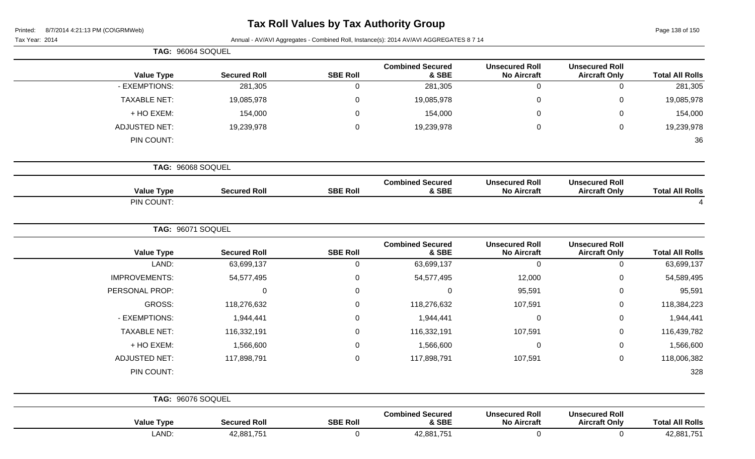# Tax Roll Values by Tax Authority Group

Printed: 8/7/2014 4:21:13 PM (CO\GRMWeb)

Tax Year: 2014

Annual - AV/AVI Aggregates - Combined Roll, Instance(s): 2014 AV/AVI AGGREGATES 8 7 14

**TAG: 96064 SOQUEL**

| Value Type | Secured Roll | SBE Roll | Combined Secured & SBE | Unsecured Roll No Aircraft | Unsecured Roll Aircraft Only | Total All Rolls |
|---|---|---|---|---|---|---|
| - EXEMPTIONS: | 281,305 | 0 | 281,305 | 0 | 0 | 281,305 |
| TAXABLE NET: | 19,085,978 | 0 | 19,085,978 | 0 | 0 | 19,085,978 |
| + HO EXEM: | 154,000 | 0 | 154,000 | 0 | 0 | 154,000 |
| ADJUSTED NET: | 19,239,978 | 0 | 19,239,978 | 0 | 0 | 19,239,978 |
| PIN COUNT: | | | | | | 36 |

**TAG: 96068 SOQUEL**

| Value Type | Secured Roll | SBE Roll | Combined Secured & SBE | Unsecured Roll No Aircraft | Unsecured Roll Aircraft Only | Total All Rolls |
|---|---|---|---|---|---|---|
| PIN COUNT: | | | | | | 4 |

**TAG: 96071 SOQUEL**

| Value Type | Secured Roll | SBE Roll | Combined Secured & SBE | Unsecured Roll No Aircraft | Unsecured Roll Aircraft Only | Total All Rolls |
|---|---|---|---|---|---|---|
| LAND: | 63,699,137 | 0 | 63,699,137 | 0 | 0 | 63,699,137 |
| IMPROVEMENTS: | 54,577,495 | 0 | 54,577,495 | 12,000 | 0 | 54,589,495 |
| PERSONAL PROP: | 0 | 0 | 0 | 95,591 | 0 | 95,591 |
| GROSS: | 118,276,632 | 0 | 118,276,632 | 107,591 | 0 | 118,384,223 |
| - EXEMPTIONS: | 1,944,441 | 0 | 1,944,441 | 0 | 0 | 1,944,441 |
| TAXABLE NET: | 116,332,191 | 0 | 116,332,191 | 107,591 | 0 | 116,439,782 |
| + HO EXEM: | 1,566,600 | 0 | 1,566,600 | 0 | 0 | 1,566,600 |
| ADJUSTED NET: | 117,898,791 | 0 | 117,898,791 | 107,591 | 0 | 118,006,382 |
| PIN COUNT: | | | | | | 328 |

**TAG: 96076 SOQUEL**

| Value Type | Secured Roll | SBE Roll | Combined Secured & SBE | Unsecured Roll No Aircraft | Unsecured Roll Aircraft Only | Total All Rolls |
|---|---|---|---|---|---|---|
| LAND: | 42,881,751 | 0 | 42,881,751 | 0 | 0 | 42,881,751 |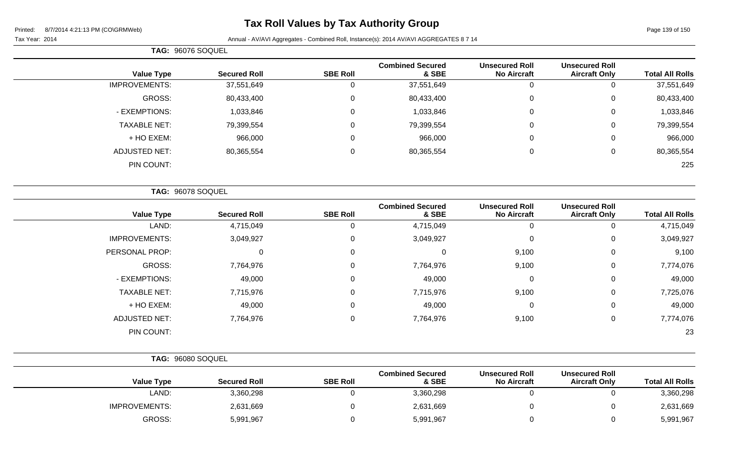# Tax Roll Values by Tax Authority Group

Printed: 8/7/2014 4:21:13 PM (CO\GRMWeb)

Tax Year: 2014

Annual - AV/AVI Aggregates - Combined Roll, Instance(s): 2014 AV/AVI AGGREGATES 8 7 14

**TAG: 96076 SOQUEL**

| Value Type | Secured Roll | SBE Roll | Combined Secured & SBE | Unsecured Roll No Aircraft | Unsecured Roll Aircraft Only | Total All Rolls |
|---|---|---|---|---|---|---|
| IMPROVEMENTS: | 37,551,649 | 0 | 37,551,649 | 0 | 0 | 37,551,649 |
| GROSS: | 80,433,400 | 0 | 80,433,400 | 0 | 0 | 80,433,400 |
| - EXEMPTIONS: | 1,033,846 | 0 | 1,033,846 | 0 | 0 | 1,033,846 |
| TAXABLE NET: | 79,399,554 | 0 | 79,399,554 | 0 | 0 | 79,399,554 |
| + HO EXEM: | 966,000 | 0 | 966,000 | 0 | 0 | 966,000 |
| ADJUSTED NET: | 80,365,554 | 0 | 80,365,554 | 0 | 0 | 80,365,554 |
| PIN COUNT: | | | | | | 225 |

**TAG: 96078 SOQUEL**

| Value Type | Secured Roll | SBE Roll | Combined Secured & SBE | Unsecured Roll No Aircraft | Unsecured Roll Aircraft Only | Total All Rolls |
|---|---|---|---|---|---|---|
| LAND: | 4,715,049 | 0 | 4,715,049 | 0 | 0 | 4,715,049 |
| IMPROVEMENTS: | 3,049,927 | 0 | 3,049,927 | 0 | 0 | 3,049,927 |
| PERSONAL PROP: | 0 | 0 | 0 | 9,100 | 0 | 9,100 |
| GROSS: | 7,764,976 | 0 | 7,764,976 | 9,100 | 0 | 7,774,076 |
| - EXEMPTIONS: | 49,000 | 0 | 49,000 | 0 | 0 | 49,000 |
| TAXABLE NET: | 7,715,976 | 0 | 7,715,976 | 9,100 | 0 | 7,725,076 |
| + HO EXEM: | 49,000 | 0 | 49,000 | 0 | 0 | 49,000 |
| ADJUSTED NET: | 7,764,976 | 0 | 7,764,976 | 9,100 | 0 | 7,774,076 |
| PIN COUNT: | | | | | | 23 |

**TAG: 96080 SOQUEL**

| Value Type | Secured Roll | SBE Roll | Combined Secured & SBE | Unsecured Roll No Aircraft | Unsecured Roll Aircraft Only | Total All Rolls |
|---|---|---|---|---|---|---|
| LAND: | 3,360,298 | 0 | 3,360,298 | 0 | 0 | 3,360,298 |
| IMPROVEMENTS: | 2,631,669 | 0 | 2,631,669 | 0 | 0 | 2,631,669 |
| GROSS: | 5,991,967 | 0 | 5,991,967 | 0 | 0 | 5,991,967 |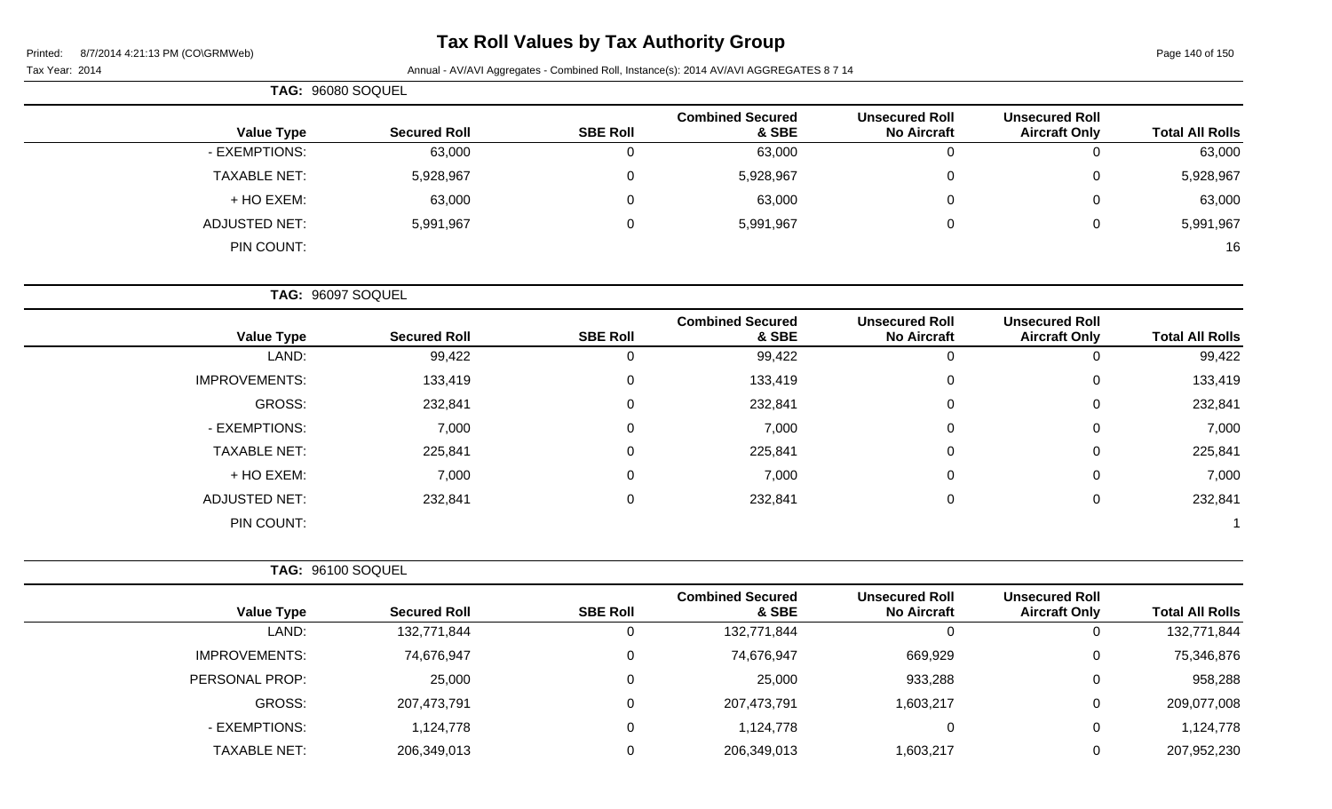# Tax Roll Values by Tax Authority Group

Printed: 8/7/2014 4:21:13 PM (CO\GRMWeb)

Tax Year: 2014

Annual - AV/AVI Aggregates - Combined Roll, Instance(s): 2014 AV/AVI AGGREGATES 8 7 14

**TAG: 96080 SOQUEL**

| Value Type | Secured Roll | SBE Roll | Combined Secured & SBE | Unsecured Roll No Aircraft | Unsecured Roll Aircraft Only | Total All Rolls |
|---|---|---|---|---|---|---|
| - EXEMPTIONS: | 63,000 | 0 | 63,000 | 0 | 0 | 63,000 |
| TAXABLE NET: | 5,928,967 | 0 | 5,928,967 | 0 | 0 | 5,928,967 |
| + HO EXEM: | 63,000 | 0 | 63,000 | 0 | 0 | 63,000 |
| ADJUSTED NET: | 5,991,967 | 0 | 5,991,967 | 0 | 0 | 5,991,967 |
| PIN COUNT: | | | | | | 16 |

**TAG: 96097 SOQUEL**

| Value Type | Secured Roll | SBE Roll | Combined Secured & SBE | Unsecured Roll No Aircraft | Unsecured Roll Aircraft Only | Total All Rolls |
|---|---|---|---|---|---|---|
| LAND: | 99,422 | 0 | 99,422 | 0 | 0 | 99,422 |
| IMPROVEMENTS: | 133,419 | 0 | 133,419 | 0 | 0 | 133,419 |
| GROSS: | 232,841 | 0 | 232,841 | 0 | 0 | 232,841 |
| - EXEMPTIONS: | 7,000 | 0 | 7,000 | 0 | 0 | 7,000 |
| TAXABLE NET: | 225,841 | 0 | 225,841 | 0 | 0 | 225,841 |
| + HO EXEM: | 7,000 | 0 | 7,000 | 0 | 0 | 7,000 |
| ADJUSTED NET: | 232,841 | 0 | 232,841 | 0 | 0 | 232,841 |
| PIN COUNT: | | | | | | 1 |

**TAG: 96100 SOQUEL**

| Value Type | Secured Roll | SBE Roll | Combined Secured & SBE | Unsecured Roll No Aircraft | Unsecured Roll Aircraft Only | Total All Rolls |
|---|---|---|---|---|---|---|
| LAND: | 132,771,844 | 0 | 132,771,844 | 0 | 0 | 132,771,844 |
| IMPROVEMENTS: | 74,676,947 | 0 | 74,676,947 | 669,929 | 0 | 75,346,876 |
| PERSONAL PROP: | 25,000 | 0 | 25,000 | 933,288 | 0 | 958,288 |
| GROSS: | 207,473,791 | 0 | 207,473,791 | 1,603,217 | 0 | 209,077,008 |
| - EXEMPTIONS: | 1,124,778 | 0 | 1,124,778 | 0 | 0 | 1,124,778 |
| TAXABLE NET: | 206,349,013 | 0 | 206,349,013 | 1,603,217 | 0 | 207,952,230 |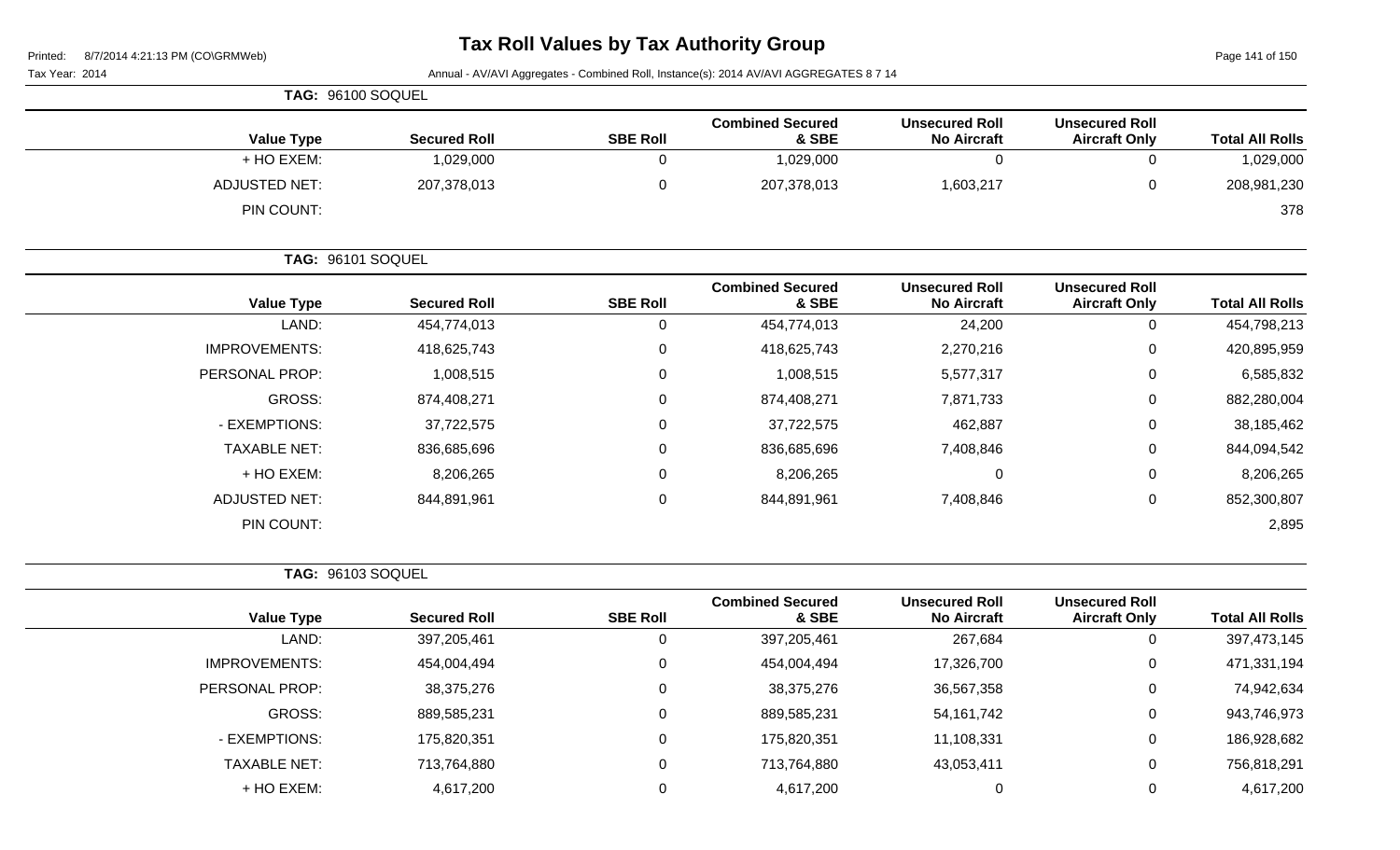# Tax Roll Values by Tax Authority Group

Printed: 8/7/2014 4:21:13 PM (CO\GRMWeb)

Tax Year: 2014

Annual - AV/AVI Aggregates - Combined Roll, Instance(s): 2014 AV/AVI AGGREGATES 8 7 14

**TAG: 96100 SOQUEL**

| Value Type | Secured Roll | SBE Roll | Combined Secured & SBE | Unsecured Roll No Aircraft | Unsecured Roll Aircraft Only | Total All Rolls |
|---|---|---|---|---|---|---|
| + HO EXEM: | 1,029,000 | 0 | 1,029,000 | 0 | 0 | 1,029,000 |
| ADJUSTED NET: | 207,378,013 | 0 | 207,378,013 | 1,603,217 | 0 | 208,981,230 |
| PIN COUNT: | | | | | | 378 |

**TAG: 96101 SOQUEL**

| Value Type | Secured Roll | SBE Roll | Combined Secured & SBE | Unsecured Roll No Aircraft | Unsecured Roll Aircraft Only | Total All Rolls |
|---|---|---|---|---|---|---|
| LAND: | 454,774,013 | 0 | 454,774,013 | 24,200 | 0 | 454,798,213 |
| IMPROVEMENTS: | 418,625,743 | 0 | 418,625,743 | 2,270,216 | 0 | 420,895,959 |
| PERSONAL PROP: | 1,008,515 | 0 | 1,008,515 | 5,577,317 | 0 | 6,585,832 |
| GROSS: | 874,408,271 | 0 | 874,408,271 | 7,871,733 | 0 | 882,280,004 |
| - EXEMPTIONS: | 37,722,575 | 0 | 37,722,575 | 462,887 | 0 | 38,185,462 |
| TAXABLE NET: | 836,685,696 | 0 | 836,685,696 | 7,408,846 | 0 | 844,094,542 |
| + HO EXEM: | 8,206,265 | 0 | 8,206,265 | 0 | 0 | 8,206,265 |
| ADJUSTED NET: | 844,891,961 | 0 | 844,891,961 | 7,408,846 | 0 | 852,300,807 |
| PIN COUNT: | | | | | | 2,895 |

**TAG: 96103 SOQUEL**

| Value Type | Secured Roll | SBE Roll | Combined Secured & SBE | Unsecured Roll No Aircraft | Unsecured Roll Aircraft Only | Total All Rolls |
|---|---|---|---|---|---|---|
| LAND: | 397,205,461 | 0 | 397,205,461 | 267,684 | 0 | 397,473,145 |
| IMPROVEMENTS: | 454,004,494 | 0 | 454,004,494 | 17,326,700 | 0 | 471,331,194 |
| PERSONAL PROP: | 38,375,276 | 0 | 38,375,276 | 36,567,358 | 0 | 74,942,634 |
| GROSS: | 889,585,231 | 0 | 889,585,231 | 54,161,742 | 0 | 943,746,973 |
| - EXEMPTIONS: | 175,820,351 | 0 | 175,820,351 | 11,108,331 | 0 | 186,928,682 |
| TAXABLE NET: | 713,764,880 | 0 | 713,764,880 | 43,053,411 | 0 | 756,818,291 |
| + HO EXEM: | 4,617,200 | 0 | 4,617,200 | 0 | 0 | 4,617,200 |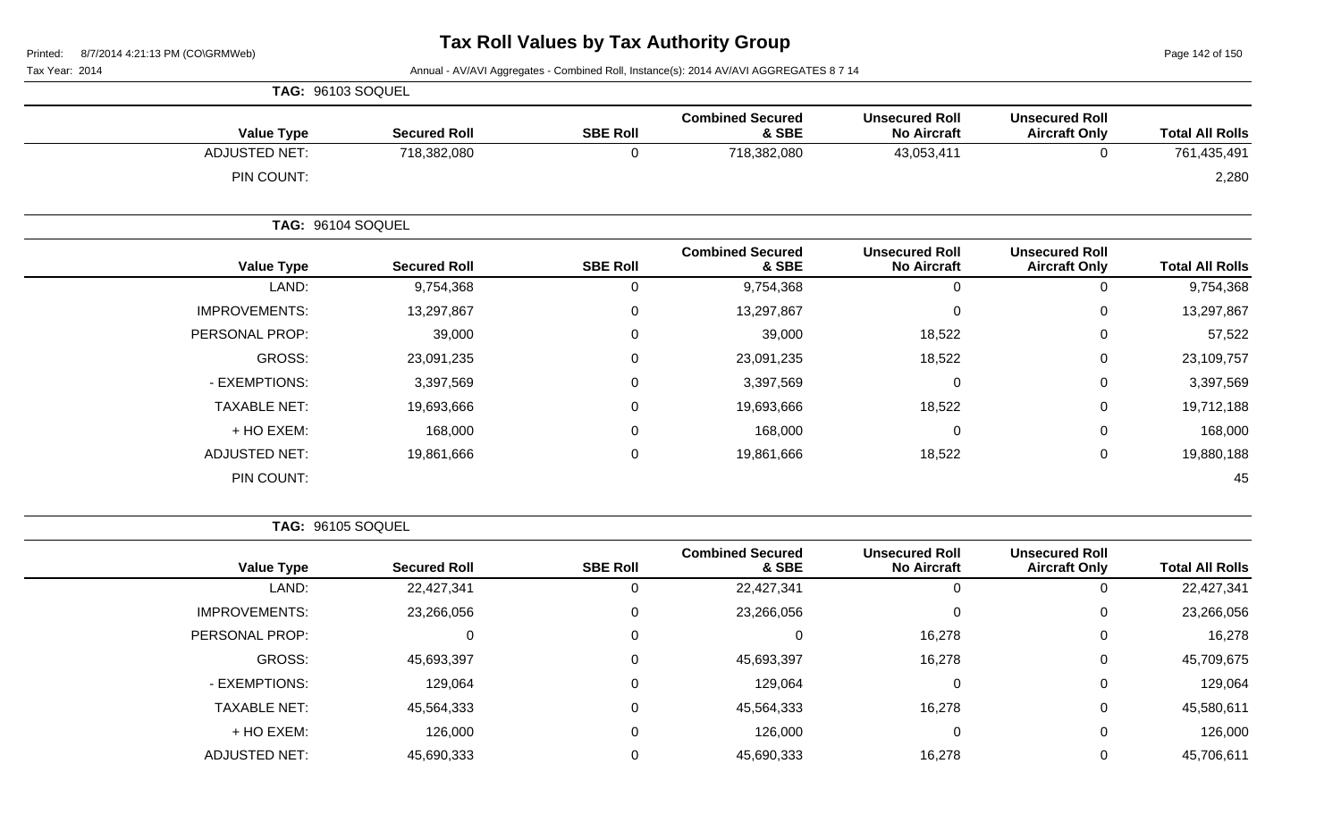# Tax Roll Values by Tax Authority Group

Tax Year: 2014

Annual - AV/AVI Aggregates - Combined Roll, Instance(s): 2014 AV/AVI AGGREGATES 8 7 14

**TAG: 96103 SOQUEL**

| Value Type | Secured Roll | SBE Roll | Combined Secured & SBE | Unsecured Roll No Aircraft | Unsecured Roll Aircraft Only | Total All Rolls |
|---|---|---|---|---|---|---|
| ADJUSTED NET: | 718,382,080 | 0 | 718,382,080 | 43,053,411 | 0 | 761,435,491 |
| PIN COUNT: | | | | | | 2,280 |

**TAG: 96104 SOQUEL**

| Value Type | Secured Roll | SBE Roll | Combined Secured & SBE | Unsecured Roll No Aircraft | Unsecured Roll Aircraft Only | Total All Rolls |
|---|---|---|---|---|---|---|
| LAND: | 9,754,368 | 0 | 9,754,368 | 0 | 0 | 9,754,368 |
| IMPROVEMENTS: | 13,297,867 | 0 | 13,297,867 | 0 | 0 | 13,297,867 |
| PERSONAL PROP: | 39,000 | 0 | 39,000 | 18,522 | 0 | 57,522 |
| GROSS: | 23,091,235 | 0 | 23,091,235 | 18,522 | 0 | 23,109,757 |
| - EXEMPTIONS: | 3,397,569 | 0 | 3,397,569 | 0 | 0 | 3,397,569 |
| TAXABLE NET: | 19,693,666 | 0 | 19,693,666 | 18,522 | 0 | 19,712,188 |
| + HO EXEM: | 168,000 | 0 | 168,000 | 0 | 0 | 168,000 |
| ADJUSTED NET: | 19,861,666 | 0 | 19,861,666 | 18,522 | 0 | 19,880,188 |
| PIN COUNT: | | | | | | 45 |

**TAG: 96105 SOQUEL**

| Value Type | Secured Roll | SBE Roll | Combined Secured & SBE | Unsecured Roll No Aircraft | Unsecured Roll Aircraft Only | Total All Rolls |
|---|---|---|---|---|---|---|
| LAND: | 22,427,341 | 0 | 22,427,341 | 0 | 0 | 22,427,341 |
| IMPROVEMENTS: | 23,266,056 | 0 | 23,266,056 | 0 | 0 | 23,266,056 |
| PERSONAL PROP: | 0 | 0 | 0 | 16,278 | 0 | 16,278 |
| GROSS: | 45,693,397 | 0 | 45,693,397 | 16,278 | 0 | 45,709,675 |
| - EXEMPTIONS: | 129,064 | 0 | 129,064 | 0 | 0 | 129,064 |
| TAXABLE NET: | 45,564,333 | 0 | 45,564,333 | 16,278 | 0 | 45,580,611 |
| + HO EXEM: | 126,000 | 0 | 126,000 | 0 | 0 | 126,000 |
| ADJUSTED NET: | 45,690,333 | 0 | 45,690,333 | 16,278 | 0 | 45,706,611 |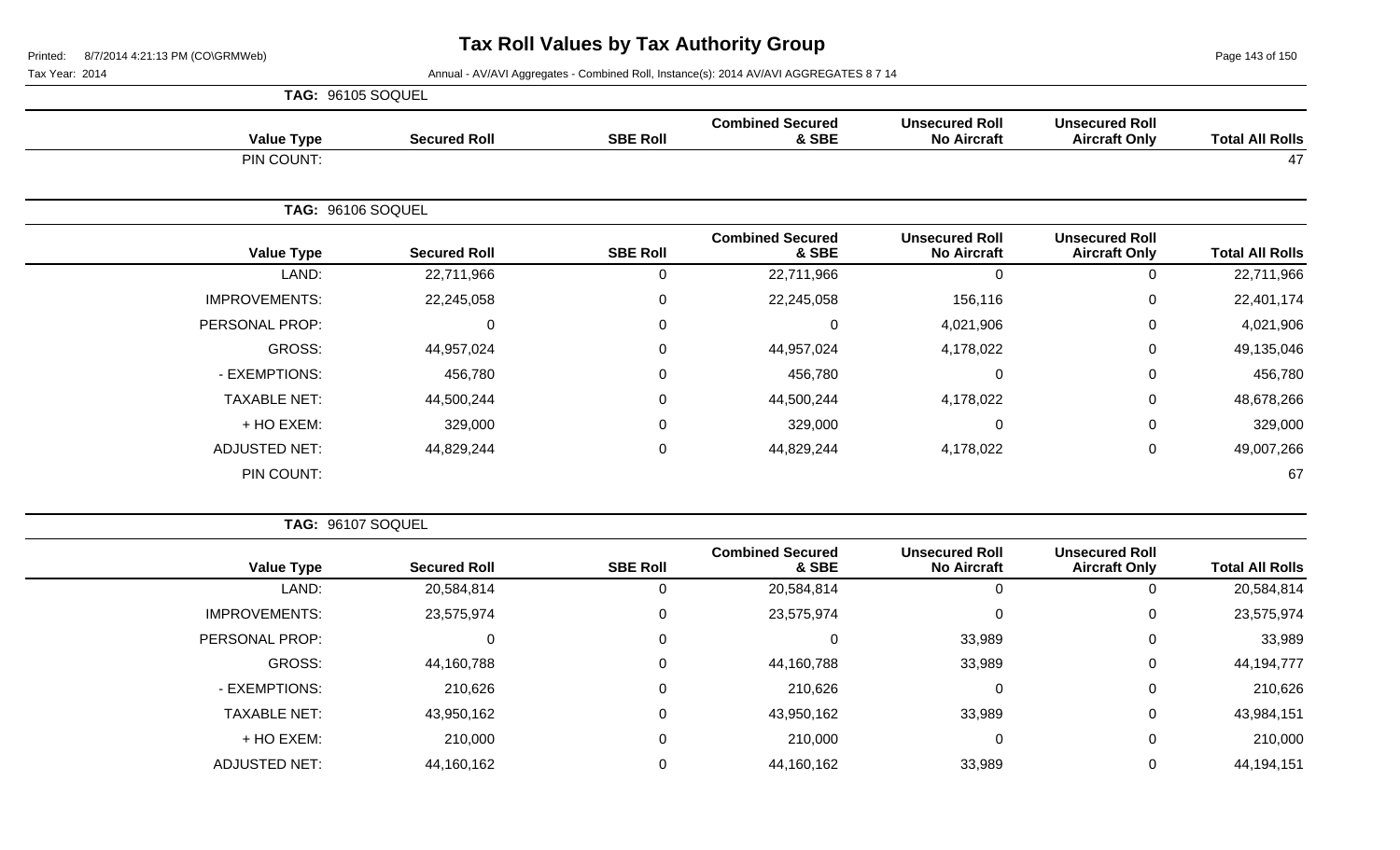# Tax Roll Values by Tax Authority Group

Printed: 8/7/2014 4:21:13 PM (CO\GRMWeb)

Tax Year: 2014

Annual - AV/AVI Aggregates - Combined Roll, Instance(s): 2014 AV/AVI AGGREGATES 8 7 14

**TAG: 96105 SOQUEL**

| Value Type | Secured Roll | SBE Roll | Combined Secured & SBE | Unsecured Roll No Aircraft | Unsecured Roll Aircraft Only | Total All Rolls |
|---|---|---|---|---|---|---|
| PIN COUNT: | | | | | | 47 |

**TAG: 96106 SOQUEL**

| Value Type | Secured Roll | SBE Roll | Combined Secured & SBE | Unsecured Roll No Aircraft | Unsecured Roll Aircraft Only | Total All Rolls |
|---|---|---|---|---|---|---|
| LAND: | 22,711,966 | 0 | 22,711,966 | 0 | 0 | 22,711,966 |
| IMPROVEMENTS: | 22,245,058 | 0 | 22,245,058 | 156,116 | 0 | 22,401,174 |
| PERSONAL PROP: | 0 | 0 | 0 | 4,021,906 | 0 | 4,021,906 |
| GROSS: | 44,957,024 | 0 | 44,957,024 | 4,178,022 | 0 | 49,135,046 |
| - EXEMPTIONS: | 456,780 | 0 | 456,780 | 0 | 0 | 456,780 |
| TAXABLE NET: | 44,500,244 | 0 | 44,500,244 | 4,178,022 | 0 | 48,678,266 |
| + HO EXEM: | 329,000 | 0 | 329,000 | 0 | 0 | 329,000 |
| ADJUSTED NET: | 44,829,244 | 0 | 44,829,244 | 4,178,022 | 0 | 49,007,266 |
| PIN COUNT: | | | | | | 67 |

**TAG: 96107 SOQUEL**

| Value Type | Secured Roll | SBE Roll | Combined Secured & SBE | Unsecured Roll No Aircraft | Unsecured Roll Aircraft Only | Total All Rolls |
|---|---|---|---|---|---|---|
| LAND: | 20,584,814 | 0 | 20,584,814 | 0 | 0 | 20,584,814 |
| IMPROVEMENTS: | 23,575,974 | 0 | 23,575,974 | 0 | 0 | 23,575,974 |
| PERSONAL PROP: | 0 | 0 | 0 | 33,989 | 0 | 33,989 |
| GROSS: | 44,160,788 | 0 | 44,160,788 | 33,989 | 0 | 44,194,777 |
| - EXEMPTIONS: | 210,626 | 0 | 210,626 | 0 | 0 | 210,626 |
| TAXABLE NET: | 43,950,162 | 0 | 43,950,162 | 33,989 | 0 | 43,984,151 |
| + HO EXEM: | 210,000 | 0 | 210,000 | 0 | 0 | 210,000 |
| ADJUSTED NET: | 44,160,162 | 0 | 44,160,162 | 33,989 | 0 | 44,194,151 |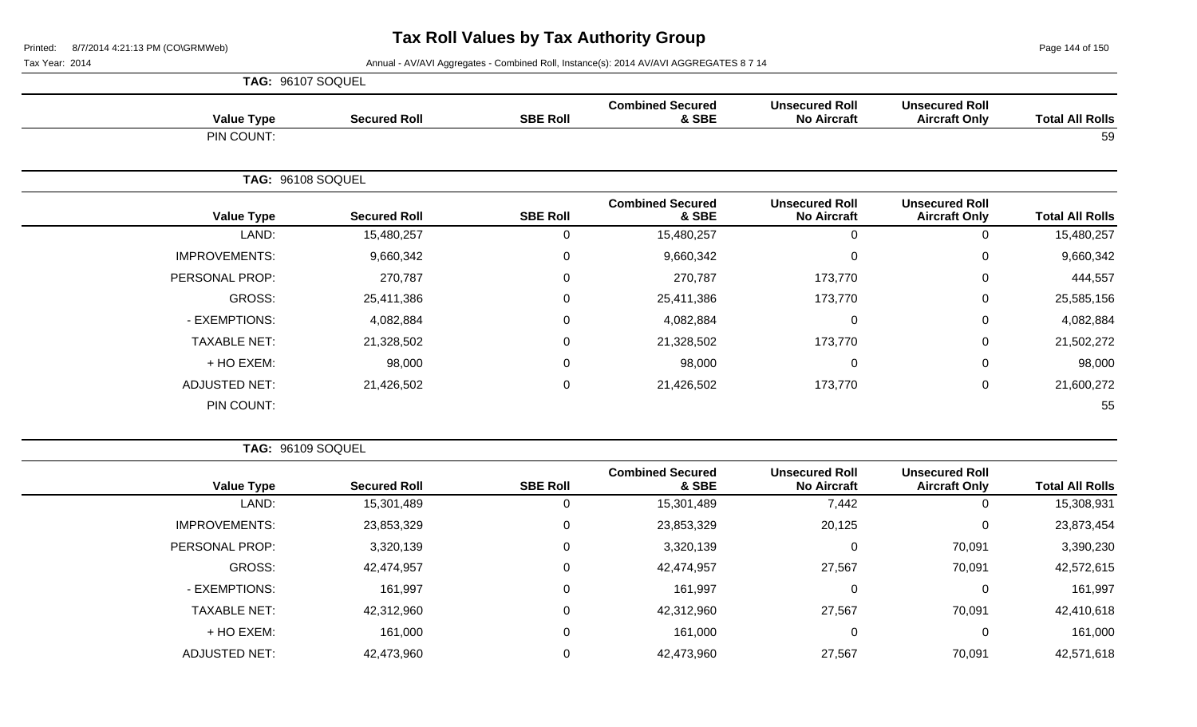# Tax Roll Values by Tax Authority Group

Printed: 8/7/2014 4:21:13 PM (CO\GRMWeb)

Tax Year: 2014

Annual - AV/AVI Aggregates - Combined Roll, Instance(s): 2014 AV/AVI AGGREGATES 8 7 14

**TAG: 96107 SOQUEL**

| Value Type | Secured Roll | SBE Roll | Combined Secured & SBE | Unsecured Roll No Aircraft | Unsecured Roll Aircraft Only | Total All Rolls |
|---|---|---|---|---|---|---|
| PIN COUNT: | | | | | | 59 |

**TAG: 96108 SOQUEL**

| Value Type | Secured Roll | SBE Roll | Combined Secured & SBE | Unsecured Roll No Aircraft | Unsecured Roll Aircraft Only | Total All Rolls |
|---|---|---|---|---|---|---|
| LAND: | 15,480,257 | 0 | 15,480,257 | 0 | 0 | 15,480,257 |
| IMPROVEMENTS: | 9,660,342 | 0 | 9,660,342 | 0 | 0 | 9,660,342 |
| PERSONAL PROP: | 270,787 | 0 | 270,787 | 173,770 | 0 | 444,557 |
| GROSS: | 25,411,386 | 0 | 25,411,386 | 173,770 | 0 | 25,585,156 |
| - EXEMPTIONS: | 4,082,884 | 0 | 4,082,884 | 0 | 0 | 4,082,884 |
| TAXABLE NET: | 21,328,502 | 0 | 21,328,502 | 173,770 | 0 | 21,502,272 |
| + HO EXEM: | 98,000 | 0 | 98,000 | 0 | 0 | 98,000 |
| ADJUSTED NET: | 21,426,502 | 0 | 21,426,502 | 173,770 | 0 | 21,600,272 |
| PIN COUNT: | | | | | | 55 |

**TAG: 96109 SOQUEL**

| Value Type | Secured Roll | SBE Roll | Combined Secured & SBE | Unsecured Roll No Aircraft | Unsecured Roll Aircraft Only | Total All Rolls |
|---|---|---|---|---|---|---|
| LAND: | 15,301,489 | 0 | 15,301,489 | 7,442 | 0 | 15,308,931 |
| IMPROVEMENTS: | 23,853,329 | 0 | 23,853,329 | 20,125 | 0 | 23,873,454 |
| PERSONAL PROP: | 3,320,139 | 0 | 3,320,139 | 0 | 70,091 | 3,390,230 |
| GROSS: | 42,474,957 | 0 | 42,474,957 | 27,567 | 70,091 | 42,572,615 |
| - EXEMPTIONS: | 161,997 | 0 | 161,997 | 0 | 0 | 161,997 |
| TAXABLE NET: | 42,312,960 | 0 | 42,312,960 | 27,567 | 70,091 | 42,410,618 |
| + HO EXEM: | 161,000 | 0 | 161,000 | 0 | 0 | 161,000 |
| ADJUSTED NET: | 42,473,960 | 0 | 42,473,960 | 27,567 | 70,091 | 42,571,618 |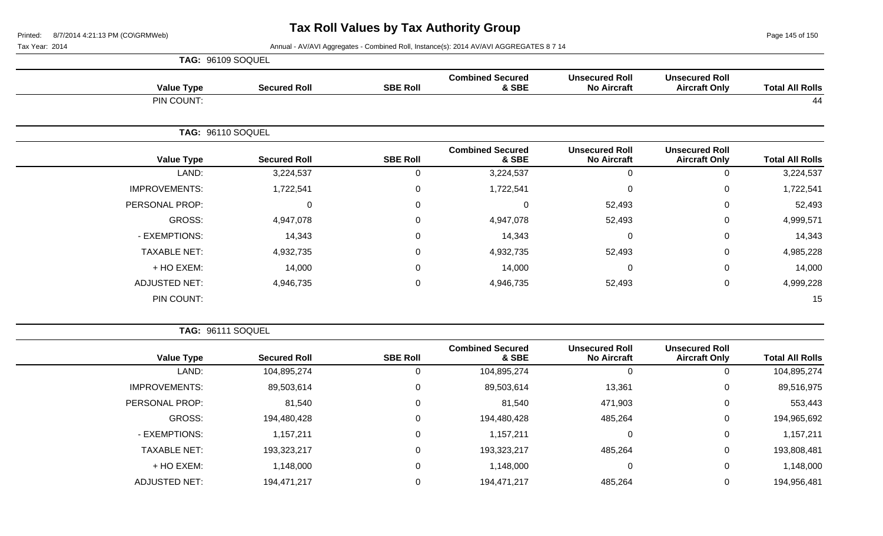# Tax Roll Values by Tax Authority Group

Tax Year: 2014

Annual - AV/AVI Aggregates - Combined Roll, Instance(s): 2014 AV/AVI AGGREGATES 8 7 14

**TAG: 96109 SOQUEL**

| Value Type | Secured Roll | SBE Roll | Combined Secured & SBE | Unsecured Roll No Aircraft | Unsecured Roll Aircraft Only | Total All Rolls |
|---|---|---|---|---|---|---|
| PIN COUNT: | | | | | | 44 |

**TAG: 96110 SOQUEL**

| Value Type | Secured Roll | SBE Roll | Combined Secured & SBE | Unsecured Roll No Aircraft | Unsecured Roll Aircraft Only | Total All Rolls |
|---|---|---|---|---|---|---|
| LAND: | 3,224,537 | 0 | 3,224,537 | 0 | 0 | 3,224,537 |
| IMPROVEMENTS: | 1,722,541 | 0 | 1,722,541 | 0 | 0 | 1,722,541 |
| PERSONAL PROP: | 0 | 0 | 0 | 52,493 | 0 | 52,493 |
| GROSS: | 4,947,078 | 0 | 4,947,078 | 52,493 | 0 | 4,999,571 |
| - EXEMPTIONS: | 14,343 | 0 | 14,343 | 0 | 0 | 14,343 |
| TAXABLE NET: | 4,932,735 | 0 | 4,932,735 | 52,493 | 0 | 4,985,228 |
| + HO EXEM: | 14,000 | 0 | 14,000 | 0 | 0 | 14,000 |
| ADJUSTED NET: | 4,946,735 | 0 | 4,946,735 | 52,493 | 0 | 4,999,228 |
| PIN COUNT: | | | | | | 15 |

**TAG: 96111 SOQUEL**

| Value Type | Secured Roll | SBE Roll | Combined Secured & SBE | Unsecured Roll No Aircraft | Unsecured Roll Aircraft Only | Total All Rolls |
|---|---|---|---|---|---|---|
| LAND: | 104,895,274 | 0 | 104,895,274 | 0 | 0 | 104,895,274 |
| IMPROVEMENTS: | 89,503,614 | 0 | 89,503,614 | 13,361 | 0 | 89,516,975 |
| PERSONAL PROP: | 81,540 | 0 | 81,540 | 471,903 | 0 | 553,443 |
| GROSS: | 194,480,428 | 0 | 194,480,428 | 485,264 | 0 | 194,965,692 |
| - EXEMPTIONS: | 1,157,211 | 0 | 1,157,211 | 0 | 0 | 1,157,211 |
| TAXABLE NET: | 193,323,217 | 0 | 193,323,217 | 485,264 | 0 | 193,808,481 |
| + HO EXEM: | 1,148,000 | 0 | 1,148,000 | 0 | 0 | 1,148,000 |
| ADJUSTED NET: | 194,471,217 | 0 | 194,471,217 | 485,264 | 0 | 194,956,481 |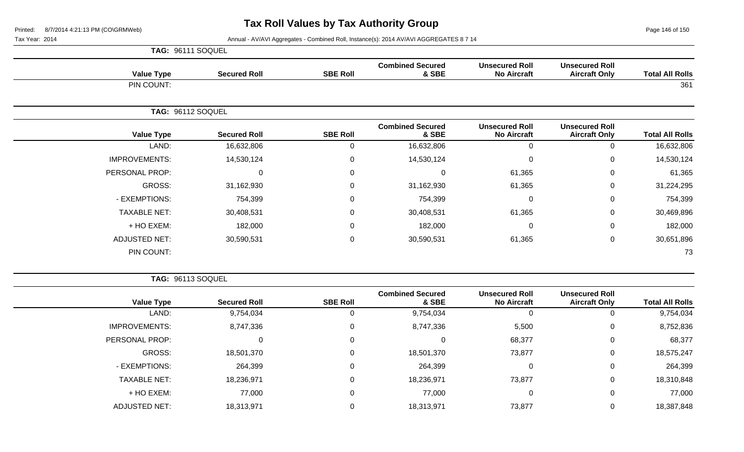# Tax Roll Values by Tax Authority Group

Tax Year: 2014

Annual - AV/AVI Aggregates - Combined Roll, Instance(s): 2014 AV/AVI AGGREGATES 8 7 14

**TAG: 96111 SOQUEL**

| Value Type | Secured Roll | SBE Roll | Combined Secured & SBE | Unsecured Roll No Aircraft | Unsecured Roll Aircraft Only | Total All Rolls |
|---|---|---|---|---|---|---|
| PIN COUNT: | | | | | | 361 |

**TAG: 96112 SOQUEL**

| Value Type | Secured Roll | SBE Roll | Combined Secured & SBE | Unsecured Roll No Aircraft | Unsecured Roll Aircraft Only | Total All Rolls |
|---|---|---|---|---|---|---|
| LAND: | 16,632,806 | 0 | 16,632,806 | 0 | 0 | 16,632,806 |
| IMPROVEMENTS: | 14,530,124 | 0 | 14,530,124 | 0 | 0 | 14,530,124 |
| PERSONAL PROP: | 0 | 0 | 0 | 61,365 | 0 | 61,365 |
| GROSS: | 31,162,930 | 0 | 31,162,930 | 61,365 | 0 | 31,224,295 |
| - EXEMPTIONS: | 754,399 | 0 | 754,399 | 0 | 0 | 754,399 |
| TAXABLE NET: | 30,408,531 | 0 | 30,408,531 | 61,365 | 0 | 30,469,896 |
| + HO EXEM: | 182,000 | 0 | 182,000 | 0 | 0 | 182,000 |
| ADJUSTED NET: | 30,590,531 | 0 | 30,590,531 | 61,365 | 0 | 30,651,896 |
| PIN COUNT: | | | | | | 73 |

**TAG: 96113 SOQUEL**

| Value Type | Secured Roll | SBE Roll | Combined Secured & SBE | Unsecured Roll No Aircraft | Unsecured Roll Aircraft Only | Total All Rolls |
|---|---|---|---|---|---|---|
| LAND: | 9,754,034 | 0 | 9,754,034 | 0 | 0 | 9,754,034 |
| IMPROVEMENTS: | 8,747,336 | 0 | 8,747,336 | 5,500 | 0 | 8,752,836 |
| PERSONAL PROP: | 0 | 0 | 0 | 68,377 | 0 | 68,377 |
| GROSS: | 18,501,370 | 0 | 18,501,370 | 73,877 | 0 | 18,575,247 |
| - EXEMPTIONS: | 264,399 | 0 | 264,399 | 0 | 0 | 264,399 |
| TAXABLE NET: | 18,236,971 | 0 | 18,236,971 | 73,877 | 0 | 18,310,848 |
| + HO EXEM: | 77,000 | 0 | 77,000 | 0 | 0 | 77,000 |
| ADJUSTED NET: | 18,313,971 | 0 | 18,313,971 | 73,877 | 0 | 18,387,848 |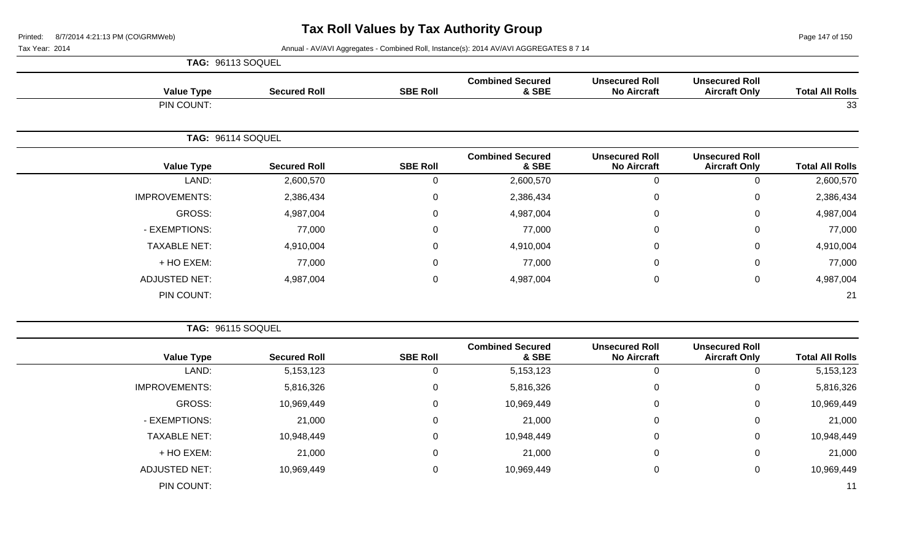# Tax Roll Values by Tax Authority Group

Printed: 8/7/2014 4:21:13 PM (CO\GRMWeb)

Tax Year: 2014

Annual - AV/AVI Aggregates - Combined Roll, Instance(s): 2014 AV/AVI AGGREGATES 8 7 14

**TAG: 96113 SOQUEL**

| Value Type | Secured Roll | SBE Roll | Combined Secured & SBE | Unsecured Roll No Aircraft | Unsecured Roll Aircraft Only | Total All Rolls |
|---|---|---|---|---|---|---|
| PIN COUNT: | | | | | | 33 |

**TAG: 96114 SOQUEL**

| Value Type | Secured Roll | SBE Roll | Combined Secured & SBE | Unsecured Roll No Aircraft | Unsecured Roll Aircraft Only | Total All Rolls |
|---|---|---|---|---|---|---|
| LAND: | 2,600,570 | 0 | 2,600,570 | 0 | 0 | 2,600,570 |
| IMPROVEMENTS: | 2,386,434 | 0 | 2,386,434 | 0 | 0 | 2,386,434 |
| GROSS: | 4,987,004 | 0 | 4,987,004 | 0 | 0 | 4,987,004 |
| - EXEMPTIONS: | 77,000 | 0 | 77,000 | 0 | 0 | 77,000 |
| TAXABLE NET: | 4,910,004 | 0 | 4,910,004 | 0 | 0 | 4,910,004 |
| + HO EXEM: | 77,000 | 0 | 77,000 | 0 | 0 | 77,000 |
| ADJUSTED NET: | 4,987,004 | 0 | 4,987,004 | 0 | 0 | 4,987,004 |
| PIN COUNT: | | | | | | 21 |

**TAG: 96115 SOQUEL**

| Value Type | Secured Roll | SBE Roll | Combined Secured & SBE | Unsecured Roll No Aircraft | Unsecured Roll Aircraft Only | Total All Rolls |
|---|---|---|---|---|---|---|
| LAND: | 5,153,123 | 0 | 5,153,123 | 0 | 0 | 5,153,123 |
| IMPROVEMENTS: | 5,816,326 | 0 | 5,816,326 | 0 | 0 | 5,816,326 |
| GROSS: | 10,969,449 | 0 | 10,969,449 | 0 | 0 | 10,969,449 |
| - EXEMPTIONS: | 21,000 | 0 | 21,000 | 0 | 0 | 21,000 |
| TAXABLE NET: | 10,948,449 | 0 | 10,948,449 | 0 | 0 | 10,948,449 |
| + HO EXEM: | 21,000 | 0 | 21,000 | 0 | 0 | 21,000 |
| ADJUSTED NET: | 10,969,449 | 0 | 10,969,449 | 0 | 0 | 10,969,449 |
| PIN COUNT: | | | | | | 11 |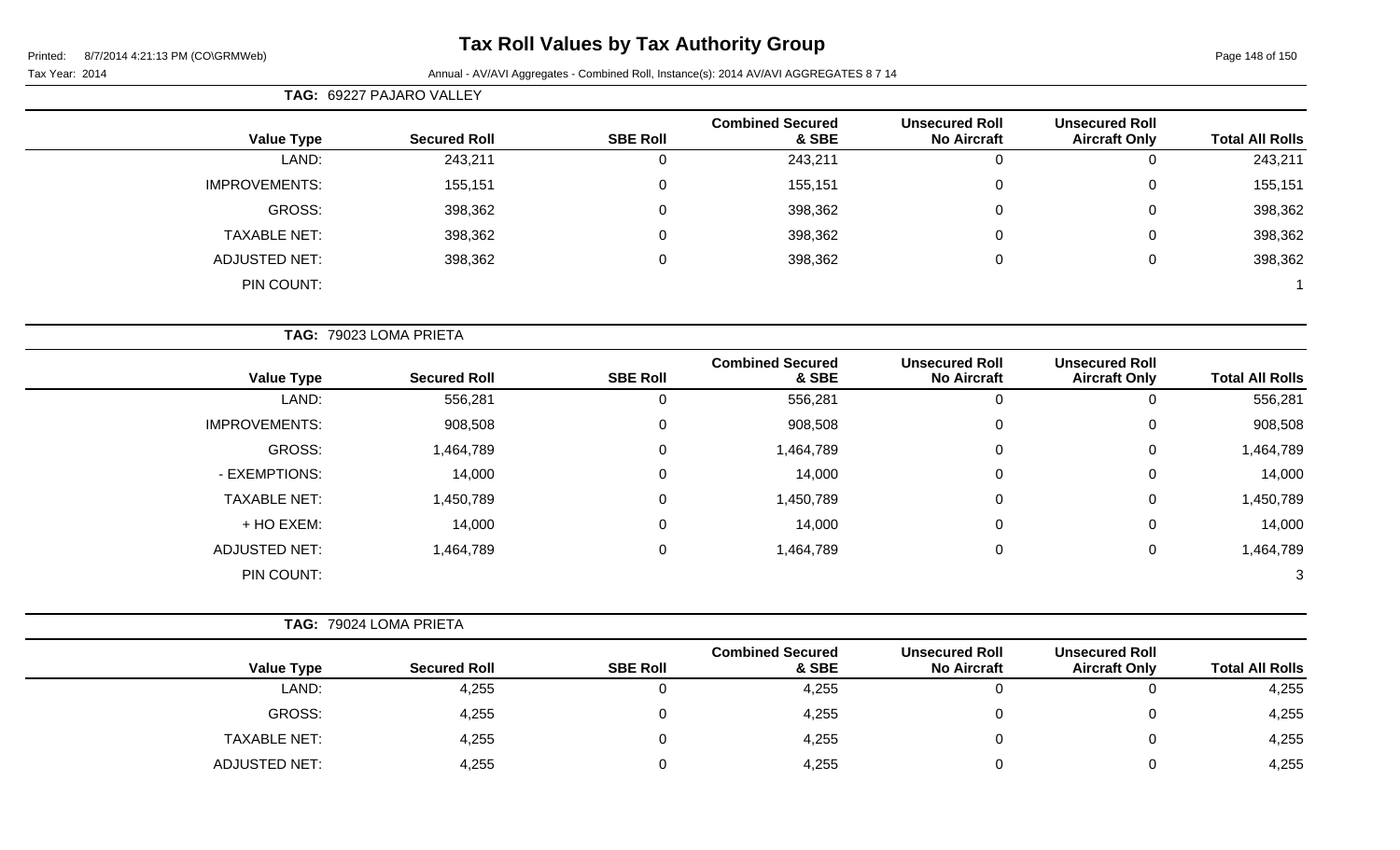# Tax Roll Values by Tax Authority Group

Tax Year: 2014

Annual - AV/AVI Aggregates - Combined Roll, Instance(s): 2014 AV/AVI AGGREGATES 8 7 14

**TAG: 69227 PAJARO VALLEY**

| Value Type | Secured Roll | SBE Roll | Combined Secured & SBE | Unsecured Roll No Aircraft | Unsecured Roll Aircraft Only | Total All Rolls |
|---|---|---|---|---|---|---|
| LAND: | 243,211 | 0 | 243,211 | 0 | 0 | 243,211 |
| IMPROVEMENTS: | 155,151 | 0 | 155,151 | 0 | 0 | 155,151 |
| GROSS: | 398,362 | 0 | 398,362 | 0 | 0 | 398,362 |
| TAXABLE NET: | 398,362 | 0 | 398,362 | 0 | 0 | 398,362 |
| ADJUSTED NET: | 398,362 | 0 | 398,362 | 0 | 0 | 398,362 |
| PIN COUNT: | | | | | | 1 |

**TAG: 79023 LOMA PRIETA**

| Value Type | Secured Roll | SBE Roll | Combined Secured & SBE | Unsecured Roll No Aircraft | Unsecured Roll Aircraft Only | Total All Rolls |
|---|---|---|---|---|---|---|
| LAND: | 556,281 | 0 | 556,281 | 0 | 0 | 556,281 |
| IMPROVEMENTS: | 908,508 | 0 | 908,508 | 0 | 0 | 908,508 |
| GROSS: | 1,464,789 | 0 | 1,464,789 | 0 | 0 | 1,464,789 |
| - EXEMPTIONS: | 14,000 | 0 | 14,000 | 0 | 0 | 14,000 |
| TAXABLE NET: | 1,450,789 | 0 | 1,450,789 | 0 | 0 | 1,450,789 |
| + HO EXEM: | 14,000 | 0 | 14,000 | 0 | 0 | 14,000 |
| ADJUSTED NET: | 1,464,789 | 0 | 1,464,789 | 0 | 0 | 1,464,789 |
| PIN COUNT: | | | | | | 3 |

**TAG: 79024 LOMA PRIETA**

| Value Type | Secured Roll | SBE Roll | Combined Secured & SBE | Unsecured Roll No Aircraft | Unsecured Roll Aircraft Only | Total All Rolls |
|---|---|---|---|---|---|---|
| LAND: | 4,255 | 0 | 4,255 | 0 | 0 | 4,255 |
| GROSS: | 4,255 | 0 | 4,255 | 0 | 0 | 4,255 |
| TAXABLE NET: | 4,255 | 0 | 4,255 | 0 | 0 | 4,255 |
| ADJUSTED NET: | 4,255 | 0 | 4,255 | 0 | 0 | 4,255 |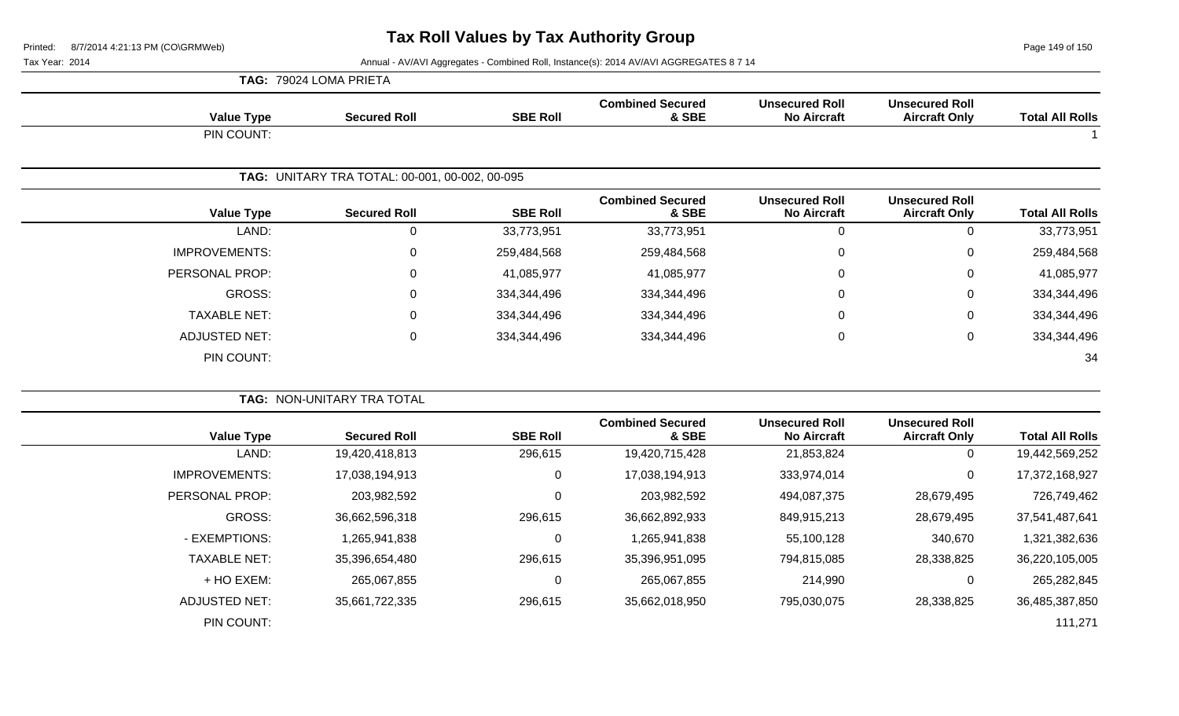# Tax Roll Values by Tax Authority Group

Printed: 8/7/2014 4:21:13 PM (CO\GRMWeb)

Tax Year: 2014

Annual - AV/AVI Aggregates - Combined Roll, Instance(s): 2014 AV/AVI AGGREGATES 8 7 14

**TAG: 79024 LOMA PRIETA**

| Value Type | Secured Roll | SBE Roll | Combined Secured & SBE | Unsecured Roll No Aircraft | Unsecured Roll Aircraft Only | Total All Rolls |
|---|---|---|---|---|---|---|
| PIN COUNT: | | | | | | 1 |

**TAG: UNITARY TRA TOTAL: 00-001, 00-002, 00-095**

| Value Type | Secured Roll | SBE Roll | Combined Secured & SBE | Unsecured Roll No Aircraft | Unsecured Roll Aircraft Only | Total All Rolls |
|---|---|---|---|---|---|---|
| LAND: | 0 | 33,773,951 | 33,773,951 | 0 | 0 | 33,773,951 |
| IMPROVEMENTS: | 0 | 259,484,568 | 259,484,568 | 0 | 0 | 259,484,568 |
| PERSONAL PROP: | 0 | 41,085,977 | 41,085,977 | 0 | 0 | 41,085,977 |
| GROSS: | 0 | 334,344,496 | 334,344,496 | 0 | 0 | 334,344,496 |
| TAXABLE NET: | 0 | 334,344,496 | 334,344,496 | 0 | 0 | 334,344,496 |
| ADJUSTED NET: | 0 | 334,344,496 | 334,344,496 | 0 | 0 | 334,344,496 |
| PIN COUNT: | | | | | | 34 |

**TAG: NON-UNITARY TRA TOTAL**

| Value Type | Secured Roll | SBE Roll | Combined Secured & SBE | Unsecured Roll No Aircraft | Unsecured Roll Aircraft Only | Total All Rolls |
|---|---|---|---|---|---|---|
| LAND: | 19,420,418,813 | 296,615 | 19,420,715,428 | 21,853,824 | 0 | 19,442,569,252 |
| IMPROVEMENTS: | 17,038,194,913 | 0 | 17,038,194,913 | 333,974,014 | 0 | 17,372,168,927 |
| PERSONAL PROP: | 203,982,592 | 0 | 203,982,592 | 494,087,375 | 28,679,495 | 726,749,462 |
| GROSS: | 36,662,596,318 | 296,615 | 36,662,892,933 | 849,915,213 | 28,679,495 | 37,541,487,641 |
| - EXEMPTIONS: | 1,265,941,838 | 0 | 1,265,941,838 | 55,100,128 | 340,670 | 1,321,382,636 |
| TAXABLE NET: | 35,396,654,480 | 296,615 | 35,396,951,095 | 794,815,085 | 28,338,825 | 36,220,105,005 |
| + HO EXEM: | 265,067,855 | 0 | 265,067,855 | 214,990 | 0 | 265,282,845 |
| ADJUSTED NET: | 35,661,722,335 | 296,615 | 35,662,018,950 | 795,030,075 | 28,338,825 | 36,485,387,850 |
| PIN COUNT: | | | | | | 111,271 |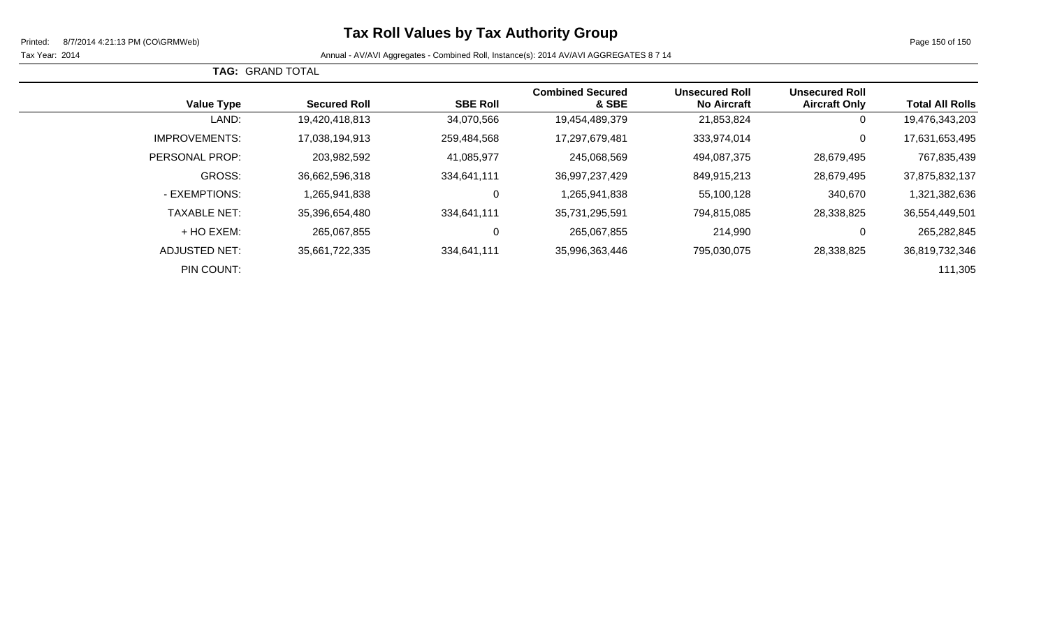# Tax Roll Values by Tax Authority Group

Printed: 8/7/2014 4:21:13 PM (CO\GRMWeb)

Tax Year: 2014

Annual - AV/AVI Aggregates - Combined Roll, Instance(s): 2014 AV/AVI AGGREGATES 8 7 14

**TAG:** GRAND TOTAL

| Value Type | Secured Roll | SBE Roll | Combined Secured & SBE | Unsecured Roll No Aircraft | Unsecured Roll Aircraft Only | Total All Rolls |
|---|---|---|---|---|---|---|
| LAND: | 19,420,418,813 | 34,070,566 | 19,454,489,379 | 21,853,824 | 0 | 19,476,343,203 |
| IMPROVEMENTS: | 17,038,194,913 | 259,484,568 | 17,297,679,481 | 333,974,014 | 0 | 17,631,653,495 |
| PERSONAL PROP: | 203,982,592 | 41,085,977 | 245,068,569 | 494,087,375 | 28,679,495 | 767,835,439 |
| GROSS: | 36,662,596,318 | 334,641,111 | 36,997,237,429 | 849,915,213 | 28,679,495 | 37,875,832,137 |
| - EXEMPTIONS: | 1,265,941,838 | 0 | 1,265,941,838 | 55,100,128 | 340,670 | 1,321,382,636 |
| TAXABLE NET: | 35,396,654,480 | 334,641,111 | 35,731,295,591 | 794,815,085 | 28,338,825 | 36,554,449,501 |
| + HO EXEM: | 265,067,855 | 0 | 265,067,855 | 214,990 | 0 | 265,282,845 |
| ADJUSTED NET: | 35,661,722,335 | 334,641,111 | 35,996,363,446 | 795,030,075 | 28,338,825 | 36,819,732,346 |
| PIN COUNT: | | | | | | 111,305 |